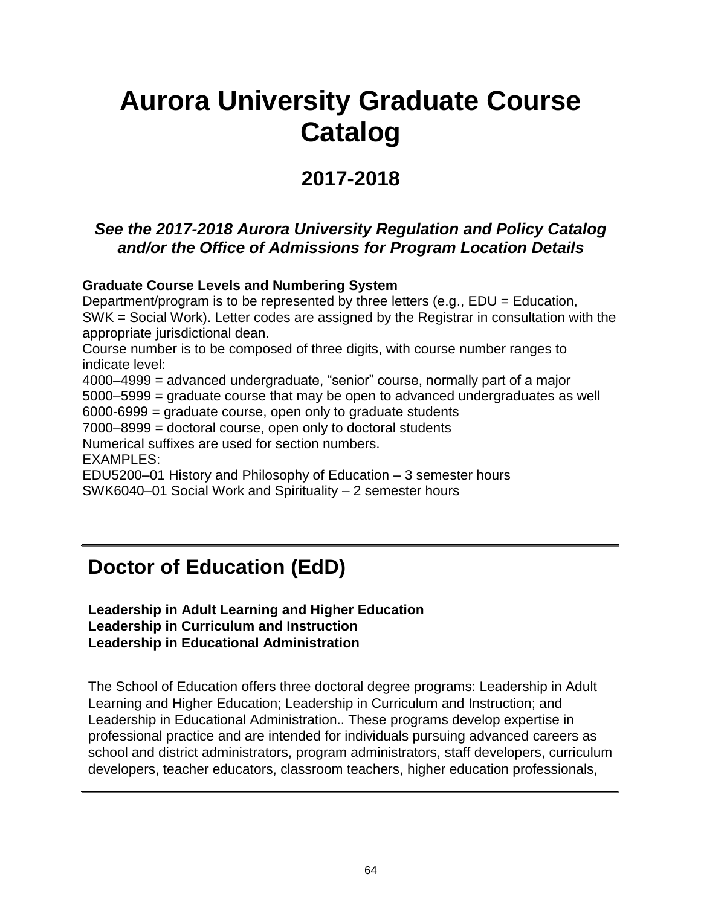# Aurora University Graduate Course Catalog

## 2017-2018

***See the 2017-2018 Aurora University Regulation and Policy Catalog and/or the Office of Admissions for Program Location Details***

**Graduate Course Levels and Numbering System**

Department/program is to be represented by three letters (e.g., EDU = Education, SWK = Social Work). Letter codes are assigned by the Registrar in consultation with the appropriate jurisdictional dean.

Course number is to be composed of three digits, with course number ranges to indicate level:

4000–4999 = advanced undergraduate, "senior" course, normally part of a major
5000–5999 = graduate course that may be open to advanced undergraduates as well
6000-6999 = graduate course, open only to graduate students
7000–8999 = doctoral course, open only to doctoral students
Numerical suffixes are used for section numbers.

EXAMPLES:
EDU5200–01 History and Philosophy of Education – 3 semester hours
SWK6040–01 Social Work and Spirituality – 2 semester hours

---

## Doctor of Education (EdD)

**Leadership in Adult Learning and Higher Education**
**Leadership in Curriculum and Instruction**
**Leadership in Educational Administration**

The School of Education offers three doctoral degree programs: Leadership in Adult Learning and Higher Education; Leadership in Curriculum and Instruction; and Leadership in Educational Administration.. These programs develop expertise in professional practice and are intended for individuals pursuing advanced careers as school and district administrators, program administrators, staff developers, curriculum developers, teacher educators, classroom teachers, higher education professionals,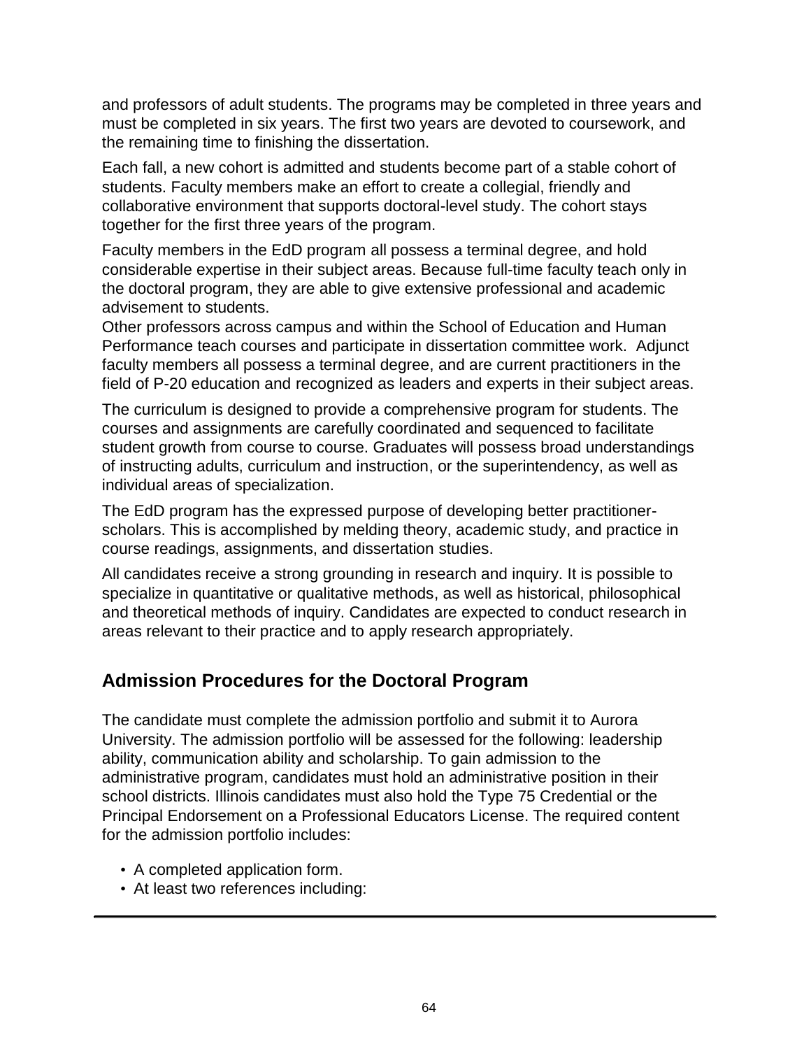and professors of adult students. The programs may be completed in three years and must be completed in six years. The first two years are devoted to coursework, and the remaining time to finishing the dissertation.

Each fall, a new cohort is admitted and students become part of a stable cohort of students. Faculty members make an effort to create a collegial, friendly and collaborative environment that supports doctoral-level study. The cohort stays together for the first three years of the program.

Faculty members in the EdD program all possess a terminal degree, and hold considerable expertise in their subject areas. Because full-time faculty teach only in the doctoral program, they are able to give extensive professional and academic advisement to students.
Other professors across campus and within the School of Education and Human Performance teach courses and participate in dissertation committee work. Adjunct faculty members all possess a terminal degree, and are current practitioners in the field of P-20 education and recognized as leaders and experts in their subject areas.

The curriculum is designed to provide a comprehensive program for students. The courses and assignments are carefully coordinated and sequenced to facilitate student growth from course to course. Graduates will possess broad understandings of instructing adults, curriculum and instruction, or the superintendency, as well as individual areas of specialization.

The EdD program has the expressed purpose of developing better practitioner-scholars. This is accomplished by melding theory, academic study, and practice in course readings, assignments, and dissertation studies.

All candidates receive a strong grounding in research and inquiry. It is possible to specialize in quantitative or qualitative methods, as well as historical, philosophical and theoretical methods of inquiry. Candidates are expected to conduct research in areas relevant to their practice and to apply research appropriately.

## Admission Procedures for the Doctoral Program

The candidate must complete the admission portfolio and submit it to Aurora University. The admission portfolio will be assessed for the following: leadership ability, communication ability and scholarship. To gain admission to the administrative program, candidates must hold an administrative position in their school districts. Illinois candidates must also hold the Type 75 Credential or the Principal Endorsement on a Professional Educators License. The required content for the admission portfolio includes:

- A completed application form.
- At least two references including: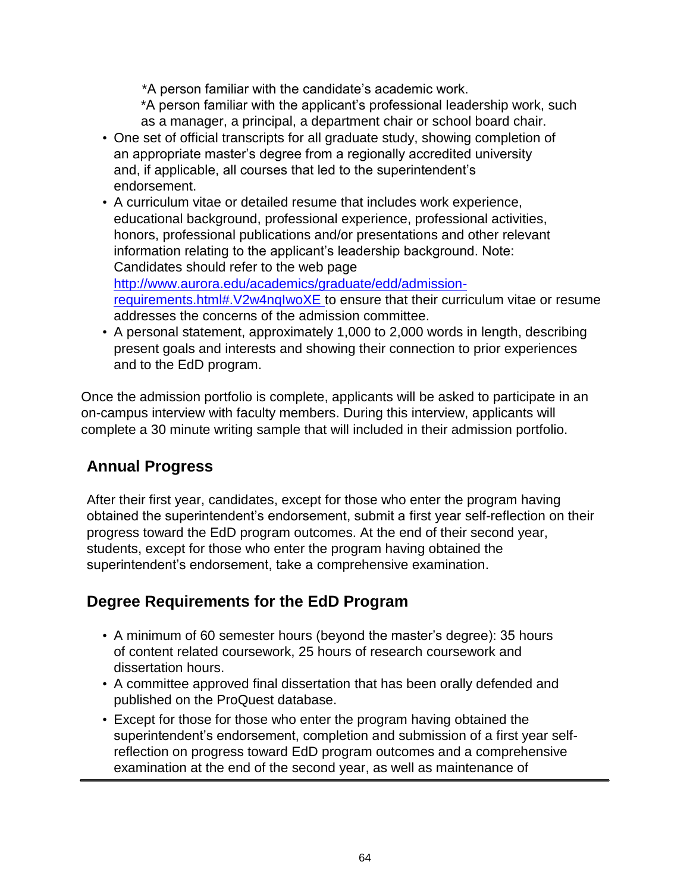*A person familiar with the candidate's academic work.
*A person familiar with the applicant's professional leadership work, such as a manager, a principal, a department chair or school board chair.

- One set of official transcripts for all graduate study, showing completion of an appropriate master's degree from a regionally accredited university and, if applicable, all courses that led to the superintendent's endorsement.
- A curriculum vitae or detailed resume that includes work experience, educational background, professional experience, professional activities, honors, professional publications and/or presentations and other relevant information relating to the applicant's leadership background. Note: Candidates should refer to the web page [http://www.aurora.edu/academics/graduate/edd/admission-requirements.html#.V2w4nqIwoXE](http://www.aurora.edu/academics/graduate/edd/admission-requirements.html#.V2w4nqIwoXE) to ensure that their curriculum vitae or resume addresses the concerns of the admission committee.
- A personal statement, approximately 1,000 to 2,000 words in length, describing present goals and interests and showing their connection to prior experiences and to the EdD program.

Once the admission portfolio is complete, applicants will be asked to participate in an on-campus interview with faculty members. During this interview, applicants will complete a 30 minute writing sample that will included in their admission portfolio.

## Annual Progress

After their first year, candidates, except for those who enter the program having obtained the superintendent's endorsement, submit a first year self-reflection on their progress toward the EdD program outcomes. At the end of their second year, students, except for those who enter the program having obtained the superintendent's endorsement, take a comprehensive examination.

## Degree Requirements for the EdD Program

- A minimum of 60 semester hours (beyond the master's degree): 35 hours of content related coursework, 25 hours of research coursework and dissertation hours.
- A committee approved final dissertation that has been orally defended and published on the ProQuest database.
- Except for those for those who enter the program having obtained the superintendent's endorsement, completion and submission of a first year self-reflection on progress toward EdD program outcomes and a comprehensive examination at the end of the second year, as well as maintenance of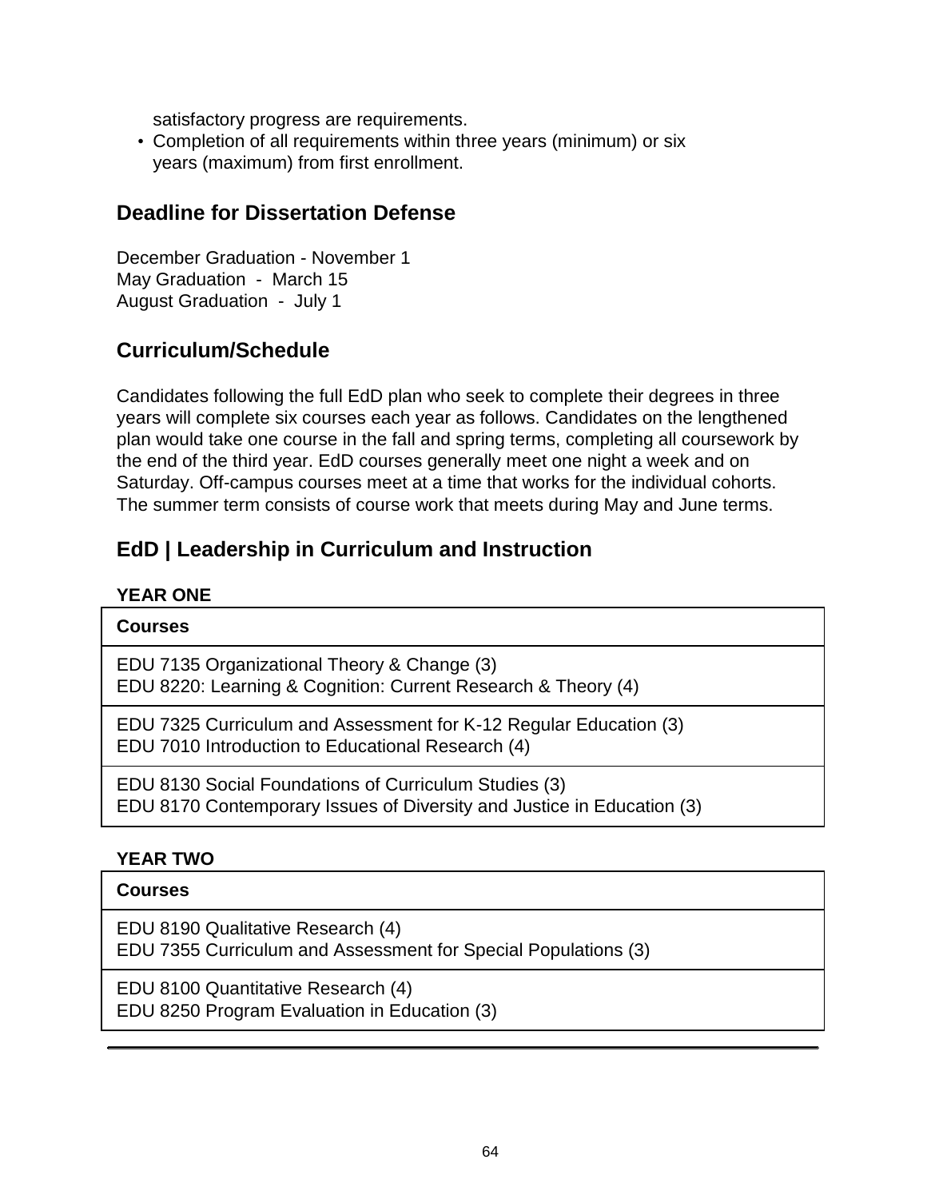satisfactory progress are requirements.

- Completion of all requirements within three years (minimum) or six years (maximum) from first enrollment.

## Deadline for Dissertation Defense

December Graduation - November 1
May Graduation - March 15
August Graduation - July 1

## Curriculum/Schedule

Candidates following the full EdD plan who seek to complete their degrees in three years will complete six courses each year as follows. Candidates on the lengthened plan would take one course in the fall and spring terms, completing all coursework by the end of the third year. EdD courses generally meet one night a week and on Saturday. Off-campus courses meet at a time that works for the individual cohorts. The summer term consists of course work that meets during May and June terms.

## EdD | Leadership in Curriculum and Instruction

**YEAR ONE**

| Courses |
|---|
| EDU 7135 Organizational Theory & Change (3)<br>EDU 8220: Learning & Cognition: Current Research & Theory (4) |
| EDU 7325 Curriculum and Assessment for K-12 Regular Education (3)<br>EDU 7010 Introduction to Educational Research (4) |
| EDU 8130 Social Foundations of Curriculum Studies (3)<br>EDU 8170 Contemporary Issues of Diversity and Justice in Education (3) |

**YEAR TWO**

| Courses |
|---|
| EDU 8190 Qualitative Research (4)<br>EDU 7355 Curriculum and Assessment for Special Populations (3) |
| EDU 8100 Quantitative Research (4)<br>EDU 8250 Program Evaluation in Education (3) |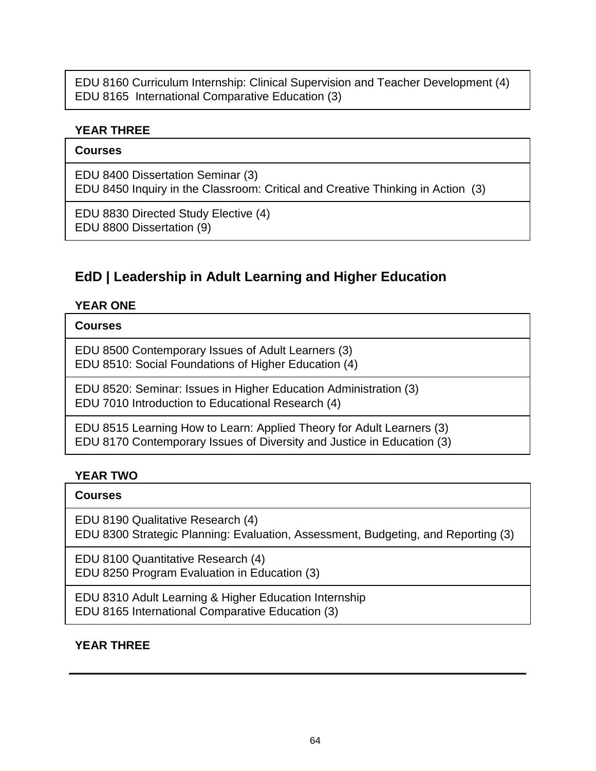| |
|---|
| EDU 8160 Curriculum Internship: Clinical Supervision and Teacher Development (4)<br>EDU 8165  International Comparative Education (3) |

**YEAR THREE**

| Courses |
|---|
| EDU 8400 Dissertation Seminar (3)<br>EDU 8450 Inquiry in the Classroom: Critical and Creative Thinking in Action  (3) |
| EDU 8830 Directed Study Elective (4)<br>EDU 8800 Dissertation (9) |

## EdD | Leadership in Adult Learning and Higher Education

**YEAR ONE**

| Courses |
|---|
| EDU 8500 Contemporary Issues of Adult Learners (3)<br>EDU 8510: Social Foundations of Higher Education (4) |
| EDU 8520: Seminar: Issues in Higher Education Administration (3)<br>EDU 7010 Introduction to Educational Research (4) |
| EDU 8515 Learning How to Learn: Applied Theory for Adult Learners (3)<br>EDU 8170 Contemporary Issues of Diversity and Justice in Education (3) |

**YEAR TWO**

| Courses |
|---|
| EDU 8190 Qualitative Research (4)<br>EDU 8300 Strategic Planning: Evaluation, Assessment, Budgeting, and Reporting (3) |
| EDU 8100 Quantitative Research (4)<br>EDU 8250 Program Evaluation in Education (3) |
| EDU 8310 Adult Learning & Higher Education Internship<br>EDU 8165 International Comparative Education (3) |

**YEAR THREE**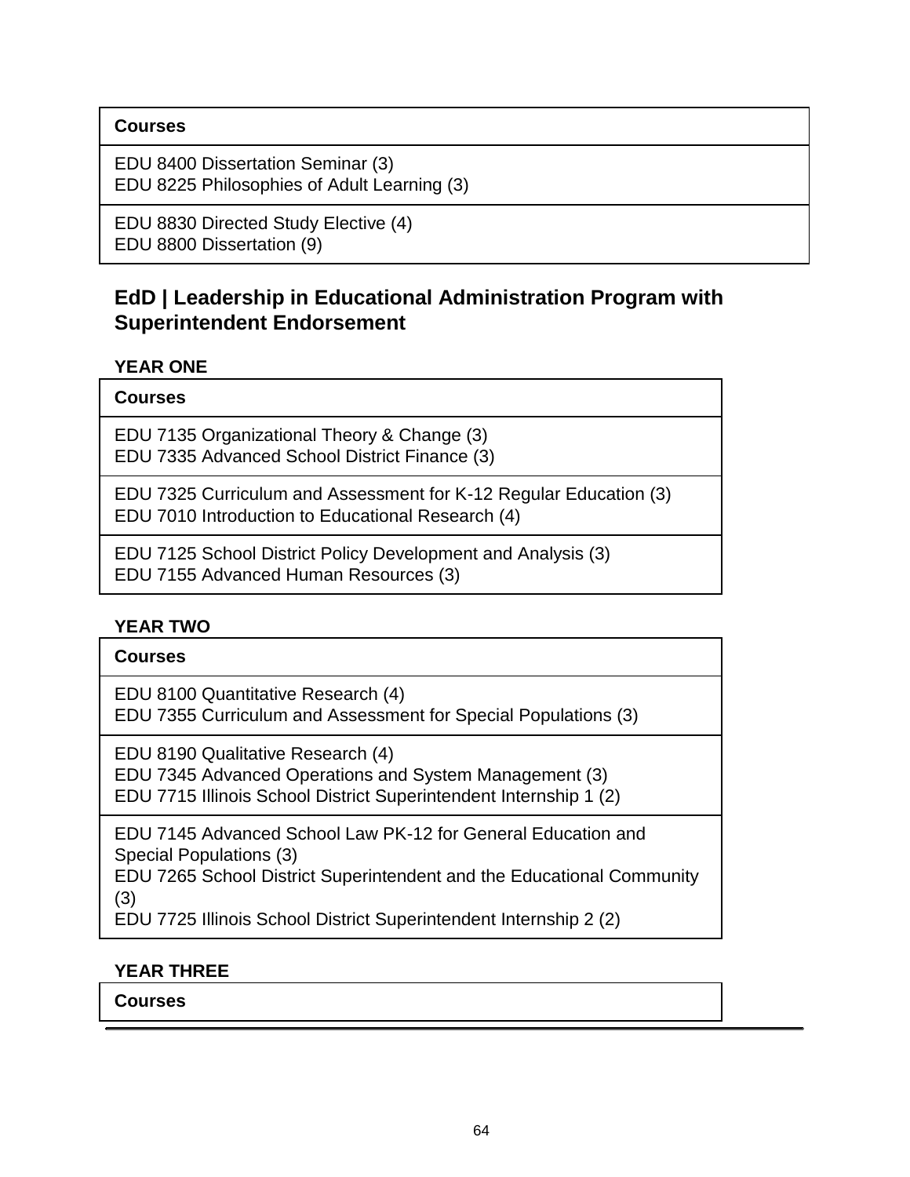| Courses |
| --- |
| EDU 8400 Dissertation Seminar (3)<br>EDU 8225 Philosophies of Adult Learning (3) |
| EDU 8830 Directed Study Elective (4)<br>EDU 8800 Dissertation (9) |

## EdD | Leadership in Educational Administration Program with Superintendent Endorsement

**YEAR ONE**

| Courses |
| --- |
| EDU 7135 Organizational Theory & Change (3)<br>EDU 7335 Advanced School District Finance (3) |
| EDU 7325 Curriculum and Assessment for K-12 Regular Education (3)<br>EDU 7010 Introduction to Educational Research (4) |
| EDU 7125 School District Policy Development and Analysis (3)<br>EDU 7155 Advanced Human Resources (3) |

**YEAR TWO**

| Courses |
| --- |
| EDU 8100 Quantitative Research (4)<br>EDU 7355 Curriculum and Assessment for Special Populations (3) |
| EDU 8190 Qualitative Research (4)<br>EDU 7345 Advanced Operations and System Management (3)<br>EDU 7715 Illinois School District Superintendent Internship 1 (2) |
| EDU 7145 Advanced School Law PK-12 for General Education and Special Populations (3)<br>EDU 7265 School District Superintendent and the Educational Community (3)<br>EDU 7725 Illinois School District Superintendent Internship 2 (2) |

**YEAR THREE**

| Courses |
| --- |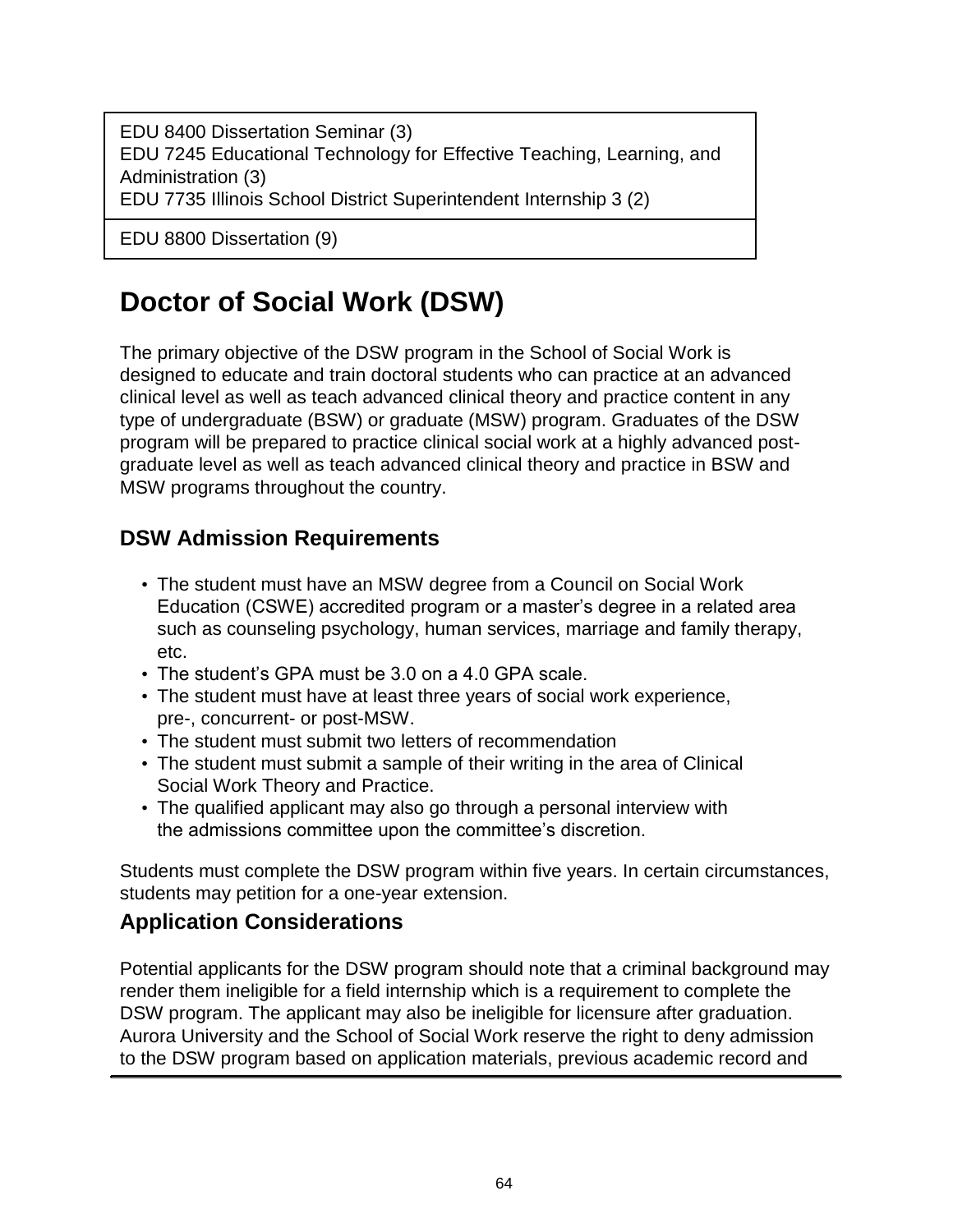| |
|---|
| EDU 8400 Dissertation Seminar (3)<br>EDU 7245 Educational Technology for Effective Teaching, Learning, and Administration (3)<br>EDU 7735 Illinois School District Superintendent Internship 3 (2) |
| EDU 8800 Dissertation (9) |

# Doctor of Social Work (DSW)

The primary objective of the DSW program in the School of Social Work is designed to educate and train doctoral students who can practice at an advanced clinical level as well as teach advanced clinical theory and practice content in any type of undergraduate (BSW) or graduate (MSW) program. Graduates of the DSW program will be prepared to practice clinical social work at a highly advanced post-graduate level as well as teach advanced clinical theory and practice in BSW and MSW programs throughout the country.

## DSW Admission Requirements

- The student must have an MSW degree from a Council on Social Work Education (CSWE) accredited program or a master's degree in a related area such as counseling psychology, human services, marriage and family therapy, etc.
- The student's GPA must be 3.0 on a 4.0 GPA scale.
- The student must have at least three years of social work experience, pre-, concurrent- or post-MSW.
- The student must submit two letters of recommendation
- The student must submit a sample of their writing in the area of Clinical Social Work Theory and Practice.
- The qualified applicant may also go through a personal interview with the admissions committee upon the committee's discretion.

Students must complete the DSW program within five years. In certain circumstances, students may petition for a one-year extension.

## Application Considerations

Potential applicants for the DSW program should note that a criminal background may render them ineligible for a field internship which is a requirement to complete the DSW program. The applicant may also be ineligible for licensure after graduation. Aurora University and the School of Social Work reserve the right to deny admission to the DSW program based on application materials, previous academic record and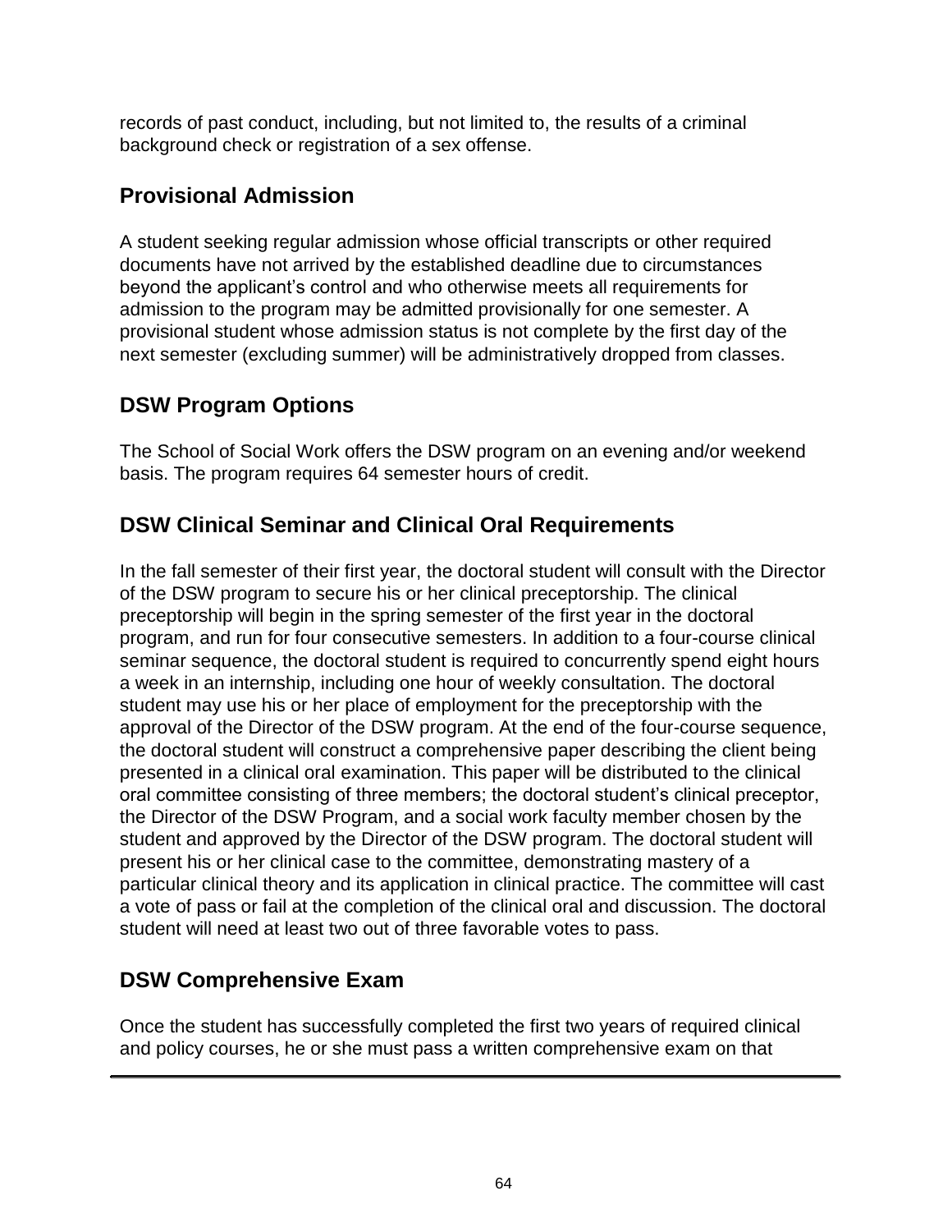records of past conduct, including, but not limited to, the results of a criminal background check or registration of a sex offense.

## Provisional Admission

A student seeking regular admission whose official transcripts or other required documents have not arrived by the established deadline due to circumstances beyond the applicant's control and who otherwise meets all requirements for admission to the program may be admitted provisionally for one semester. A provisional student whose admission status is not complete by the first day of the next semester (excluding summer) will be administratively dropped from classes.

## DSW Program Options

The School of Social Work offers the DSW program on an evening and/or weekend basis. The program requires 64 semester hours of credit.

## DSW Clinical Seminar and Clinical Oral Requirements

In the fall semester of their first year, the doctoral student will consult with the Director of the DSW program to secure his or her clinical preceptorship. The clinical preceptorship will begin in the spring semester of the first year in the doctoral program, and run for four consecutive semesters. In addition to a four-course clinical seminar sequence, the doctoral student is required to concurrently spend eight hours a week in an internship, including one hour of weekly consultation. The doctoral student may use his or her place of employment for the preceptorship with the approval of the Director of the DSW program. At the end of the four-course sequence, the doctoral student will construct a comprehensive paper describing the client being presented in a clinical oral examination. This paper will be distributed to the clinical oral committee consisting of three members; the doctoral student's clinical preceptor, the Director of the DSW Program, and a social work faculty member chosen by the student and approved by the Director of the DSW program. The doctoral student will present his or her clinical case to the committee, demonstrating mastery of a particular clinical theory and its application in clinical practice. The committee will cast a vote of pass or fail at the completion of the clinical oral and discussion. The doctoral student will need at least two out of three favorable votes to pass.

## DSW Comprehensive Exam

Once the student has successfully completed the first two years of required clinical and policy courses, he or she must pass a written comprehensive exam on that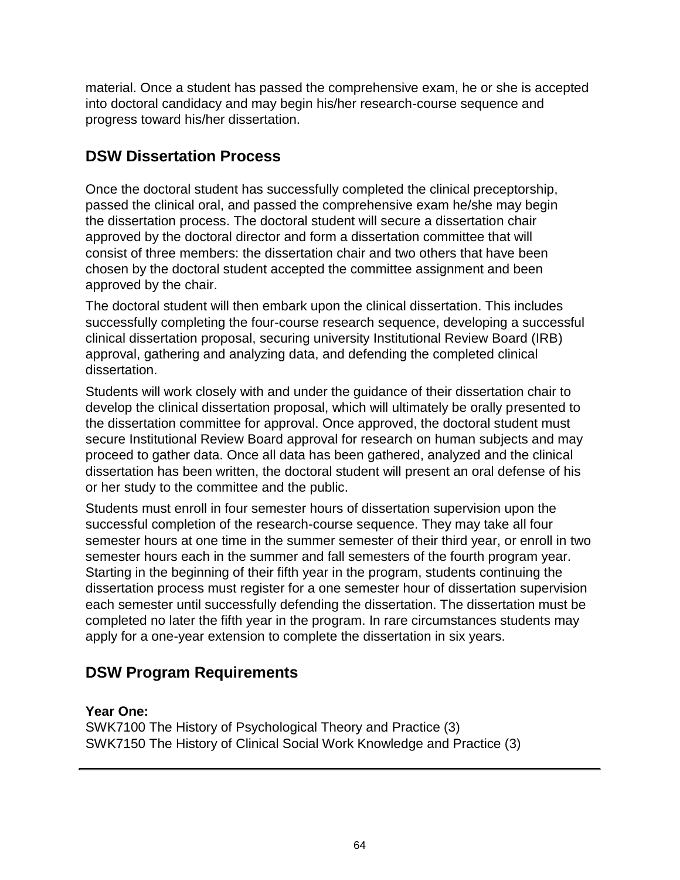material. Once a student has passed the comprehensive exam, he or she is accepted into doctoral candidacy and may begin his/her research-course sequence and progress toward his/her dissertation.

## DSW Dissertation Process

Once the doctoral student has successfully completed the clinical preceptorship, passed the clinical oral, and passed the comprehensive exam he/she may begin the dissertation process. The doctoral student will secure a dissertation chair approved by the doctoral director and form a dissertation committee that will consist of three members: the dissertation chair and two others that have been chosen by the doctoral student accepted the committee assignment and been approved by the chair.

The doctoral student will then embark upon the clinical dissertation. This includes successfully completing the four-course research sequence, developing a successful clinical dissertation proposal, securing university Institutional Review Board (IRB) approval, gathering and analyzing data, and defending the completed clinical dissertation.

Students will work closely with and under the guidance of their dissertation chair to develop the clinical dissertation proposal, which will ultimately be orally presented to the dissertation committee for approval. Once approved, the doctoral student must secure Institutional Review Board approval for research on human subjects and may proceed to gather data. Once all data has been gathered, analyzed and the clinical dissertation has been written, the doctoral student will present an oral defense of his or her study to the committee and the public.

Students must enroll in four semester hours of dissertation supervision upon the successful completion of the research-course sequence. They may take all four semester hours at one time in the summer semester of their third year, or enroll in two semester hours each in the summer and fall semesters of the fourth program year. Starting in the beginning of their fifth year in the program, students continuing the dissertation process must register for a one semester hour of dissertation supervision each semester until successfully defending the dissertation. The dissertation must be completed no later the fifth year in the program. In rare circumstances students may apply for a one-year extension to complete the dissertation in six years.

## DSW Program Requirements

**Year One:**
SWK7100 The History of Psychological Theory and Practice (3)
SWK7150 The History of Clinical Social Work Knowledge and Practice (3)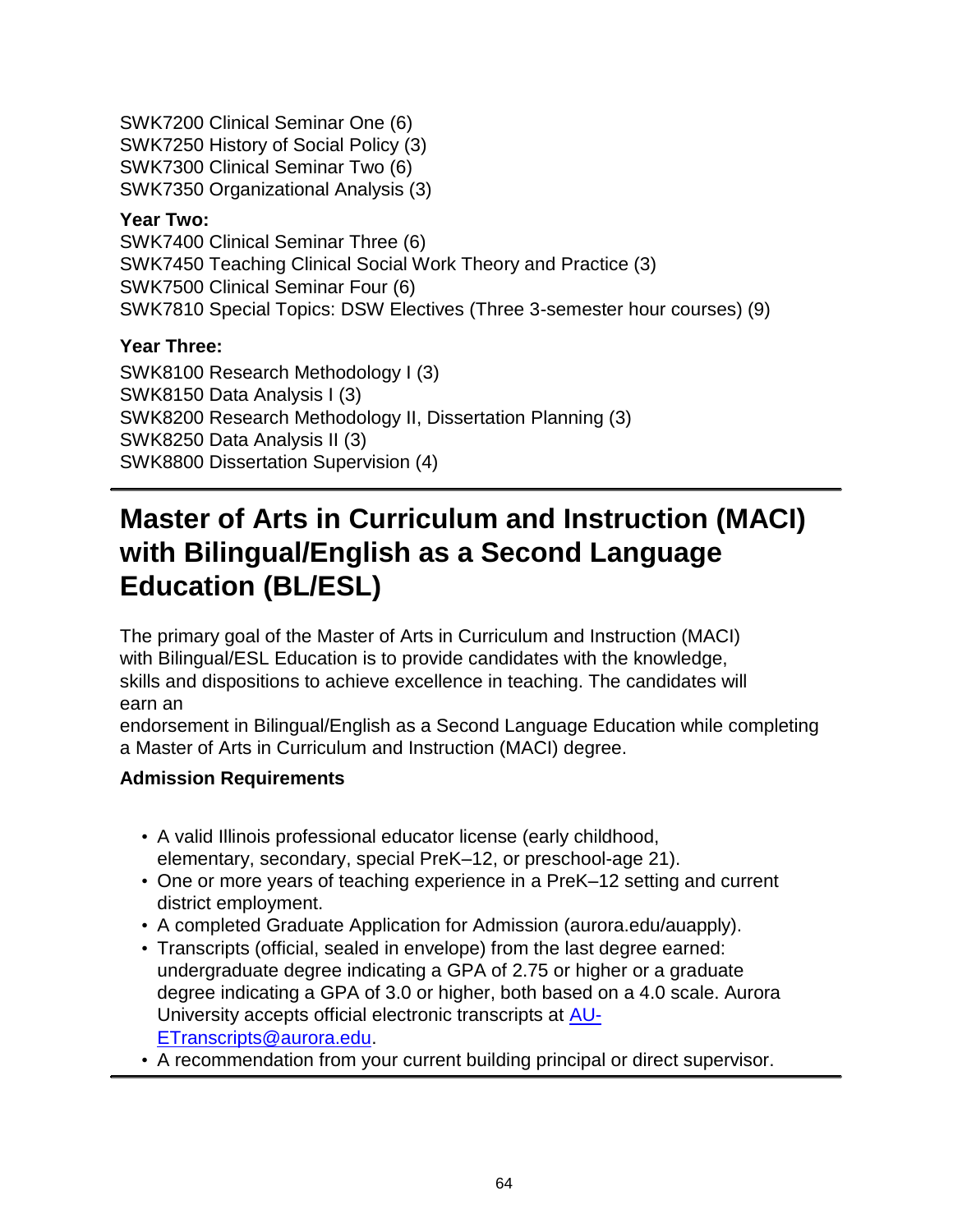SWK7200 Clinical Seminar One (6)
SWK7250 History of Social Policy (3)
SWK7300 Clinical Seminar Two (6)
SWK7350 Organizational Analysis (3)

**Year Two:**

SWK7400 Clinical Seminar Three (6)
SWK7450 Teaching Clinical Social Work Theory and Practice (3)
SWK7500 Clinical Seminar Four (6)
SWK7810 Special Topics: DSW Electives (Three 3-semester hour courses) (9)

**Year Three:**

SWK8100 Research Methodology I (3)
SWK8150 Data Analysis I (3)
SWK8200 Research Methodology II, Dissertation Planning (3)
SWK8250 Data Analysis II (3)
SWK8800 Dissertation Supervision (4)

---

# Master of Arts in Curriculum and Instruction (MACI) with Bilingual/English as a Second Language Education (BL/ESL)

The primary goal of the Master of Arts in Curriculum and Instruction (MACI) with Bilingual/ESL Education is to provide candidates with the knowledge, skills and dispositions to achieve excellence in teaching. The candidates will earn an endorsement in Bilingual/English as a Second Language Education while completing a Master of Arts in Curriculum and Instruction (MACI) degree.

**Admission Requirements**

- A valid Illinois professional educator license (early childhood, elementary, secondary, special PreK–12, or preschool-age 21).
- One or more years of teaching experience in a PreK–12 setting and current district employment.
- A completed Graduate Application for Admission (aurora.edu/auapply).
- Transcripts (official, sealed in envelope) from the last degree earned: undergraduate degree indicating a GPA of 2.75 or higher or a graduate degree indicating a GPA of 3.0 or higher, both based on a 4.0 scale. Aurora University accepts official electronic transcripts at AU-ETranscripts@aurora.edu.
- A recommendation from your current building principal or direct supervisor.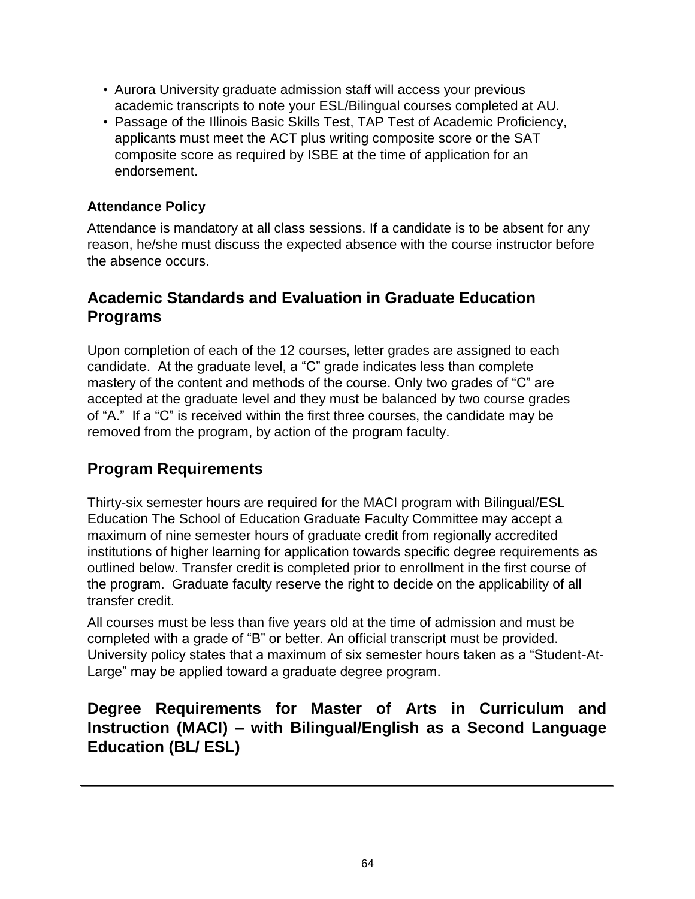- Aurora University graduate admission staff will access your previous academic transcripts to note your ESL/Bilingual courses completed at AU.
- Passage of the Illinois Basic Skills Test, TAP Test of Academic Proficiency, applicants must meet the ACT plus writing composite score or the SAT composite score as required by ISBE at the time of application for an endorsement.

#### Attendance Policy

Attendance is mandatory at all class sessions. If a candidate is to be absent for any reason, he/she must discuss the expected absence with the course instructor before the absence occurs.

## Academic Standards and Evaluation in Graduate Education Programs

Upon completion of each of the 12 courses, letter grades are assigned to each candidate. At the graduate level, a "C" grade indicates less than complete mastery of the content and methods of the course. Only two grades of "C" are accepted at the graduate level and they must be balanced by two course grades of "A." If a "C" is received within the first three courses, the candidate may be removed from the program, by action of the program faculty.

## Program Requirements

Thirty-six semester hours are required for the MACI program with Bilingual/ESL Education The School of Education Graduate Faculty Committee may accept a maximum of nine semester hours of graduate credit from regionally accredited institutions of higher learning for application towards specific degree requirements as outlined below. Transfer credit is completed prior to enrollment in the first course of the program. Graduate faculty reserve the right to decide on the applicability of all transfer credit.

All courses must be less than five years old at the time of admission and must be completed with a grade of "B" or better. An official transcript must be provided. University policy states that a maximum of six semester hours taken as a "Student-At-Large" may be applied toward a graduate degree program.

## Degree Requirements for Master of Arts in Curriculum and Instruction (MACI) – with Bilingual/English as a Second Language Education (BL/ ESL)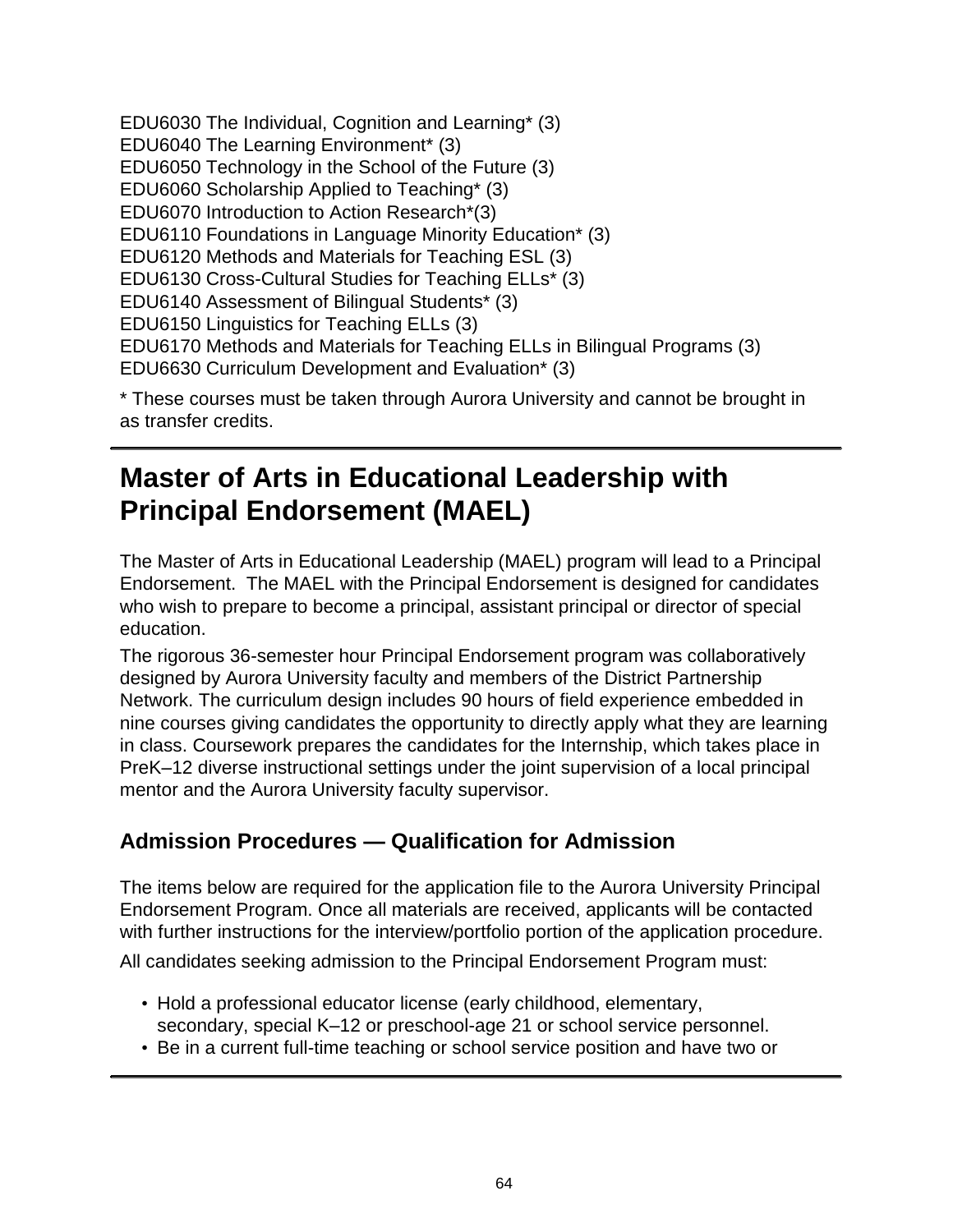EDU6030 The Individual, Cognition and Learning* (3)
EDU6040 The Learning Environment* (3)
EDU6050 Technology in the School of the Future (3)
EDU6060 Scholarship Applied to Teaching* (3)
EDU6070 Introduction to Action Research*(3)
EDU6110 Foundations in Language Minority Education* (3)
EDU6120 Methods and Materials for Teaching ESL (3)
EDU6130 Cross-Cultural Studies for Teaching ELLs* (3)
EDU6140 Assessment of Bilingual Students* (3)
EDU6150 Linguistics for Teaching ELLs (3)
EDU6170 Methods and Materials for Teaching ELLs in Bilingual Programs (3)
EDU6630 Curriculum Development and Evaluation* (3)

* These courses must be taken through Aurora University and cannot be brought in as transfer credits.

# Master of Arts in Educational Leadership with Principal Endorsement (MAEL)

The Master of Arts in Educational Leadership (MAEL) program will lead to a Principal Endorsement. The MAEL with the Principal Endorsement is designed for candidates who wish to prepare to become a principal, assistant principal or director of special education.

The rigorous 36-semester hour Principal Endorsement program was collaboratively designed by Aurora University faculty and members of the District Partnership Network. The curriculum design includes 90 hours of field experience embedded in nine courses giving candidates the opportunity to directly apply what they are learning in class. Coursework prepares the candidates for the Internship, which takes place in PreK–12 diverse instructional settings under the joint supervision of a local principal mentor and the Aurora University faculty supervisor.

## Admission Procedures — Qualification for Admission

The items below are required for the application file to the Aurora University Principal Endorsement Program. Once all materials are received, applicants will be contacted with further instructions for the interview/portfolio portion of the application procedure.

All candidates seeking admission to the Principal Endorsement Program must:

- Hold a professional educator license (early childhood, elementary, secondary, special K–12 or preschool-age 21 or school service personnel.
- Be in a current full-time teaching or school service position and have two or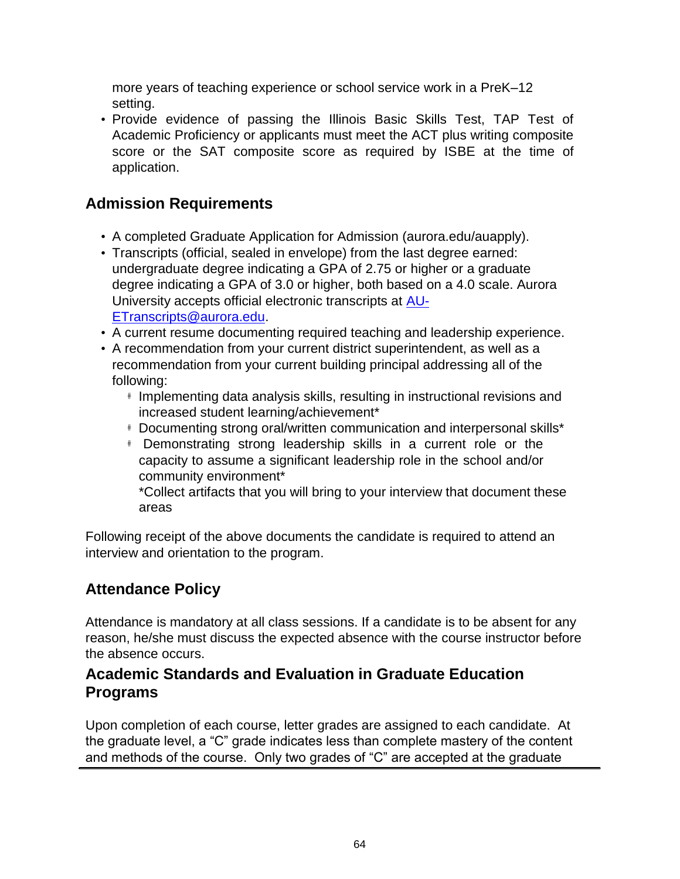more years of teaching experience or school service work in a PreK–12 setting.

- Provide evidence of passing the Illinois Basic Skills Test, TAP Test of Academic Proficiency or applicants must meet the ACT plus writing composite score or the SAT composite score as required by ISBE at the time of application.

## Admission Requirements

- A completed Graduate Application for Admission (aurora.edu/auapply).
- Transcripts (official, sealed in envelope) from the last degree earned: undergraduate degree indicating a GPA of 2.75 or higher or a graduate degree indicating a GPA of 3.0 or higher, both based on a 4.0 scale. Aurora University accepts official electronic transcripts at AU-ETranscripts@aurora.edu.
- A current resume documenting required teaching and leadership experience.
- A recommendation from your current district superintendent, as well as a recommendation from your current building principal addressing all of the following:
  - Implementing data analysis skills, resulting in instructional revisions and increased student learning/achievement*
  - Documenting strong oral/written communication and interpersonal skills*
  - Demonstrating strong leadership skills in a current role or the capacity to assume a significant leadership role in the school and/or community environment*

    *Collect artifacts that you will bring to your interview that document these areas

Following receipt of the above documents the candidate is required to attend an interview and orientation to the program.

## Attendance Policy

Attendance is mandatory at all class sessions. If a candidate is to be absent for any reason, he/she must discuss the expected absence with the course instructor before the absence occurs.

## Academic Standards and Evaluation in Graduate Education Programs

Upon completion of each course, letter grades are assigned to each candidate. At the graduate level, a "C" grade indicates less than complete mastery of the content and methods of the course. Only two grades of "C" are accepted at the graduate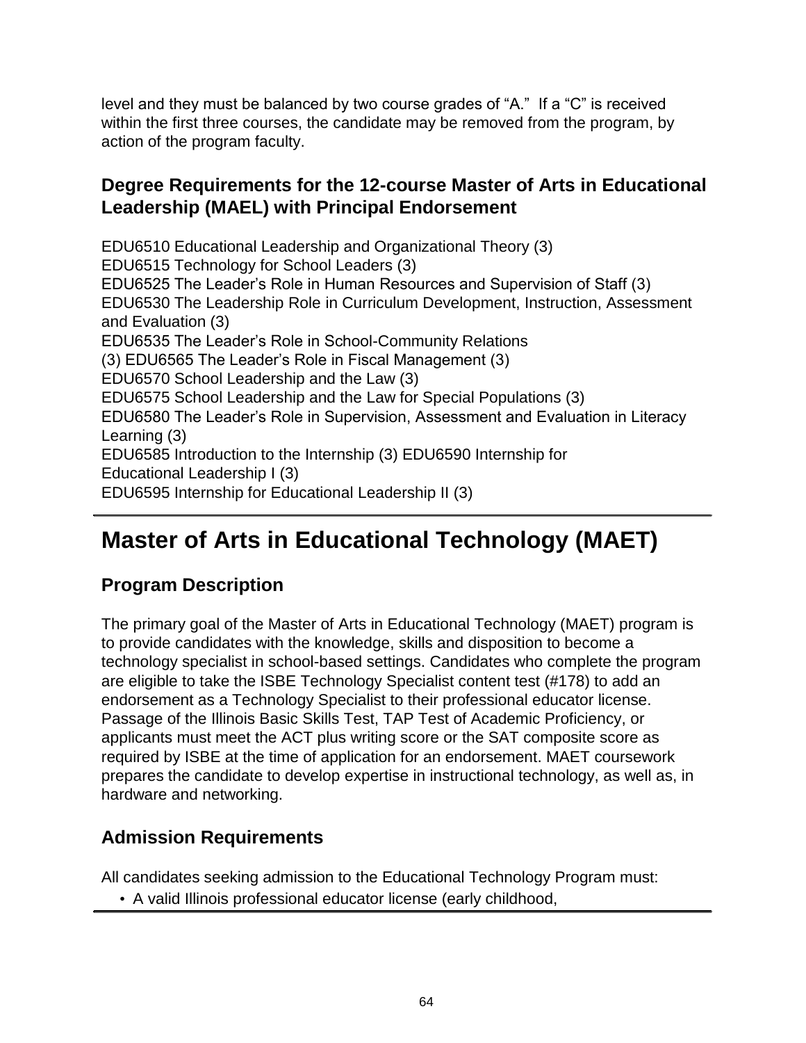level and they must be balanced by two course grades of "A." If a "C" is received within the first three courses, the candidate may be removed from the program, by action of the program faculty.

### Degree Requirements for the 12-course Master of Arts in Educational Leadership (MAEL) with Principal Endorsement

EDU6510 Educational Leadership and Organizational Theory (3)
EDU6515 Technology for School Leaders (3)
EDU6525 The Leader's Role in Human Resources and Supervision of Staff (3)
EDU6530 The Leadership Role in Curriculum Development, Instruction, Assessment and Evaluation (3)
EDU6535 The Leader's Role in School-Community Relations
(3) EDU6565 The Leader's Role in Fiscal Management (3)
EDU6570 School Leadership and the Law (3)
EDU6575 School Leadership and the Law for Special Populations (3)
EDU6580 The Leader's Role in Supervision, Assessment and Evaluation in Literacy Learning (3)
EDU6585 Introduction to the Internship (3) EDU6590 Internship for Educational Leadership I (3)
EDU6595 Internship for Educational Leadership II (3)

# Master of Arts in Educational Technology (MAET)

## Program Description

The primary goal of the Master of Arts in Educational Technology (MAET) program is to provide candidates with the knowledge, skills and disposition to become a technology specialist in school-based settings. Candidates who complete the program are eligible to take the ISBE Technology Specialist content test (#178) to add an endorsement as a Technology Specialist to their professional educator license. Passage of the Illinois Basic Skills Test, TAP Test of Academic Proficiency, or applicants must meet the ACT plus writing score or the SAT composite score as required by ISBE at the time of application for an endorsement. MAET coursework prepares the candidate to develop expertise in instructional technology, as well as, in hardware and networking.

## Admission Requirements

All candidates seeking admission to the Educational Technology Program must:

- A valid Illinois professional educator license (early childhood,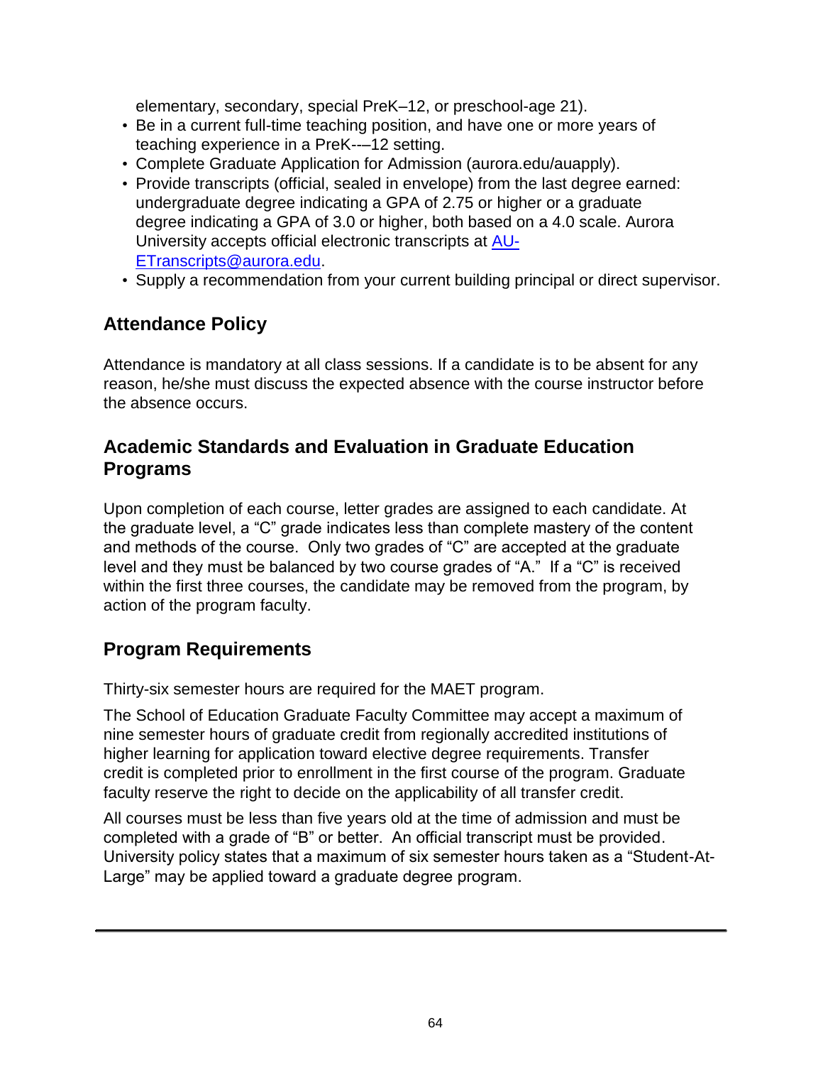elementary, secondary, special PreK–12, or preschool-age 21).

- Be in a current full-time teaching position, and have one or more years of teaching experience in a PreK-––12 setting.
- Complete Graduate Application for Admission (aurora.edu/auapply).
- Provide transcripts (official, sealed in envelope) from the last degree earned: undergraduate degree indicating a GPA of 2.75 or higher or a graduate degree indicating a GPA of 3.0 or higher, both based on a 4.0 scale. Aurora University accepts official electronic transcripts at AU-ETranscripts@aurora.edu.
- Supply a recommendation from your current building principal or direct supervisor.

## Attendance Policy

Attendance is mandatory at all class sessions. If a candidate is to be absent for any reason, he/she must discuss the expected absence with the course instructor before the absence occurs.

## Academic Standards and Evaluation in Graduate Education Programs

Upon completion of each course, letter grades are assigned to each candidate. At the graduate level, a "C" grade indicates less than complete mastery of the content and methods of the course. Only two grades of "C" are accepted at the graduate level and they must be balanced by two course grades of "A." If a "C" is received within the first three courses, the candidate may be removed from the program, by action of the program faculty.

## Program Requirements

Thirty-six semester hours are required for the MAET program.

The School of Education Graduate Faculty Committee may accept a maximum of nine semester hours of graduate credit from regionally accredited institutions of higher learning for application toward elective degree requirements. Transfer credit is completed prior to enrollment in the first course of the program. Graduate faculty reserve the right to decide on the applicability of all transfer credit.

All courses must be less than five years old at the time of admission and must be completed with a grade of "B" or better. An official transcript must be provided. University policy states that a maximum of six semester hours taken as a "Student-At-Large" may be applied toward a graduate degree program.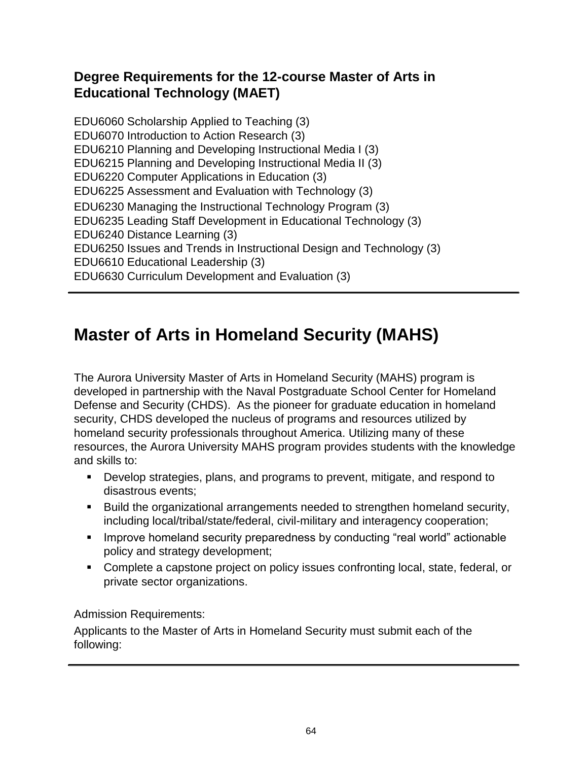### Degree Requirements for the 12-course Master of Arts in Educational Technology (MAET)

EDU6060 Scholarship Applied to Teaching (3)
EDU6070 Introduction to Action Research (3)
EDU6210 Planning and Developing Instructional Media I (3)
EDU6215 Planning and Developing Instructional Media II (3)
EDU6220 Computer Applications in Education (3)
EDU6225 Assessment and Evaluation with Technology (3)
EDU6230 Managing the Instructional Technology Program (3)
EDU6235 Leading Staff Development in Educational Technology (3)
EDU6240 Distance Learning (3)
EDU6250 Issues and Trends in Instructional Design and Technology (3)
EDU6610 Educational Leadership (3)
EDU6630 Curriculum Development and Evaluation (3)

---

## Master of Arts in Homeland Security (MAHS)

The Aurora University Master of Arts in Homeland Security (MAHS) program is developed in partnership with the Naval Postgraduate School Center for Homeland Defense and Security (CHDS). As the pioneer for graduate education in homeland security, CHDS developed the nucleus of programs and resources utilized by homeland security professionals throughout America. Utilizing many of these resources, the Aurora University MAHS program provides students with the knowledge and skills to:

- Develop strategies, plans, and programs to prevent, mitigate, and respond to disastrous events;
- Build the organizational arrangements needed to strengthen homeland security, including local/tribal/state/federal, civil-military and interagency cooperation;
- Improve homeland security preparedness by conducting "real world" actionable policy and strategy development;
- Complete a capstone project on policy issues confronting local, state, federal, or private sector organizations.

Admission Requirements:

Applicants to the Master of Arts in Homeland Security must submit each of the following: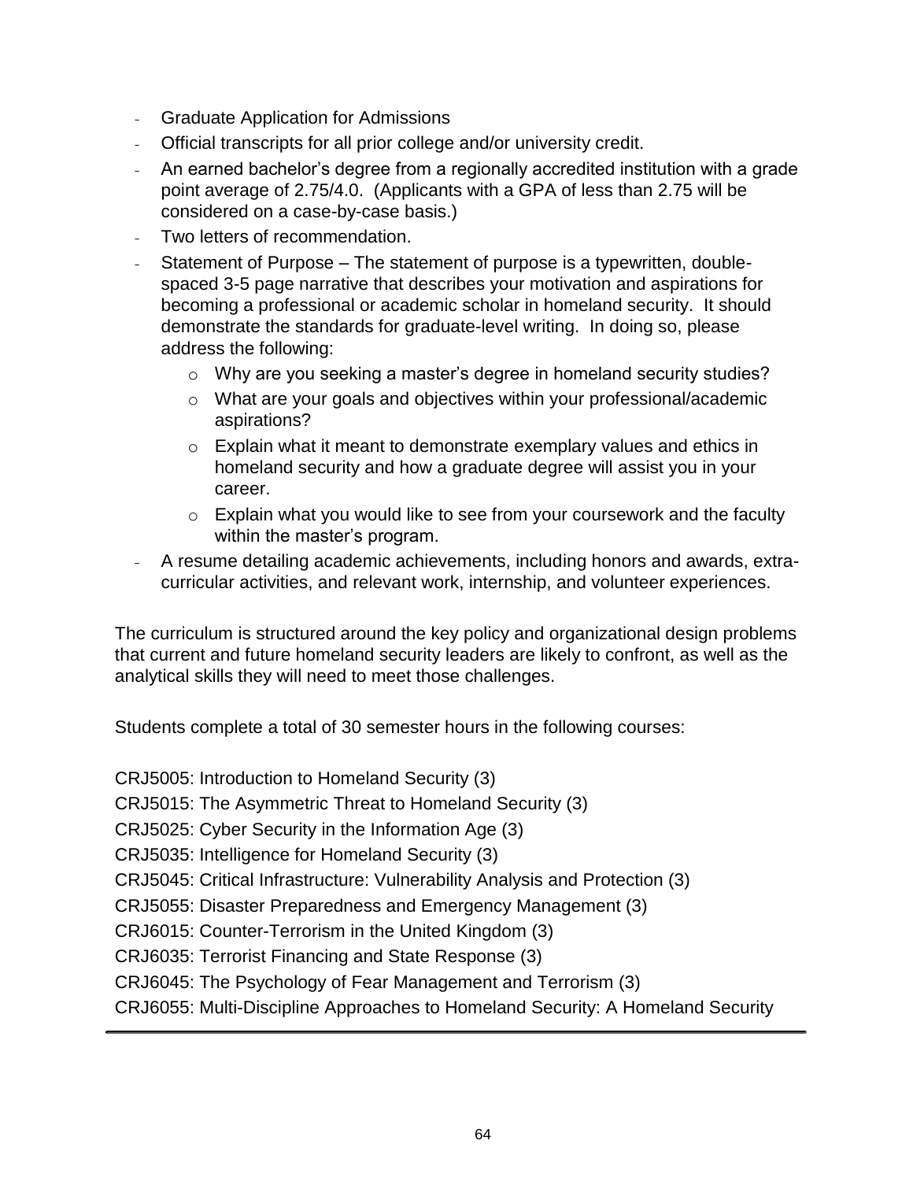- Graduate Application for Admissions
- Official transcripts for all prior college and/or university credit.
- An earned bachelor's degree from a regionally accredited institution with a grade point average of 2.75/4.0. (Applicants with a GPA of less than 2.75 will be considered on a case-by-case basis.)
- Two letters of recommendation.
- Statement of Purpose – The statement of purpose is a typewritten, double-spaced 3-5 page narrative that describes your motivation and aspirations for becoming a professional or academic scholar in homeland security. It should demonstrate the standards for graduate-level writing. In doing so, please address the following:
  - Why are you seeking a master's degree in homeland security studies?
  - What are your goals and objectives within your professional/academic aspirations?
  - Explain what it meant to demonstrate exemplary values and ethics in homeland security and how a graduate degree will assist you in your career.
  - Explain what you would like to see from your coursework and the faculty within the master's program.
- A resume detailing academic achievements, including honors and awards, extra-curricular activities, and relevant work, internship, and volunteer experiences.

The curriculum is structured around the key policy and organizational design problems that current and future homeland security leaders are likely to confront, as well as the analytical skills they will need to meet those challenges.

Students complete a total of 30 semester hours in the following courses:

CRJ5005: Introduction to Homeland Security (3)
CRJ5015: The Asymmetric Threat to Homeland Security (3)
CRJ5025: Cyber Security in the Information Age (3)
CRJ5035: Intelligence for Homeland Security (3)
CRJ5045: Critical Infrastructure: Vulnerability Analysis and Protection (3)
CRJ5055: Disaster Preparedness and Emergency Management (3)
CRJ6015: Counter-Terrorism in the United Kingdom (3)
CRJ6035: Terrorist Financing and State Response (3)
CRJ6045: The Psychology of Fear Management and Terrorism (3)
CRJ6055: Multi-Discipline Approaches to Homeland Security: A Homeland Security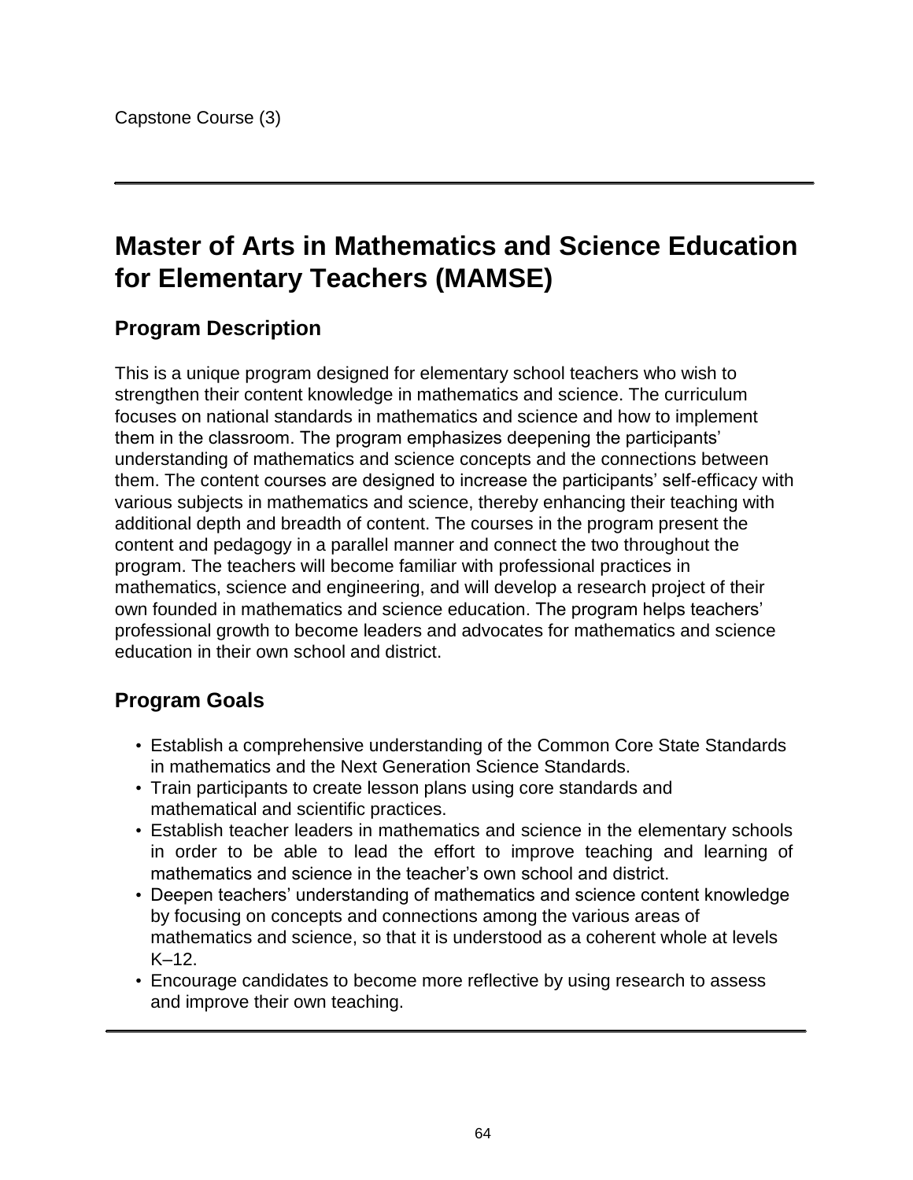Capstone Course (3)

---

# Master of Arts in Mathematics and Science Education for Elementary Teachers (MAMSE)

## Program Description

This is a unique program designed for elementary school teachers who wish to strengthen their content knowledge in mathematics and science. The curriculum focuses on national standards in mathematics and science and how to implement them in the classroom. The program emphasizes deepening the participants' understanding of mathematics and science concepts and the connections between them. The content courses are designed to increase the participants' self-efficacy with various subjects in mathematics and science, thereby enhancing their teaching with additional depth and breadth of content. The courses in the program present the content and pedagogy in a parallel manner and connect the two throughout the program. The teachers will become familiar with professional practices in mathematics, science and engineering, and will develop a research project of their own founded in mathematics and science education. The program helps teachers' professional growth to become leaders and advocates for mathematics and science education in their own school and district.

## Program Goals

- Establish a comprehensive understanding of the Common Core State Standards in mathematics and the Next Generation Science Standards.
- Train participants to create lesson plans using core standards and mathematical and scientific practices.
- Establish teacher leaders in mathematics and science in the elementary schools in order to be able to lead the effort to improve teaching and learning of mathematics and science in the teacher's own school and district.
- Deepen teachers' understanding of mathematics and science content knowledge by focusing on concepts and connections among the various areas of mathematics and science, so that it is understood as a coherent whole at levels K–12.
- Encourage candidates to become more reflective by using research to assess and improve their own teaching.

---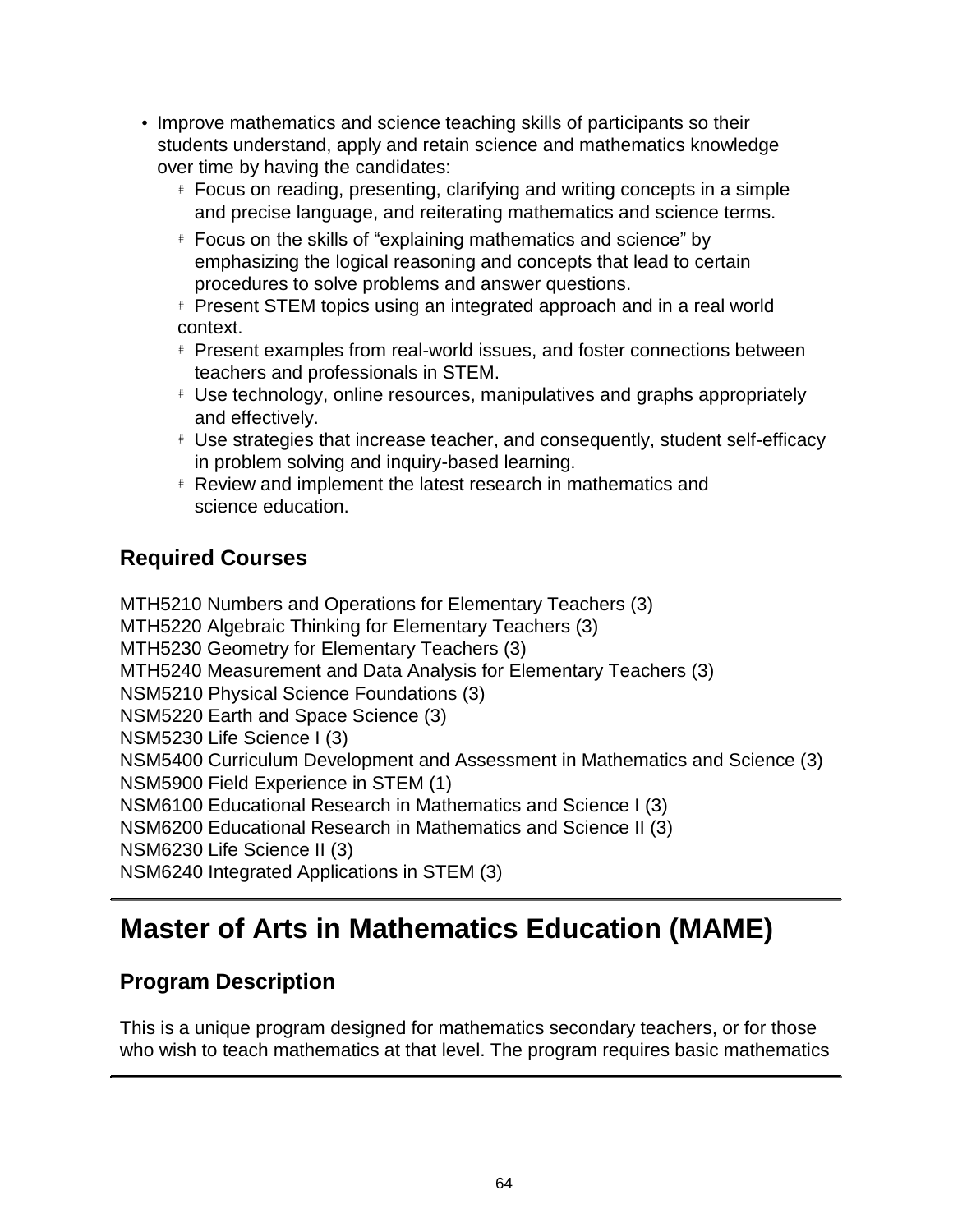- Improve mathematics and science teaching skills of participants so their students understand, apply and retain science and mathematics knowledge over time by having the candidates:
  - Focus on reading, presenting, clarifying and writing concepts in a simple and precise language, and reiterating mathematics and science terms.
  - Focus on the skills of "explaining mathematics and science" by emphasizing the logical reasoning and concepts that lead to certain procedures to solve problems and answer questions.
  - Present STEM topics using an integrated approach and in a real world context.
  - Present examples from real-world issues, and foster connections between teachers and professionals in STEM.
  - Use technology, online resources, manipulatives and graphs appropriately and effectively.
  - Use strategies that increase teacher, and consequently, student self-efficacy in problem solving and inquiry-based learning.
  - Review and implement the latest research in mathematics and science education.

### Required Courses

MTH5210 Numbers and Operations for Elementary Teachers (3)
MTH5220 Algebraic Thinking for Elementary Teachers (3)
MTH5230 Geometry for Elementary Teachers (3)
MTH5240 Measurement and Data Analysis for Elementary Teachers (3)
NSM5210 Physical Science Foundations (3)
NSM5220 Earth and Space Science (3)
NSM5230 Life Science I (3)
NSM5400 Curriculum Development and Assessment in Mathematics and Science (3)
NSM5900 Field Experience in STEM (1)
NSM6100 Educational Research in Mathematics and Science I (3)
NSM6200 Educational Research in Mathematics and Science II (3)
NSM6230 Life Science II (3)
NSM6240 Integrated Applications in STEM (3)

## Master of Arts in Mathematics Education (MAME)

### Program Description

This is a unique program designed for mathematics secondary teachers, or for those who wish to teach mathematics at that level. The program requires basic mathematics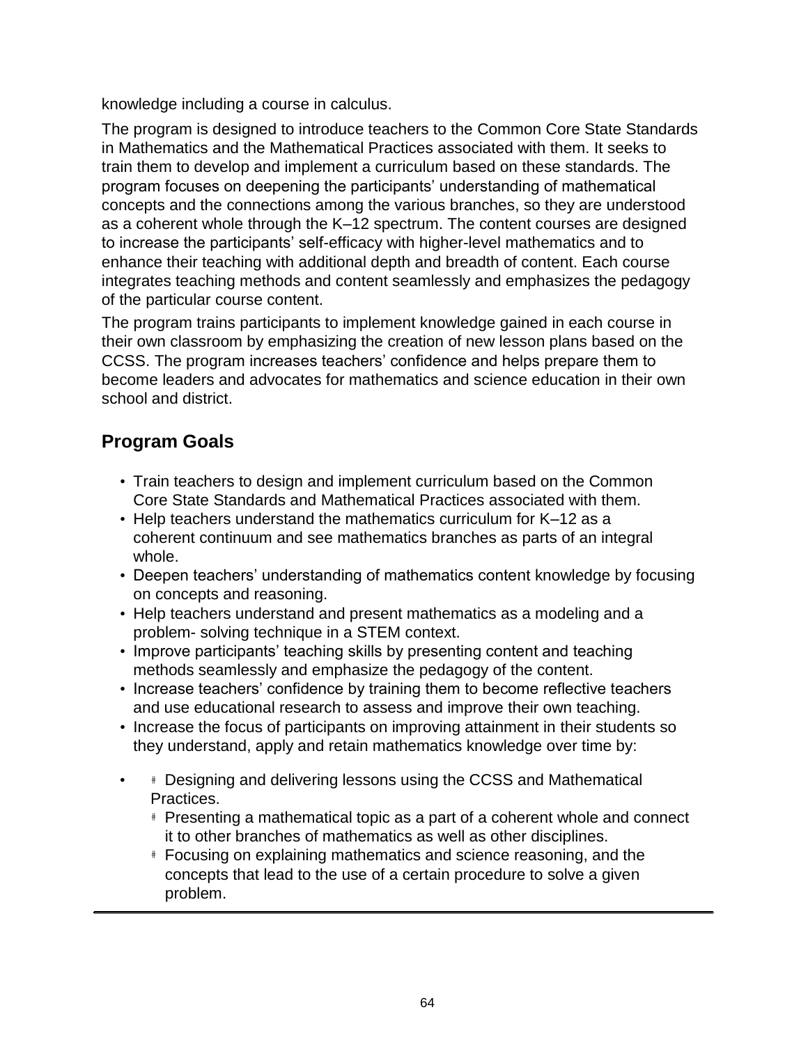knowledge including a course in calculus.

The program is designed to introduce teachers to the Common Core State Standards in Mathematics and the Mathematical Practices associated with them. It seeks to train them to develop and implement a curriculum based on these standards. The program focuses on deepening the participants' understanding of mathematical concepts and the connections among the various branches, so they are understood as a coherent whole through the K–12 spectrum. The content courses are designed to increase the participants' self-efficacy with higher-level mathematics and to enhance their teaching with additional depth and breadth of content. Each course integrates teaching methods and content seamlessly and emphasizes the pedagogy of the particular course content.

The program trains participants to implement knowledge gained in each course in their own classroom by emphasizing the creation of new lesson plans based on the CCSS. The program increases teachers' confidence and helps prepare them to become leaders and advocates for mathematics and science education in their own school and district.

## Program Goals

- Train teachers to design and implement curriculum based on the Common Core State Standards and Mathematical Practices associated with them.
- Help teachers understand the mathematics curriculum for K–12 as a coherent continuum and see mathematics branches as parts of an integral whole.
- Deepen teachers' understanding of mathematics content knowledge by focusing on concepts and reasoning.
- Help teachers understand and present mathematics as a modeling and a problem- solving technique in a STEM context.
- Improve participants' teaching skills by presenting content and teaching methods seamlessly and emphasize the pedagogy of the content.
- Increase teachers' confidence by training them to become reflective teachers and use educational research to assess and improve their own teaching.
- Increase the focus of participants on improving attainment in their students so they understand, apply and retain mathematics knowledge over time by:
    - Designing and delivering lessons using the CCSS and Mathematical Practices.
    - Presenting a mathematical topic as a part of a coherent whole and connect it to other branches of mathematics as well as other disciplines.
    - Focusing on explaining mathematics and science reasoning, and the concepts that lead to the use of a certain procedure to solve a given problem.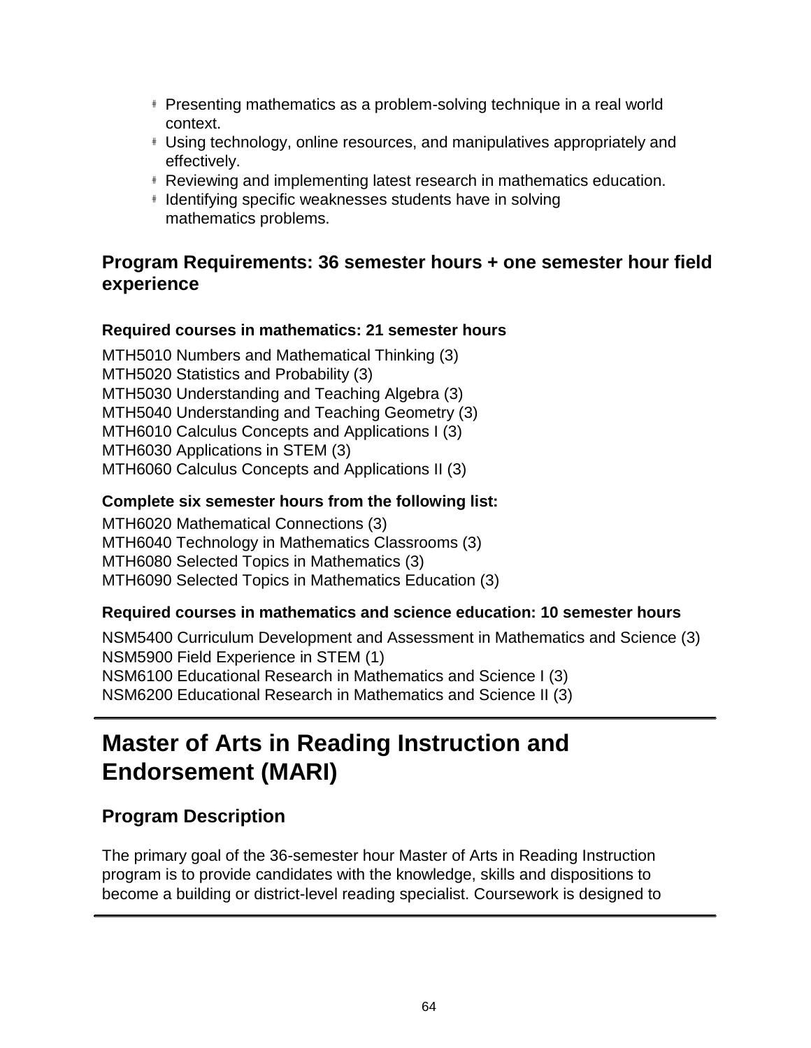- Presenting mathematics as a problem-solving technique in a real world context.
- Using technology, online resources, and manipulatives appropriately and effectively.
- Reviewing and implementing latest research in mathematics education.
- Identifying specific weaknesses students have in solving mathematics problems.

## Program Requirements: 36 semester hours + one semester hour field experience

#### Required courses in mathematics: 21 semester hours

MTH5010 Numbers and Mathematical Thinking (3)
MTH5020 Statistics and Probability (3)
MTH5030 Understanding and Teaching Algebra (3)
MTH5040 Understanding and Teaching Geometry (3)
MTH6010 Calculus Concepts and Applications I (3)
MTH6030 Applications in STEM (3)
MTH6060 Calculus Concepts and Applications II (3)

#### Complete six semester hours from the following list:

MTH6020 Mathematical Connections (3)
MTH6040 Technology in Mathematics Classrooms (3)
MTH6080 Selected Topics in Mathematics (3)
MTH6090 Selected Topics in Mathematics Education (3)

#### Required courses in mathematics and science education: 10 semester hours

NSM5400 Curriculum Development and Assessment in Mathematics and Science (3)
NSM5900 Field Experience in STEM (1)
NSM6100 Educational Research in Mathematics and Science I (3)
NSM6200 Educational Research in Mathematics and Science II (3)

# Master of Arts in Reading Instruction and Endorsement (MARI)

## Program Description

The primary goal of the 36-semester hour Master of Arts in Reading Instruction program is to provide candidates with the knowledge, skills and dispositions to become a building or district-level reading specialist. Coursework is designed to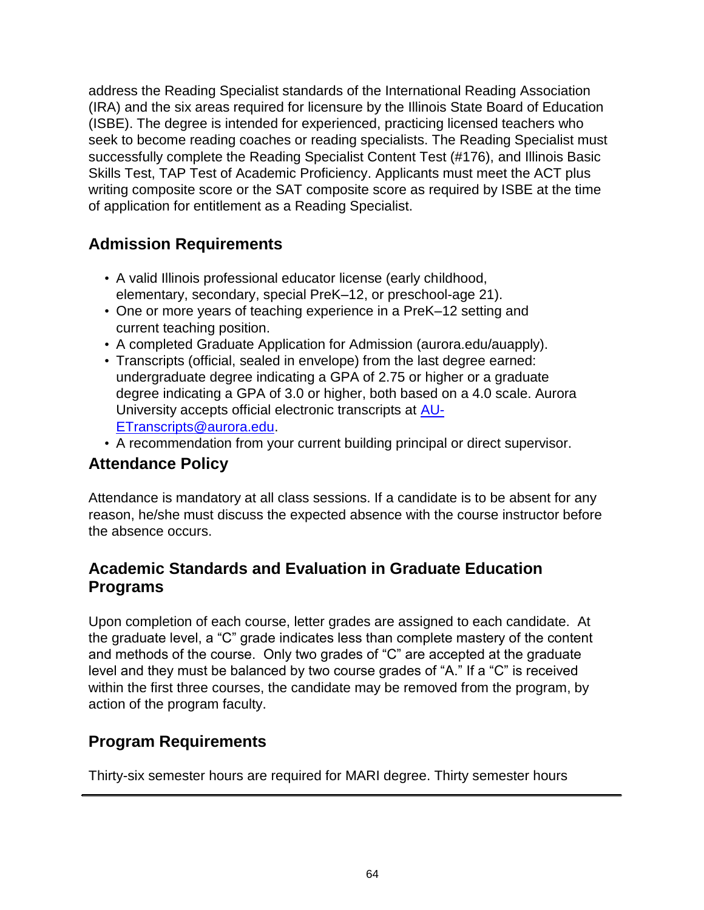address the Reading Specialist standards of the International Reading Association (IRA) and the six areas required for licensure by the Illinois State Board of Education (ISBE). The degree is intended for experienced, practicing licensed teachers who seek to become reading coaches or reading specialists. The Reading Specialist must successfully complete the Reading Specialist Content Test (#176), and Illinois Basic Skills Test, TAP Test of Academic Proficiency. Applicants must meet the ACT plus writing composite score or the SAT composite score as required by ISBE at the time of application for entitlement as a Reading Specialist.

## Admission Requirements

- A valid Illinois professional educator license (early childhood, elementary, secondary, special PreK–12, or preschool-age 21).
- One or more years of teaching experience in a PreK–12 setting and current teaching position.
- A completed Graduate Application for Admission (aurora.edu/auapply).
- Transcripts (official, sealed in envelope) from the last degree earned: undergraduate degree indicating a GPA of 2.75 or higher or a graduate degree indicating a GPA of 3.0 or higher, both based on a 4.0 scale. Aurora University accepts official electronic transcripts at AU-ETranscripts@aurora.edu.
- A recommendation from your current building principal or direct supervisor.

## Attendance Policy

Attendance is mandatory at all class sessions. If a candidate is to be absent for any reason, he/she must discuss the expected absence with the course instructor before the absence occurs.

## Academic Standards and Evaluation in Graduate Education Programs

Upon completion of each course, letter grades are assigned to each candidate. At the graduate level, a "C" grade indicates less than complete mastery of the content and methods of the course. Only two grades of "C" are accepted at the graduate level and they must be balanced by two course grades of "A." If a "C" is received within the first three courses, the candidate may be removed from the program, by action of the program faculty.

## Program Requirements

Thirty-six semester hours are required for MARI degree. Thirty semester hours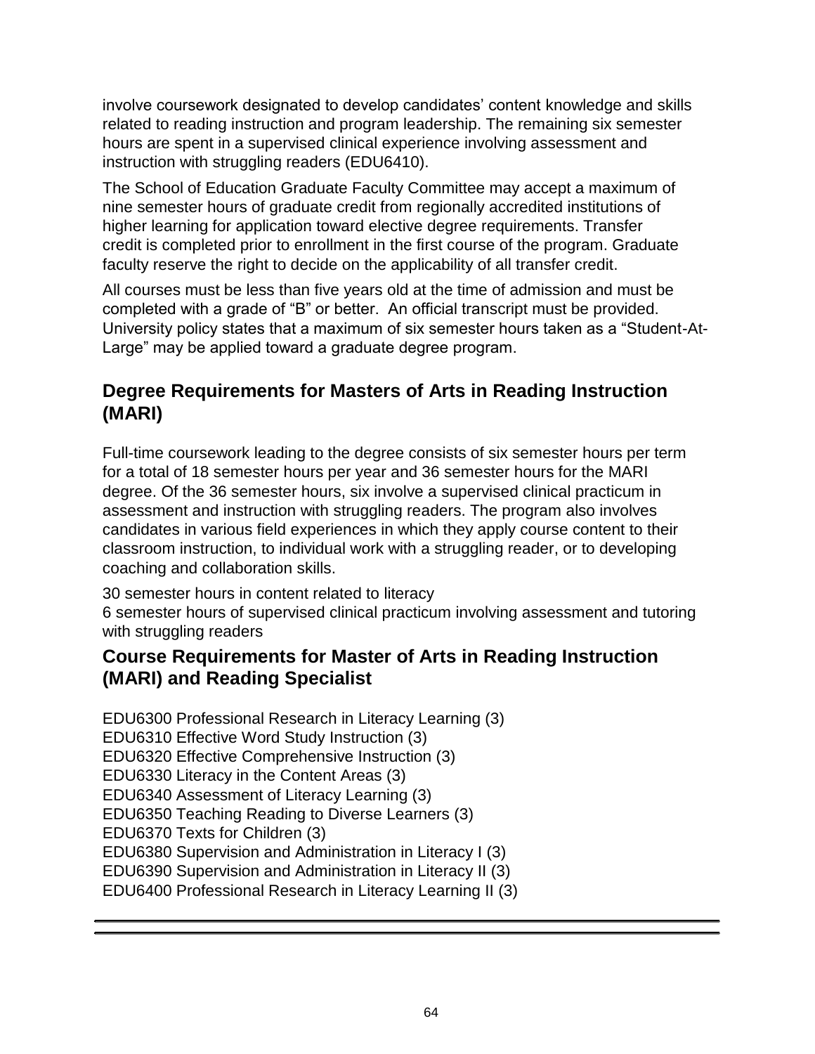involve coursework designated to develop candidates' content knowledge and skills related to reading instruction and program leadership. The remaining six semester hours are spent in a supervised clinical experience involving assessment and instruction with struggling readers (EDU6410).

The School of Education Graduate Faculty Committee may accept a maximum of nine semester hours of graduate credit from regionally accredited institutions of higher learning for application toward elective degree requirements. Transfer credit is completed prior to enrollment in the first course of the program. Graduate faculty reserve the right to decide on the applicability of all transfer credit.

All courses must be less than five years old at the time of admission and must be completed with a grade of "B" or better. An official transcript must be provided. University policy states that a maximum of six semester hours taken as a "Student-At-Large" may be applied toward a graduate degree program.

## Degree Requirements for Masters of Arts in Reading Instruction (MARI)

Full-time coursework leading to the degree consists of six semester hours per term for a total of 18 semester hours per year and 36 semester hours for the MARI degree. Of the 36 semester hours, six involve a supervised clinical practicum in assessment and instruction with struggling readers. The program also involves candidates in various field experiences in which they apply course content to their classroom instruction, to individual work with a struggling reader, or to developing coaching and collaboration skills.

30 semester hours in content related to literacy
6 semester hours of supervised clinical practicum involving assessment and tutoring with struggling readers

## Course Requirements for Master of Arts in Reading Instruction (MARI) and Reading Specialist

EDU6300 Professional Research in Literacy Learning (3)
EDU6310 Effective Word Study Instruction (3)
EDU6320 Effective Comprehensive Instruction (3)
EDU6330 Literacy in the Content Areas (3)
EDU6340 Assessment of Literacy Learning (3)
EDU6350 Teaching Reading to Diverse Learners (3)
EDU6370 Texts for Children (3)
EDU6380 Supervision and Administration in Literacy I (3)
EDU6390 Supervision and Administration in Literacy II (3)
EDU6400 Professional Research in Literacy Learning II (3)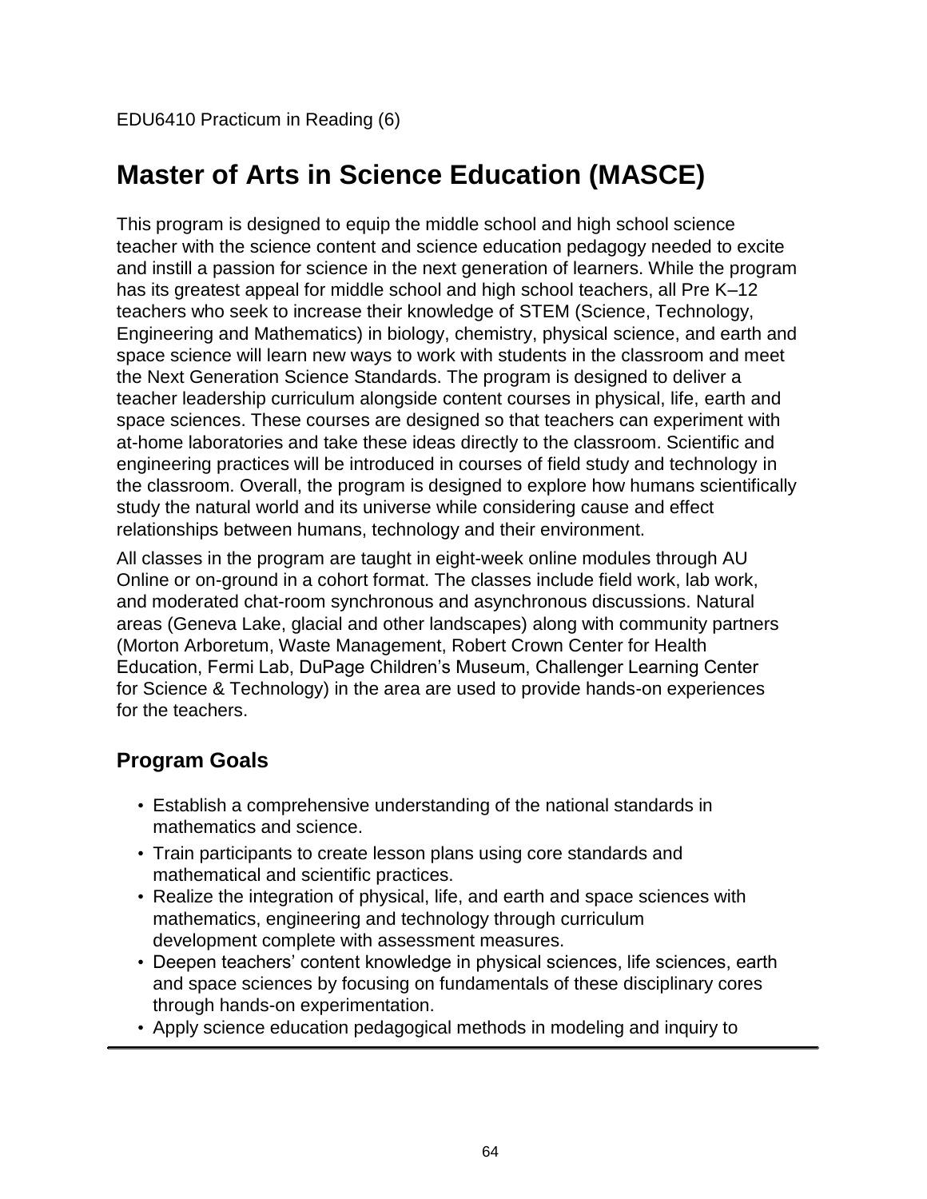EDU6410 Practicum in Reading (6)

# Master of Arts in Science Education (MASCE)

This program is designed to equip the middle school and high school science teacher with the science content and science education pedagogy needed to excite and instill a passion for science in the next generation of learners. While the program has its greatest appeal for middle school and high school teachers, all Pre K–12 teachers who seek to increase their knowledge of STEM (Science, Technology, Engineering and Mathematics) in biology, chemistry, physical science, and earth and space science will learn new ways to work with students in the classroom and meet the Next Generation Science Standards. The program is designed to deliver a teacher leadership curriculum alongside content courses in physical, life, earth and space sciences. These courses are designed so that teachers can experiment with at-home laboratories and take these ideas directly to the classroom. Scientific and engineering practices will be introduced in courses of field study and technology in the classroom. Overall, the program is designed to explore how humans scientifically study the natural world and its universe while considering cause and effect relationships between humans, technology and their environment.

All classes in the program are taught in eight-week online modules through AU Online or on-ground in a cohort format. The classes include field work, lab work, and moderated chat-room synchronous and asynchronous discussions. Natural areas (Geneva Lake, glacial and other landscapes) along with community partners (Morton Arboretum, Waste Management, Robert Crown Center for Health Education, Fermi Lab, DuPage Children's Museum, Challenger Learning Center for Science & Technology) in the area are used to provide hands-on experiences for the teachers.

## Program Goals

- Establish a comprehensive understanding of the national standards in mathematics and science.
- Train participants to create lesson plans using core standards and mathematical and scientific practices.
- Realize the integration of physical, life, and earth and space sciences with mathematics, engineering and technology through curriculum development complete with assessment measures.
- Deepen teachers' content knowledge in physical sciences, life sciences, earth and space sciences by focusing on fundamentals of these disciplinary cores through hands-on experimentation.
- Apply science education pedagogical methods in modeling and inquiry to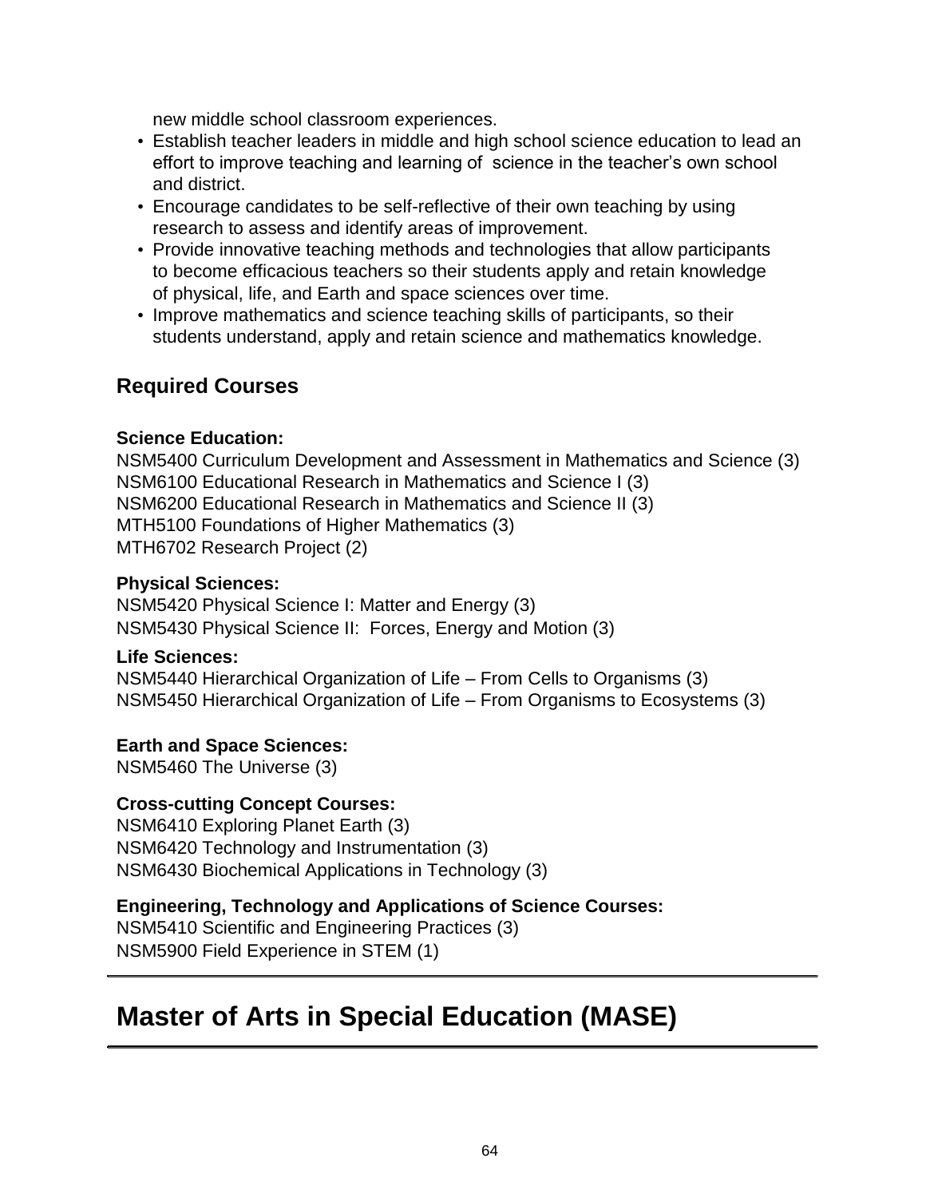new middle school classroom experiences.

- Establish teacher leaders in middle and high school science education to lead an effort to improve teaching and learning of science in the teacher's own school and district.
- Encourage candidates to be self-reflective of their own teaching by using research to assess and identify areas of improvement.
- Provide innovative teaching methods and technologies that allow participants to become efficacious teachers so their students apply and retain knowledge of physical, life, and Earth and space sciences over time.
- Improve mathematics and science teaching skills of participants, so their students understand, apply and retain science and mathematics knowledge.

## Required Courses

**Science Education:**
NSM5400 Curriculum Development and Assessment in Mathematics and Science (3)
NSM6100 Educational Research in Mathematics and Science I (3)
NSM6200 Educational Research in Mathematics and Science II (3)
MTH5100 Foundations of Higher Mathematics (3)
MTH6702 Research Project (2)

**Physical Sciences:**
NSM5420 Physical Science I: Matter and Energy (3)
NSM5430 Physical Science II: Forces, Energy and Motion (3)

**Life Sciences:**
NSM5440 Hierarchical Organization of Life – From Cells to Organisms (3)
NSM5450 Hierarchical Organization of Life – From Organisms to Ecosystems (3)

**Earth and Space Sciences:**
NSM5460 The Universe (3)

**Cross-cutting Concept Courses:**
NSM6410 Exploring Planet Earth (3)
NSM6420 Technology and Instrumentation (3)
NSM6430 Biochemical Applications in Technology (3)

**Engineering, Technology and Applications of Science Courses:**
NSM5410 Scientific and Engineering Practices (3)
NSM5900 Field Experience in STEM (1)

# Master of Arts in Special Education (MASE)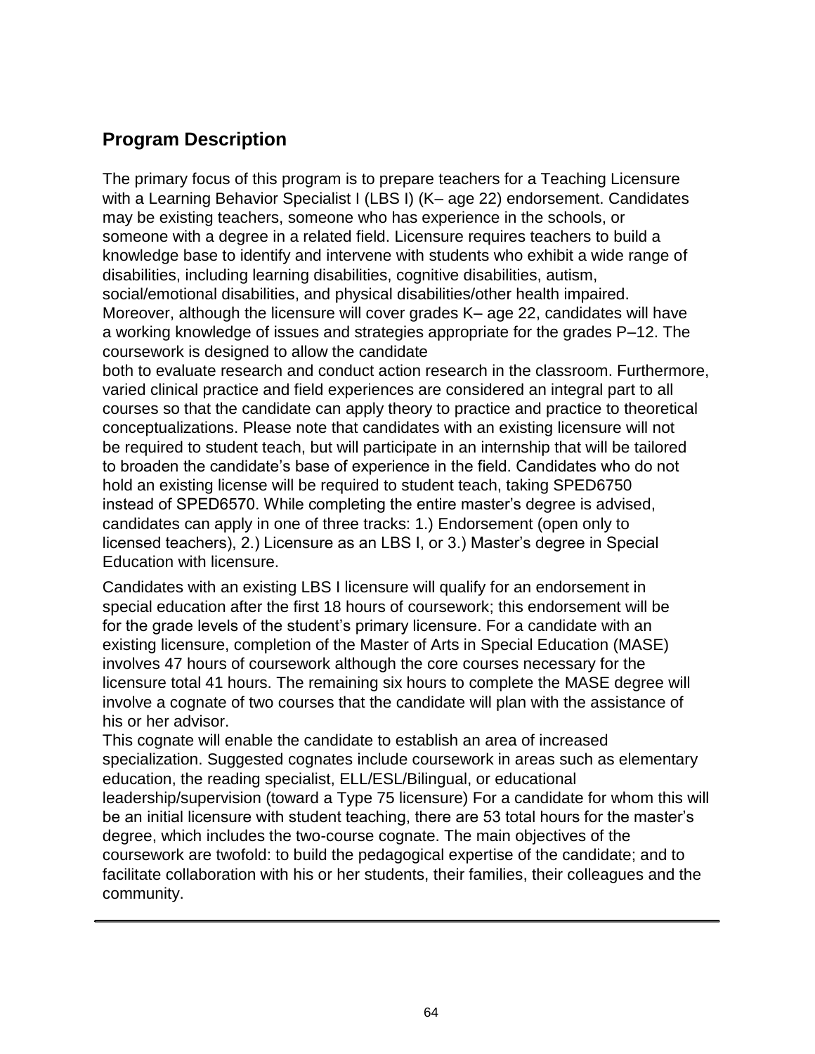## Program Description

The primary focus of this program is to prepare teachers for a Teaching Licensure with a Learning Behavior Specialist I (LBS I) (K– age 22) endorsement. Candidates may be existing teachers, someone who has experience in the schools, or someone with a degree in a related field. Licensure requires teachers to build a knowledge base to identify and intervene with students who exhibit a wide range of disabilities, including learning disabilities, cognitive disabilities, autism, social/emotional disabilities, and physical disabilities/other health impaired. Moreover, although the licensure will cover grades K– age 22, candidates will have a working knowledge of issues and strategies appropriate for the grades P–12. The coursework is designed to allow the candidate both to evaluate research and conduct action research in the classroom. Furthermore, varied clinical practice and field experiences are considered an integral part to all courses so that the candidate can apply theory to practice and practice to theoretical conceptualizations. Please note that candidates with an existing licensure will not be required to student teach, but will participate in an internship that will be tailored to broaden the candidate's base of experience in the field. Candidates who do not hold an existing license will be required to student teach, taking SPED6750 instead of SPED6570. While completing the entire master's degree is advised, candidates can apply in one of three tracks: 1.) Endorsement (open only to licensed teachers), 2.) Licensure as an LBS I, or 3.) Master's degree in Special Education with licensure.

Candidates with an existing LBS I licensure will qualify for an endorsement in special education after the first 18 hours of coursework; this endorsement will be for the grade levels of the student's primary licensure. For a candidate with an existing licensure, completion of the Master of Arts in Special Education (MASE) involves 47 hours of coursework although the core courses necessary for the licensure total 41 hours. The remaining six hours to complete the MASE degree will involve a cognate of two courses that the candidate will plan with the assistance of his or her advisor.

This cognate will enable the candidate to establish an area of increased specialization. Suggested cognates include coursework in areas such as elementary education, the reading specialist, ELL/ESL/Bilingual, or educational leadership/supervision (toward a Type 75 licensure) For a candidate for whom this will be an initial licensure with student teaching, there are 53 total hours for the master's degree, which includes the two-course cognate. The main objectives of the coursework are twofold: to build the pedagogical expertise of the candidate; and to facilitate collaboration with his or her students, their families, their colleagues and the community.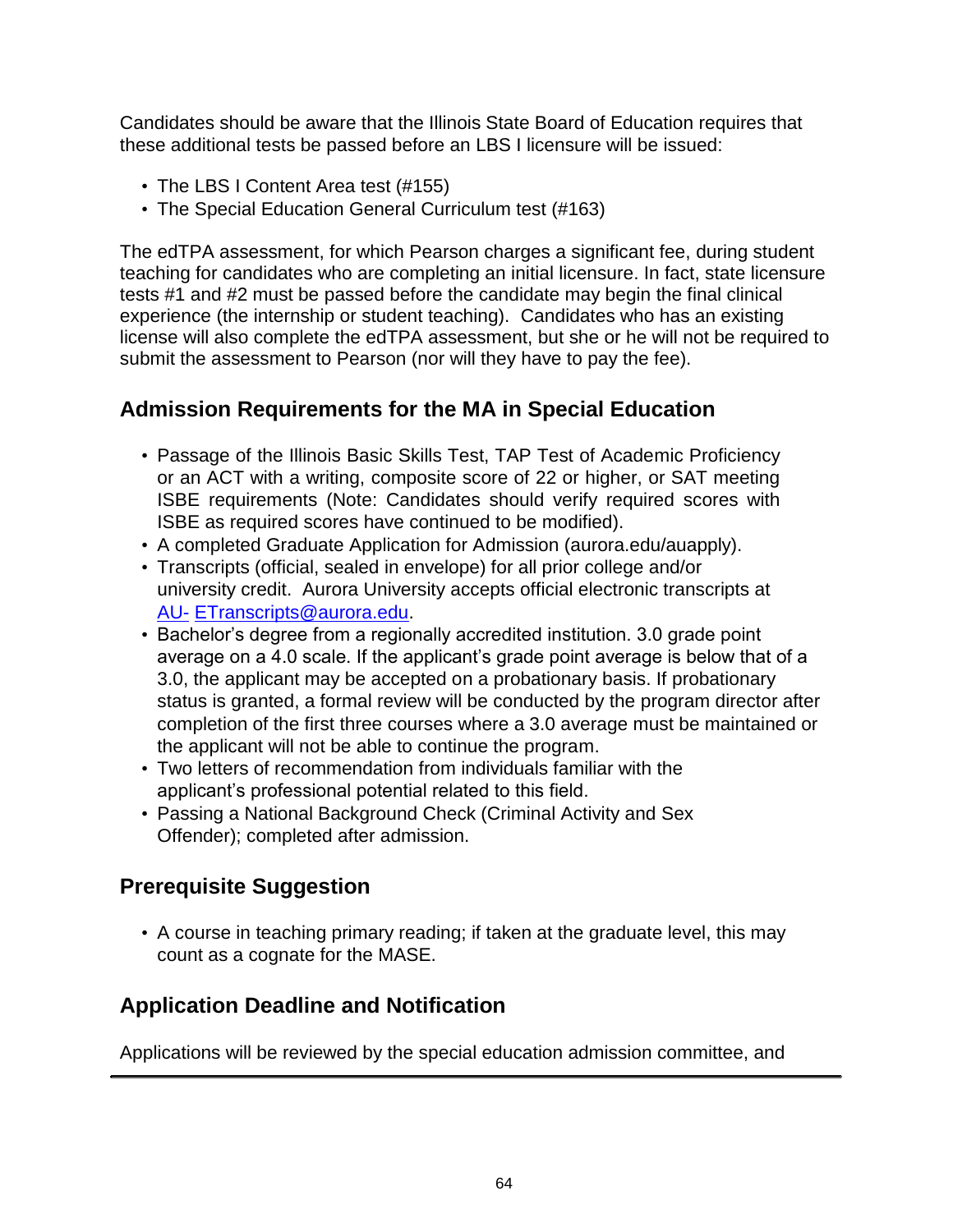Candidates should be aware that the Illinois State Board of Education requires that these additional tests be passed before an LBS I licensure will be issued:

- The LBS I Content Area test (#155)
- The Special Education General Curriculum test (#163)

The edTPA assessment, for which Pearson charges a significant fee, during student teaching for candidates who are completing an initial licensure. In fact, state licensure tests #1 and #2 must be passed before the candidate may begin the final clinical experience (the internship or student teaching). Candidates who has an existing license will also complete the edTPA assessment, but she or he will not be required to submit the assessment to Pearson (nor will they have to pay the fee).

## Admission Requirements for the MA in Special Education

- Passage of the Illinois Basic Skills Test, TAP Test of Academic Proficiency or an ACT with a writing, composite score of 22 or higher, or SAT meeting ISBE requirements (Note: Candidates should verify required scores with ISBE as required scores have continued to be modified).
- A completed Graduate Application for Admission (aurora.edu/auapply).
- Transcripts (official, sealed in envelope) for all prior college and/or university credit. Aurora University accepts official electronic transcripts at AU- ETranscripts@aurora.edu.
- Bachelor's degree from a regionally accredited institution. 3.0 grade point average on a 4.0 scale. If the applicant's grade point average is below that of a 3.0, the applicant may be accepted on a probationary basis. If probationary status is granted, a formal review will be conducted by the program director after completion of the first three courses where a 3.0 average must be maintained or the applicant will not be able to continue the program.
- Two letters of recommendation from individuals familiar with the applicant's professional potential related to this field.
- Passing a National Background Check (Criminal Activity and Sex Offender); completed after admission.

## Prerequisite Suggestion

- A course in teaching primary reading; if taken at the graduate level, this may count as a cognate for the MASE.

## Application Deadline and Notification

Applications will be reviewed by the special education admission committee, and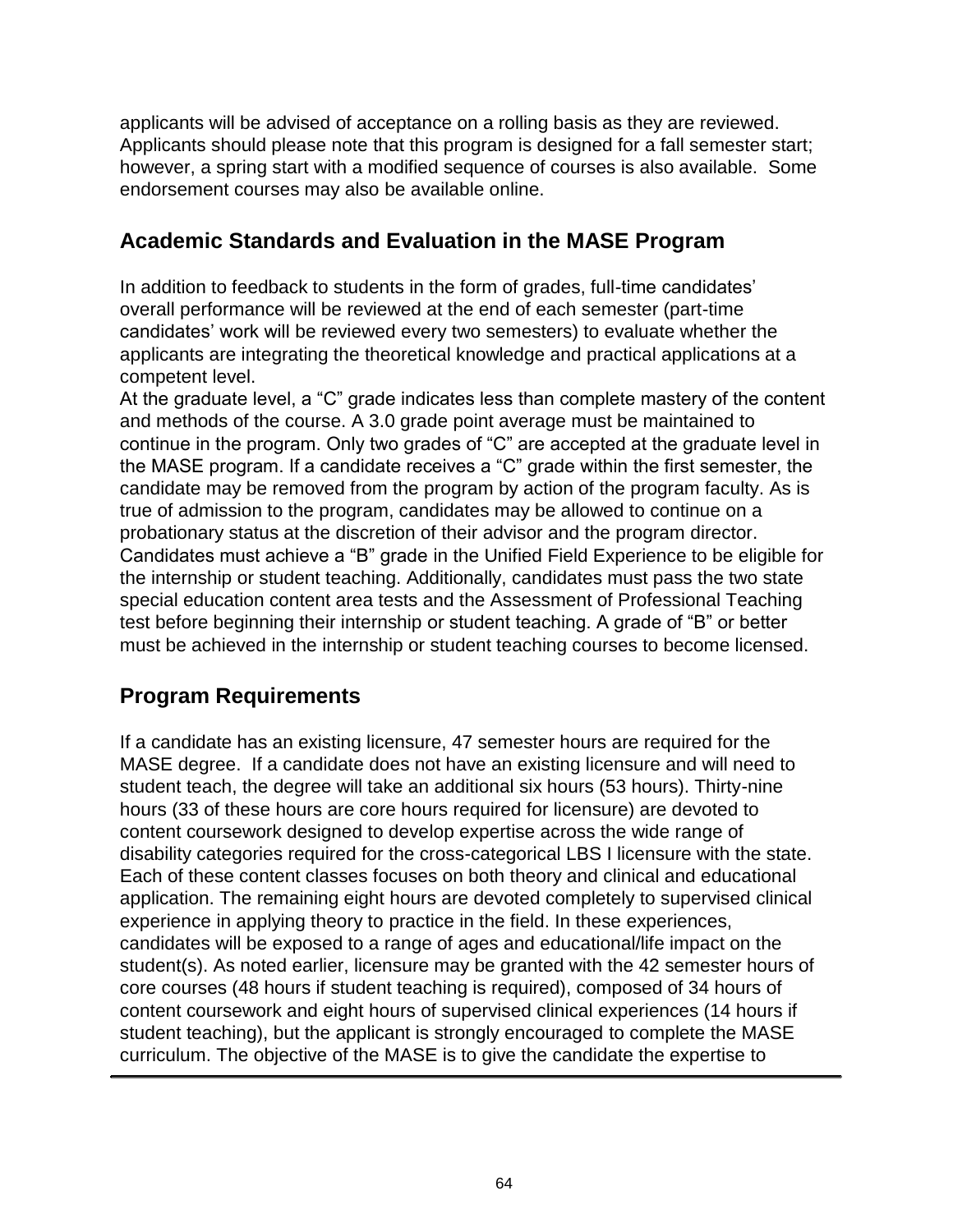applicants will be advised of acceptance on a rolling basis as they are reviewed. Applicants should please note that this program is designed for a fall semester start; however, a spring start with a modified sequence of courses is also available. Some endorsement courses may also be available online.

## Academic Standards and Evaluation in the MASE Program

In addition to feedback to students in the form of grades, full-time candidates' overall performance will be reviewed at the end of each semester (part-time candidates' work will be reviewed every two semesters) to evaluate whether the applicants are integrating the theoretical knowledge and practical applications at a competent level.

At the graduate level, a "C" grade indicates less than complete mastery of the content and methods of the course. A 3.0 grade point average must be maintained to continue in the program. Only two grades of "C" are accepted at the graduate level in the MASE program. If a candidate receives a "C" grade within the first semester, the candidate may be removed from the program by action of the program faculty. As is true of admission to the program, candidates may be allowed to continue on a probationary status at the discretion of their advisor and the program director. Candidates must achieve a "B" grade in the Unified Field Experience to be eligible for the internship or student teaching. Additionally, candidates must pass the two state special education content area tests and the Assessment of Professional Teaching test before beginning their internship or student teaching. A grade of "B" or better must be achieved in the internship or student teaching courses to become licensed.

## Program Requirements

If a candidate has an existing licensure, 47 semester hours are required for the MASE degree. If a candidate does not have an existing licensure and will need to student teach, the degree will take an additional six hours (53 hours). Thirty-nine hours (33 of these hours are core hours required for licensure) are devoted to content coursework designed to develop expertise across the wide range of disability categories required for the cross-categorical LBS I licensure with the state. Each of these content classes focuses on both theory and clinical and educational application. The remaining eight hours are devoted completely to supervised clinical experience in applying theory to practice in the field. In these experiences, candidates will be exposed to a range of ages and educational/life impact on the student(s). As noted earlier, licensure may be granted with the 42 semester hours of core courses (48 hours if student teaching is required), composed of 34 hours of content coursework and eight hours of supervised clinical experiences (14 hours if student teaching), but the applicant is strongly encouraged to complete the MASE curriculum. The objective of the MASE is to give the candidate the expertise to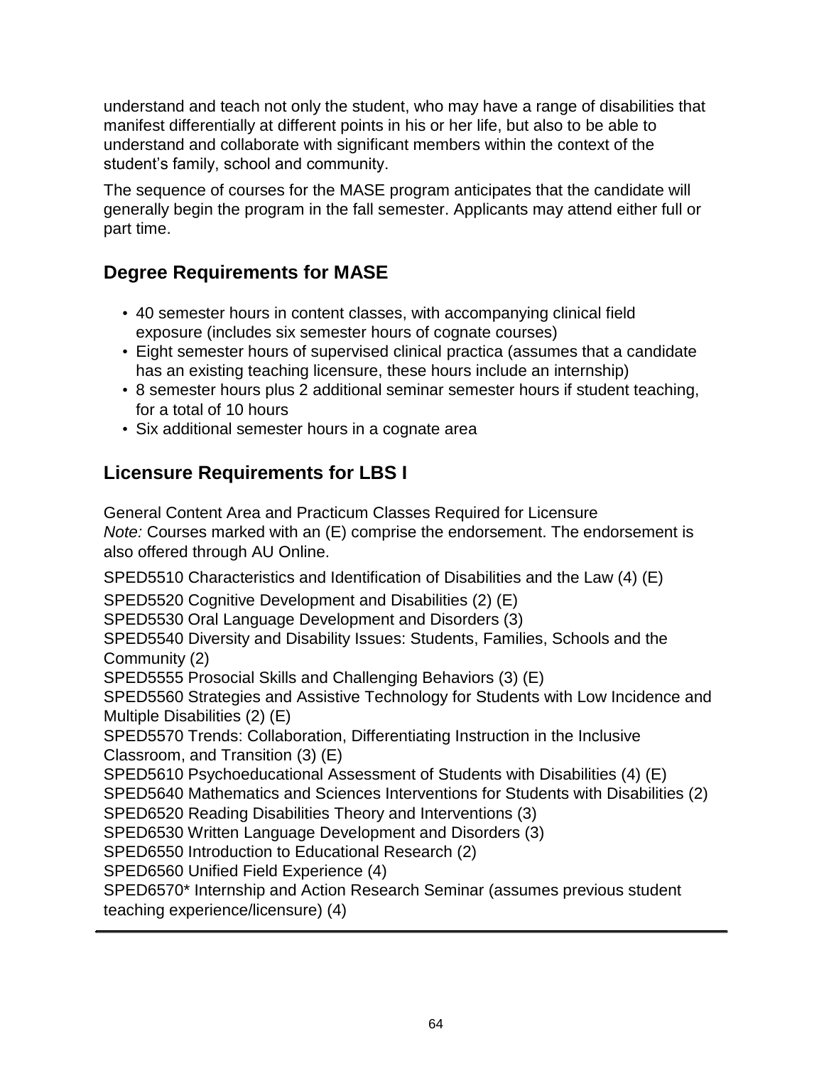understand and teach not only the student, who may have a range of disabilities that manifest differentially at different points in his or her life, but also to be able to understand and collaborate with significant members within the context of the student's family, school and community.

The sequence of courses for the MASE program anticipates that the candidate will generally begin the program in the fall semester. Applicants may attend either full or part time.

## Degree Requirements for MASE

- 40 semester hours in content classes, with accompanying clinical field exposure (includes six semester hours of cognate courses)
- Eight semester hours of supervised clinical practica (assumes that a candidate has an existing teaching licensure, these hours include an internship)
- 8 semester hours plus 2 additional seminar semester hours if student teaching, for a total of 10 hours
- Six additional semester hours in a cognate area

## Licensure Requirements for LBS I

General Content Area and Practicum Classes Required for Licensure
*Note:* Courses marked with an (E) comprise the endorsement. The endorsement is also offered through AU Online.

SPED5510 Characteristics and Identification of Disabilities and the Law (4) (E)
SPED5520 Cognitive Development and Disabilities (2) (E)
SPED5530 Oral Language Development and Disorders (3)
SPED5540 Diversity and Disability Issues: Students, Families, Schools and the Community (2)
SPED5555 Prosocial Skills and Challenging Behaviors (3) (E)
SPED5560 Strategies and Assistive Technology for Students with Low Incidence and Multiple Disabilities (2) (E)
SPED5570 Trends: Collaboration, Differentiating Instruction in the Inclusive Classroom, and Transition (3) (E)
SPED5610 Psychoeducational Assessment of Students with Disabilities (4) (E)
SPED5640 Mathematics and Sciences Interventions for Students with Disabilities (2)
SPED6520 Reading Disabilities Theory and Interventions (3)
SPED6530 Written Language Development and Disorders (3)
SPED6550 Introduction to Educational Research (2)
SPED6560 Unified Field Experience (4)
SPED6570* Internship and Action Research Seminar (assumes previous student teaching experience/licensure) (4)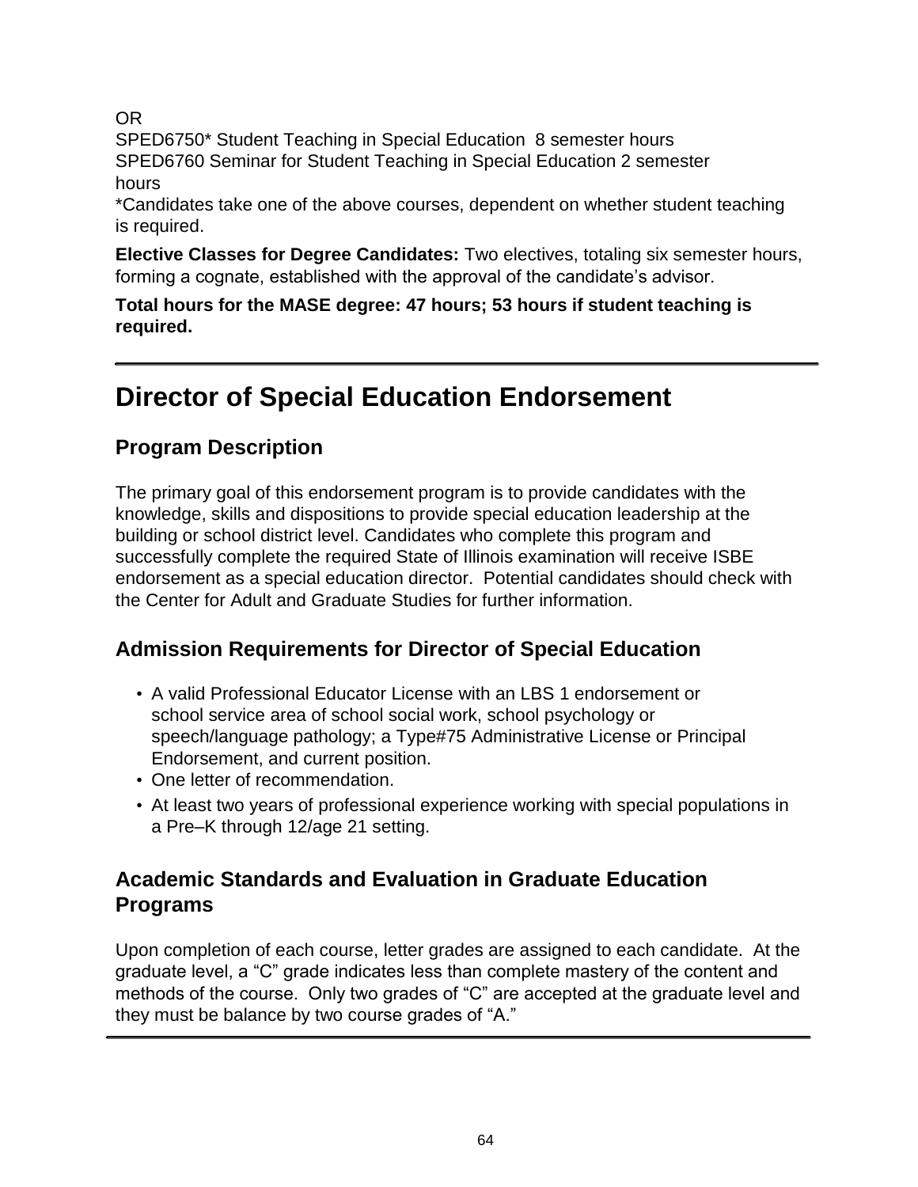OR

SPED6750* Student Teaching in Special Education 8 semester hours
SPED6760 Seminar for Student Teaching in Special Education 2 semester hours

*Candidates take one of the above courses, dependent on whether student teaching is required.

**Elective Classes for Degree Candidates:** Two electives, totaling six semester hours, forming a cognate, established with the approval of the candidate's advisor.

**Total hours for the MASE degree: 47 hours; 53 hours if student teaching is required.**

---

# Director of Special Education Endorsement

## Program Description

The primary goal of this endorsement program is to provide candidates with the knowledge, skills and dispositions to provide special education leadership at the building or school district level. Candidates who complete this program and successfully complete the required State of Illinois examination will receive ISBE endorsement as a special education director. Potential candidates should check with the Center for Adult and Graduate Studies for further information.

## Admission Requirements for Director of Special Education

- A valid Professional Educator License with an LBS 1 endorsement or school service area of school social work, school psychology or speech/language pathology; a Type#75 Administrative License or Principal Endorsement, and current position.
- One letter of recommendation.
- At least two years of professional experience working with special populations in a Pre–K through 12/age 21 setting.

## Academic Standards and Evaluation in Graduate Education Programs

Upon completion of each course, letter grades are assigned to each candidate. At the graduate level, a "C" grade indicates less than complete mastery of the content and methods of the course. Only two grades of "C" are accepted at the graduate level and they must be balance by two course grades of "A."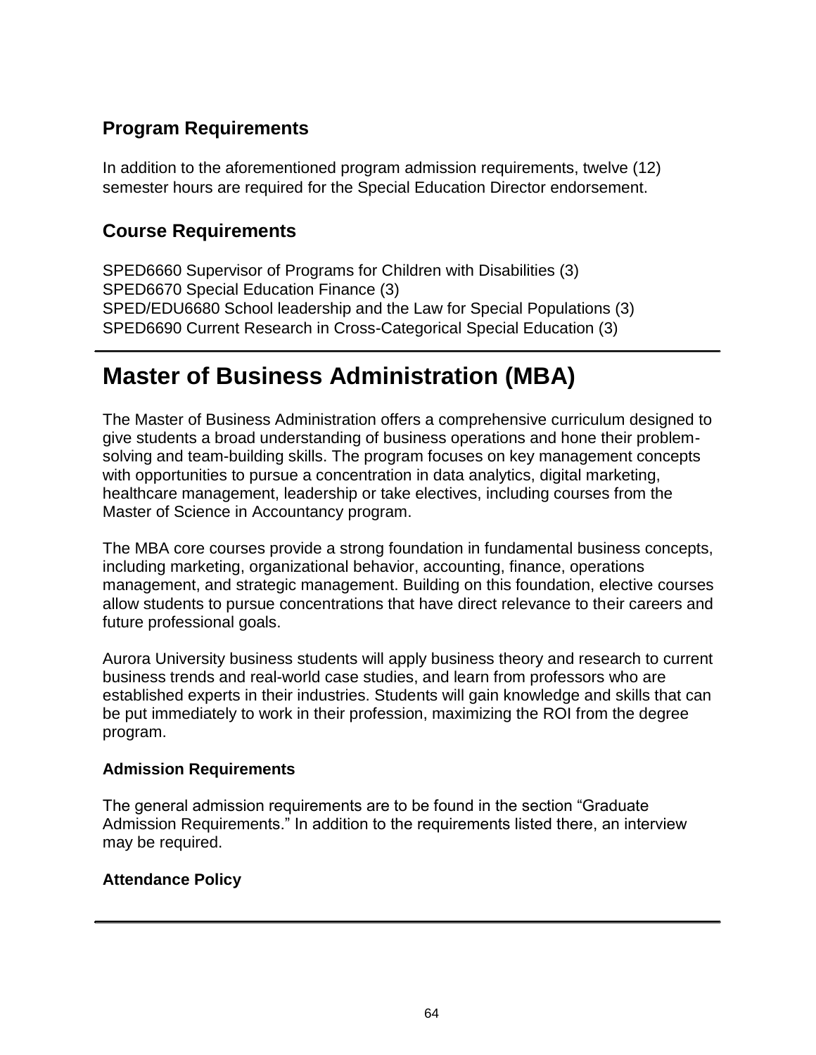### Program Requirements

In addition to the aforementioned program admission requirements, twelve (12) semester hours are required for the Special Education Director endorsement.

### Course Requirements

SPED6660 Supervisor of Programs for Children with Disabilities (3)
SPED6670 Special Education Finance (3)
SPED/EDU6680 School leadership and the Law for Special Populations (3)
SPED6690 Current Research in Cross-Categorical Special Education (3)

## Master of Business Administration (MBA)

The Master of Business Administration offers a comprehensive curriculum designed to give students a broad understanding of business operations and hone their problem-solving and team-building skills. The program focuses on key management concepts with opportunities to pursue a concentration in data analytics, digital marketing, healthcare management, leadership or take electives, including courses from the Master of Science in Accountancy program.

The MBA core courses provide a strong foundation in fundamental business concepts, including marketing, organizational behavior, accounting, finance, operations management, and strategic management. Building on this foundation, elective courses allow students to pursue concentrations that have direct relevance to their careers and future professional goals.

Aurora University business students will apply business theory and research to current business trends and real-world case studies, and learn from professors who are established experts in their industries. Students will gain knowledge and skills that can be put immediately to work in their profession, maximizing the ROI from the degree program.

#### Admission Requirements

The general admission requirements are to be found in the section "Graduate Admission Requirements." In addition to the requirements listed there, an interview may be required.

#### Attendance Policy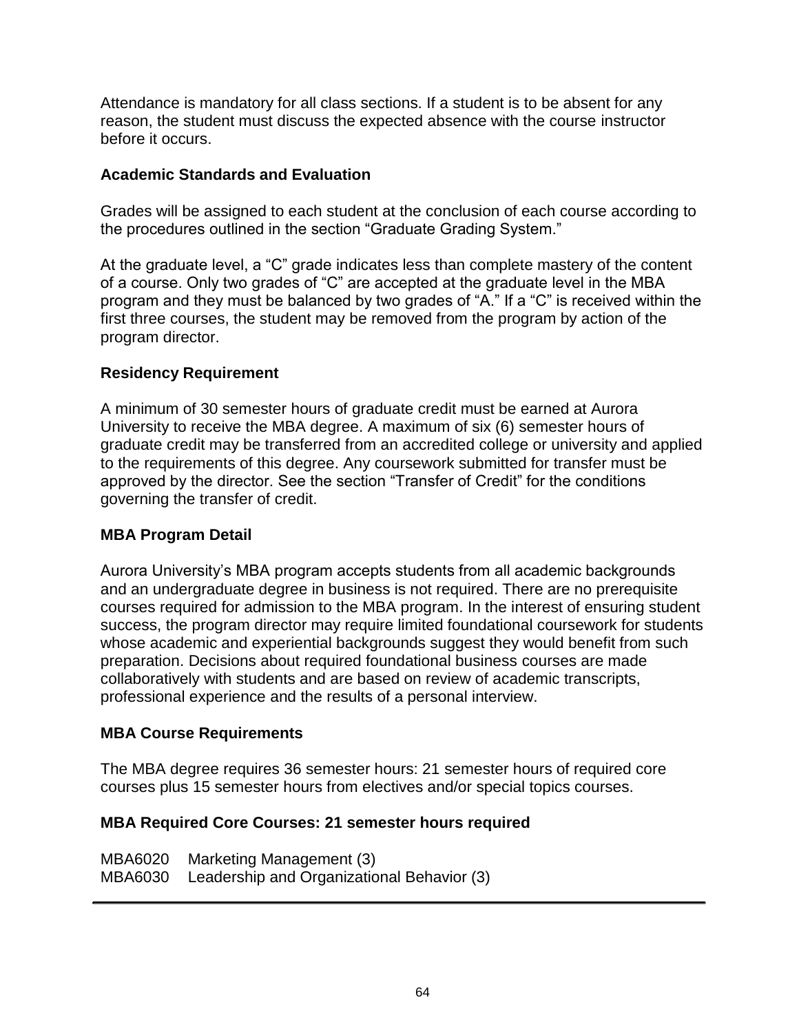Attendance is mandatory for all class sections. If a student is to be absent for any reason, the student must discuss the expected absence with the course instructor before it occurs.

### Academic Standards and Evaluation

Grades will be assigned to each student at the conclusion of each course according to the procedures outlined in the section "Graduate Grading System."

At the graduate level, a "C" grade indicates less than complete mastery of the content of a course. Only two grades of "C" are accepted at the graduate level in the MBA program and they must be balanced by two grades of "A." If a "C" is received within the first three courses, the student may be removed from the program by action of the program director.

### Residency Requirement

A minimum of 30 semester hours of graduate credit must be earned at Aurora University to receive the MBA degree. A maximum of six (6) semester hours of graduate credit may be transferred from an accredited college or university and applied to the requirements of this degree. Any coursework submitted for transfer must be approved by the director. See the section "Transfer of Credit" for the conditions governing the transfer of credit.

### MBA Program Detail

Aurora University's MBA program accepts students from all academic backgrounds and an undergraduate degree in business is not required. There are no prerequisite courses required for admission to the MBA program. In the interest of ensuring student success, the program director may require limited foundational coursework for students whose academic and experiential backgrounds suggest they would benefit from such preparation. Decisions about required foundational business courses are made collaboratively with students and are based on review of academic transcripts, professional experience and the results of a personal interview.

### MBA Course Requirements

The MBA degree requires 36 semester hours: 21 semester hours of required core courses plus 15 semester hours from electives and/or special topics courses.

### MBA Required Core Courses: 21 semester hours required

MBA6020 Marketing Management (3)
MBA6030 Leadership and Organizational Behavior (3)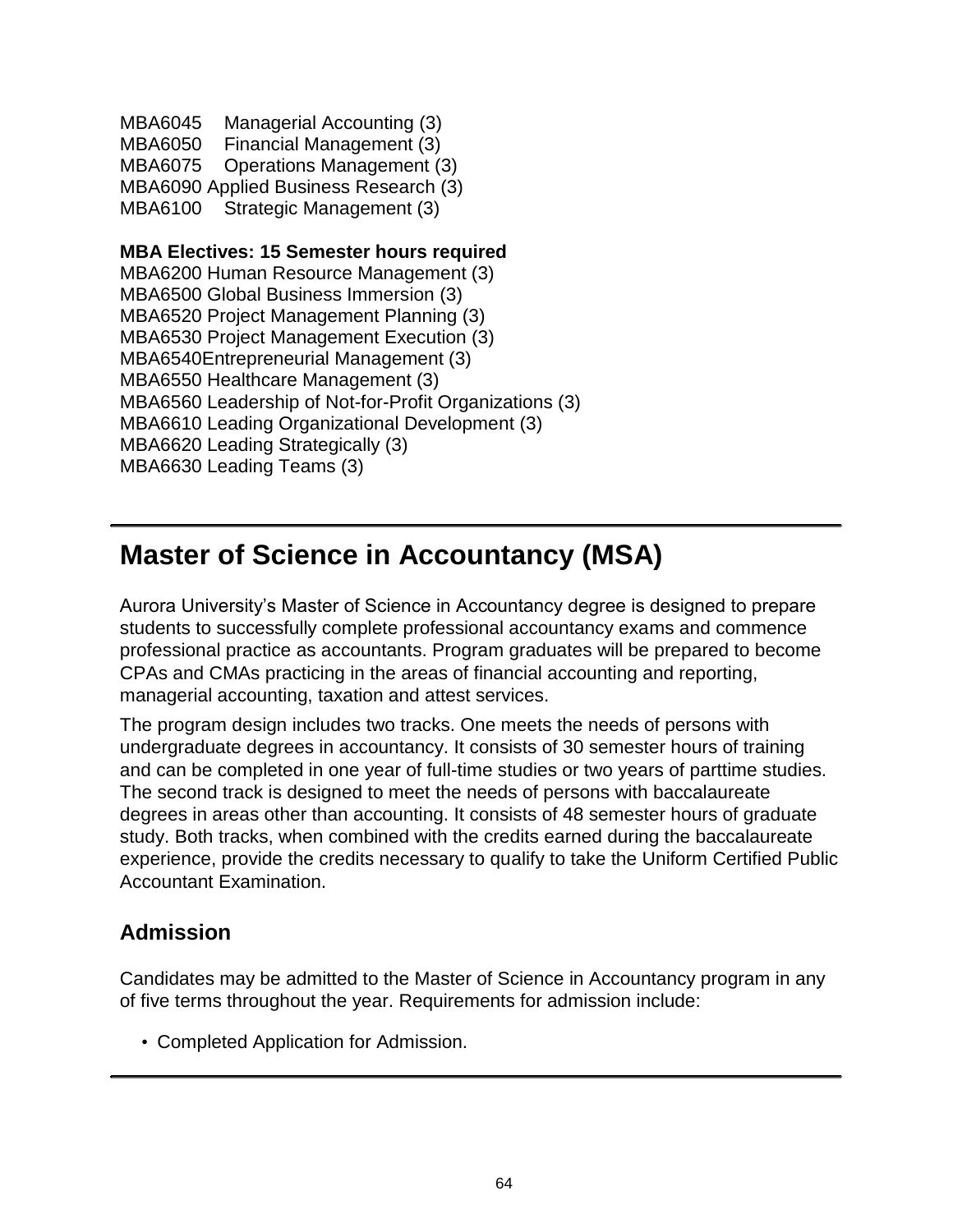MBA6045 Managerial Accounting (3)
MBA6050 Financial Management (3)
MBA6075 Operations Management (3)
MBA6090 Applied Business Research (3)
MBA6100 Strategic Management (3)

**MBA Electives: 15 Semester hours required**

MBA6200 Human Resource Management (3)
MBA6500 Global Business Immersion (3)
MBA6520 Project Management Planning (3)
MBA6530 Project Management Execution (3)
MBA6540Entrepreneurial Management (3)
MBA6550 Healthcare Management (3)
MBA6560 Leadership of Not-for-Profit Organizations (3)
MBA6610 Leading Organizational Development (3)
MBA6620 Leading Strategically (3)
MBA6630 Leading Teams (3)

# Master of Science in Accountancy (MSA)

Aurora University's Master of Science in Accountancy degree is designed to prepare students to successfully complete professional accountancy exams and commence professional practice as accountants. Program graduates will be prepared to become CPAs and CMAs practicing in the areas of financial accounting and reporting, managerial accounting, taxation and attest services.

The program design includes two tracks. One meets the needs of persons with undergraduate degrees in accountancy. It consists of 30 semester hours of training and can be completed in one year of full-time studies or two years of parttime studies. The second track is designed to meet the needs of persons with baccalaureate degrees in areas other than accounting. It consists of 48 semester hours of graduate study. Both tracks, when combined with the credits earned during the baccalaureate experience, provide the credits necessary to qualify to take the Uniform Certified Public Accountant Examination.

## Admission

Candidates may be admitted to the Master of Science in Accountancy program in any of five terms throughout the year. Requirements for admission include:

- Completed Application for Admission.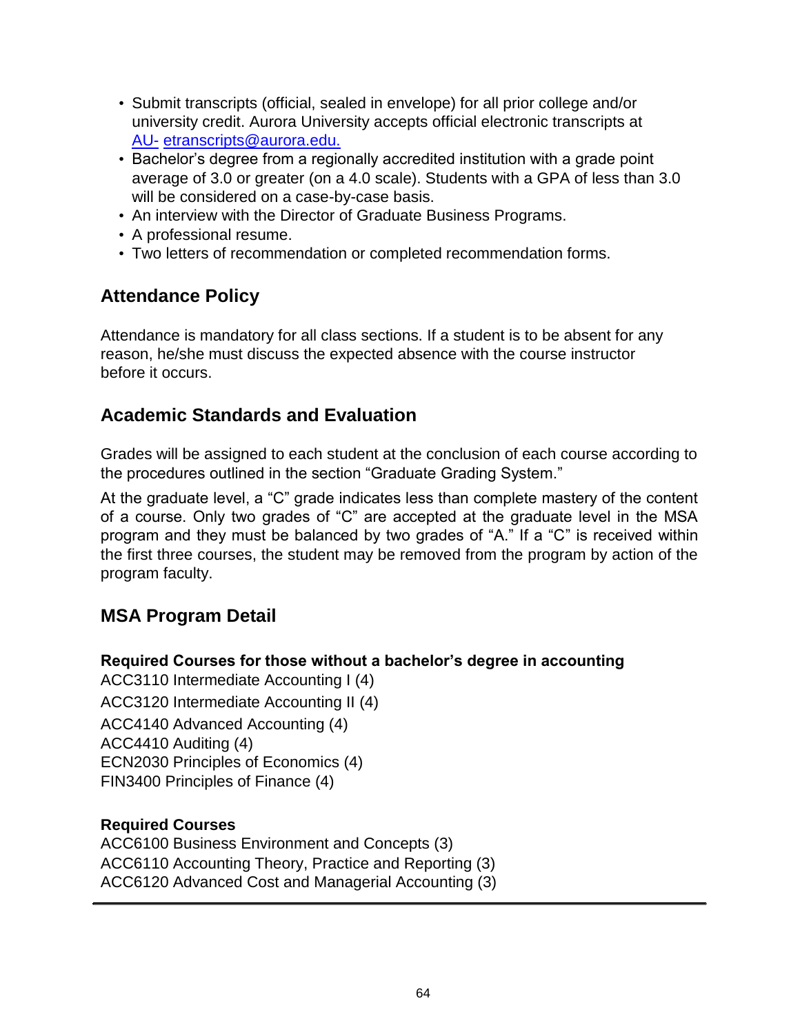- Submit transcripts (official, sealed in envelope) for all prior college and/or university credit. Aurora University accepts official electronic transcripts at AU- etranscripts@aurora.edu.
- Bachelor's degree from a regionally accredited institution with a grade point average of 3.0 or greater (on a 4.0 scale). Students with a GPA of less than 3.0 will be considered on a case-by-case basis.
- An interview with the Director of Graduate Business Programs.
- A professional resume.
- Two letters of recommendation or completed recommendation forms.

## Attendance Policy

Attendance is mandatory for all class sections. If a student is to be absent for any reason, he/she must discuss the expected absence with the course instructor before it occurs.

## Academic Standards and Evaluation

Grades will be assigned to each student at the conclusion of each course according to the procedures outlined in the section "Graduate Grading System."

At the graduate level, a "C" grade indicates less than complete mastery of the content of a course. Only two grades of "C" are accepted at the graduate level in the MSA program and they must be balanced by two grades of "A." If a "C" is received within the first three courses, the student may be removed from the program by action of the program faculty.

## MSA Program Detail

**Required Courses for those without a bachelor's degree in accounting**

ACC3110 Intermediate Accounting I (4)
ACC3120 Intermediate Accounting II (4)
ACC4140 Advanced Accounting (4)
ACC4410 Auditing (4)
ECN2030 Principles of Economics (4)
FIN3400 Principles of Finance (4)

**Required Courses**

ACC6100 Business Environment and Concepts (3)
ACC6110 Accounting Theory, Practice and Reporting (3)
ACC6120 Advanced Cost and Managerial Accounting (3)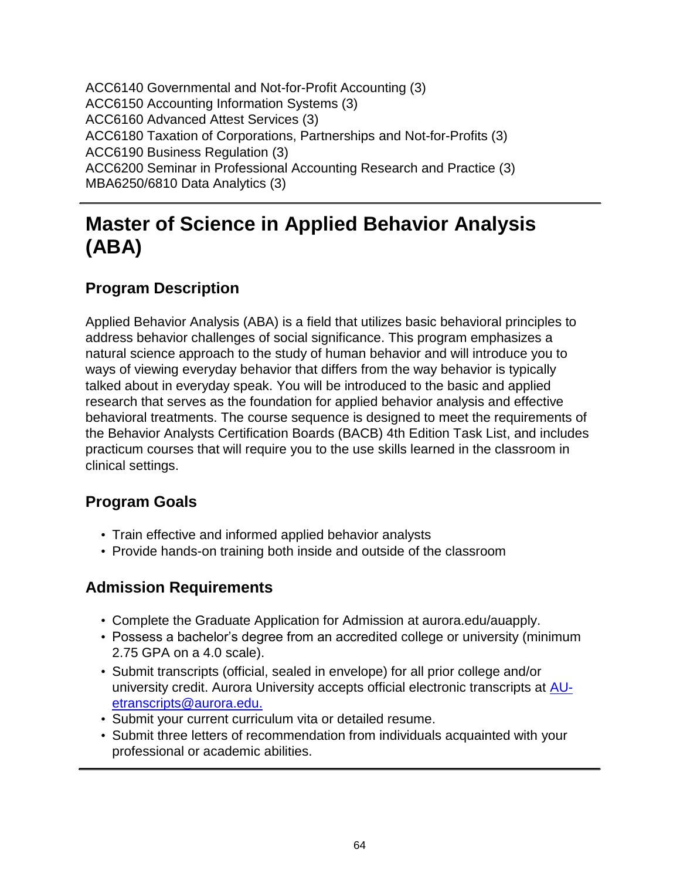ACC6140 Governmental and Not-for-Profit Accounting (3)
ACC6150 Accounting Information Systems (3)
ACC6160 Advanced Attest Services (3)
ACC6180 Taxation of Corporations, Partnerships and Not-for-Profits (3)
ACC6190 Business Regulation (3)
ACC6200 Seminar in Professional Accounting Research and Practice (3)
MBA6250/6810 Data Analytics (3)

# Master of Science in Applied Behavior Analysis (ABA)

## Program Description

Applied Behavior Analysis (ABA) is a field that utilizes basic behavioral principles to address behavior challenges of social significance. This program emphasizes a natural science approach to the study of human behavior and will introduce you to ways of viewing everyday behavior that differs from the way behavior is typically talked about in everyday speak. You will be introduced to the basic and applied research that serves as the foundation for applied behavior analysis and effective behavioral treatments. The course sequence is designed to meet the requirements of the Behavior Analysts Certification Boards (BACB) 4th Edition Task List, and includes practicum courses that will require you to the use skills learned in the classroom in clinical settings.

## Program Goals

- Train effective and informed applied behavior analysts
- Provide hands-on training both inside and outside of the classroom

## Admission Requirements

- Complete the Graduate Application for Admission at aurora.edu/auapply.
- Possess a bachelor's degree from an accredited college or university (minimum 2.75 GPA on a 4.0 scale).
- Submit transcripts (official, sealed in envelope) for all prior college and/or university credit. Aurora University accepts official electronic transcripts at AU-etranscripts@aurora.edu.
- Submit your current curriculum vita or detailed resume.
- Submit three letters of recommendation from individuals acquainted with your professional or academic abilities.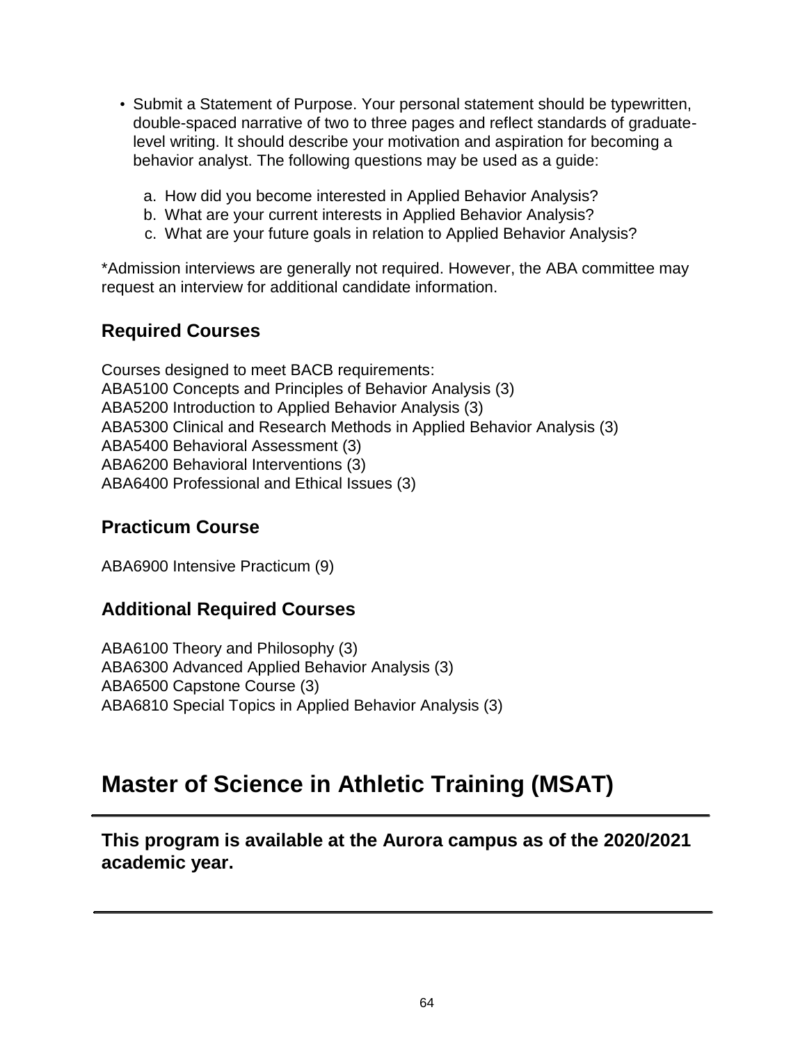- Submit a Statement of Purpose. Your personal statement should be typewritten, double-spaced narrative of two to three pages and reflect standards of graduate-level writing. It should describe your motivation and aspiration for becoming a behavior analyst. The following questions may be used as a guide:

    a. How did you become interested in Applied Behavior Analysis?
    b. What are your current interests in Applied Behavior Analysis?
    c. What are your future goals in relation to Applied Behavior Analysis?

*Admission interviews are generally not required. However, the ABA committee may request an interview for additional candidate information.

## Required Courses

Courses designed to meet BACB requirements:
ABA5100 Concepts and Principles of Behavior Analysis (3)
ABA5200 Introduction to Applied Behavior Analysis (3)
ABA5300 Clinical and Research Methods in Applied Behavior Analysis (3)
ABA5400 Behavioral Assessment (3)
ABA6200 Behavioral Interventions (3)
ABA6400 Professional and Ethical Issues (3)

## Practicum Course

ABA6900 Intensive Practicum (9)

## Additional Required Courses

ABA6100 Theory and Philosophy (3)
ABA6300 Advanced Applied Behavior Analysis (3)
ABA6500 Capstone Course (3)
ABA6810 Special Topics in Applied Behavior Analysis (3)

# Master of Science in Athletic Training (MSAT)

---

**This program is available at the Aurora campus as of the 2020/2021 academic year.**

---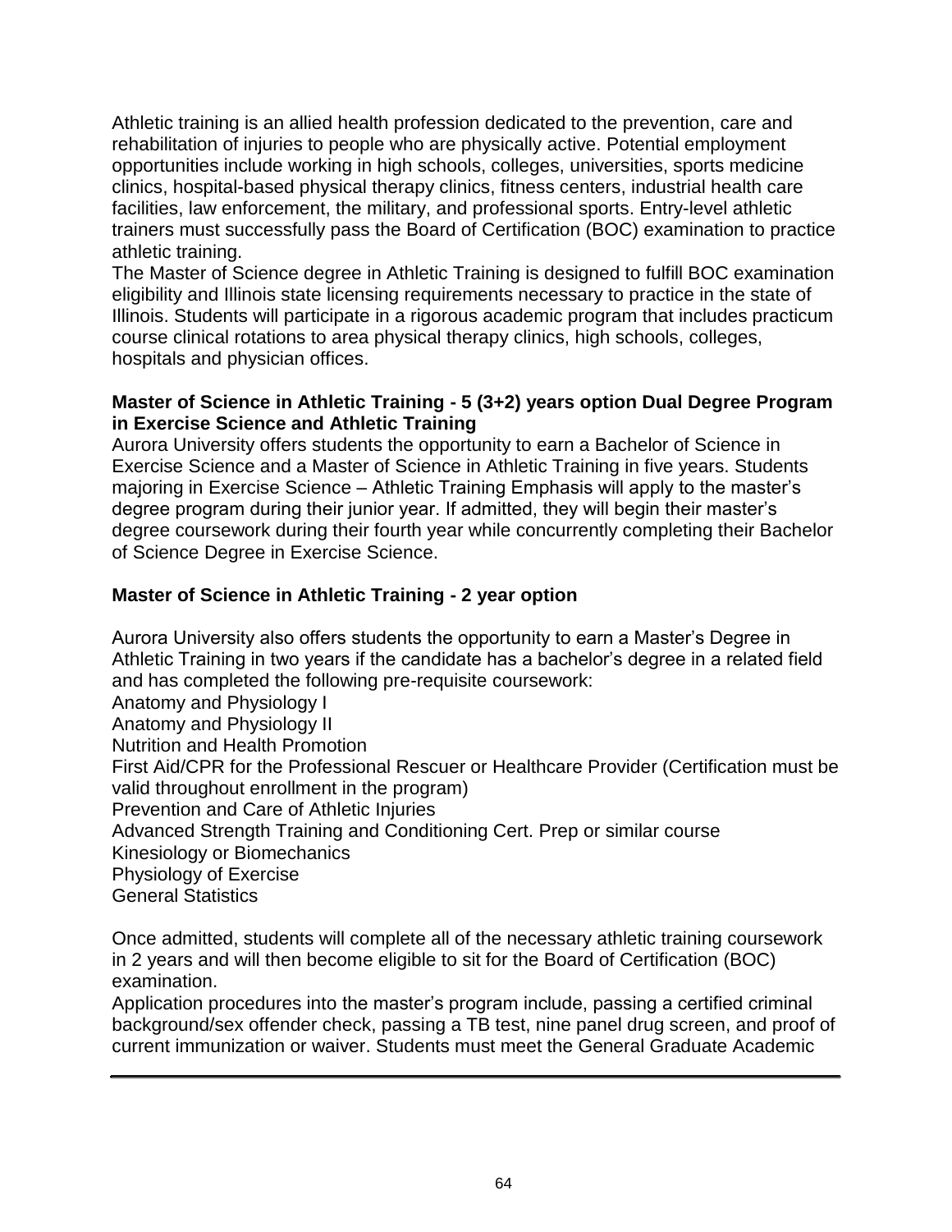Athletic training is an allied health profession dedicated to the prevention, care and rehabilitation of injuries to people who are physically active. Potential employment opportunities include working in high schools, colleges, universities, sports medicine clinics, hospital-based physical therapy clinics, fitness centers, industrial health care facilities, law enforcement, the military, and professional sports. Entry-level athletic trainers must successfully pass the Board of Certification (BOC) examination to practice athletic training.

The Master of Science degree in Athletic Training is designed to fulfill BOC examination eligibility and Illinois state licensing requirements necessary to practice in the state of Illinois. Students will participate in a rigorous academic program that includes practicum course clinical rotations to area physical therapy clinics, high schools, colleges, hospitals and physician offices.

**Master of Science in Athletic Training - 5 (3+2) years option Dual Degree Program in Exercise Science and Athletic Training**

Aurora University offers students the opportunity to earn a Bachelor of Science in Exercise Science and a Master of Science in Athletic Training in five years. Students majoring in Exercise Science – Athletic Training Emphasis will apply to the master's degree program during their junior year. If admitted, they will begin their master's degree coursework during their fourth year while concurrently completing their Bachelor of Science Degree in Exercise Science.

**Master of Science in Athletic Training - 2 year option**

Aurora University also offers students the opportunity to earn a Master's Degree in Athletic Training in two years if the candidate has a bachelor's degree in a related field and has completed the following pre-requisite coursework:

Anatomy and Physiology I
Anatomy and Physiology II
Nutrition and Health Promotion
First Aid/CPR for the Professional Rescuer or Healthcare Provider (Certification must be valid throughout enrollment in the program)
Prevention and Care of Athletic Injuries
Advanced Strength Training and Conditioning Cert. Prep or similar course
Kinesiology or Biomechanics
Physiology of Exercise
General Statistics

Once admitted, students will complete all of the necessary athletic training coursework in 2 years and will then become eligible to sit for the Board of Certification (BOC) examination.

Application procedures into the master's program include, passing a certified criminal background/sex offender check, passing a TB test, nine panel drug screen, and proof of current immunization or waiver. Students must meet the General Graduate Academic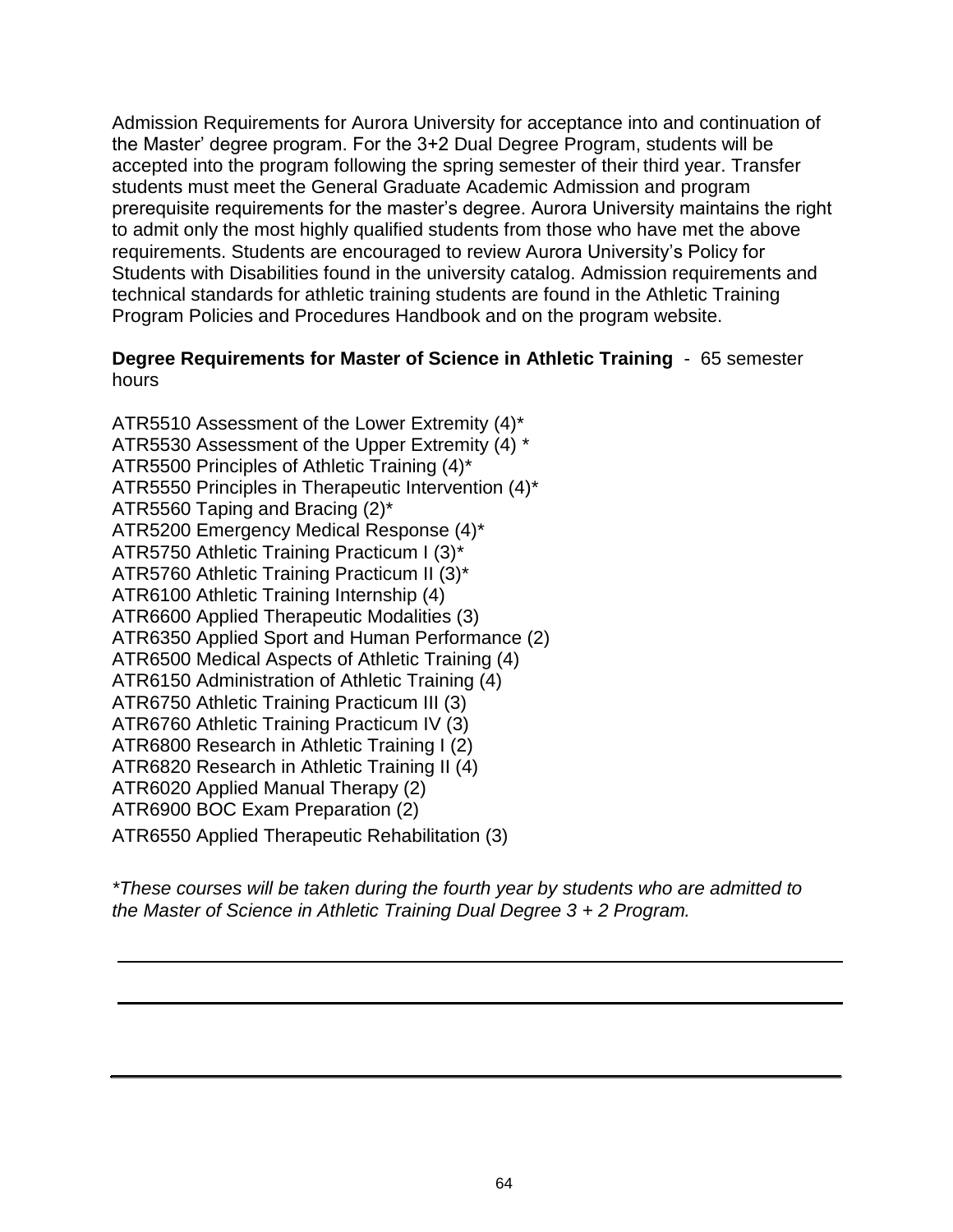Admission Requirements for Aurora University for acceptance into and continuation of the Master' degree program. For the 3+2 Dual Degree Program, students will be accepted into the program following the spring semester of their third year. Transfer students must meet the General Graduate Academic Admission and program prerequisite requirements for the master's degree. Aurora University maintains the right to admit only the most highly qualified students from those who have met the above requirements. Students are encouraged to review Aurora University's Policy for Students with Disabilities found in the university catalog. Admission requirements and technical standards for athletic training students are found in the Athletic Training Program Policies and Procedures Handbook and on the program website.

**Degree Requirements for Master of Science in Athletic Training** - 65 semester hours

ATR5510 Assessment of the Lower Extremity (4)*
ATR5530 Assessment of the Upper Extremity (4) *
ATR5500 Principles of Athletic Training (4)*
ATR5550 Principles in Therapeutic Intervention (4)*
ATR5560 Taping and Bracing (2)*
ATR5200 Emergency Medical Response (4)*
ATR5750 Athletic Training Practicum I (3)*
ATR5760 Athletic Training Practicum II (3)*
ATR6100 Athletic Training Internship (4)
ATR6600 Applied Therapeutic Modalities (3)
ATR6350 Applied Sport and Human Performance (2)
ATR6500 Medical Aspects of Athletic Training (4)
ATR6150 Administration of Athletic Training (4)
ATR6750 Athletic Training Practicum III (3)
ATR6760 Athletic Training Practicum IV (3)
ATR6800 Research in Athletic Training I (2)
ATR6820 Research in Athletic Training II (4)
ATR6020 Applied Manual Therapy (2)
ATR6900 BOC Exam Preparation (2)
ATR6550 Applied Therapeutic Rehabilitation (3)

*\*These courses will be taken during the fourth year by students who are admitted to the Master of Science in Athletic Training Dual Degree 3 + 2 Program.*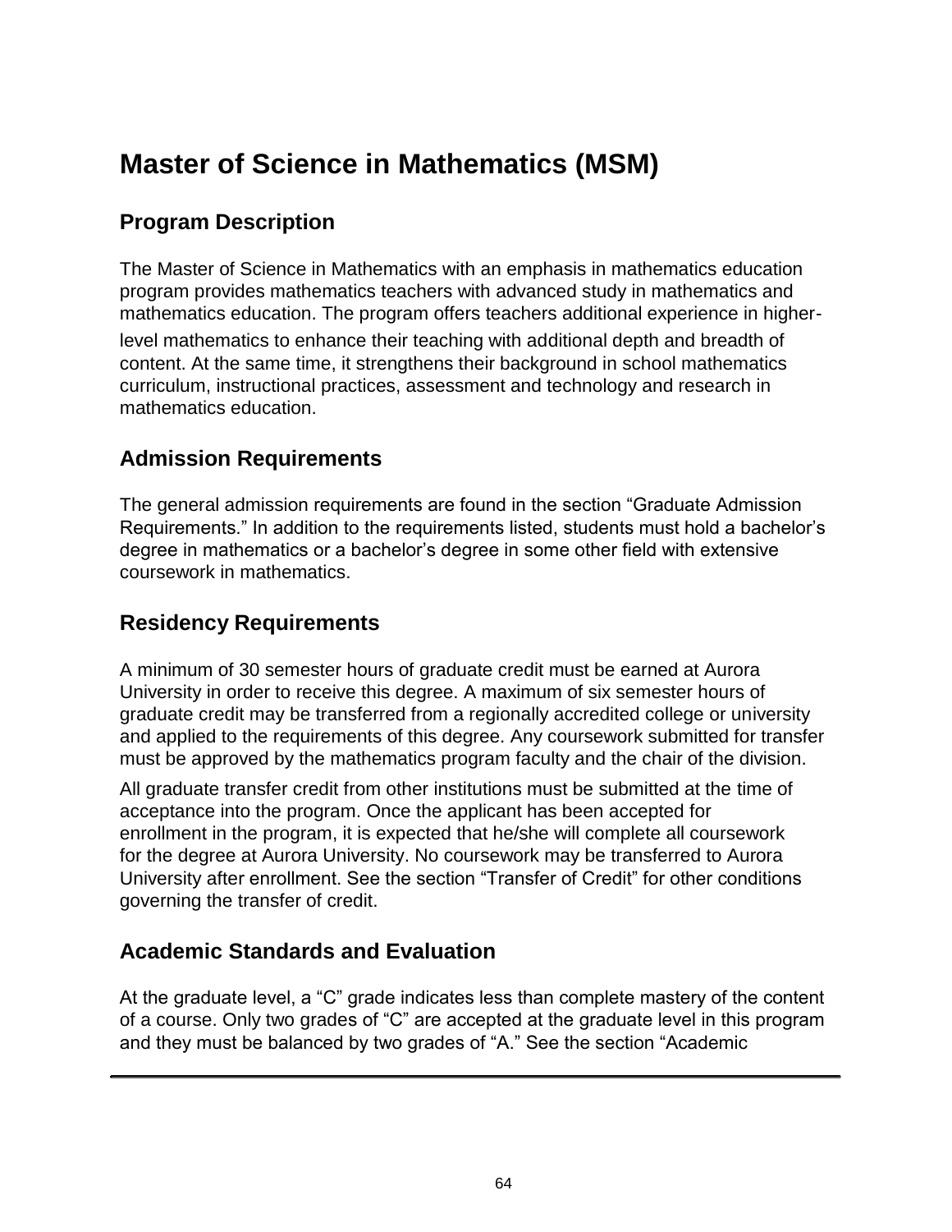# Master of Science in Mathematics (MSM)

## Program Description

The Master of Science in Mathematics with an emphasis in mathematics education program provides mathematics teachers with advanced study in mathematics and mathematics education. The program offers teachers additional experience in higher-level mathematics to enhance their teaching with additional depth and breadth of content. At the same time, it strengthens their background in school mathematics curriculum, instructional practices, assessment and technology and research in mathematics education.

## Admission Requirements

The general admission requirements are found in the section "Graduate Admission Requirements." In addition to the requirements listed, students must hold a bachelor's degree in mathematics or a bachelor's degree in some other field with extensive coursework in mathematics.

## Residency Requirements

A minimum of 30 semester hours of graduate credit must be earned at Aurora University in order to receive this degree. A maximum of six semester hours of graduate credit may be transferred from a regionally accredited college or university and applied to the requirements of this degree. Any coursework submitted for transfer must be approved by the mathematics program faculty and the chair of the division.

All graduate transfer credit from other institutions must be submitted at the time of acceptance into the program. Once the applicant has been accepted for enrollment in the program, it is expected that he/she will complete all coursework for the degree at Aurora University. No coursework may be transferred to Aurora University after enrollment. See the section "Transfer of Credit" for other conditions governing the transfer of credit.

## Academic Standards and Evaluation

At the graduate level, a "C" grade indicates less than complete mastery of the content of a course. Only two grades of "C" are accepted at the graduate level in this program and they must be balanced by two grades of "A." See the section "Academic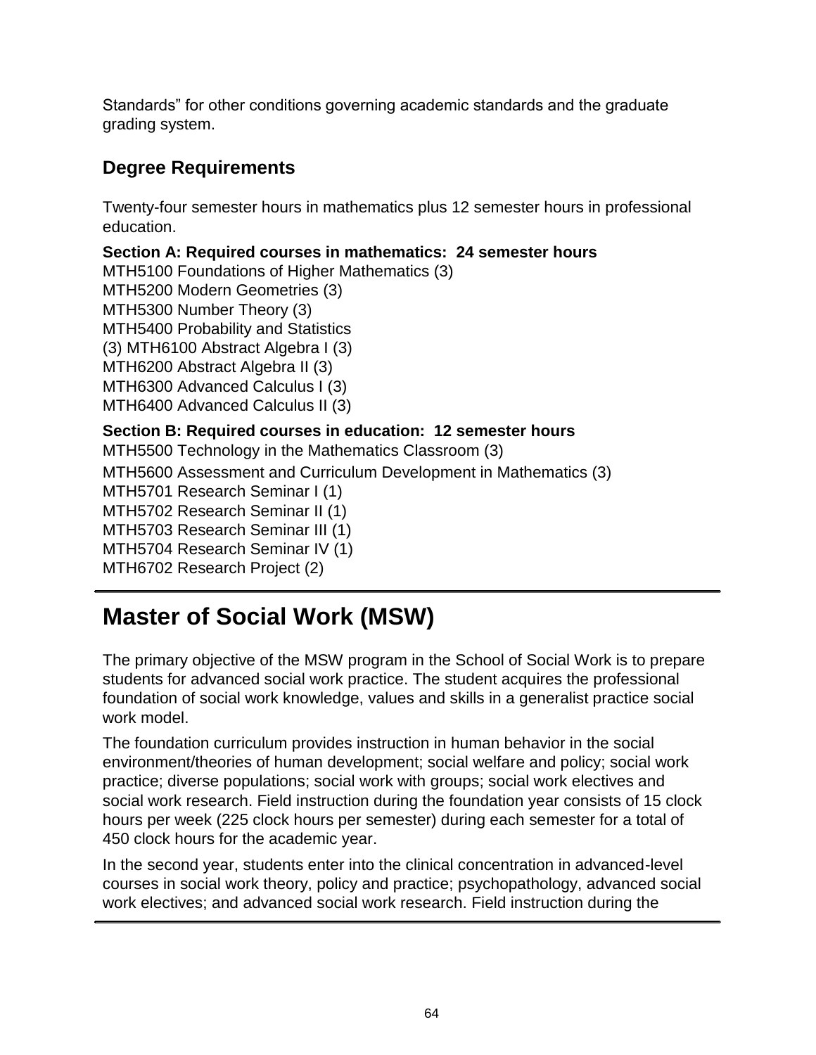Standards" for other conditions governing academic standards and the graduate grading system.

### Degree Requirements

Twenty-four semester hours in mathematics plus 12 semester hours in professional education.

**Section A: Required courses in mathematics: 24 semester hours**
MTH5100 Foundations of Higher Mathematics (3)
MTH5200 Modern Geometries (3)
MTH5300 Number Theory (3)
MTH5400 Probability and Statistics
(3) MTH6100 Abstract Algebra I (3)
MTH6200 Abstract Algebra II (3)
MTH6300 Advanced Calculus I (3)
MTH6400 Advanced Calculus II (3)

**Section B: Required courses in education: 12 semester hours**
MTH5500 Technology in the Mathematics Classroom (3)
MTH5600 Assessment and Curriculum Development in Mathematics (3)
MTH5701 Research Seminar I (1)
MTH5702 Research Seminar II (1)
MTH5703 Research Seminar III (1)
MTH5704 Research Seminar IV (1)
MTH6702 Research Project (2)

## Master of Social Work (MSW)

The primary objective of the MSW program in the School of Social Work is to prepare students for advanced social work practice. The student acquires the professional foundation of social work knowledge, values and skills in a generalist practice social work model.

The foundation curriculum provides instruction in human behavior in the social environment/theories of human development; social welfare and policy; social work practice; diverse populations; social work with groups; social work electives and social work research. Field instruction during the foundation year consists of 15 clock hours per week (225 clock hours per semester) during each semester for a total of 450 clock hours for the academic year.

In the second year, students enter into the clinical concentration in advanced-level courses in social work theory, policy and practice; psychopathology, advanced social work electives; and advanced social work research. Field instruction during the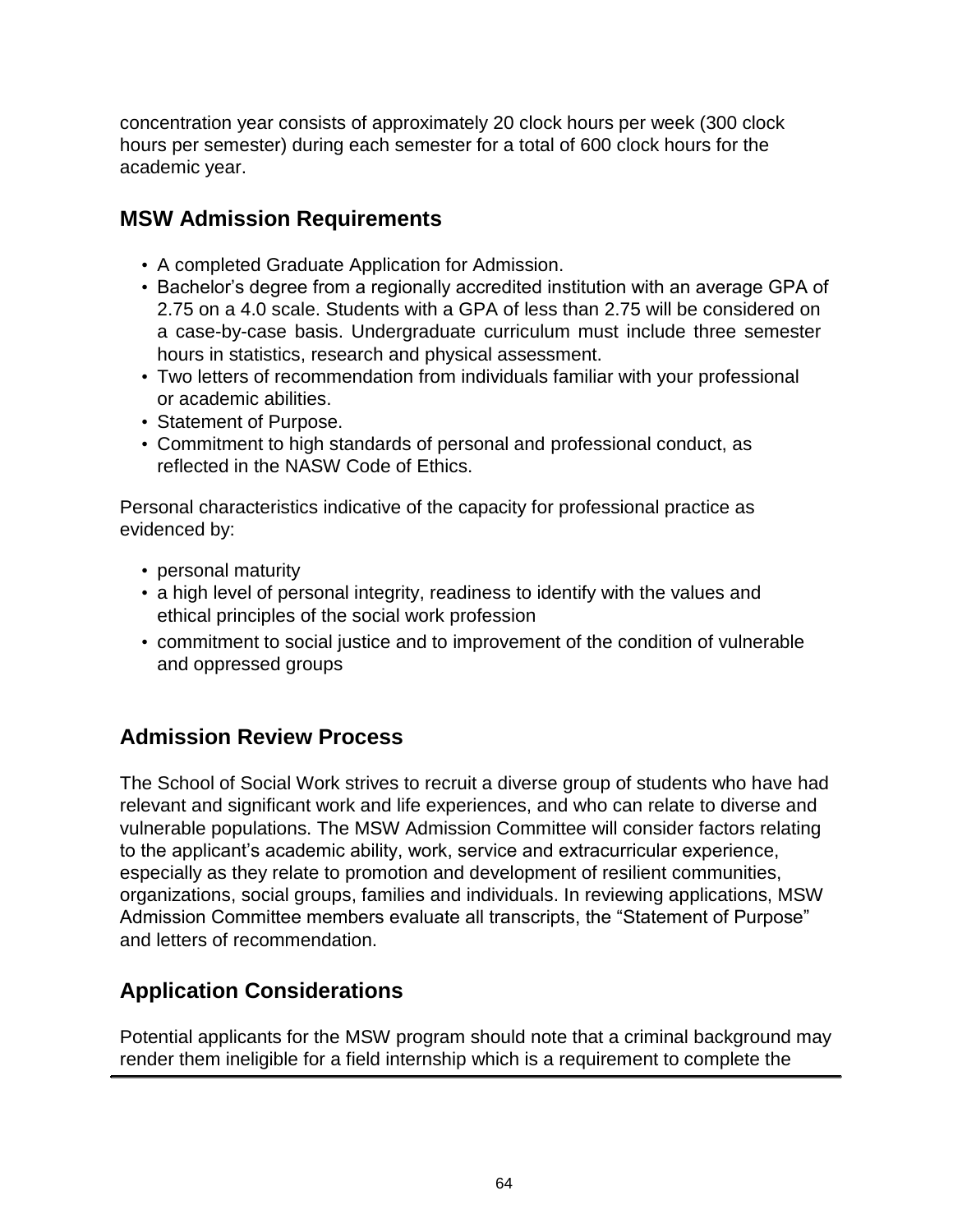concentration year consists of approximately 20 clock hours per week (300 clock hours per semester) during each semester for a total of 600 clock hours for the academic year.

## MSW Admission Requirements

- A completed Graduate Application for Admission.
- Bachelor's degree from a regionally accredited institution with an average GPA of 2.75 on a 4.0 scale. Students with a GPA of less than 2.75 will be considered on a case-by-case basis. Undergraduate curriculum must include three semester hours in statistics, research and physical assessment.
- Two letters of recommendation from individuals familiar with your professional or academic abilities.
- Statement of Purpose.
- Commitment to high standards of personal and professional conduct, as reflected in the NASW Code of Ethics.

Personal characteristics indicative of the capacity for professional practice as evidenced by:

- personal maturity
- a high level of personal integrity, readiness to identify with the values and ethical principles of the social work profession
- commitment to social justice and to improvement of the condition of vulnerable and oppressed groups

## Admission Review Process

The School of Social Work strives to recruit a diverse group of students who have had relevant and significant work and life experiences, and who can relate to diverse and vulnerable populations. The MSW Admission Committee will consider factors relating to the applicant's academic ability, work, service and extracurricular experience, especially as they relate to promotion and development of resilient communities, organizations, social groups, families and individuals. In reviewing applications, MSW Admission Committee members evaluate all transcripts, the "Statement of Purpose" and letters of recommendation.

## Application Considerations

Potential applicants for the MSW program should note that a criminal background may render them ineligible for a field internship which is a requirement to complete the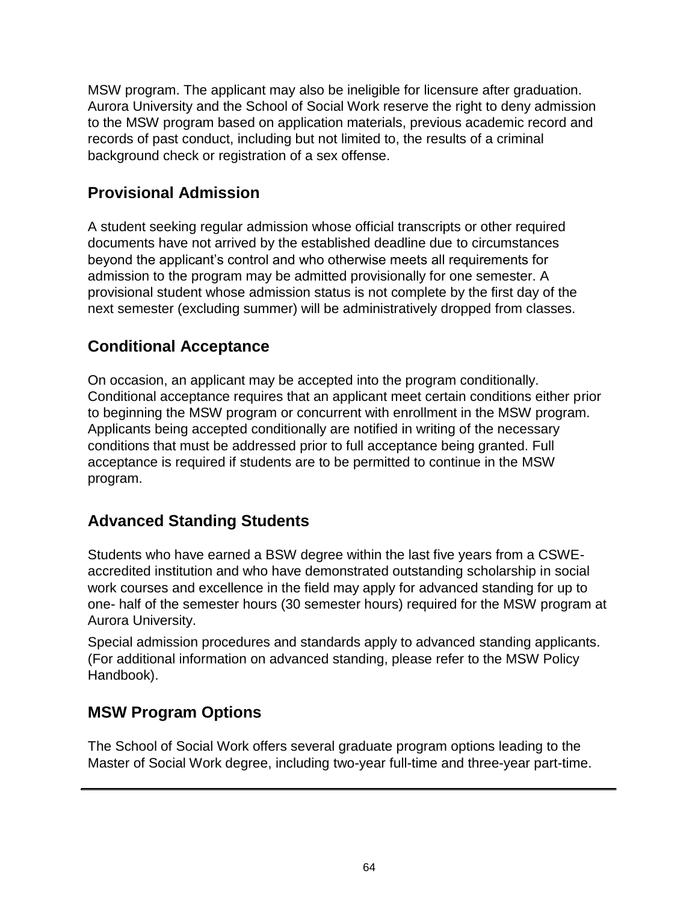MSW program. The applicant may also be ineligible for licensure after graduation. Aurora University and the School of Social Work reserve the right to deny admission to the MSW program based on application materials, previous academic record and records of past conduct, including but not limited to, the results of a criminal background check or registration of a sex offense.

## Provisional Admission

A student seeking regular admission whose official transcripts or other required documents have not arrived by the established deadline due to circumstances beyond the applicant's control and who otherwise meets all requirements for admission to the program may be admitted provisionally for one semester. A provisional student whose admission status is not complete by the first day of the next semester (excluding summer) will be administratively dropped from classes.

## Conditional Acceptance

On occasion, an applicant may be accepted into the program conditionally. Conditional acceptance requires that an applicant meet certain conditions either prior to beginning the MSW program or concurrent with enrollment in the MSW program. Applicants being accepted conditionally are notified in writing of the necessary conditions that must be addressed prior to full acceptance being granted. Full acceptance is required if students are to be permitted to continue in the MSW program.

## Advanced Standing Students

Students who have earned a BSW degree within the last five years from a CSWE-accredited institution and who have demonstrated outstanding scholarship in social work courses and excellence in the field may apply for advanced standing for up to one- half of the semester hours (30 semester hours) required for the MSW program at Aurora University.

Special admission procedures and standards apply to advanced standing applicants. (For additional information on advanced standing, please refer to the MSW Policy Handbook).

## MSW Program Options

The School of Social Work offers several graduate program options leading to the Master of Social Work degree, including two-year full-time and three-year part-time.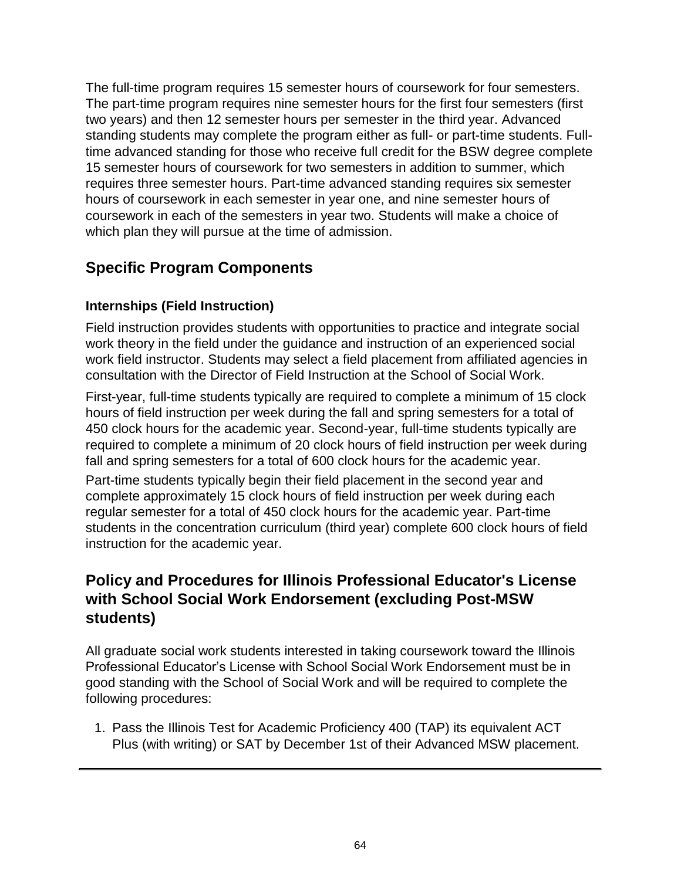The full-time program requires 15 semester hours of coursework for four semesters. The part-time program requires nine semester hours for the first four semesters (first two years) and then 12 semester hours per semester in the third year. Advanced standing students may complete the program either as full- or part-time students. Full-time advanced standing for those who receive full credit for the BSW degree complete 15 semester hours of coursework for two semesters in addition to summer, which requires three semester hours. Part-time advanced standing requires six semester hours of coursework in each semester in year one, and nine semester hours of coursework in each of the semesters in year two. Students will make a choice of which plan they will pursue at the time of admission.

## Specific Program Components

### Internships (Field Instruction)

Field instruction provides students with opportunities to practice and integrate social work theory in the field under the guidance and instruction of an experienced social work field instructor. Students may select a field placement from affiliated agencies in consultation with the Director of Field Instruction at the School of Social Work.

First-year, full-time students typically are required to complete a minimum of 15 clock hours of field instruction per week during the fall and spring semesters for a total of 450 clock hours for the academic year. Second-year, full-time students typically are required to complete a minimum of 20 clock hours of field instruction per week during fall and spring semesters for a total of 600 clock hours for the academic year.

Part-time students typically begin their field placement in the second year and complete approximately 15 clock hours of field instruction per week during each regular semester for a total of 450 clock hours for the academic year. Part-time students in the concentration curriculum (third year) complete 600 clock hours of field instruction for the academic year.

## Policy and Procedures for Illinois Professional Educator's License with School Social Work Endorsement (excluding Post-MSW students)

All graduate social work students interested in taking coursework toward the Illinois Professional Educator's License with School Social Work Endorsement must be in good standing with the School of Social Work and will be required to complete the following procedures:

1. Pass the Illinois Test for Academic Proficiency 400 (TAP) its equivalent ACT Plus (with writing) or SAT by December 1st of their Advanced MSW placement.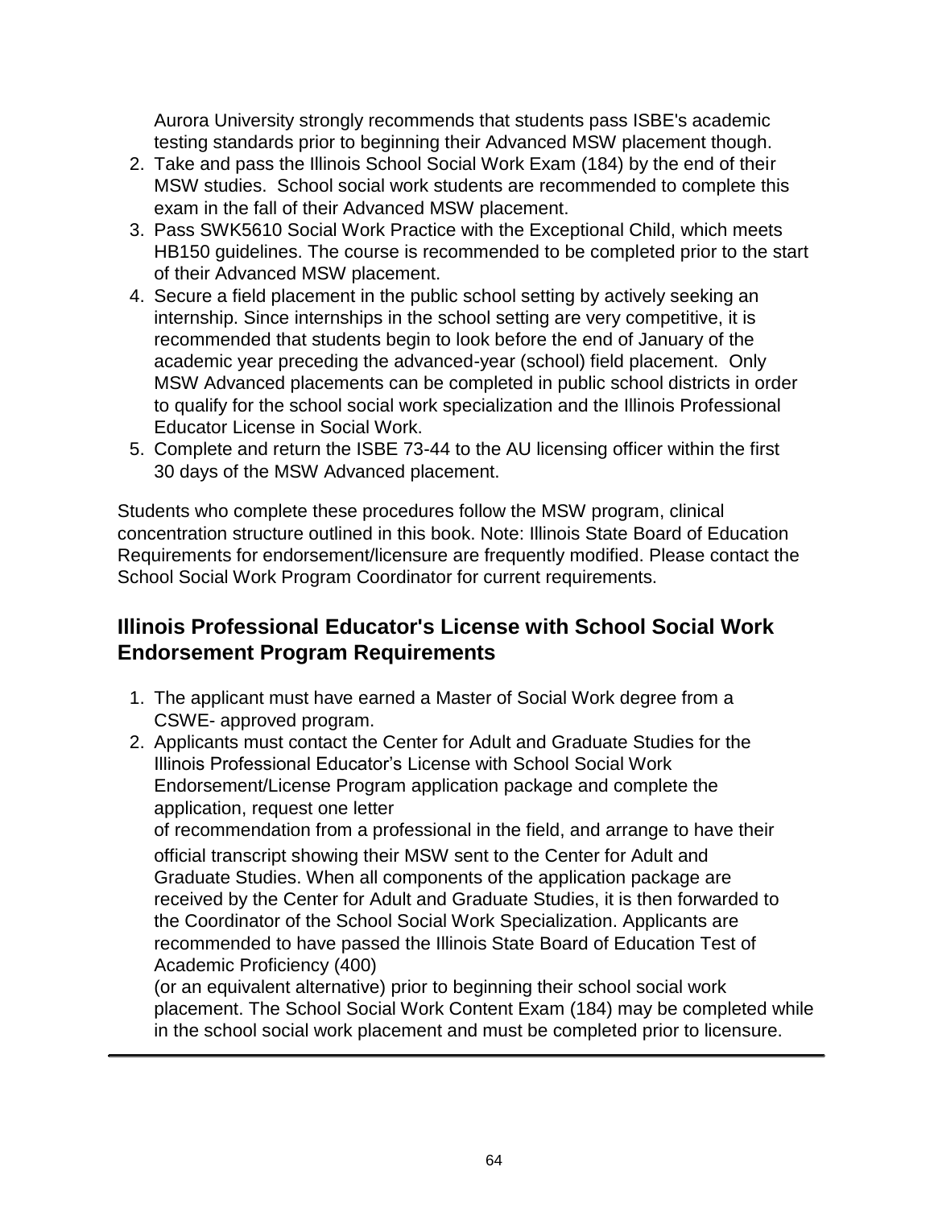Aurora University strongly recommends that students pass ISBE's academic testing standards prior to beginning their Advanced MSW placement though.

2. Take and pass the Illinois School Social Work Exam (184) by the end of their MSW studies. School social work students are recommended to complete this exam in the fall of their Advanced MSW placement.
3. Pass SWK5610 Social Work Practice with the Exceptional Child, which meets HB150 guidelines. The course is recommended to be completed prior to the start of their Advanced MSW placement.
4. Secure a field placement in the public school setting by actively seeking an internship. Since internships in the school setting are very competitive, it is recommended that students begin to look before the end of January of the academic year preceding the advanced-year (school) field placement. Only MSW Advanced placements can be completed in public school districts in order to qualify for the school social work specialization and the Illinois Professional Educator License in Social Work.
5. Complete and return the ISBE 73-44 to the AU licensing officer within the first 30 days of the MSW Advanced placement.

Students who complete these procedures follow the MSW program, clinical concentration structure outlined in this book. Note: Illinois State Board of Education Requirements for endorsement/licensure are frequently modified. Please contact the School Social Work Program Coordinator for current requirements.

## Illinois Professional Educator's License with School Social Work Endorsement Program Requirements

1. The applicant must have earned a Master of Social Work degree from a CSWE- approved program.
2. Applicants must contact the Center for Adult and Graduate Studies for the Illinois Professional Educator's License with School Social Work Endorsement/License Program application package and complete the application, request one letter of recommendation from a professional in the field, and arrange to have their official transcript showing their MSW sent to the Center for Adult and Graduate Studies. When all components of the application package are received by the Center for Adult and Graduate Studies, it is then forwarded to the Coordinator of the School Social Work Specialization. Applicants are recommended to have passed the Illinois State Board of Education Test of Academic Proficiency (400) (or an equivalent alternative) prior to beginning their school social work placement. The School Social Work Content Exam (184) may be completed while in the school social work placement and must be completed prior to licensure.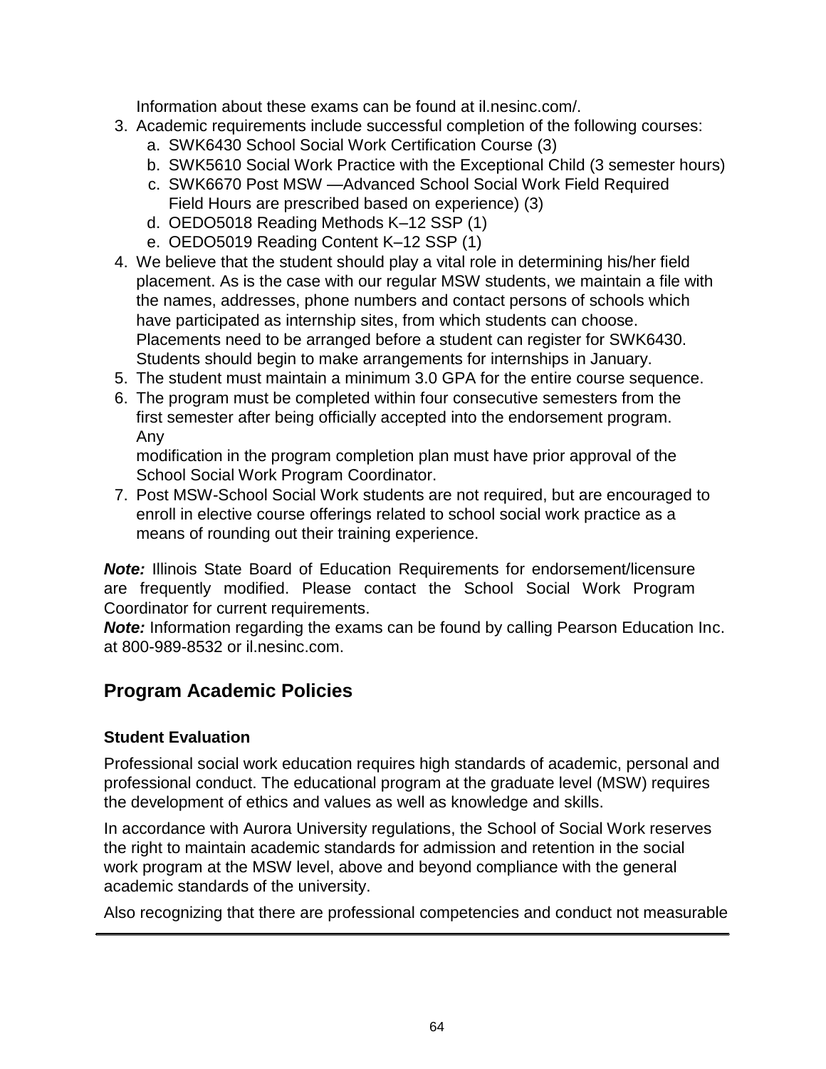Information about these exams can be found at il.nesinc.com/.

3. Academic requirements include successful completion of the following courses:
    a. SWK6430 School Social Work Certification Course (3)
    b. SWK5610 Social Work Practice with the Exceptional Child (3 semester hours)
    c. SWK6670 Post MSW —Advanced School Social Work Field Required Field Hours are prescribed based on experience) (3)
    d. OEDO5018 Reading Methods K–12 SSP (1)
    e. OEDO5019 Reading Content K–12 SSP (1)
4. We believe that the student should play a vital role in determining his/her field placement. As is the case with our regular MSW students, we maintain a file with the names, addresses, phone numbers and contact persons of schools which have participated as internship sites, from which students can choose. Placements need to be arranged before a student can register for SWK6430. Students should begin to make arrangements for internships in January.
5. The student must maintain a minimum 3.0 GPA for the entire course sequence.
6. The program must be completed within four consecutive semesters from the first semester after being officially accepted into the endorsement program. Any modification in the program completion plan must have prior approval of the School Social Work Program Coordinator.
7. Post MSW-School Social Work students are not required, but are encouraged to enroll in elective course offerings related to school social work practice as a means of rounding out their training experience.

***Note:*** Illinois State Board of Education Requirements for endorsement/licensure are frequently modified. Please contact the School Social Work Program Coordinator for current requirements.

***Note:*** Information regarding the exams can be found by calling Pearson Education Inc. at 800-989-8532 or il.nesinc.com.

## Program Academic Policies

### Student Evaluation

Professional social work education requires high standards of academic, personal and professional conduct. The educational program at the graduate level (MSW) requires the development of ethics and values as well as knowledge and skills.

In accordance with Aurora University regulations, the School of Social Work reserves the right to maintain academic standards for admission and retention in the social work program at the MSW level, above and beyond compliance with the general academic standards of the university.

Also recognizing that there are professional competencies and conduct not measurable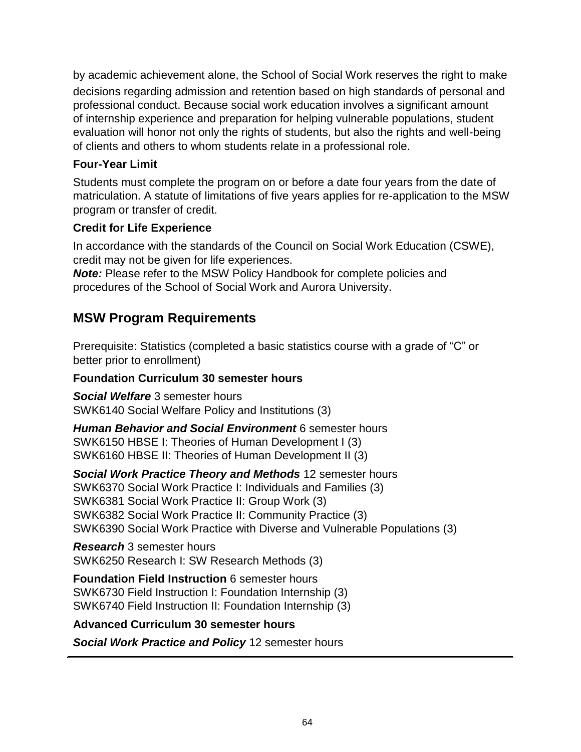by academic achievement alone, the School of Social Work reserves the right to make decisions regarding admission and retention based on high standards of personal and professional conduct. Because social work education involves a significant amount of internship experience and preparation for helping vulnerable populations, student evaluation will honor not only the rights of students, but also the rights and well-being of clients and others to whom students relate in a professional role.

### Four-Year Limit

Students must complete the program on or before a date four years from the date of matriculation. A statute of limitations of five years applies for re-application to the MSW program or transfer of credit.

### Credit for Life Experience

In accordance with the standards of the Council on Social Work Education (CSWE), credit may not be given for life experiences.

***Note:*** Please refer to the MSW Policy Handbook for complete policies and procedures of the School of Social Work and Aurora University.

## MSW Program Requirements

Prerequisite: Statistics (completed a basic statistics course with a grade of "C" or better prior to enrollment)

### Foundation Curriculum 30 semester hours

***Social Welfare*** 3 semester hours
SWK6140 Social Welfare Policy and Institutions (3)

***Human Behavior and Social Environment*** 6 semester hours
SWK6150 HBSE I: Theories of Human Development I (3)
SWK6160 HBSE II: Theories of Human Development II (3)

***Social Work Practice Theory and Methods*** 12 semester hours
SWK6370 Social Work Practice I: Individuals and Families (3)
SWK6381 Social Work Practice II: Group Work (3)
SWK6382 Social Work Practice II: Community Practice (3)
SWK6390 Social Work Practice with Diverse and Vulnerable Populations (3)

***Research*** 3 semester hours
SWK6250 Research I: SW Research Methods (3)

**Foundation Field Instruction** 6 semester hours
SWK6730 Field Instruction I: Foundation Internship (3)
SWK6740 Field Instruction II: Foundation Internship (3)

### Advanced Curriculum 30 semester hours

***Social Work Practice and Policy*** 12 semester hours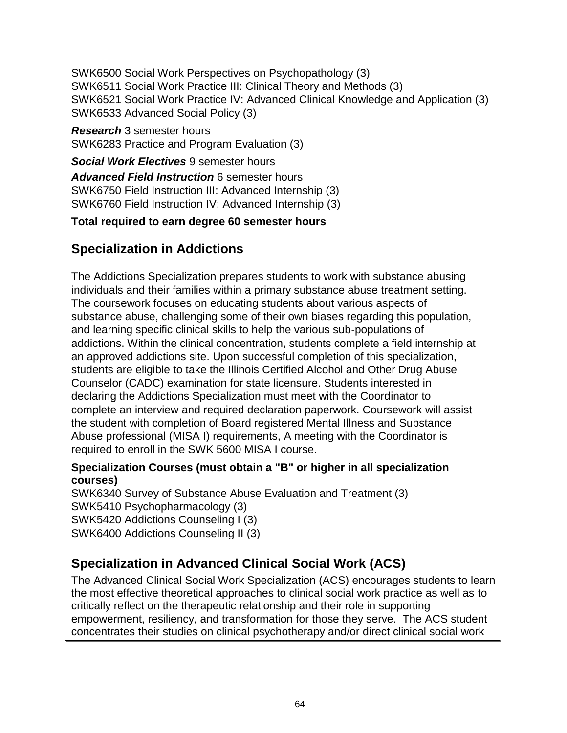SWK6500 Social Work Perspectives on Psychopathology (3)
SWK6511 Social Work Practice III: Clinical Theory and Methods (3)
SWK6521 Social Work Practice IV: Advanced Clinical Knowledge and Application (3)
SWK6533 Advanced Social Policy (3)

***Research*** 3 semester hours
SWK6283 Practice and Program Evaluation (3)

***Social Work Electives*** 9 semester hours

***Advanced Field Instruction*** 6 semester hours
SWK6750 Field Instruction III: Advanced Internship (3)
SWK6760 Field Instruction IV: Advanced Internship (3)

**Total required to earn degree 60 semester hours**

## Specialization in Addictions

The Addictions Specialization prepares students to work with substance abusing individuals and their families within a primary substance abuse treatment setting. The coursework focuses on educating students about various aspects of substance abuse, challenging some of their own biases regarding this population, and learning specific clinical skills to help the various sub-populations of addictions. Within the clinical concentration, students complete a field internship at an approved addictions site. Upon successful completion of this specialization, students are eligible to take the Illinois Certified Alcohol and Other Drug Abuse Counselor (CADC) examination for state licensure. Students interested in declaring the Addictions Specialization must meet with the Coordinator to complete an interview and required declaration paperwork. Coursework will assist the student with completion of Board registered Mental Illness and Substance Abuse professional (MISA I) requirements, A meeting with the Coordinator is required to enroll in the SWK 5600 MISA I course.

**Specialization Courses (must obtain a "B" or higher in all specialization courses)**
SWK6340 Survey of Substance Abuse Evaluation and Treatment (3)
SWK5410 Psychopharmacology (3)
SWK5420 Addictions Counseling I (3)
SWK6400 Addictions Counseling II (3)

## Specialization in Advanced Clinical Social Work (ACS)

The Advanced Clinical Social Work Specialization (ACS) encourages students to learn the most effective theoretical approaches to clinical social work practice as well as to critically reflect on the therapeutic relationship and their role in supporting empowerment, resiliency, and transformation for those they serve. The ACS student concentrates their studies on clinical psychotherapy and/or direct clinical social work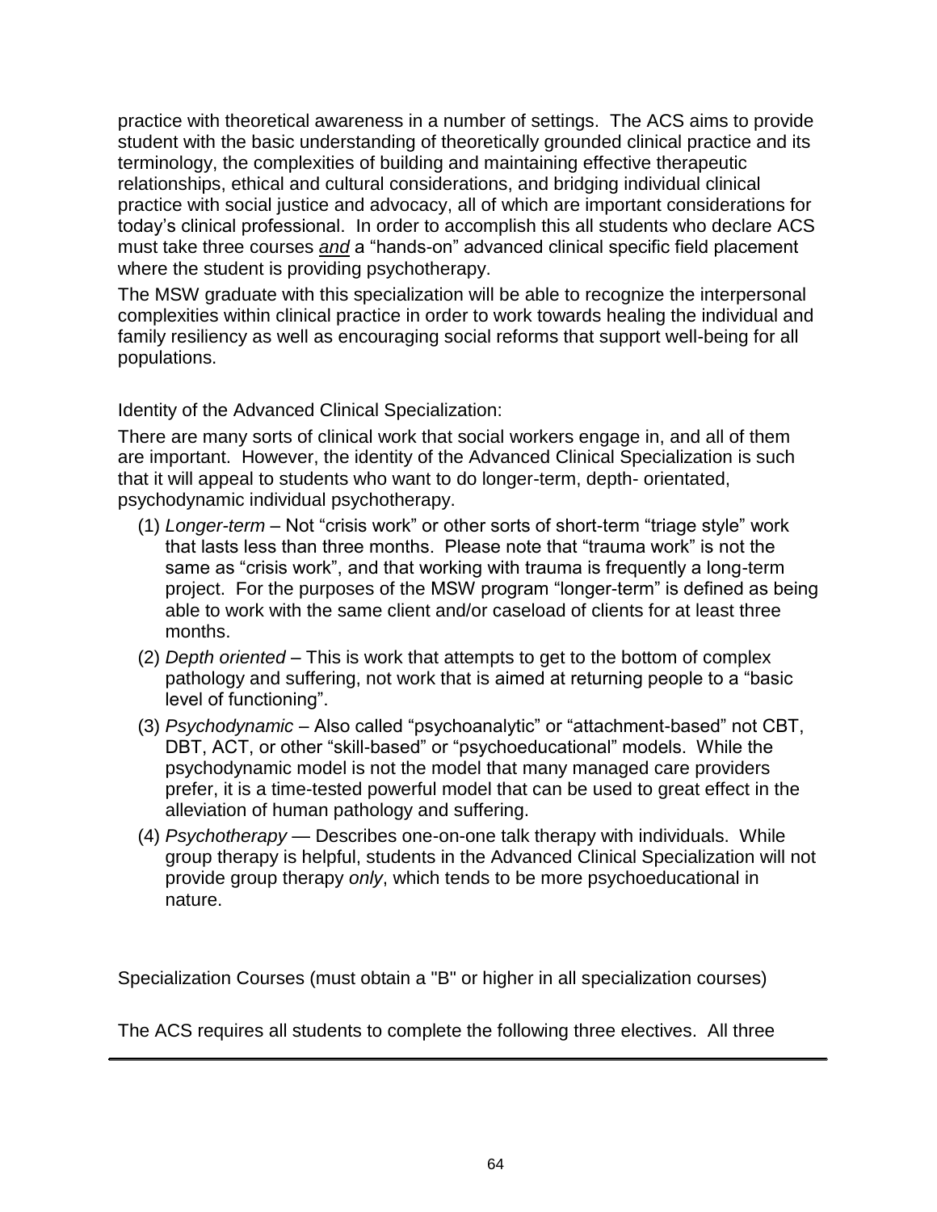practice with theoretical awareness in a number of settings. The ACS aims to provide student with the basic understanding of theoretically grounded clinical practice and its terminology, the complexities of building and maintaining effective therapeutic relationships, ethical and cultural considerations, and bridging individual clinical practice with social justice and advocacy, all of which are important considerations for today's clinical professional. In order to accomplish this all students who declare ACS must take three courses ***and*** a "hands-on" advanced clinical specific field placement where the student is providing psychotherapy.

The MSW graduate with this specialization will be able to recognize the interpersonal complexities within clinical practice in order to work towards healing the individual and family resiliency as well as encouraging social reforms that support well-being for all populations.

Identity of the Advanced Clinical Specialization:

There are many sorts of clinical work that social workers engage in, and all of them are important. However, the identity of the Advanced Clinical Specialization is such that it will appeal to students who want to do longer-term, depth- orientated, psychodynamic individual psychotherapy.

(1) *Longer-term* – Not "crisis work" or other sorts of short-term "triage style" work that lasts less than three months. Please note that "trauma work" is not the same as "crisis work", and that working with trauma is frequently a long-term project. For the purposes of the MSW program "longer-term" is defined as being able to work with the same client and/or caseload of clients for at least three months.

(2) *Depth oriented* – This is work that attempts to get to the bottom of complex pathology and suffering, not work that is aimed at returning people to a "basic level of functioning".

(3) *Psychodynamic* – Also called "psychoanalytic" or "attachment-based" not CBT, DBT, ACT, or other "skill-based" or "psychoeducational" models. While the psychodynamic model is not the model that many managed care providers prefer, it is a time-tested powerful model that can be used to great effect in the alleviation of human pathology and suffering.

(4) *Psychotherapy* — Describes one-on-one talk therapy with individuals. While group therapy is helpful, students in the Advanced Clinical Specialization will not provide group therapy *only*, which tends to be more psychoeducational in nature.

Specialization Courses (must obtain a "B" or higher in all specialization courses)

The ACS requires all students to complete the following three electives. All three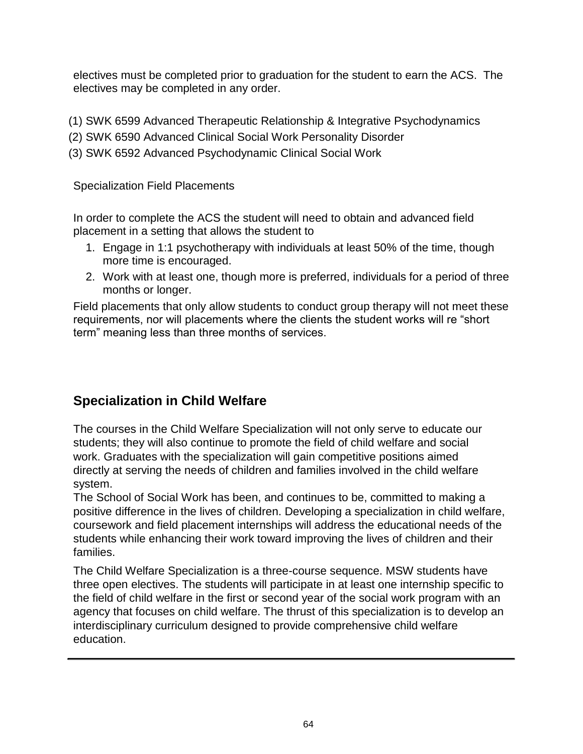electives must be completed prior to graduation for the student to earn the ACS. The electives may be completed in any order.

(1) SWK 6599 Advanced Therapeutic Relationship & Integrative Psychodynamics
(2) SWK 6590 Advanced Clinical Social Work Personality Disorder
(3) SWK 6592 Advanced Psychodynamic Clinical Social Work

Specialization Field Placements

In order to complete the ACS the student will need to obtain and advanced field placement in a setting that allows the student to

1. Engage in 1:1 psychotherapy with individuals at least 50% of the time, though more time is encouraged.
2. Work with at least one, though more is preferred, individuals for a period of three months or longer.

Field placements that only allow students to conduct group therapy will not meet these requirements, nor will placements where the clients the student works will re "short term" meaning less than three months of services.

## Specialization in Child Welfare

The courses in the Child Welfare Specialization will not only serve to educate our students; they will also continue to promote the field of child welfare and social work. Graduates with the specialization will gain competitive positions aimed directly at serving the needs of children and families involved in the child welfare system.
The School of Social Work has been, and continues to be, committed to making a positive difference in the lives of children. Developing a specialization in child welfare, coursework and field placement internships will address the educational needs of the students while enhancing their work toward improving the lives of children and their families.

The Child Welfare Specialization is a three-course sequence. MSW students have three open electives. The students will participate in at least one internship specific to the field of child welfare in the first or second year of the social work program with an agency that focuses on child welfare. The thrust of this specialization is to develop an interdisciplinary curriculum designed to provide comprehensive child welfare education.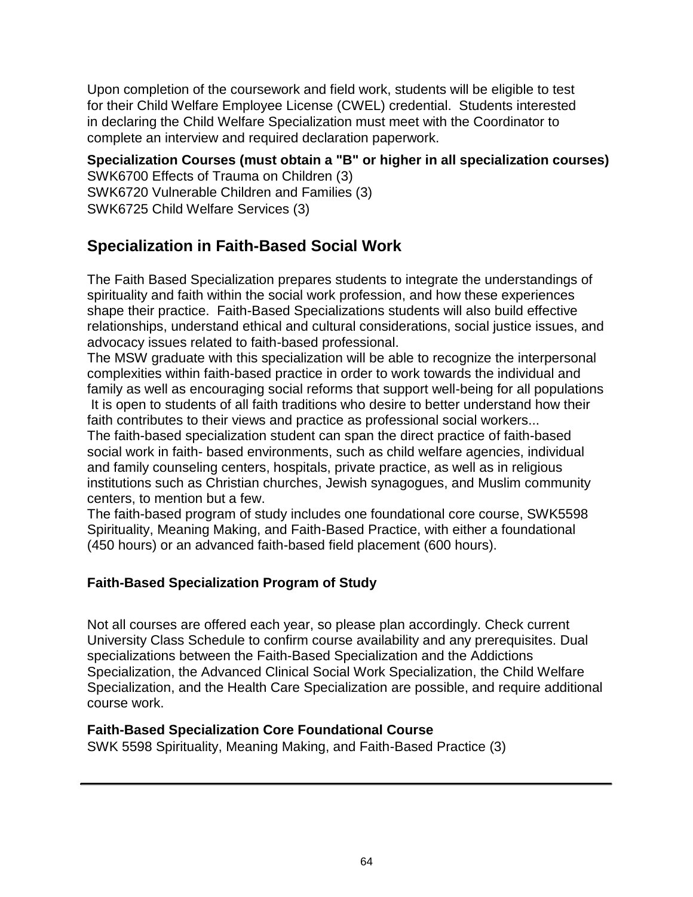Upon completion of the coursework and field work, students will be eligible to test for their Child Welfare Employee License (CWEL) credential. Students interested in declaring the Child Welfare Specialization must meet with the Coordinator to complete an interview and required declaration paperwork.

**Specialization Courses (must obtain a "B" or higher in all specialization courses)**
SWK6700 Effects of Trauma on Children (3)
SWK6720 Vulnerable Children and Families (3)
SWK6725 Child Welfare Services (3)

## Specialization in Faith-Based Social Work

The Faith Based Specialization prepares students to integrate the understandings of spirituality and faith within the social work profession, and how these experiences shape their practice. Faith-Based Specializations students will also build effective relationships, understand ethical and cultural considerations, social justice issues, and advocacy issues related to faith-based professional.

The MSW graduate with this specialization will be able to recognize the interpersonal complexities within faith-based practice in order to work towards the individual and family as well as encouraging social reforms that support well-being for all populations It is open to students of all faith traditions who desire to better understand how their faith contributes to their views and practice as professional social workers...

The faith-based specialization student can span the direct practice of faith-based social work in faith- based environments, such as child welfare agencies, individual and family counseling centers, hospitals, private practice, as well as in religious institutions such as Christian churches, Jewish synagogues, and Muslim community centers, to mention but a few.

The faith-based program of study includes one foundational core course, SWK5598 Spirituality, Meaning Making, and Faith-Based Practice, with either a foundational (450 hours) or an advanced faith-based field placement (600 hours).

### Faith-Based Specialization Program of Study

Not all courses are offered each year, so please plan accordingly. Check current University Class Schedule to confirm course availability and any prerequisites. Dual specializations between the Faith-Based Specialization and the Addictions Specialization, the Advanced Clinical Social Work Specialization, the Child Welfare Specialization, and the Health Care Specialization are possible, and require additional course work.

**Faith-Based Specialization Core Foundational Course**
SWK 5598 Spirituality, Meaning Making, and Faith-Based Practice (3)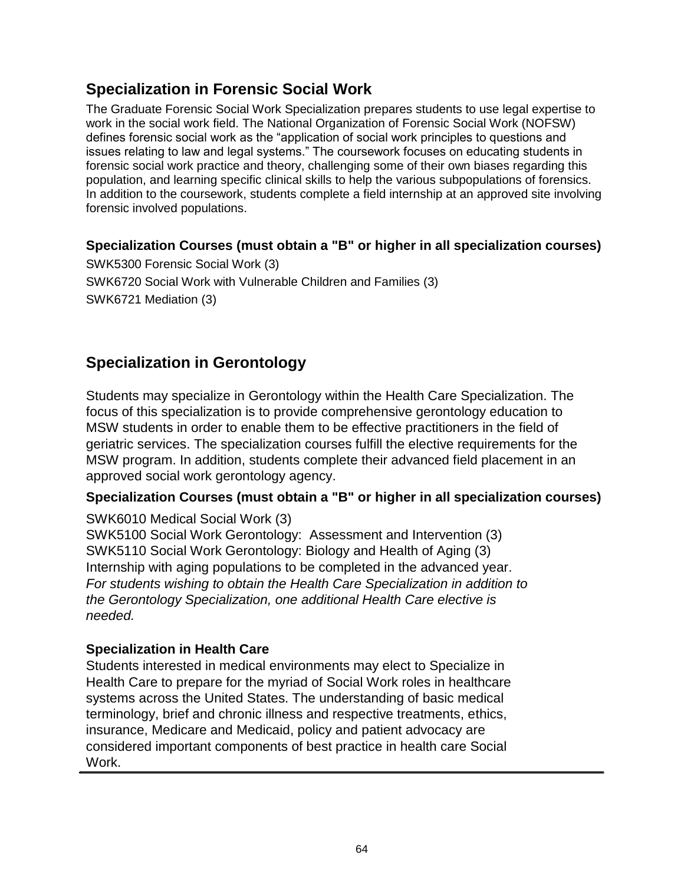## Specialization in Forensic Social Work

The Graduate Forensic Social Work Specialization prepares students to use legal expertise to work in the social work field. The National Organization of Forensic Social Work (NOFSW) defines forensic social work as the "application of social work principles to questions and issues relating to law and legal systems." The coursework focuses on educating students in forensic social work practice and theory, challenging some of their own biases regarding this population, and learning specific clinical skills to help the various subpopulations of forensics. In addition to the coursework, students complete a field internship at an approved site involving forensic involved populations.

### Specialization Courses (must obtain a "B" or higher in all specialization courses)

SWK5300 Forensic Social Work (3)
SWK6720 Social Work with Vulnerable Children and Families (3)
SWK6721 Mediation (3)

## Specialization in Gerontology

Students may specialize in Gerontology within the Health Care Specialization. The focus of this specialization is to provide comprehensive gerontology education to MSW students in order to enable them to be effective practitioners in the field of geriatric services. The specialization courses fulfill the elective requirements for the MSW program. In addition, students complete their advanced field placement in an approved social work gerontology agency.

### Specialization Courses (must obtain a "B" or higher in all specialization courses)

SWK6010 Medical Social Work (3)
SWK5100 Social Work Gerontology: Assessment and Intervention (3)
SWK5110 Social Work Gerontology: Biology and Health of Aging (3)
Internship with aging populations to be completed in the advanced year.
*For students wishing to obtain the Health Care Specialization in addition to the Gerontology Specialization, one additional Health Care elective is needed.*

### Specialization in Health Care

Students interested in medical environments may elect to Specialize in Health Care to prepare for the myriad of Social Work roles in healthcare systems across the United States. The understanding of basic medical terminology, brief and chronic illness and respective treatments, ethics, insurance, Medicare and Medicaid, policy and patient advocacy are considered important components of best practice in health care Social Work.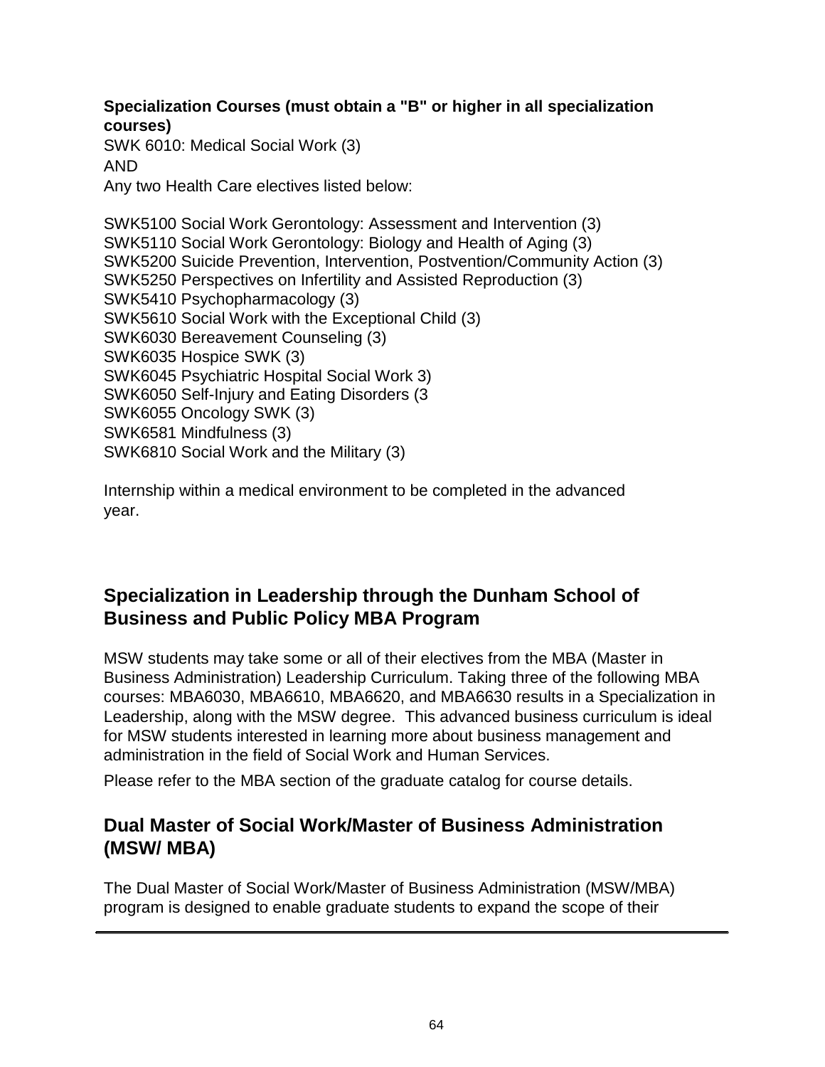**Specialization Courses (must obtain a "B" or higher in all specialization courses)**

SWK 6010: Medical Social Work (3)

AND

Any two Health Care electives listed below:

SWK5100 Social Work Gerontology: Assessment and Intervention (3)
SWK5110 Social Work Gerontology: Biology and Health of Aging (3)
SWK5200 Suicide Prevention, Intervention, Postvention/Community Action (3)
SWK5250 Perspectives on Infertility and Assisted Reproduction (3)
SWK5410 Psychopharmacology (3)
SWK5610 Social Work with the Exceptional Child (3)
SWK6030 Bereavement Counseling (3)
SWK6035 Hospice SWK (3)
SWK6045 Psychiatric Hospital Social Work 3)
SWK6050 Self-Injury and Eating Disorders (3
SWK6055 Oncology SWK (3)
SWK6581 Mindfulness (3)
SWK6810 Social Work and the Military (3)

Internship within a medical environment to be completed in the advanced year.

## Specialization in Leadership through the Dunham School of Business and Public Policy MBA Program

MSW students may take some or all of their electives from the MBA (Master in Business Administration) Leadership Curriculum. Taking three of the following MBA courses: MBA6030, MBA6610, MBA6620, and MBA6630 results in a Specialization in Leadership, along with the MSW degree. This advanced business curriculum is ideal for MSW students interested in learning more about business management and administration in the field of Social Work and Human Services.

Please refer to the MBA section of the graduate catalog for course details.

## Dual Master of Social Work/Master of Business Administration (MSW/ MBA)

The Dual Master of Social Work/Master of Business Administration (MSW/MBA) program is designed to enable graduate students to expand the scope of their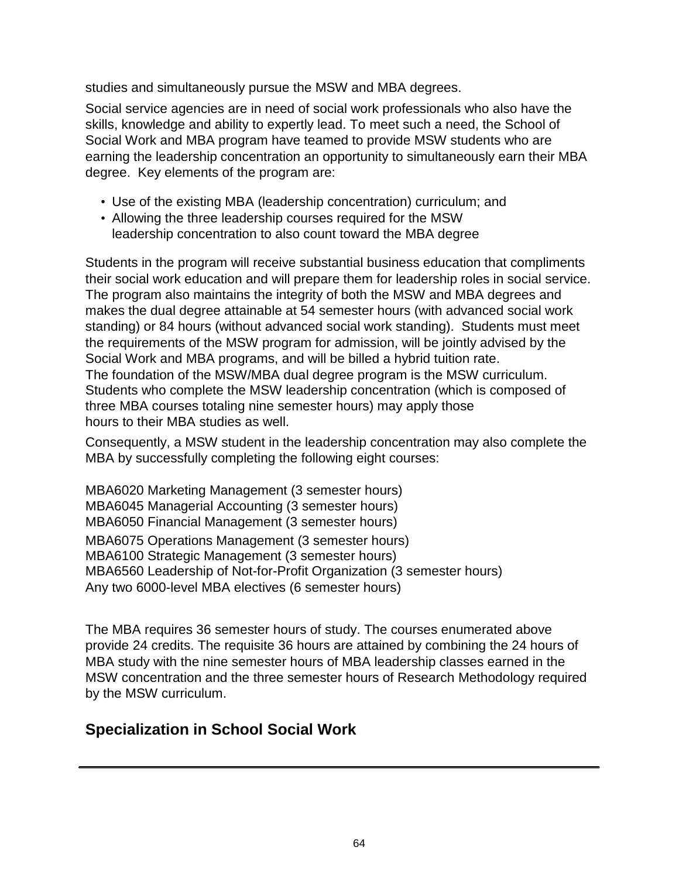studies and simultaneously pursue the MSW and MBA degrees.

Social service agencies are in need of social work professionals who also have the skills, knowledge and ability to expertly lead. To meet such a need, the School of Social Work and MBA program have teamed to provide MSW students who are earning the leadership concentration an opportunity to simultaneously earn their MBA degree. Key elements of the program are:

- Use of the existing MBA (leadership concentration) curriculum; and
- Allowing the three leadership courses required for the MSW leadership concentration to also count toward the MBA degree

Students in the program will receive substantial business education that compliments their social work education and will prepare them for leadership roles in social service. The program also maintains the integrity of both the MSW and MBA degrees and makes the dual degree attainable at 54 semester hours (with advanced social work standing) or 84 hours (without advanced social work standing). Students must meet the requirements of the MSW program for admission, will be jointly advised by the Social Work and MBA programs, and will be billed a hybrid tuition rate.
The foundation of the MSW/MBA dual degree program is the MSW curriculum. Students who complete the MSW leadership concentration (which is composed of three MBA courses totaling nine semester hours) may apply those hours to their MBA studies as well.

Consequently, a MSW student in the leadership concentration may also complete the MBA by successfully completing the following eight courses:

MBA6020 Marketing Management (3 semester hours)
MBA6045 Managerial Accounting (3 semester hours)
MBA6050 Financial Management (3 semester hours)
MBA6075 Operations Management (3 semester hours)
MBA6100 Strategic Management (3 semester hours)
MBA6560 Leadership of Not-for-Profit Organization (3 semester hours)
Any two 6000-level MBA electives (6 semester hours)

The MBA requires 36 semester hours of study. The courses enumerated above provide 24 credits. The requisite 36 hours are attained by combining the 24 hours of MBA study with the nine semester hours of MBA leadership classes earned in the MSW concentration and the three semester hours of Research Methodology required by the MSW curriculum.

## Specialization in School Social Work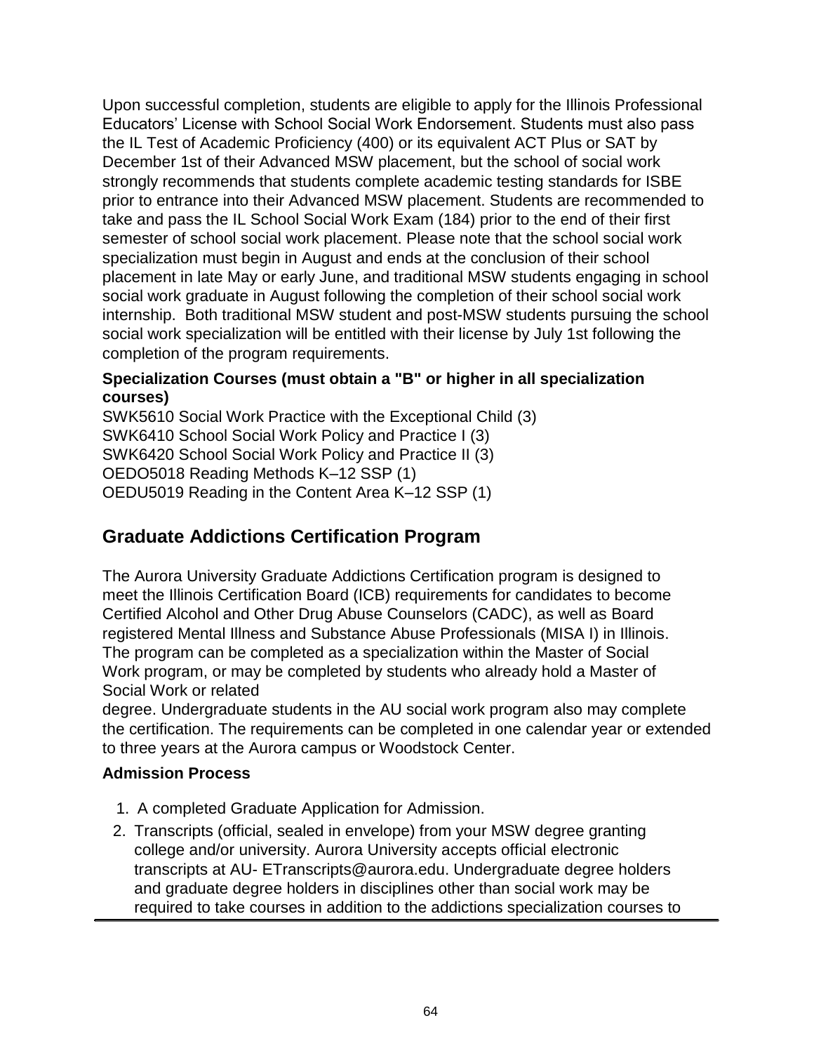Upon successful completion, students are eligible to apply for the Illinois Professional Educators' License with School Social Work Endorsement. Students must also pass the IL Test of Academic Proficiency (400) or its equivalent ACT Plus or SAT by December 1st of their Advanced MSW placement, but the school of social work strongly recommends that students complete academic testing standards for ISBE prior to entrance into their Advanced MSW placement. Students are recommended to take and pass the IL School Social Work Exam (184) prior to the end of their first semester of school social work placement. Please note that the school social work specialization must begin in August and ends at the conclusion of their school placement in late May or early June, and traditional MSW students engaging in school social work graduate in August following the completion of their school social work internship. Both traditional MSW student and post-MSW students pursuing the school social work specialization will be entitled with their license by July 1st following the completion of the program requirements.

**Specialization Courses (must obtain a "B" or higher in all specialization courses)**

SWK5610 Social Work Practice with the Exceptional Child (3)
SWK6410 School Social Work Policy and Practice I (3)
SWK6420 School Social Work Policy and Practice II (3)
OEDO5018 Reading Methods K–12 SSP (1)
OEDU5019 Reading in the Content Area K–12 SSP (1)

## Graduate Addictions Certification Program

The Aurora University Graduate Addictions Certification program is designed to meet the Illinois Certification Board (ICB) requirements for candidates to become Certified Alcohol and Other Drug Abuse Counselors (CADC), as well as Board registered Mental Illness and Substance Abuse Professionals (MISA I) in Illinois. The program can be completed as a specialization within the Master of Social Work program, or may be completed by students who already hold a Master of Social Work or related degree. Undergraduate students in the AU social work program also may complete the certification. The requirements can be completed in one calendar year or extended to three years at the Aurora campus or Woodstock Center.

**Admission Process**

1. A completed Graduate Application for Admission.
2. Transcripts (official, sealed in envelope) from your MSW degree granting college and/or university. Aurora University accepts official electronic transcripts at AU- ETranscripts@aurora.edu. Undergraduate degree holders and graduate degree holders in disciplines other than social work may be required to take courses in addition to the addictions specialization courses to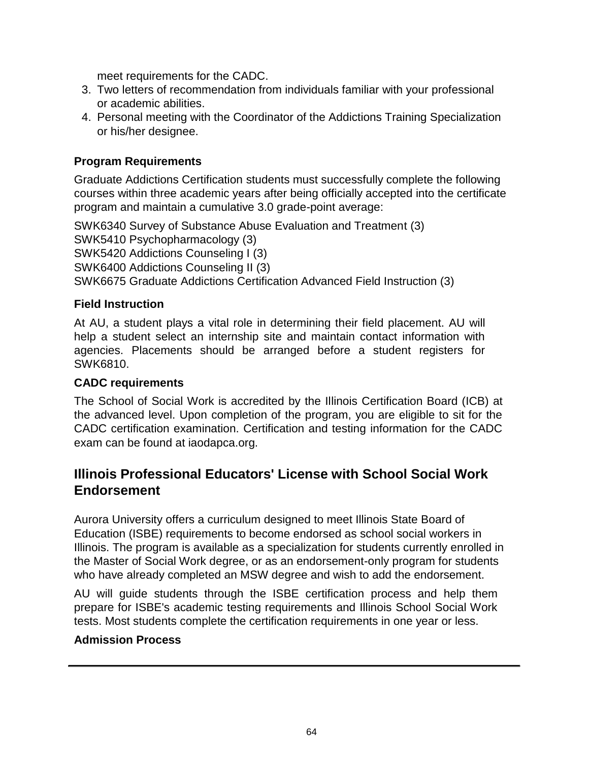meet requirements for the CADC.

3. Two letters of recommendation from individuals familiar with your professional or academic abilities.
4. Personal meeting with the Coordinator of the Addictions Training Specialization or his/her designee.

**Program Requirements**

Graduate Addictions Certification students must successfully complete the following courses within three academic years after being officially accepted into the certificate program and maintain a cumulative 3.0 grade-point average:

SWK6340 Survey of Substance Abuse Evaluation and Treatment (3)
SWK5410 Psychopharmacology (3)
SWK5420 Addictions Counseling I (3)
SWK6400 Addictions Counseling II (3)
SWK6675 Graduate Addictions Certification Advanced Field Instruction (3)

**Field Instruction**

At AU, a student plays a vital role in determining their field placement. AU will help a student select an internship site and maintain contact information with agencies. Placements should be arranged before a student registers for SWK6810.

**CADC requirements**

The School of Social Work is accredited by the Illinois Certification Board (ICB) at the advanced level. Upon completion of the program, you are eligible to sit for the CADC certification examination. Certification and testing information for the CADC exam can be found at iaodapca.org.

## Illinois Professional Educators' License with School Social Work Endorsement

Aurora University offers a curriculum designed to meet Illinois State Board of Education (ISBE) requirements to become endorsed as school social workers in Illinois. The program is available as a specialization for students currently enrolled in the Master of Social Work degree, or as an endorsement-only program for students who have already completed an MSW degree and wish to add the endorsement.

AU will guide students through the ISBE certification process and help them prepare for ISBE's academic testing requirements and Illinois School Social Work tests. Most students complete the certification requirements in one year or less.

**Admission Process**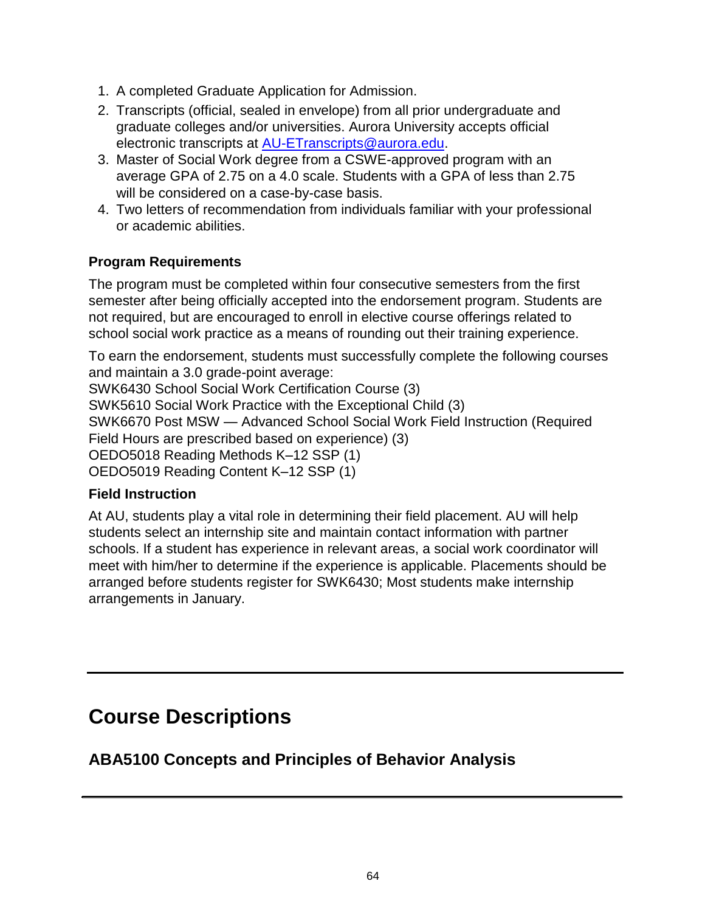1. A completed Graduate Application for Admission.
2. Transcripts (official, sealed in envelope) from all prior undergraduate and graduate colleges and/or universities. Aurora University accepts official electronic transcripts at AU-ETranscripts@aurora.edu.
3. Master of Social Work degree from a CSWE-approved program with an average GPA of 2.75 on a 4.0 scale. Students with a GPA of less than 2.75 will be considered on a case-by-case basis.
4. Two letters of recommendation from individuals familiar with your professional or academic abilities.

### Program Requirements

The program must be completed within four consecutive semesters from the first semester after being officially accepted into the endorsement program. Students are not required, but are encouraged to enroll in elective course offerings related to school social work practice as a means of rounding out their training experience.

To earn the endorsement, students must successfully complete the following courses and maintain a 3.0 grade-point average:
SWK6430 School Social Work Certification Course (3)
SWK5610 Social Work Practice with the Exceptional Child (3)
SWK6670 Post MSW — Advanced School Social Work Field Instruction (Required Field Hours are prescribed based on experience) (3)
OEDO5018 Reading Methods K–12 SSP (1)
OEDO5019 Reading Content K–12 SSP (1)

### Field Instruction

At AU, students play a vital role in determining their field placement. AU will help students select an internship site and maintain contact information with partner schools. If a student has experience in relevant areas, a social work coordinator will meet with him/her to determine if the experience is applicable. Placements should be arranged before students register for SWK6430; Most students make internship arrangements in January.

---

# Course Descriptions

## ABA5100 Concepts and Principles of Behavior Analysis

---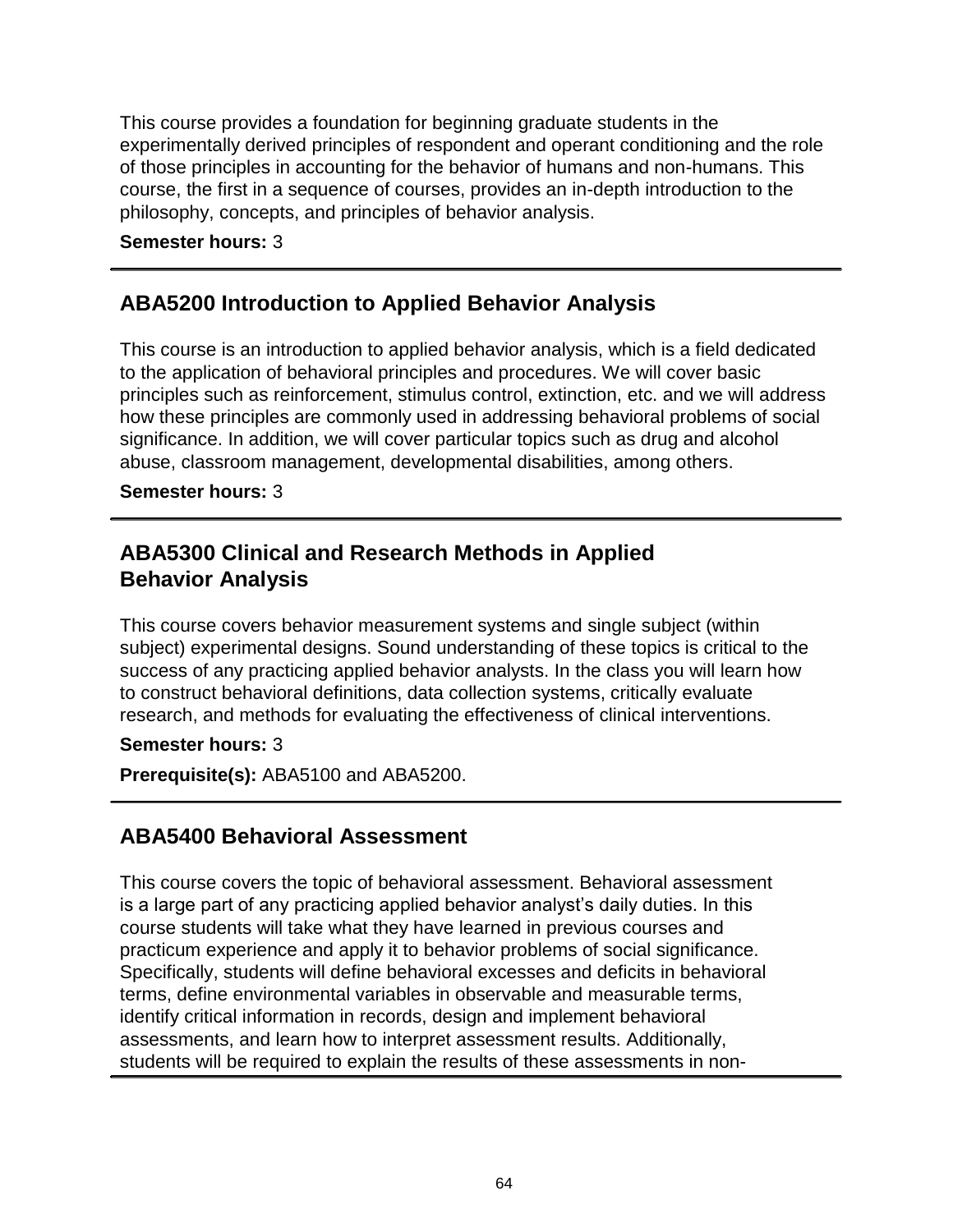This course provides a foundation for beginning graduate students in the experimentally derived principles of respondent and operant conditioning and the role of those principles in accounting for the behavior of humans and non-humans. This course, the first in a sequence of courses, provides an in-depth introduction to the philosophy, concepts, and principles of behavior analysis.

**Semester hours:** 3

---

## ABA5200 Introduction to Applied Behavior Analysis

This course is an introduction to applied behavior analysis, which is a field dedicated to the application of behavioral principles and procedures. We will cover basic principles such as reinforcement, stimulus control, extinction, etc. and we will address how these principles are commonly used in addressing behavioral problems of social significance. In addition, we will cover particular topics such as drug and alcohol abuse, classroom management, developmental disabilities, among others.

**Semester hours:** 3

---

## ABA5300 Clinical and Research Methods in Applied Behavior Analysis

This course covers behavior measurement systems and single subject (within subject) experimental designs. Sound understanding of these topics is critical to the success of any practicing applied behavior analysts. In the class you will learn how to construct behavioral definitions, data collection systems, critically evaluate research, and methods for evaluating the effectiveness of clinical interventions.

**Semester hours:** 3

**Prerequisite(s):** ABA5100 and ABA5200.

---

## ABA5400 Behavioral Assessment

This course covers the topic of behavioral assessment. Behavioral assessment is a large part of any practicing applied behavior analyst's daily duties. In this course students will take what they have learned in previous courses and practicum experience and apply it to behavior problems of social significance. Specifically, students will define behavioral excesses and deficits in behavioral terms, define environmental variables in observable and measurable terms, identify critical information in records, design and implement behavioral assessments, and learn how to interpret assessment results. Additionally, students will be required to explain the results of these assessments in non-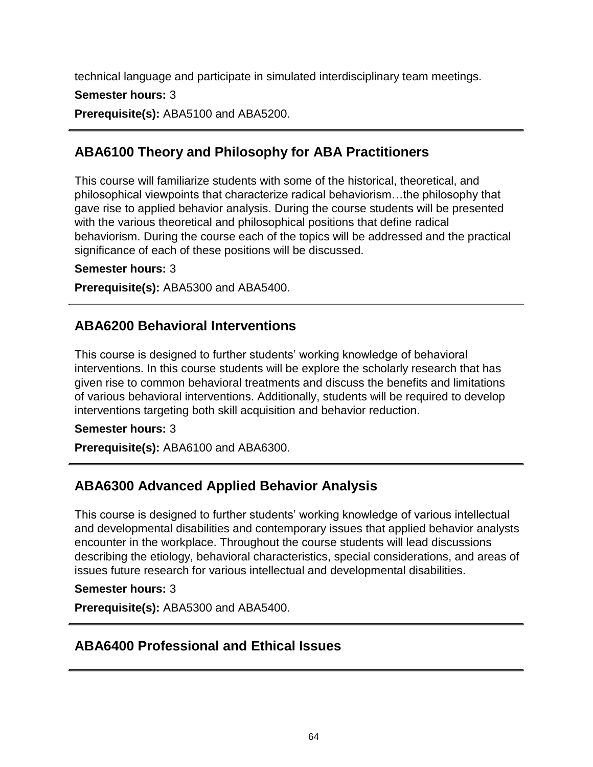technical language and participate in simulated interdisciplinary team meetings.

**Semester hours:** 3

**Prerequisite(s):** ABA5100 and ABA5200.

---

## ABA6100 Theory and Philosophy for ABA Practitioners

This course will familiarize students with some of the historical, theoretical, and philosophical viewpoints that characterize radical behaviorism…the philosophy that gave rise to applied behavior analysis. During the course students will be presented with the various theoretical and philosophical positions that define radical behaviorism. During the course each of the topics will be addressed and the practical significance of each of these positions will be discussed.

**Semester hours:** 3

**Prerequisite(s):** ABA5300 and ABA5400.

---

## ABA6200 Behavioral Interventions

This course is designed to further students' working knowledge of behavioral interventions. In this course students will be explore the scholarly research that has given rise to common behavioral treatments and discuss the benefits and limitations of various behavioral interventions. Additionally, students will be required to develop interventions targeting both skill acquisition and behavior reduction.

**Semester hours:** 3

**Prerequisite(s):** ABA6100 and ABA6300.

---

## ABA6300 Advanced Applied Behavior Analysis

This course is designed to further students' working knowledge of various intellectual and developmental disabilities and contemporary issues that applied behavior analysts encounter in the workplace. Throughout the course students will lead discussions describing the etiology, behavioral characteristics, special considerations, and areas of issues future research for various intellectual and developmental disabilities.

**Semester hours:** 3

**Prerequisite(s):** ABA5300 and ABA5400.

---

## ABA6400 Professional and Ethical Issues

---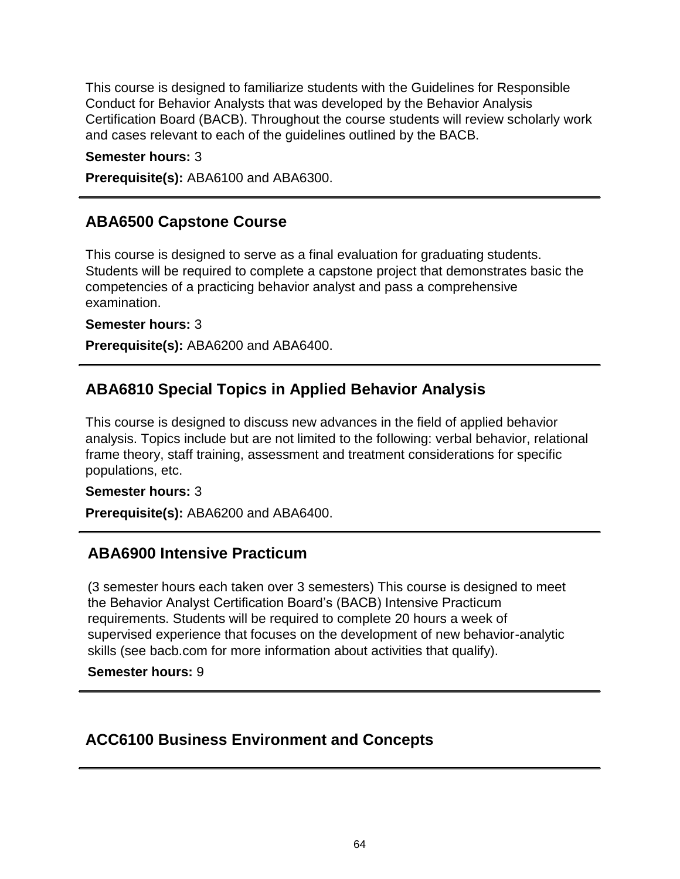This course is designed to familiarize students with the Guidelines for Responsible Conduct for Behavior Analysts that was developed by the Behavior Analysis Certification Board (BACB). Throughout the course students will review scholarly work and cases relevant to each of the guidelines outlined by the BACB.

**Semester hours:** 3

**Prerequisite(s):** ABA6100 and ABA6300.

---

## ABA6500 Capstone Course

This course is designed to serve as a final evaluation for graduating students. Students will be required to complete a capstone project that demonstrates basic the competencies of a practicing behavior analyst and pass a comprehensive examination.

**Semester hours:** 3

**Prerequisite(s):** ABA6200 and ABA6400.

---

## ABA6810 Special Topics in Applied Behavior Analysis

This course is designed to discuss new advances in the field of applied behavior analysis. Topics include but are not limited to the following: verbal behavior, relational frame theory, staff training, assessment and treatment considerations for specific populations, etc.

**Semester hours:** 3

**Prerequisite(s):** ABA6200 and ABA6400.

---

## ABA6900 Intensive Practicum

(3 semester hours each taken over 3 semesters) This course is designed to meet the Behavior Analyst Certification Board's (BACB) Intensive Practicum requirements. Students will be required to complete 20 hours a week of supervised experience that focuses on the development of new behavior-analytic skills (see bacb.com for more information about activities that qualify).

**Semester hours:** 9

---

## ACC6100 Business Environment and Concepts

---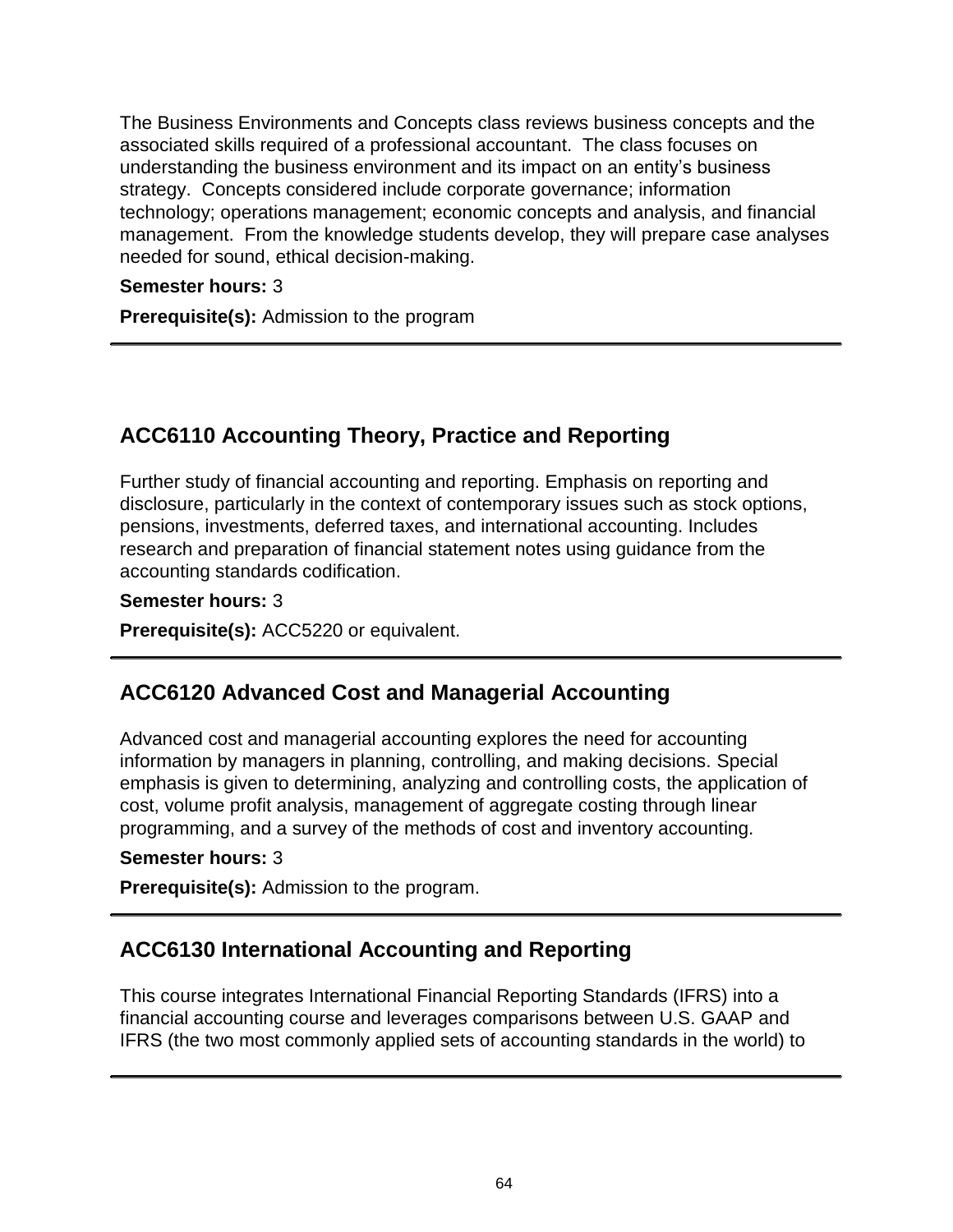The Business Environments and Concepts class reviews business concepts and the associated skills required of a professional accountant. The class focuses on understanding the business environment and its impact on an entity's business strategy. Concepts considered include corporate governance; information technology; operations management; economic concepts and analysis, and financial management. From the knowledge students develop, they will prepare case analyses needed for sound, ethical decision-making.

**Semester hours:** 3

**Prerequisite(s):** Admission to the program

---

## ACC6110 Accounting Theory, Practice and Reporting

Further study of financial accounting and reporting. Emphasis on reporting and disclosure, particularly in the context of contemporary issues such as stock options, pensions, investments, deferred taxes, and international accounting. Includes research and preparation of financial statement notes using guidance from the accounting standards codification.

**Semester hours:** 3

**Prerequisite(s):** ACC5220 or equivalent.

---

## ACC6120 Advanced Cost and Managerial Accounting

Advanced cost and managerial accounting explores the need for accounting information by managers in planning, controlling, and making decisions. Special emphasis is given to determining, analyzing and controlling costs, the application of cost, volume profit analysis, management of aggregate costing through linear programming, and a survey of the methods of cost and inventory accounting.

**Semester hours:** 3

**Prerequisite(s):** Admission to the program.

---

## ACC6130 International Accounting and Reporting

This course integrates International Financial Reporting Standards (IFRS) into a financial accounting course and leverages comparisons between U.S. GAAP and IFRS (the two most commonly applied sets of accounting standards in the world) to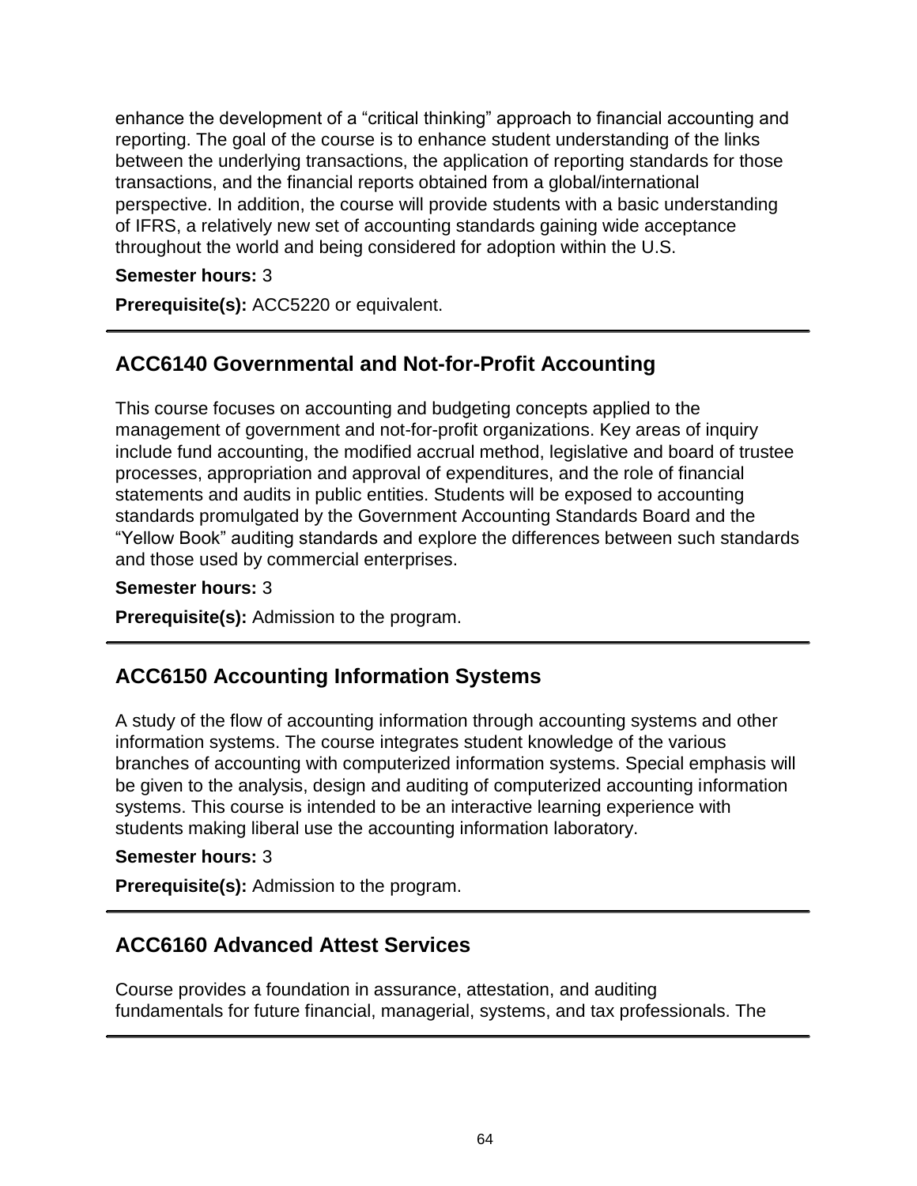enhance the development of a “critical thinking” approach to financial accounting and reporting. The goal of the course is to enhance student understanding of the links between the underlying transactions, the application of reporting standards for those transactions, and the financial reports obtained from a global/international perspective. In addition, the course will provide students with a basic understanding of IFRS, a relatively new set of accounting standards gaining wide acceptance throughout the world and being considered for adoption within the U.S.

**Semester hours:** 3

**Prerequisite(s):** ACC5220 or equivalent.

---

## ACC6140 Governmental and Not-for-Profit Accounting

This course focuses on accounting and budgeting concepts applied to the management of government and not-for-profit organizations. Key areas of inquiry include fund accounting, the modified accrual method, legislative and board of trustee processes, appropriation and approval of expenditures, and the role of financial statements and audits in public entities. Students will be exposed to accounting standards promulgated by the Government Accounting Standards Board and the “Yellow Book” auditing standards and explore the differences between such standards and those used by commercial enterprises.

**Semester hours:** 3

**Prerequisite(s):** Admission to the program.

---

## ACC6150 Accounting Information Systems

A study of the flow of accounting information through accounting systems and other information systems. The course integrates student knowledge of the various branches of accounting with computerized information systems. Special emphasis will be given to the analysis, design and auditing of computerized accounting information systems. This course is intended to be an interactive learning experience with students making liberal use the accounting information laboratory.

**Semester hours:** 3

**Prerequisite(s):** Admission to the program.

---

## ACC6160 Advanced Attest Services

Course provides a foundation in assurance, attestation, and auditing fundamentals for future financial, managerial, systems, and tax professionals. The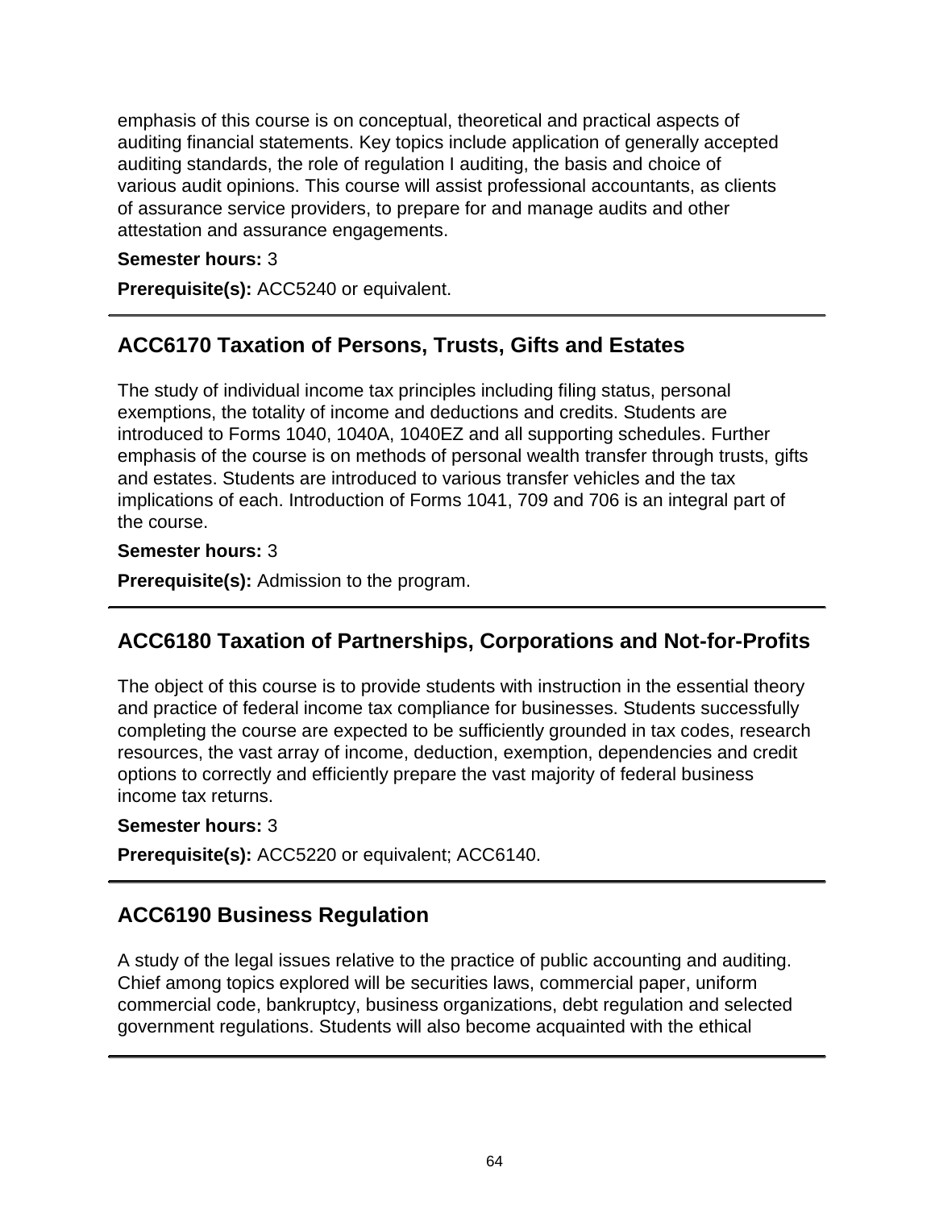emphasis of this course is on conceptual, theoretical and practical aspects of auditing financial statements. Key topics include application of generally accepted auditing standards, the role of regulation I auditing, the basis and choice of various audit opinions. This course will assist professional accountants, as clients of assurance service providers, to prepare for and manage audits and other attestation and assurance engagements.

**Semester hours:** 3

**Prerequisite(s):** ACC5240 or equivalent.

---

## ACC6170 Taxation of Persons, Trusts, Gifts and Estates

The study of individual income tax principles including filing status, personal exemptions, the totality of income and deductions and credits. Students are introduced to Forms 1040, 1040A, 1040EZ and all supporting schedules. Further emphasis of the course is on methods of personal wealth transfer through trusts, gifts and estates. Students are introduced to various transfer vehicles and the tax implications of each. Introduction of Forms 1041, 709 and 706 is an integral part of the course.

**Semester hours:** 3

**Prerequisite(s):** Admission to the program.

---

## ACC6180 Taxation of Partnerships, Corporations and Not-for-Profits

The object of this course is to provide students with instruction in the essential theory and practice of federal income tax compliance for businesses. Students successfully completing the course are expected to be sufficiently grounded in tax codes, research resources, the vast array of income, deduction, exemption, dependencies and credit options to correctly and efficiently prepare the vast majority of federal business income tax returns.

**Semester hours:** 3

**Prerequisite(s):** ACC5220 or equivalent; ACC6140.

---

## ACC6190 Business Regulation

A study of the legal issues relative to the practice of public accounting and auditing. Chief among topics explored will be securities laws, commercial paper, uniform commercial code, bankruptcy, business organizations, debt regulation and selected government regulations. Students will also become acquainted with the ethical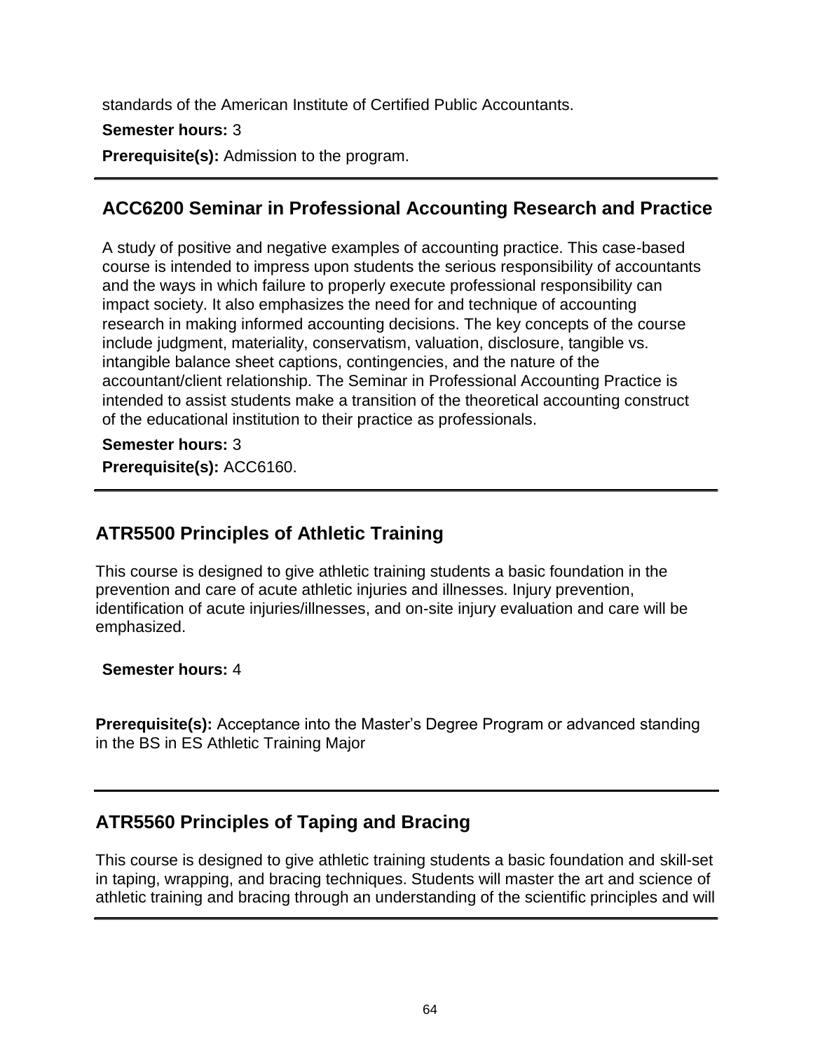standards of the American Institute of Certified Public Accountants.

**Semester hours:** 3

**Prerequisite(s):** Admission to the program.

---

## ACC6200 Seminar in Professional Accounting Research and Practice

A study of positive and negative examples of accounting practice. This case-based course is intended to impress upon students the serious responsibility of accountants and the ways in which failure to properly execute professional responsibility can impact society. It also emphasizes the need for and technique of accounting research in making informed accounting decisions. The key concepts of the course include judgment, materiality, conservatism, valuation, disclosure, tangible vs. intangible balance sheet captions, contingencies, and the nature of the accountant/client relationship. The Seminar in Professional Accounting Practice is intended to assist students make a transition of the theoretical accounting construct of the educational institution to their practice as professionals.

**Semester hours:** 3

**Prerequisite(s):** ACC6160.

---

## ATR5500 Principles of Athletic Training

This course is designed to give athletic training students a basic foundation in the prevention and care of acute athletic injuries and illnesses. Injury prevention, identification of acute injuries/illnesses, and on-site injury evaluation and care will be emphasized.

**Semester hours:** 4

**Prerequisite(s):** Acceptance into the Master's Degree Program or advanced standing in the BS in ES Athletic Training Major

---

## ATR5560 Principles of Taping and Bracing

This course is designed to give athletic training students a basic foundation and skill-set in taping, wrapping, and bracing techniques. Students will master the art and science of athletic training and bracing through an understanding of the scientific principles and will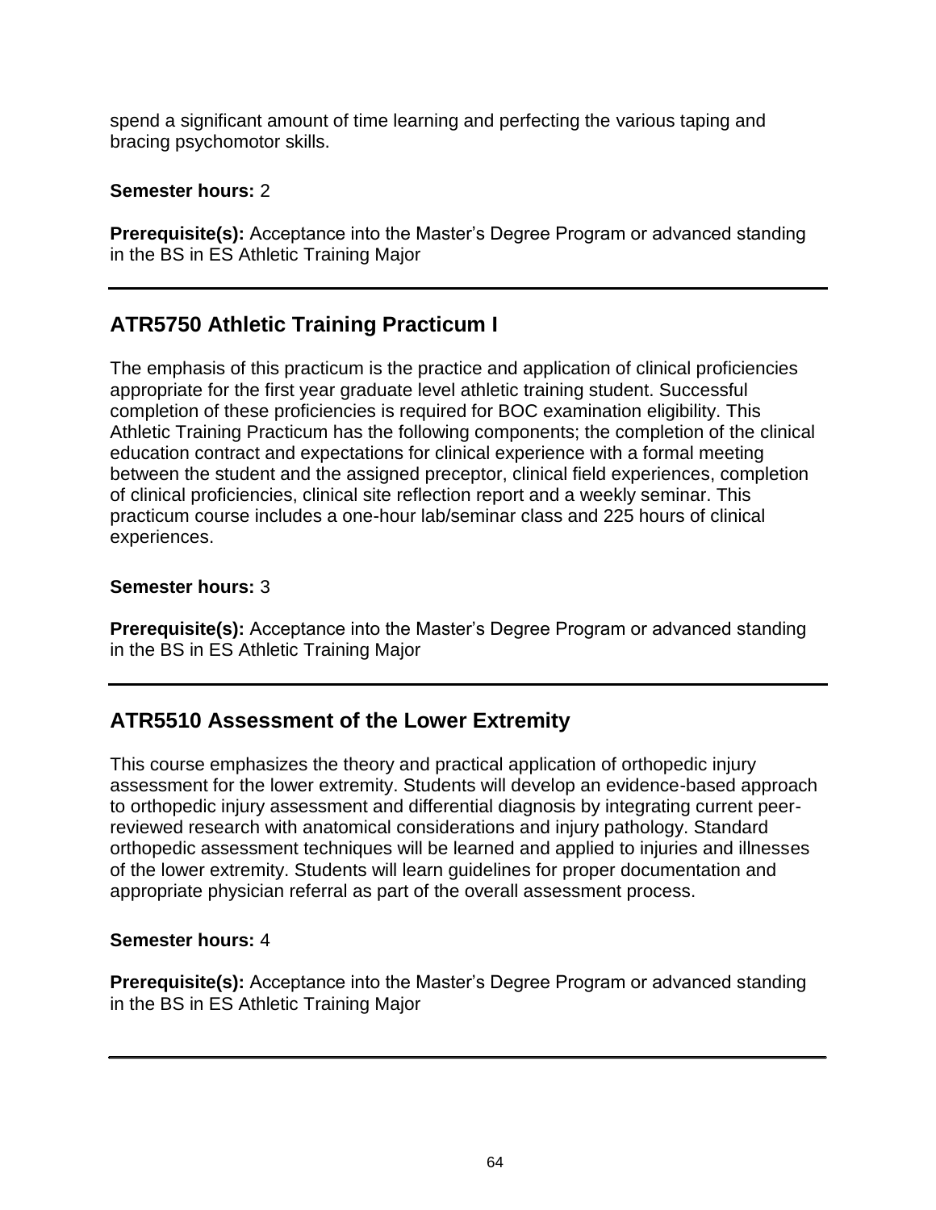spend a significant amount of time learning and perfecting the various taping and bracing psychomotor skills.

**Semester hours:** 2

**Prerequisite(s):** Acceptance into the Master's Degree Program or advanced standing in the BS in ES Athletic Training Major

---

## ATR5750 Athletic Training Practicum I

The emphasis of this practicum is the practice and application of clinical proficiencies appropriate for the first year graduate level athletic training student. Successful completion of these proficiencies is required for BOC examination eligibility. This Athletic Training Practicum has the following components; the completion of the clinical education contract and expectations for clinical experience with a formal meeting between the student and the assigned preceptor, clinical field experiences, completion of clinical proficiencies, clinical site reflection report and a weekly seminar. This practicum course includes a one-hour lab/seminar class and 225 hours of clinical experiences.

**Semester hours:** 3

**Prerequisite(s):** Acceptance into the Master's Degree Program or advanced standing in the BS in ES Athletic Training Major

---

## ATR5510 Assessment of the Lower Extremity

This course emphasizes the theory and practical application of orthopedic injury assessment for the lower extremity. Students will develop an evidence-based approach to orthopedic injury assessment and differential diagnosis by integrating current peer-reviewed research with anatomical considerations and injury pathology. Standard orthopedic assessment techniques will be learned and applied to injuries and illnesses of the lower extremity. Students will learn guidelines for proper documentation and appropriate physician referral as part of the overall assessment process.

**Semester hours:** 4

**Prerequisite(s):** Acceptance into the Master's Degree Program or advanced standing in the BS in ES Athletic Training Major

---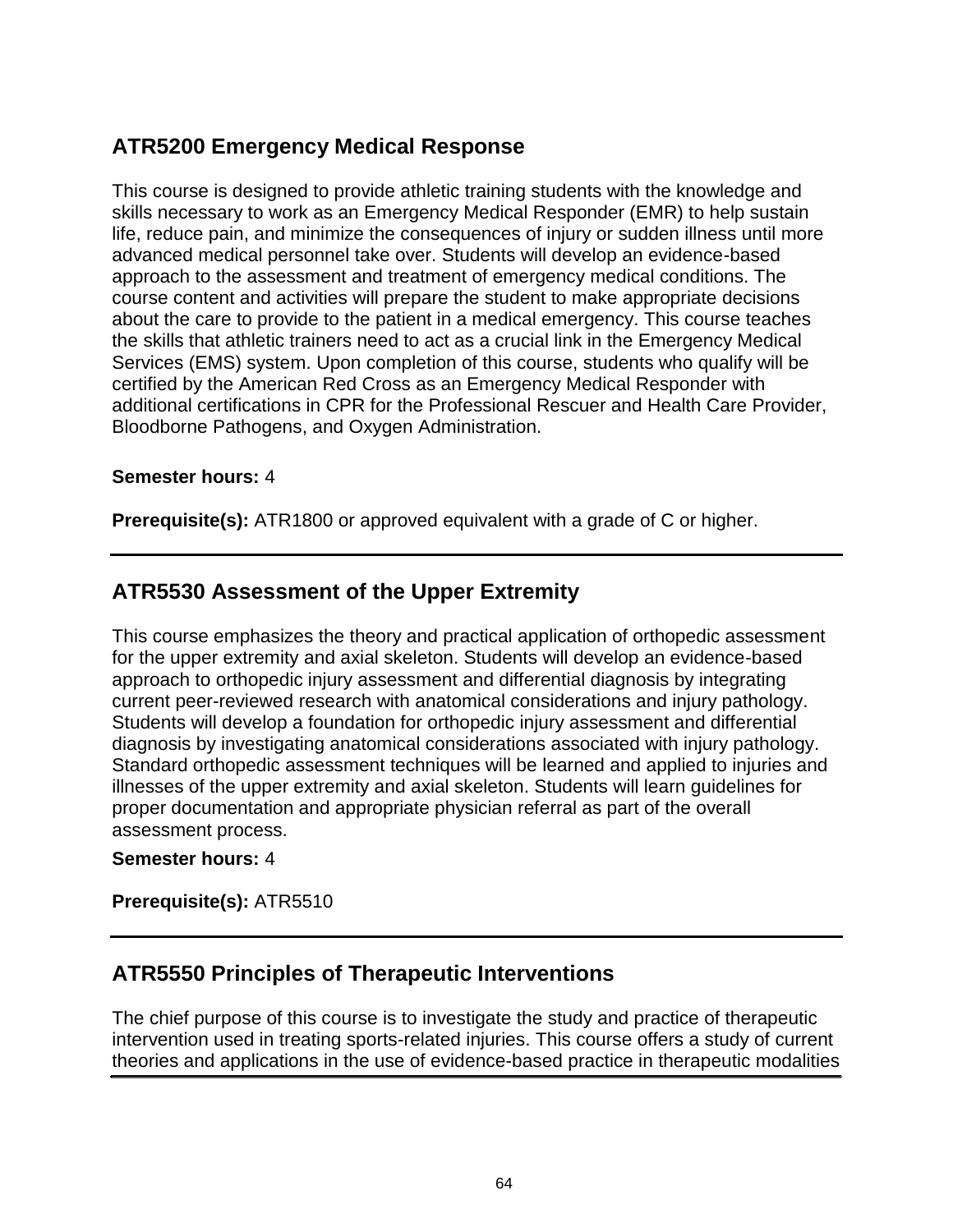## ATR5200 Emergency Medical Response

This course is designed to provide athletic training students with the knowledge and skills necessary to work as an Emergency Medical Responder (EMR) to help sustain life, reduce pain, and minimize the consequences of injury or sudden illness until more advanced medical personnel take over. Students will develop an evidence-based approach to the assessment and treatment of emergency medical conditions. The course content and activities will prepare the student to make appropriate decisions about the care to provide to the patient in a medical emergency. This course teaches the skills that athletic trainers need to act as a crucial link in the Emergency Medical Services (EMS) system. Upon completion of this course, students who qualify will be certified by the American Red Cross as an Emergency Medical Responder with additional certifications in CPR for the Professional Rescuer and Health Care Provider, Bloodborne Pathogens, and Oxygen Administration.

**Semester hours:** 4

**Prerequisite(s):** ATR1800 or approved equivalent with a grade of C or higher.

---

## ATR5530 Assessment of the Upper Extremity

This course emphasizes the theory and practical application of orthopedic assessment for the upper extremity and axial skeleton. Students will develop an evidence-based approach to orthopedic injury assessment and differential diagnosis by integrating current peer-reviewed research with anatomical considerations and injury pathology. Students will develop a foundation for orthopedic injury assessment and differential diagnosis by investigating anatomical considerations associated with injury pathology. Standard orthopedic assessment techniques will be learned and applied to injuries and illnesses of the upper extremity and axial skeleton. Students will learn guidelines for proper documentation and appropriate physician referral as part of the overall assessment process.

**Semester hours:** 4

**Prerequisite(s):** ATR5510

---

## ATR5550 Principles of Therapeutic Interventions

The chief purpose of this course is to investigate the study and practice of therapeutic intervention used in treating sports-related injuries. This course offers a study of current theories and applications in the use of evidence-based practice in therapeutic modalities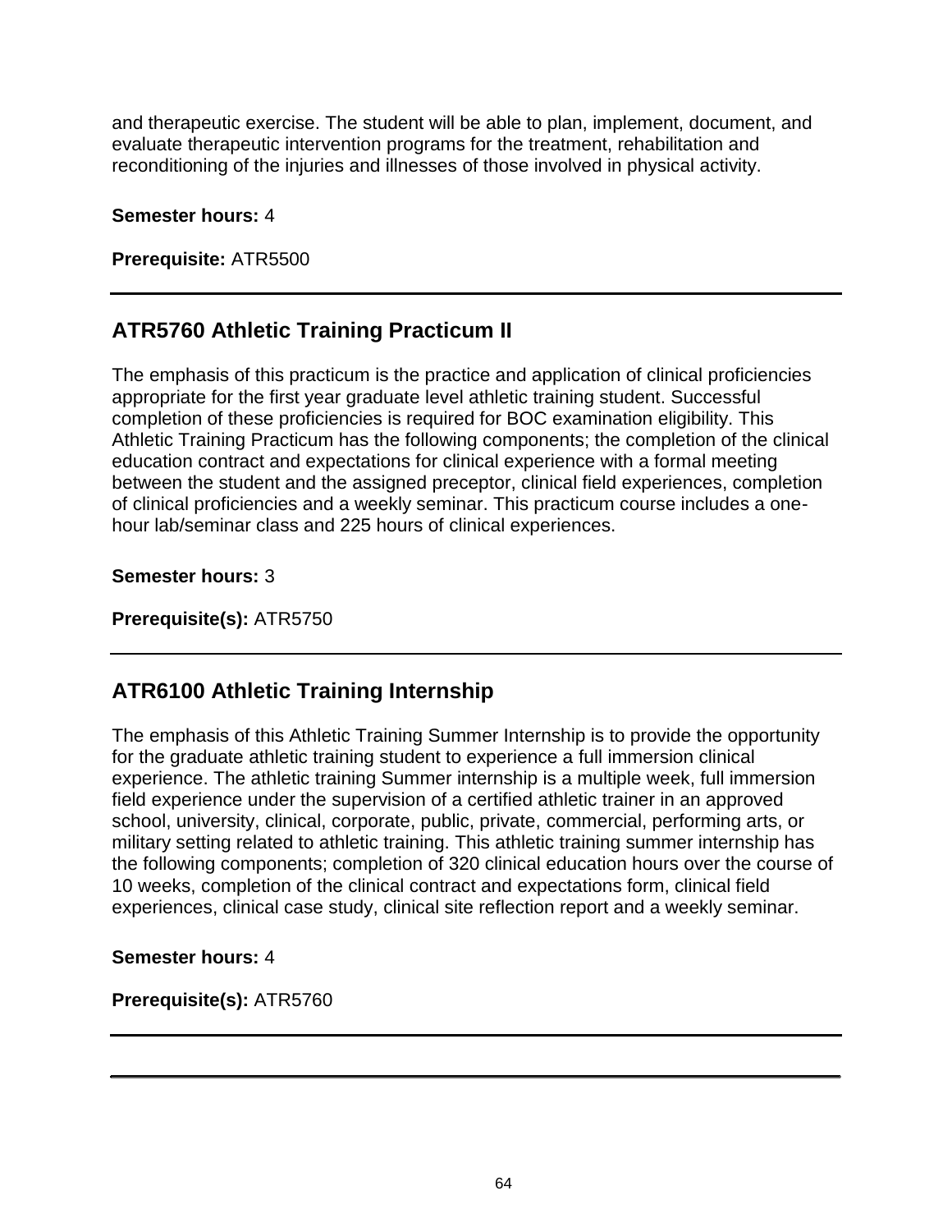and therapeutic exercise. The student will be able to plan, implement, document, and evaluate therapeutic intervention programs for the treatment, rehabilitation and reconditioning of the injuries and illnesses of those involved in physical activity.

**Semester hours:** 4

**Prerequisite:** ATR5500

---

## ATR5760 Athletic Training Practicum II

The emphasis of this practicum is the practice and application of clinical proficiencies appropriate for the first year graduate level athletic training student. Successful completion of these proficiencies is required for BOC examination eligibility. This Athletic Training Practicum has the following components; the completion of the clinical education contract and expectations for clinical experience with a formal meeting between the student and the assigned preceptor, clinical field experiences, completion of clinical proficiencies and a weekly seminar. This practicum course includes a one-hour lab/seminar class and 225 hours of clinical experiences.

**Semester hours:** 3

**Prerequisite(s):** ATR5750

---

## ATR6100 Athletic Training Internship

The emphasis of this Athletic Training Summer Internship is to provide the opportunity for the graduate athletic training student to experience a full immersion clinical experience. The athletic training Summer internship is a multiple week, full immersion field experience under the supervision of a certified athletic trainer in an approved school, university, clinical, corporate, public, private, commercial, performing arts, or military setting related to athletic training. This athletic training summer internship has the following components; completion of 320 clinical education hours over the course of 10 weeks, completion of the clinical contract and expectations form, clinical field experiences, clinical case study, clinical site reflection report and a weekly seminar.

**Semester hours:** 4

**Prerequisite(s):** ATR5760

---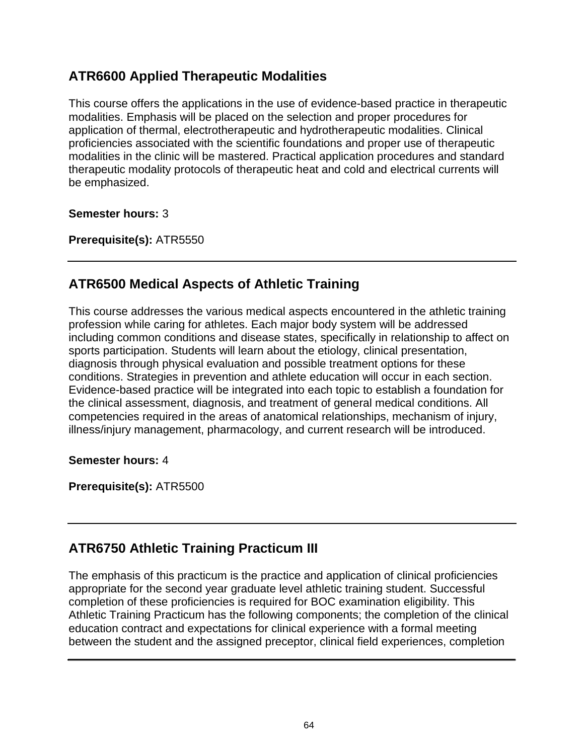## ATR6600 Applied Therapeutic Modalities

This course offers the applications in the use of evidence-based practice in therapeutic modalities. Emphasis will be placed on the selection and proper procedures for application of thermal, electrotherapeutic and hydrotherapeutic modalities. Clinical proficiencies associated with the scientific foundations and proper use of therapeutic modalities in the clinic will be mastered. Practical application procedures and standard therapeutic modality protocols of therapeutic heat and cold and electrical currents will be emphasized.

**Semester hours:** 3

**Prerequisite(s):** ATR5550

---

## ATR6500 Medical Aspects of Athletic Training

This course addresses the various medical aspects encountered in the athletic training profession while caring for athletes. Each major body system will be addressed including common conditions and disease states, specifically in relationship to affect on sports participation. Students will learn about the etiology, clinical presentation, diagnosis through physical evaluation and possible treatment options for these conditions. Strategies in prevention and athlete education will occur in each section. Evidence-based practice will be integrated into each topic to establish a foundation for the clinical assessment, diagnosis, and treatment of general medical conditions. All competencies required in the areas of anatomical relationships, mechanism of injury, illness/injury management, pharmacology, and current research will be introduced.

**Semester hours:** 4

**Prerequisite(s):** ATR5500

---

## ATR6750 Athletic Training Practicum III

The emphasis of this practicum is the practice and application of clinical proficiencies appropriate for the second year graduate level athletic training student. Successful completion of these proficiencies is required for BOC examination eligibility. This Athletic Training Practicum has the following components; the completion of the clinical education contract and expectations for clinical experience with a formal meeting between the student and the assigned preceptor, clinical field experiences, completion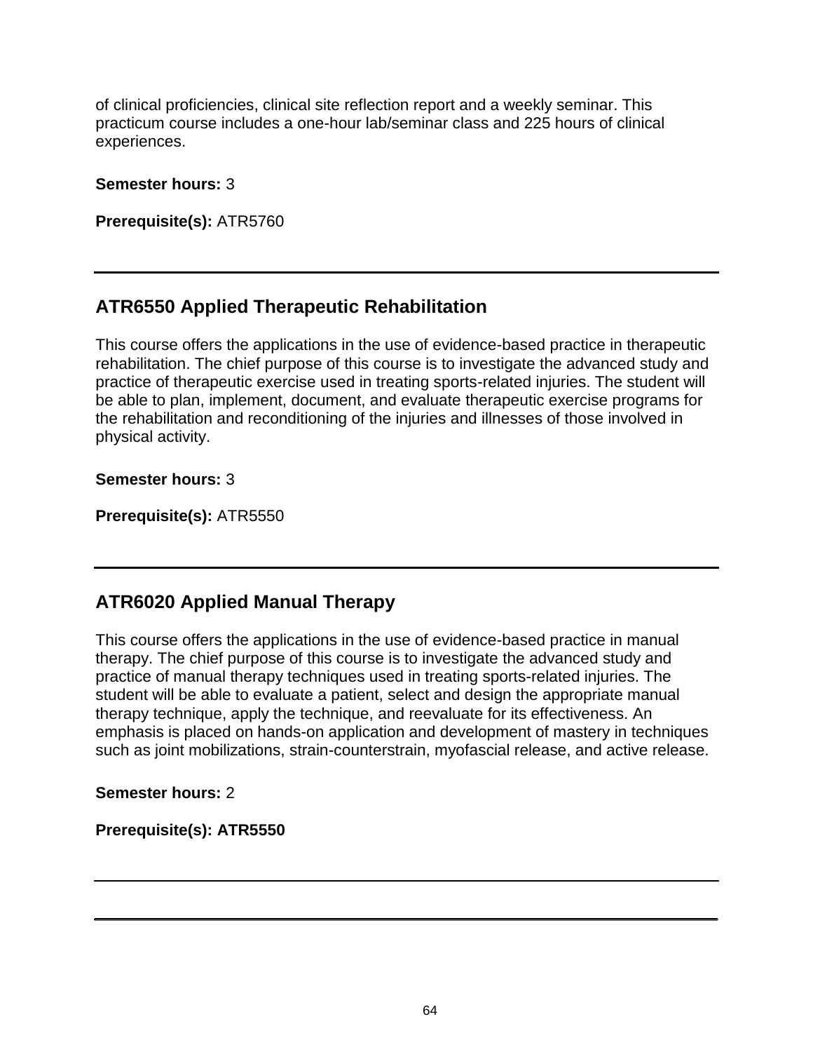of clinical proficiencies, clinical site reflection report and a weekly seminar. This practicum course includes a one-hour lab/seminar class and 225 hours of clinical experiences.

**Semester hours:** 3

**Prerequisite(s):** ATR5760

---

## ATR6550 Applied Therapeutic Rehabilitation

This course offers the applications in the use of evidence-based practice in therapeutic rehabilitation. The chief purpose of this course is to investigate the advanced study and practice of therapeutic exercise used in treating sports-related injuries. The student will be able to plan, implement, document, and evaluate therapeutic exercise programs for the rehabilitation and reconditioning of the injuries and illnesses of those involved in physical activity.

**Semester hours:** 3

**Prerequisite(s):** ATR5550

---

## ATR6020 Applied Manual Therapy

This course offers the applications in the use of evidence-based practice in manual therapy. The chief purpose of this course is to investigate the advanced study and practice of manual therapy techniques used in treating sports-related injuries. The student will be able to evaluate a patient, select and design the appropriate manual therapy technique, apply the technique, and reevaluate for its effectiveness. An emphasis is placed on hands-on application and development of mastery in techniques such as joint mobilizations, strain-counterstrain, myofascial release, and active release.

**Semester hours:** 2

**Prerequisite(s): ATR5550**

---

---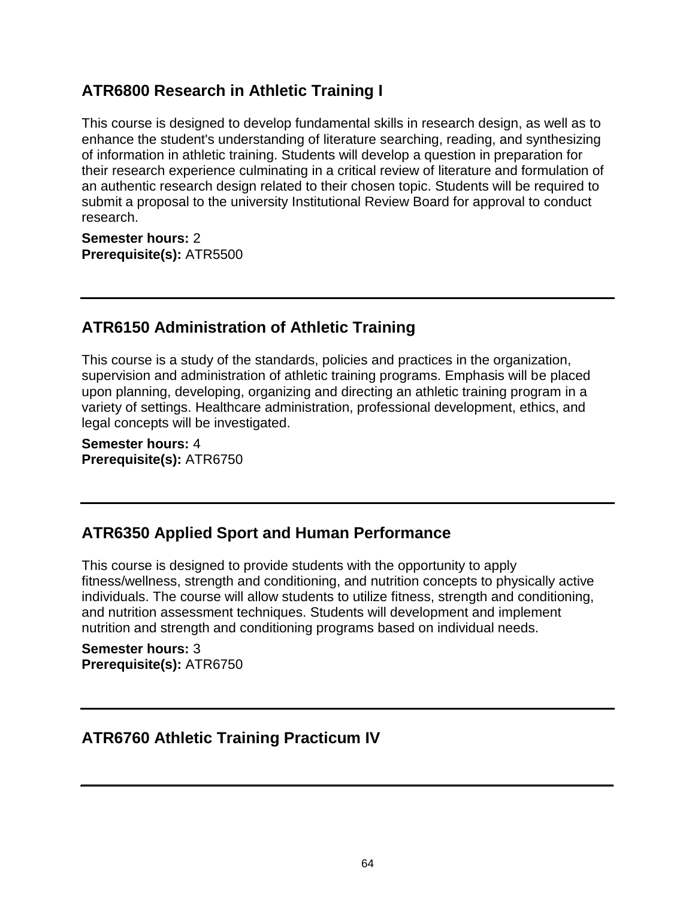## ATR6800 Research in Athletic Training I

This course is designed to develop fundamental skills in research design, as well as to enhance the student's understanding of literature searching, reading, and synthesizing of information in athletic training. Students will develop a question in preparation for their research experience culminating in a critical review of literature and formulation of an authentic research design related to their chosen topic. Students will be required to submit a proposal to the university Institutional Review Board for approval to conduct research.

**Semester hours:** 2
**Prerequisite(s):** ATR5500

---

## ATR6150 Administration of Athletic Training

This course is a study of the standards, policies and practices in the organization, supervision and administration of athletic training programs. Emphasis will be placed upon planning, developing, organizing and directing an athletic training program in a variety of settings. Healthcare administration, professional development, ethics, and legal concepts will be investigated.

**Semester hours:** 4
**Prerequisite(s):** ATR6750

---

## ATR6350 Applied Sport and Human Performance

This course is designed to provide students with the opportunity to apply fitness/wellness, strength and conditioning, and nutrition concepts to physically active individuals. The course will allow students to utilize fitness, strength and conditioning, and nutrition assessment techniques. Students will development and implement nutrition and strength and conditioning programs based on individual needs.

**Semester hours:** 3
**Prerequisite(s):** ATR6750

---

## ATR6760 Athletic Training Practicum IV

---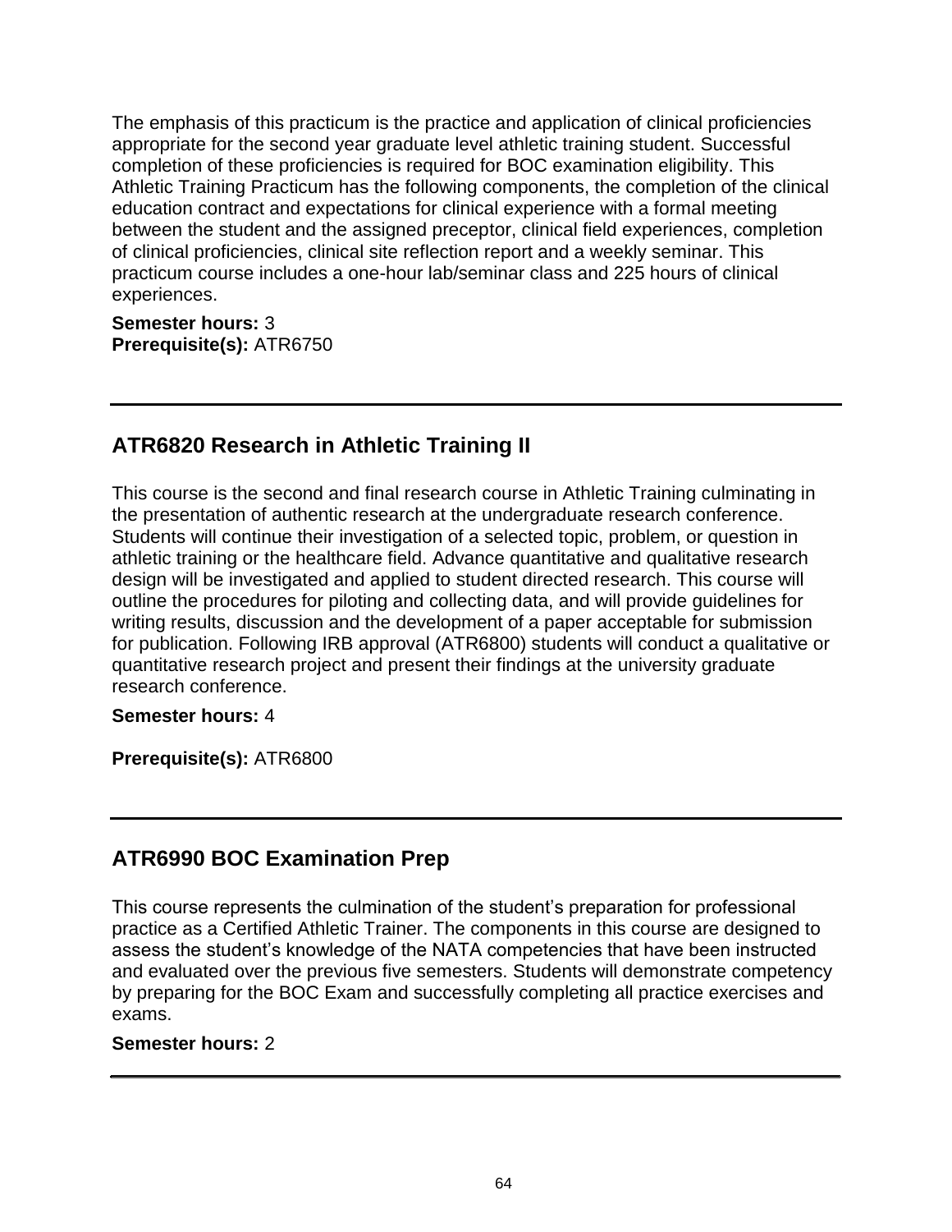The emphasis of this practicum is the practice and application of clinical proficiencies appropriate for the second year graduate level athletic training student. Successful completion of these proficiencies is required for BOC examination eligibility. This Athletic Training Practicum has the following components, the completion of the clinical education contract and expectations for clinical experience with a formal meeting between the student and the assigned preceptor, clinical field experiences, completion of clinical proficiencies, clinical site reflection report and a weekly seminar. This practicum course includes a one-hour lab/seminar class and 225 hours of clinical experiences.

**Semester hours:** 3
**Prerequisite(s):** ATR6750

---

## ATR6820 Research in Athletic Training II

This course is the second and final research course in Athletic Training culminating in the presentation of authentic research at the undergraduate research conference. Students will continue their investigation of a selected topic, problem, or question in athletic training or the healthcare field. Advance quantitative and qualitative research design will be investigated and applied to student directed research. This course will outline the procedures for piloting and collecting data, and will provide guidelines for writing results, discussion and the development of a paper acceptable for submission for publication. Following IRB approval (ATR6800) students will conduct a qualitative or quantitative research project and present their findings at the university graduate research conference.

**Semester hours:** 4

**Prerequisite(s):** ATR6800

---

## ATR6990 BOC Examination Prep

This course represents the culmination of the student's preparation for professional practice as a Certified Athletic Trainer. The components in this course are designed to assess the student's knowledge of the NATA competencies that have been instructed and evaluated over the previous five semesters. Students will demonstrate competency by preparing for the BOC Exam and successfully completing all practice exercises and exams.

**Semester hours:** 2

---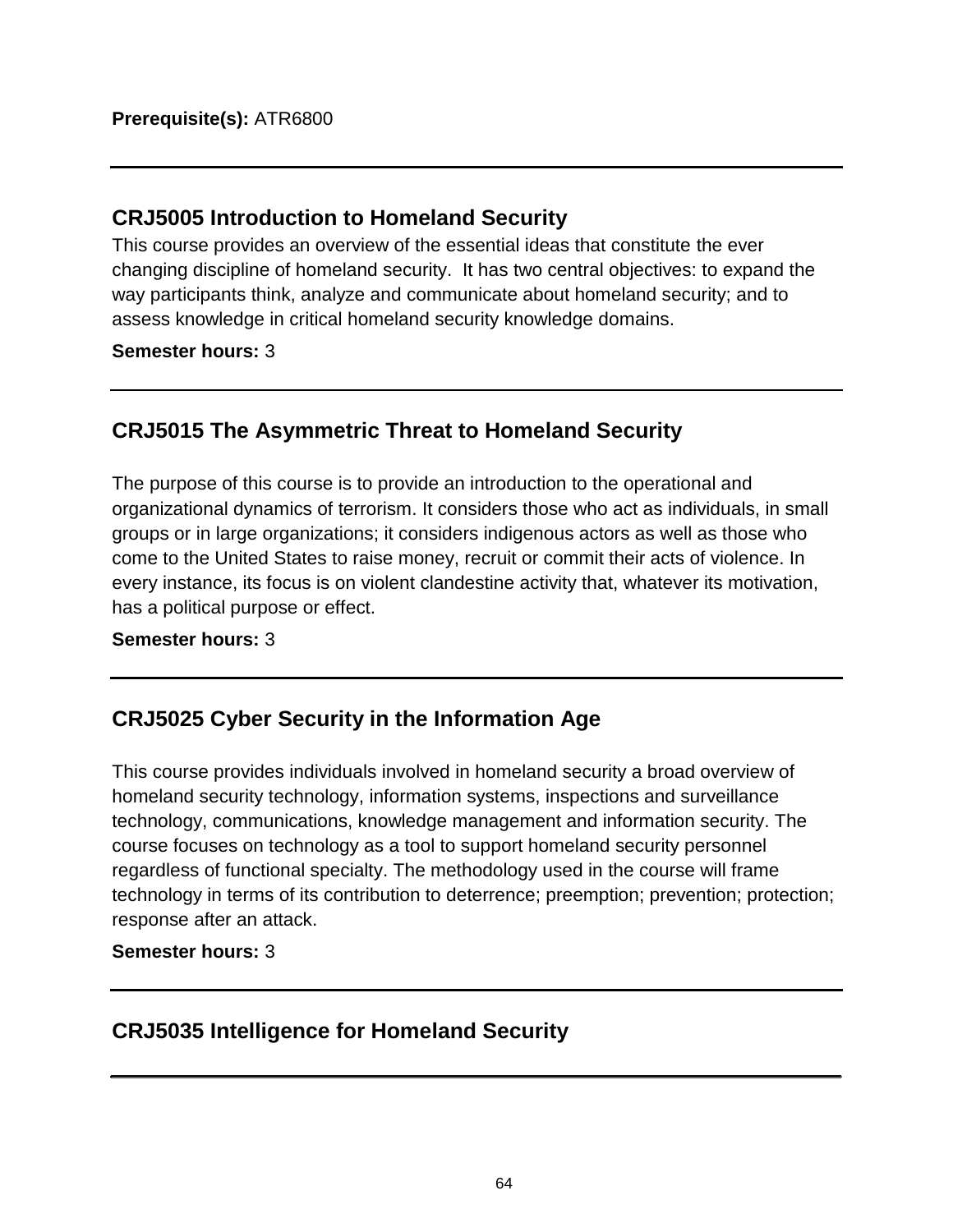**Prerequisite(s):** ATR6800

---

## CRJ5005 Introduction to Homeland Security

This course provides an overview of the essential ideas that constitute the ever changing discipline of homeland security. It has two central objectives: to expand the way participants think, analyze and communicate about homeland security; and to assess knowledge in critical homeland security knowledge domains.

**Semester hours:** 3

---

## CRJ5015 The Asymmetric Threat to Homeland Security

The purpose of this course is to provide an introduction to the operational and organizational dynamics of terrorism. It considers those who act as individuals, in small groups or in large organizations; it considers indigenous actors as well as those who come to the United States to raise money, recruit or commit their acts of violence. In every instance, its focus is on violent clandestine activity that, whatever its motivation, has a political purpose or effect.

**Semester hours:** 3

---

## CRJ5025 Cyber Security in the Information Age

This course provides individuals involved in homeland security a broad overview of homeland security technology, information systems, inspections and surveillance technology, communications, knowledge management and information security. The course focuses on technology as a tool to support homeland security personnel regardless of functional specialty. The methodology used in the course will frame technology in terms of its contribution to deterrence; preemption; prevention; protection; response after an attack.

**Semester hours:** 3

---

## CRJ5035 Intelligence for Homeland Security

---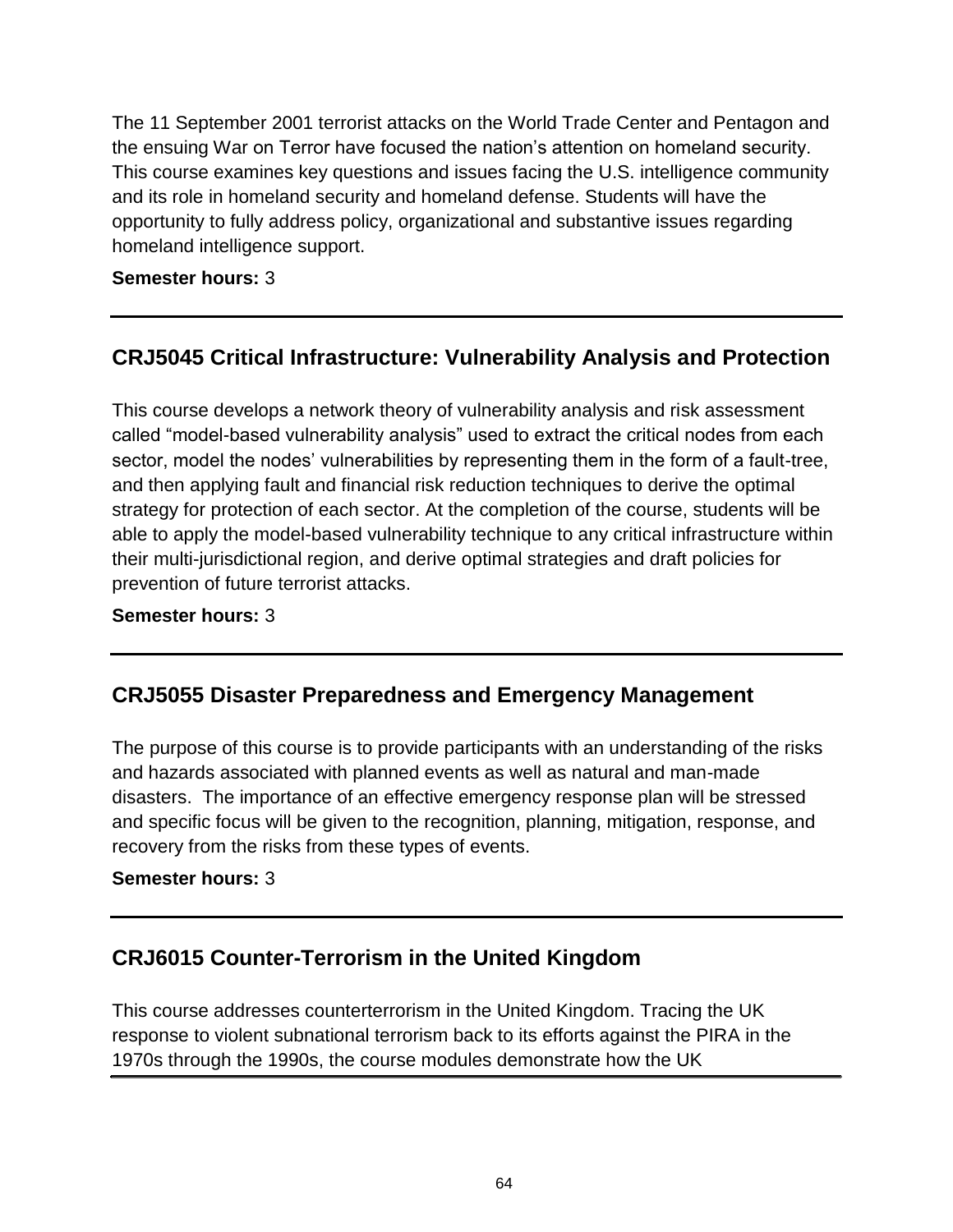The 11 September 2001 terrorist attacks on the World Trade Center and Pentagon and the ensuing War on Terror have focused the nation's attention on homeland security. This course examines key questions and issues facing the U.S. intelligence community and its role in homeland security and homeland defense. Students will have the opportunity to fully address policy, organizational and substantive issues regarding homeland intelligence support.

**Semester hours:** 3

---

## CRJ5045 Critical Infrastructure: Vulnerability Analysis and Protection

This course develops a network theory of vulnerability analysis and risk assessment called "model-based vulnerability analysis" used to extract the critical nodes from each sector, model the nodes' vulnerabilities by representing them in the form of a fault-tree, and then applying fault and financial risk reduction techniques to derive the optimal strategy for protection of each sector. At the completion of the course, students will be able to apply the model-based vulnerability technique to any critical infrastructure within their multi-jurisdictional region, and derive optimal strategies and draft policies for prevention of future terrorist attacks.

**Semester hours:** 3

---

## CRJ5055 Disaster Preparedness and Emergency Management

The purpose of this course is to provide participants with an understanding of the risks and hazards associated with planned events as well as natural and man-made disasters. The importance of an effective emergency response plan will be stressed and specific focus will be given to the recognition, planning, mitigation, response, and recovery from the risks from these types of events.

**Semester hours:** 3

---

## CRJ6015 Counter-Terrorism in the United Kingdom

This course addresses counterterrorism in the United Kingdom. Tracing the UK response to violent subnational terrorism back to its efforts against the PIRA in the 1970s through the 1990s, the course modules demonstrate how the UK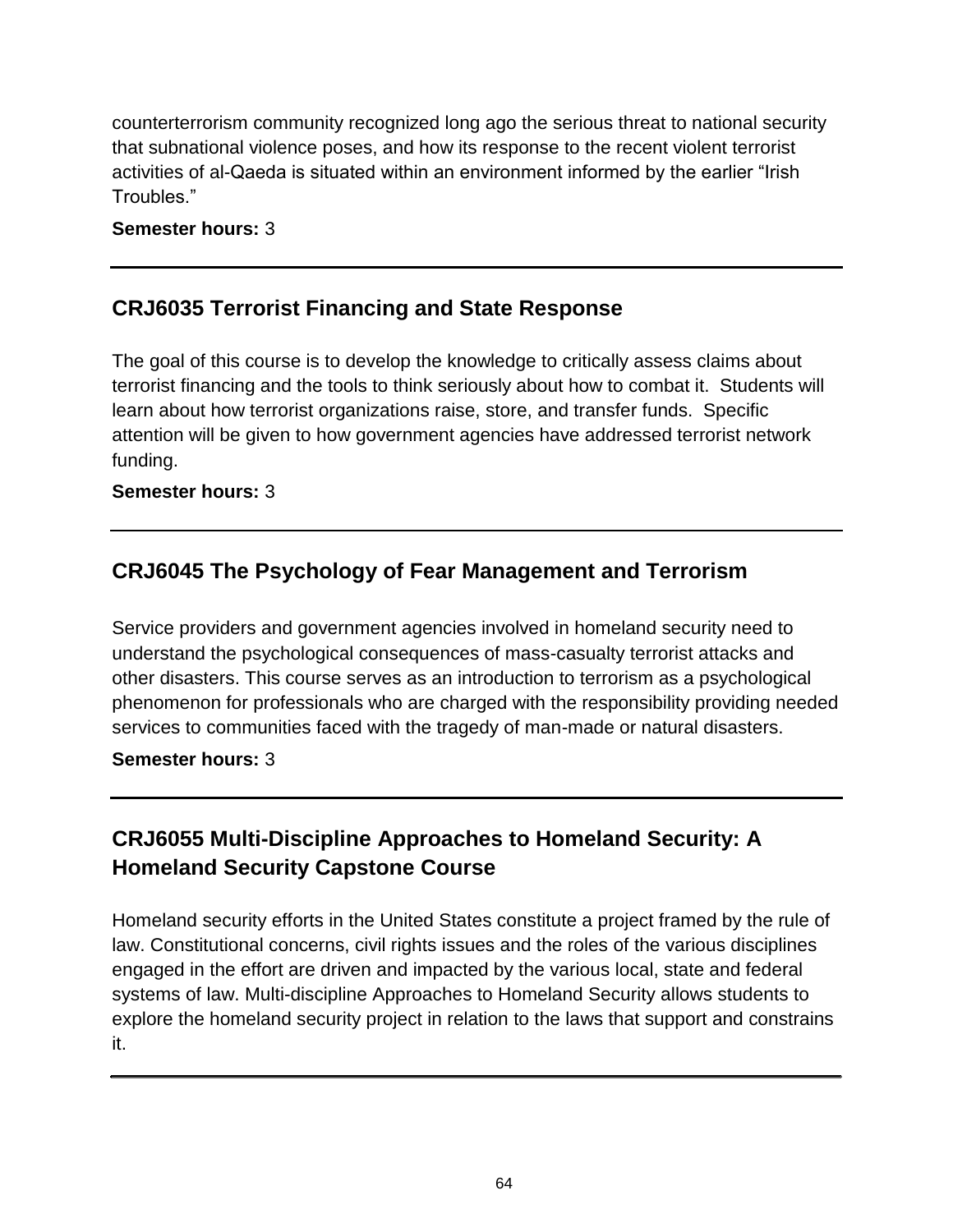counterterrorism community recognized long ago the serious threat to national security that subnational violence poses, and how its response to the recent violent terrorist activities of al-Qaeda is situated within an environment informed by the earlier "Irish Troubles."

**Semester hours:** 3

---

## CRJ6035 Terrorist Financing and State Response

The goal of this course is to develop the knowledge to critically assess claims about terrorist financing and the tools to think seriously about how to combat it. Students will learn about how terrorist organizations raise, store, and transfer funds. Specific attention will be given to how government agencies have addressed terrorist network funding.

**Semester hours:** 3

---

## CRJ6045 The Psychology of Fear Management and Terrorism

Service providers and government agencies involved in homeland security need to understand the psychological consequences of mass-casualty terrorist attacks and other disasters. This course serves as an introduction to terrorism as a psychological phenomenon for professionals who are charged with the responsibility providing needed services to communities faced with the tragedy of man-made or natural disasters.

**Semester hours:** 3

---

## CRJ6055 Multi-Discipline Approaches to Homeland Security: A Homeland Security Capstone Course

Homeland security efforts in the United States constitute a project framed by the rule of law. Constitutional concerns, civil rights issues and the roles of the various disciplines engaged in the effort are driven and impacted by the various local, state and federal systems of law. Multi-discipline Approaches to Homeland Security allows students to explore the homeland security project in relation to the laws that support and constrains it.

---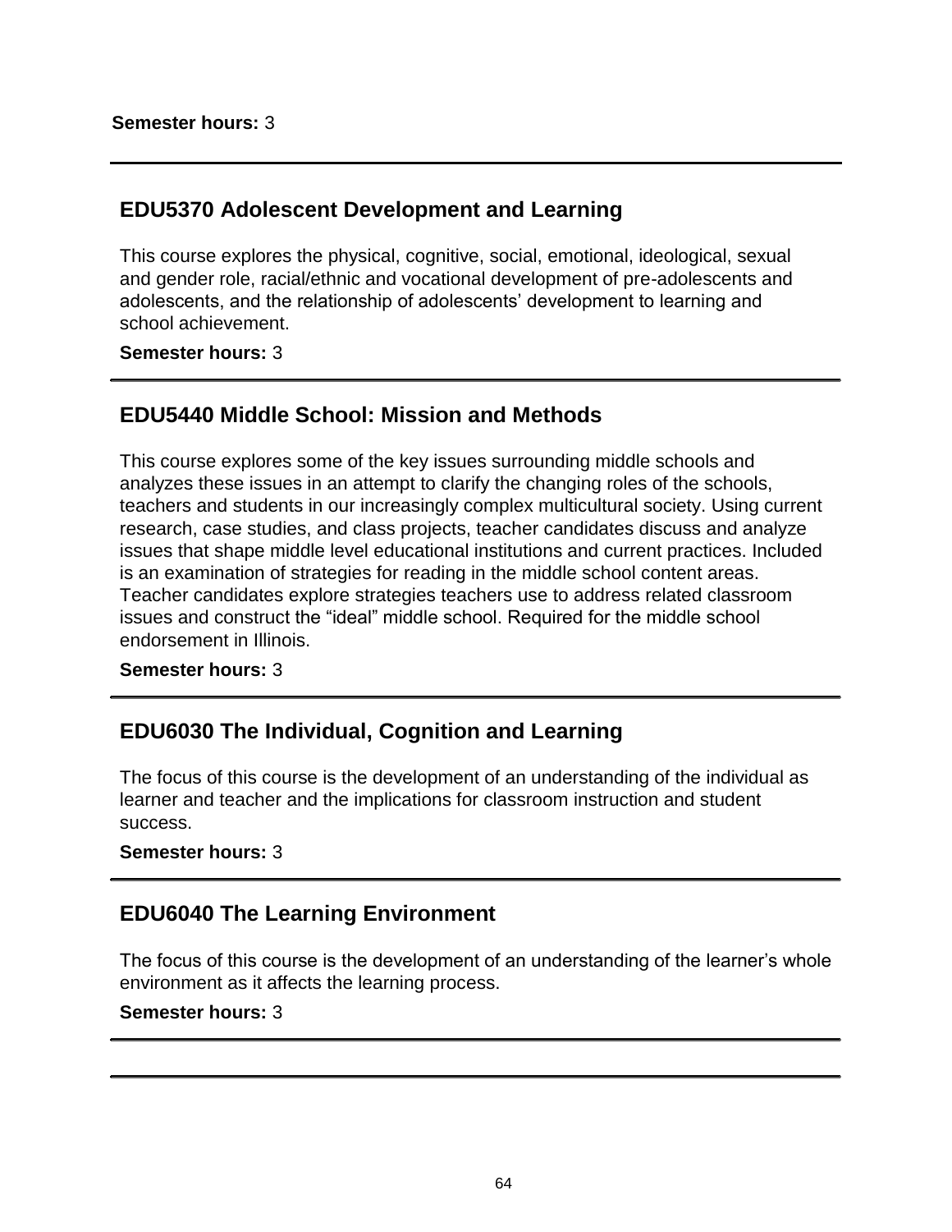**Semester hours:** 3

---

## EDU5370 Adolescent Development and Learning

This course explores the physical, cognitive, social, emotional, ideological, sexual and gender role, racial/ethnic and vocational development of pre-adolescents and adolescents, and the relationship of adolescents' development to learning and school achievement.

**Semester hours:** 3

---

## EDU5440 Middle School: Mission and Methods

This course explores some of the key issues surrounding middle schools and analyzes these issues in an attempt to clarify the changing roles of the schools, teachers and students in our increasingly complex multicultural society. Using current research, case studies, and class projects, teacher candidates discuss and analyze issues that shape middle level educational institutions and current practices. Included is an examination of strategies for reading in the middle school content areas. Teacher candidates explore strategies teachers use to address related classroom issues and construct the "ideal" middle school. Required for the middle school endorsement in Illinois.

**Semester hours:** 3

---

## EDU6030 The Individual, Cognition and Learning

The focus of this course is the development of an understanding of the individual as learner and teacher and the implications for classroom instruction and student success.

**Semester hours:** 3

---

## EDU6040 The Learning Environment

The focus of this course is the development of an understanding of the learner's whole environment as it affects the learning process.

**Semester hours:** 3

---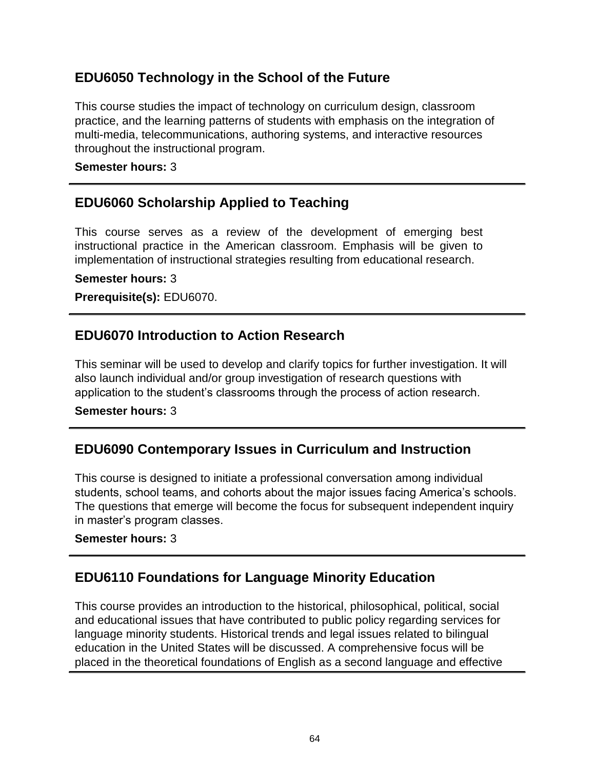## EDU6050 Technology in the School of the Future

This course studies the impact of technology on curriculum design, classroom practice, and the learning patterns of students with emphasis on the integration of multi-media, telecommunications, authoring systems, and interactive resources throughout the instructional program.

**Semester hours:** 3

---

## EDU6060 Scholarship Applied to Teaching

This course serves as a review of the development of emerging best instructional practice in the American classroom. Emphasis will be given to implementation of instructional strategies resulting from educational research.

**Semester hours:** 3

**Prerequisite(s):** EDU6070.

---

## EDU6070 Introduction to Action Research

This seminar will be used to develop and clarify topics for further investigation. It will also launch individual and/or group investigation of research questions with application to the student's classrooms through the process of action research.

**Semester hours:** 3

---

## EDU6090 Contemporary Issues in Curriculum and Instruction

This course is designed to initiate a professional conversation among individual students, school teams, and cohorts about the major issues facing America's schools. The questions that emerge will become the focus for subsequent independent inquiry in master's program classes.

**Semester hours:** 3

---

## EDU6110 Foundations for Language Minority Education

This course provides an introduction to the historical, philosophical, political, social and educational issues that have contributed to public policy regarding services for language minority students. Historical trends and legal issues related to bilingual education in the United States will be discussed. A comprehensive focus will be placed in the theoretical foundations of English as a second language and effective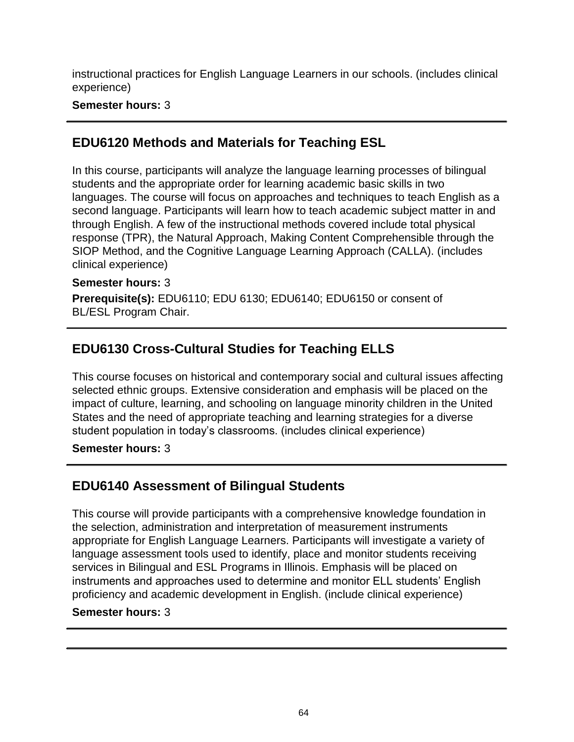instructional practices for English Language Learners in our schools. (includes clinical experience)

**Semester hours:** 3

## EDU6120 Methods and Materials for Teaching ESL

In this course, participants will analyze the language learning processes of bilingual students and the appropriate order for learning academic basic skills in two languages. The course will focus on approaches and techniques to teach English as a second language. Participants will learn how to teach academic subject matter in and through English. A few of the instructional methods covered include total physical response (TPR), the Natural Approach, Making Content Comprehensible through the SIOP Method, and the Cognitive Language Learning Approach (CALLA). (includes clinical experience)

**Semester hours:** 3

**Prerequisite(s):** EDU6110; EDU 6130; EDU6140; EDU6150 or consent of BL/ESL Program Chair.

## EDU6130 Cross-Cultural Studies for Teaching ELLS

This course focuses on historical and contemporary social and cultural issues affecting selected ethnic groups. Extensive consideration and emphasis will be placed on the impact of culture, learning, and schooling on language minority children in the United States and the need of appropriate teaching and learning strategies for a diverse student population in today's classrooms. (includes clinical experience)

**Semester hours:** 3

## EDU6140 Assessment of Bilingual Students

This course will provide participants with a comprehensive knowledge foundation in the selection, administration and interpretation of measurement instruments appropriate for English Language Learners. Participants will investigate a variety of language assessment tools used to identify, place and monitor students receiving services in Bilingual and ESL Programs in Illinois. Emphasis will be placed on instruments and approaches used to determine and monitor ELL students' English proficiency and academic development in English. (include clinical experience)

**Semester hours:** 3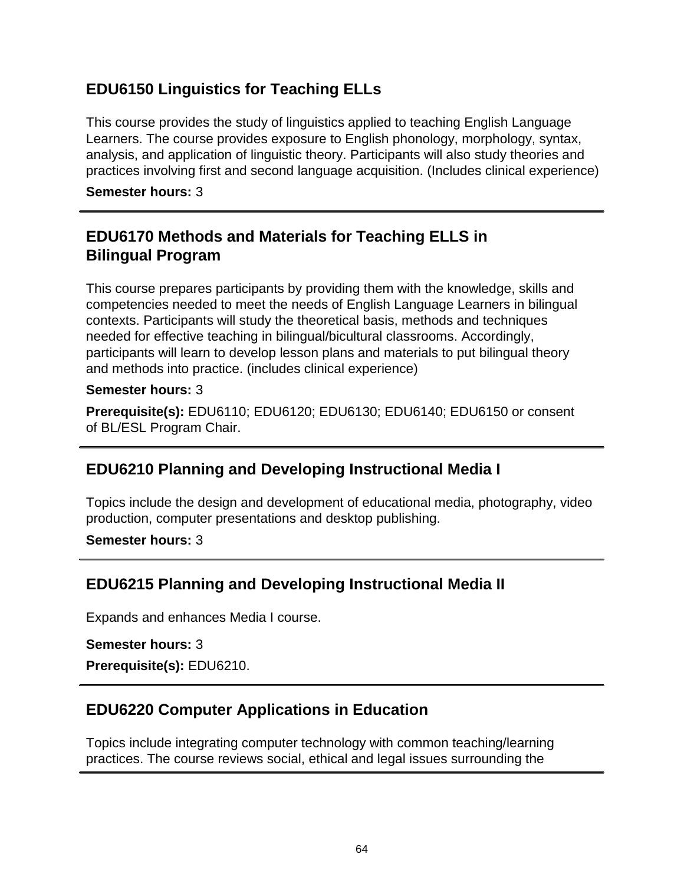## EDU6150 Linguistics for Teaching ELLs

This course provides the study of linguistics applied to teaching English Language Learners. The course provides exposure to English phonology, morphology, syntax, analysis, and application of linguistic theory. Participants will also study theories and practices involving first and second language acquisition. (Includes clinical experience)

**Semester hours:** 3

---

## EDU6170 Methods and Materials for Teaching ELLS in Bilingual Program

This course prepares participants by providing them with the knowledge, skills and competencies needed to meet the needs of English Language Learners in bilingual contexts. Participants will study the theoretical basis, methods and techniques needed for effective teaching in bilingual/bicultural classrooms. Accordingly, participants will learn to develop lesson plans and materials to put bilingual theory and methods into practice. (includes clinical experience)

**Semester hours:** 3

**Prerequisite(s):** EDU6110; EDU6120; EDU6130; EDU6140; EDU6150 or consent of BL/ESL Program Chair.

---

## EDU6210 Planning and Developing Instructional Media I

Topics include the design and development of educational media, photography, video production, computer presentations and desktop publishing.

**Semester hours:** 3

---

## EDU6215 Planning and Developing Instructional Media II

Expands and enhances Media I course.

**Semester hours:** 3

**Prerequisite(s):** EDU6210.

---

## EDU6220 Computer Applications in Education

Topics include integrating computer technology with common teaching/learning practices. The course reviews social, ethical and legal issues surrounding the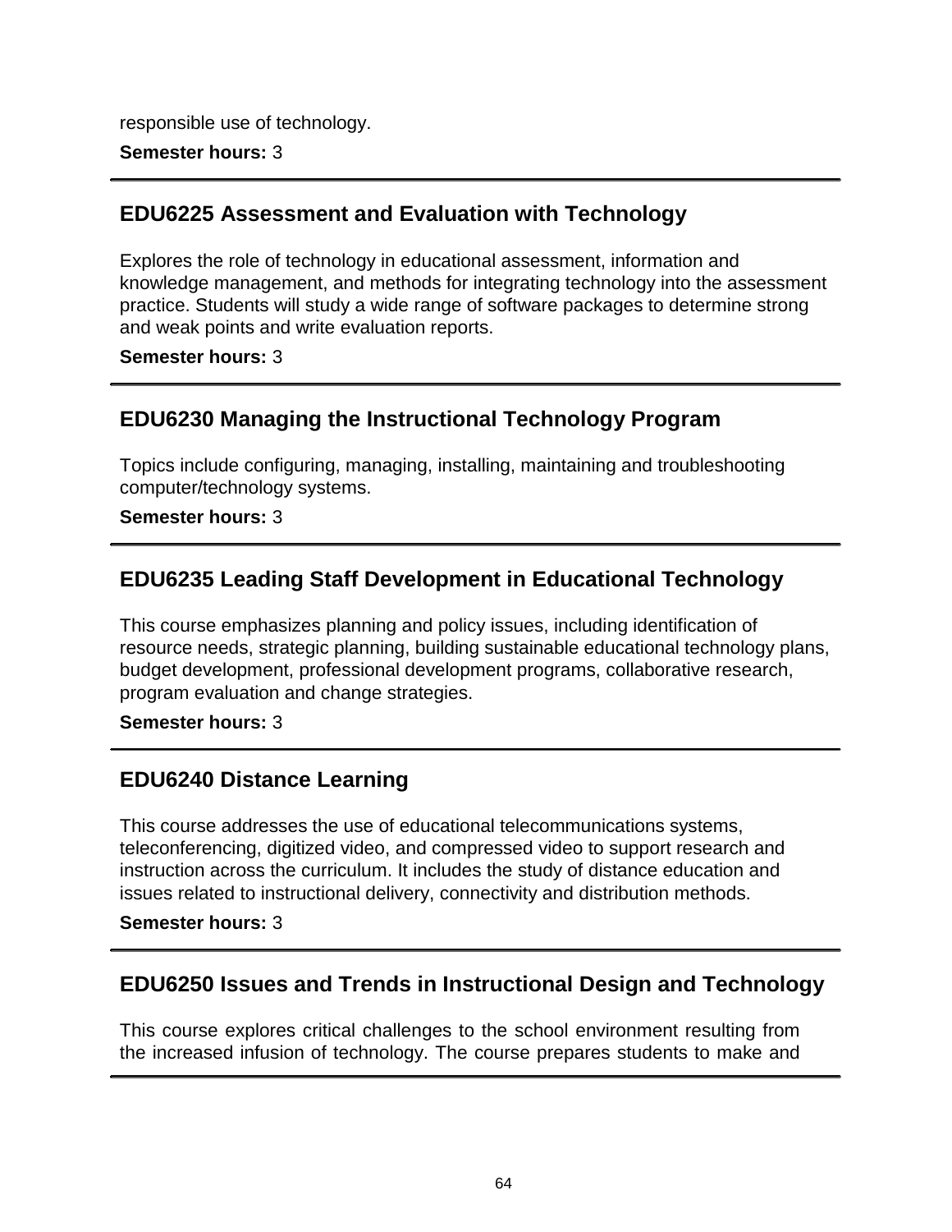responsible use of technology.

**Semester hours:** 3

---

## EDU6225 Assessment and Evaluation with Technology

Explores the role of technology in educational assessment, information and knowledge management, and methods for integrating technology into the assessment practice. Students will study a wide range of software packages to determine strong and weak points and write evaluation reports.

**Semester hours:** 3

---

## EDU6230 Managing the Instructional Technology Program

Topics include configuring, managing, installing, maintaining and troubleshooting computer/technology systems.

**Semester hours:** 3

---

## EDU6235 Leading Staff Development in Educational Technology

This course emphasizes planning and policy issues, including identification of resource needs, strategic planning, building sustainable educational technology plans, budget development, professional development programs, collaborative research, program evaluation and change strategies.

**Semester hours:** 3

---

## EDU6240 Distance Learning

This course addresses the use of educational telecommunications systems, teleconferencing, digitized video, and compressed video to support research and instruction across the curriculum. It includes the study of distance education and issues related to instructional delivery, connectivity and distribution methods.

**Semester hours:** 3

---

## EDU6250 Issues and Trends in Instructional Design and Technology

This course explores critical challenges to the school environment resulting from the increased infusion of technology. The course prepares students to make and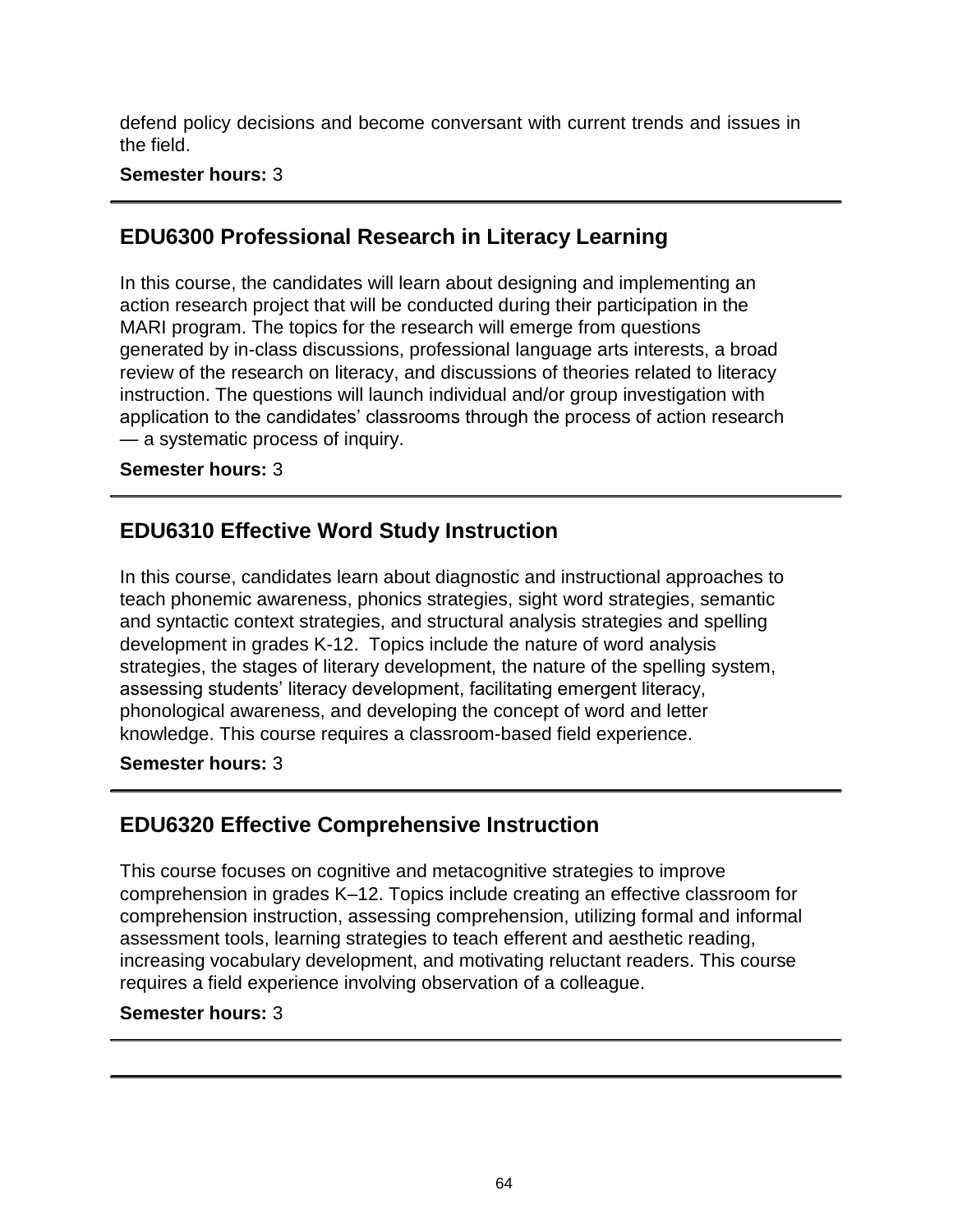defend policy decisions and become conversant with current trends and issues in the field.

**Semester hours:** 3

---

## EDU6300 Professional Research in Literacy Learning

In this course, the candidates will learn about designing and implementing an action research project that will be conducted during their participation in the MARI program. The topics for the research will emerge from questions generated by in-class discussions, professional language arts interests, a broad review of the research on literacy, and discussions of theories related to literacy instruction. The questions will launch individual and/or group investigation with application to the candidates' classrooms through the process of action research — a systematic process of inquiry.

**Semester hours:** 3

---

## EDU6310 Effective Word Study Instruction

In this course, candidates learn about diagnostic and instructional approaches to teach phonemic awareness, phonics strategies, sight word strategies, semantic and syntactic context strategies, and structural analysis strategies and spelling development in grades K-12. Topics include the nature of word analysis strategies, the stages of literary development, the nature of the spelling system, assessing students' literacy development, facilitating emergent literacy, phonological awareness, and developing the concept of word and letter knowledge. This course requires a classroom-based field experience.

**Semester hours:** 3

---

## EDU6320 Effective Comprehensive Instruction

This course focuses on cognitive and metacognitive strategies to improve comprehension in grades K–12. Topics include creating an effective classroom for comprehension instruction, assessing comprehension, utilizing formal and informal assessment tools, learning strategies to teach efferent and aesthetic reading, increasing vocabulary development, and motivating reluctant readers. This course requires a field experience involving observation of a colleague.

**Semester hours:** 3

---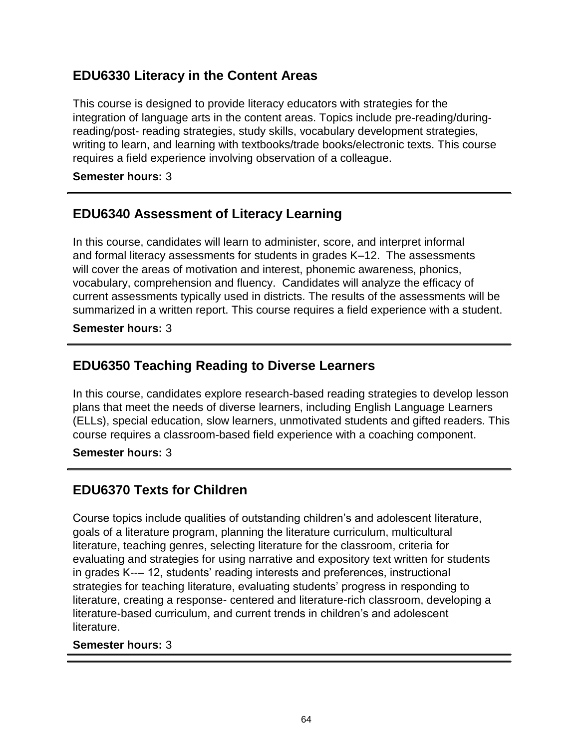## EDU6330 Literacy in the Content Areas

This course is designed to provide literacy educators with strategies for the integration of language arts in the content areas. Topics include pre-reading/during-reading/post- reading strategies, study skills, vocabulary development strategies, writing to learn, and learning with textbooks/trade books/electronic texts. This course requires a field experience involving observation of a colleague.

**Semester hours:** 3

---

## EDU6340 Assessment of Literacy Learning

In this course, candidates will learn to administer, score, and interpret informal and formal literacy assessments for students in grades K–12. The assessments will cover the areas of motivation and interest, phonemic awareness, phonics, vocabulary, comprehension and fluency. Candidates will analyze the efficacy of current assessments typically used in districts. The results of the assessments will be summarized in a written report. This course requires a field experience with a student.

**Semester hours:** 3

---

## EDU6350 Teaching Reading to Diverse Learners

In this course, candidates explore research-based reading strategies to develop lesson plans that meet the needs of diverse learners, including English Language Learners (ELLs), special education, slow learners, unmotivated students and gifted readers. This course requires a classroom-based field experience with a coaching component.

**Semester hours:** 3

---

## EDU6370 Texts for Children

Course topics include qualities of outstanding children's and adolescent literature, goals of a literature program, planning the literature curriculum, multicultural literature, teaching genres, selecting literature for the classroom, criteria for evaluating and strategies for using narrative and expository text written for students in grades K--– 12, students' reading interests and preferences, instructional strategies for teaching literature, evaluating students' progress in responding to literature, creating a response- centered and literature-rich classroom, developing a literature-based curriculum, and current trends in children's and adolescent literature.

**Semester hours:** 3

---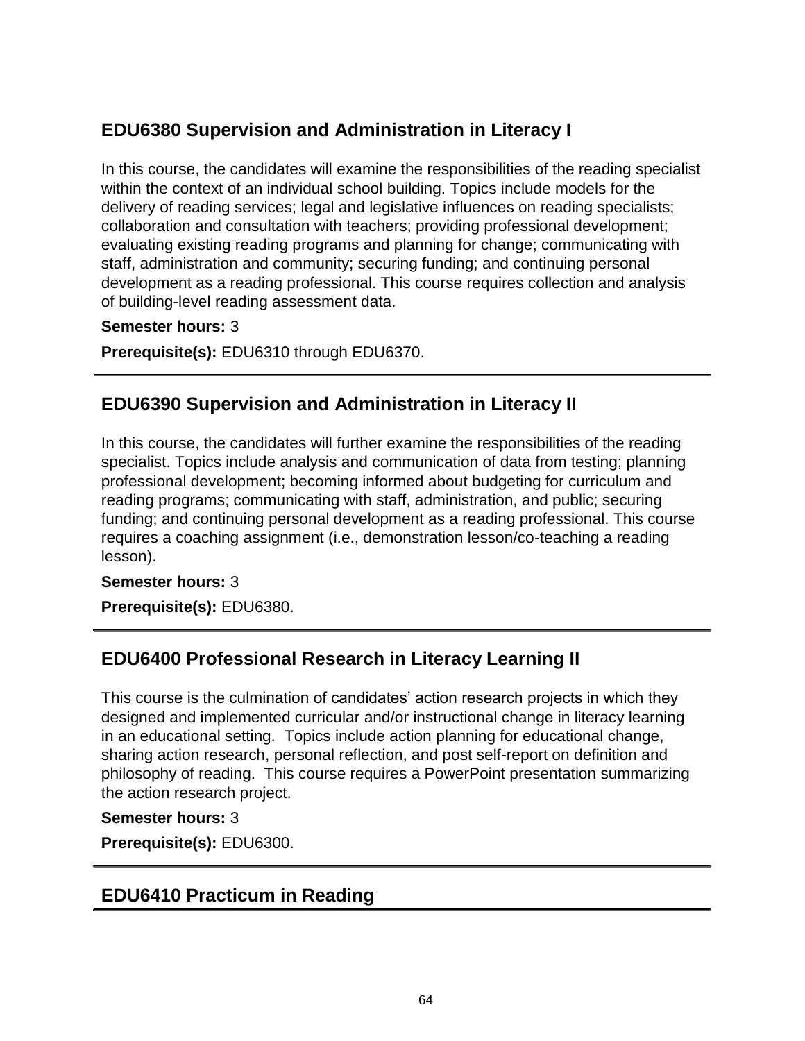## EDU6380 Supervision and Administration in Literacy I

In this course, the candidates will examine the responsibilities of the reading specialist within the context of an individual school building. Topics include models for the delivery of reading services; legal and legislative influences on reading specialists; collaboration and consultation with teachers; providing professional development; evaluating existing reading programs and planning for change; communicating with staff, administration and community; securing funding; and continuing personal development as a reading professional. This course requires collection and analysis of building-level reading assessment data.

**Semester hours:** 3

**Prerequisite(s):** EDU6310 through EDU6370.

---

## EDU6390 Supervision and Administration in Literacy II

In this course, the candidates will further examine the responsibilities of the reading specialist. Topics include analysis and communication of data from testing; planning professional development; becoming informed about budgeting for curriculum and reading programs; communicating with staff, administration, and public; securing funding; and continuing personal development as a reading professional. This course requires a coaching assignment (i.e., demonstration lesson/co-teaching a reading lesson).

**Semester hours:** 3

**Prerequisite(s):** EDU6380.

---

## EDU6400 Professional Research in Literacy Learning II

This course is the culmination of candidates' action research projects in which they designed and implemented curricular and/or instructional change in literacy learning in an educational setting. Topics include action planning for educational change, sharing action research, personal reflection, and post self-report on definition and philosophy of reading. This course requires a PowerPoint presentation summarizing the action research project.

**Semester hours:** 3

**Prerequisite(s):** EDU6300.

---

## EDU6410 Practicum in Reading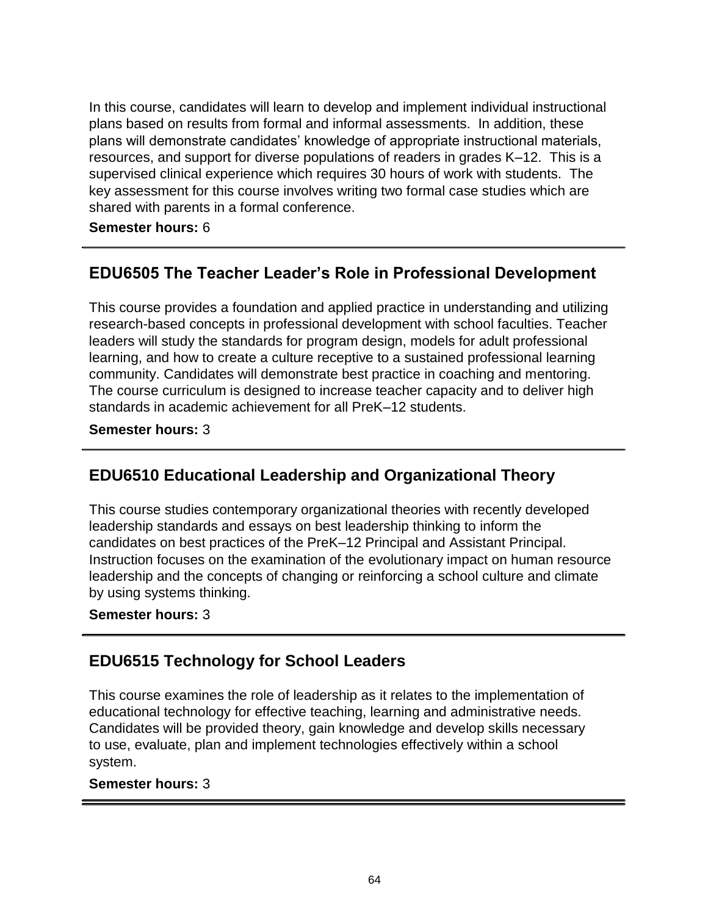In this course, candidates will learn to develop and implement individual instructional plans based on results from formal and informal assessments. In addition, these plans will demonstrate candidates' knowledge of appropriate instructional materials, resources, and support for diverse populations of readers in grades K–12. This is a supervised clinical experience which requires 30 hours of work with students. The key assessment for this course involves writing two formal case studies which are shared with parents in a formal conference.

**Semester hours:** 6

---

## EDU6505 The Teacher Leader's Role in Professional Development

This course provides a foundation and applied practice in understanding and utilizing research-based concepts in professional development with school faculties. Teacher leaders will study the standards for program design, models for adult professional learning, and how to create a culture receptive to a sustained professional learning community. Candidates will demonstrate best practice in coaching and mentoring. The course curriculum is designed to increase teacher capacity and to deliver high standards in academic achievement for all PreK–12 students.

**Semester hours:** 3

---

## EDU6510 Educational Leadership and Organizational Theory

This course studies contemporary organizational theories with recently developed leadership standards and essays on best leadership thinking to inform the candidates on best practices of the PreK–12 Principal and Assistant Principal. Instruction focuses on the examination of the evolutionary impact on human resource leadership and the concepts of changing or reinforcing a school culture and climate by using systems thinking.

**Semester hours:** 3

---

## EDU6515 Technology for School Leaders

This course examines the role of leadership as it relates to the implementation of educational technology for effective teaching, learning and administrative needs. Candidates will be provided theory, gain knowledge and develop skills necessary to use, evaluate, plan and implement technologies effectively within a school system.

**Semester hours:** 3

---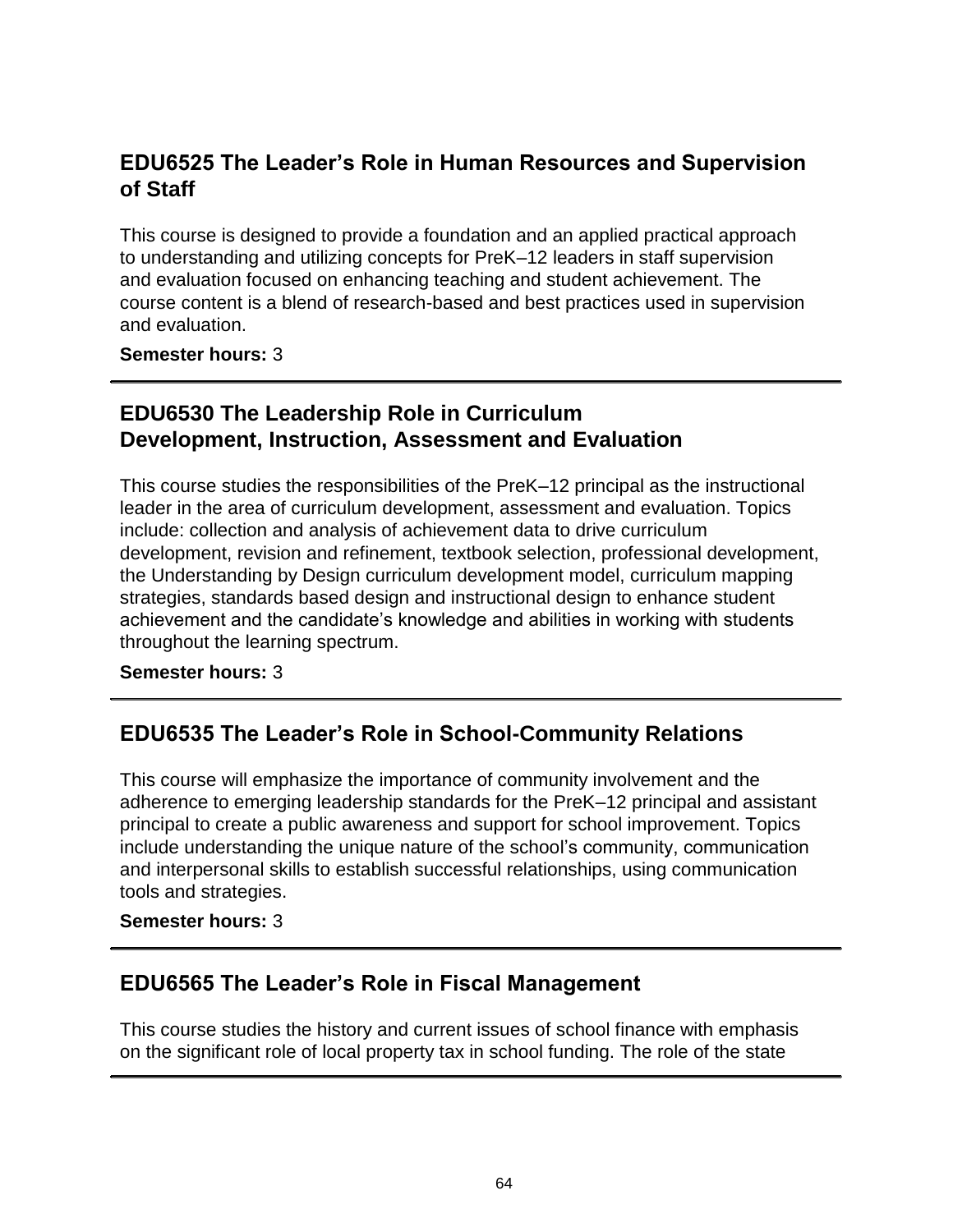## EDU6525 The Leader's Role in Human Resources and Supervision of Staff

This course is designed to provide a foundation and an applied practical approach to understanding and utilizing concepts for PreK–12 leaders in staff supervision and evaluation focused on enhancing teaching and student achievement. The course content is a blend of research-based and best practices used in supervision and evaluation.

**Semester hours:** 3

---

## EDU6530 The Leadership Role in Curriculum Development, Instruction, Assessment and Evaluation

This course studies the responsibilities of the PreK–12 principal as the instructional leader in the area of curriculum development, assessment and evaluation. Topics include: collection and analysis of achievement data to drive curriculum development, revision and refinement, textbook selection, professional development, the Understanding by Design curriculum development model, curriculum mapping strategies, standards based design and instructional design to enhance student achievement and the candidate's knowledge and abilities in working with students throughout the learning spectrum.

**Semester hours:** 3

---

## EDU6535 The Leader's Role in School-Community Relations

This course will emphasize the importance of community involvement and the adherence to emerging leadership standards for the PreK–12 principal and assistant principal to create a public awareness and support for school improvement. Topics include understanding the unique nature of the school's community, communication and interpersonal skills to establish successful relationships, using communication tools and strategies.

**Semester hours:** 3

---

## EDU6565 The Leader's Role in Fiscal Management

This course studies the history and current issues of school finance with emphasis on the significant role of local property tax in school funding. The role of the state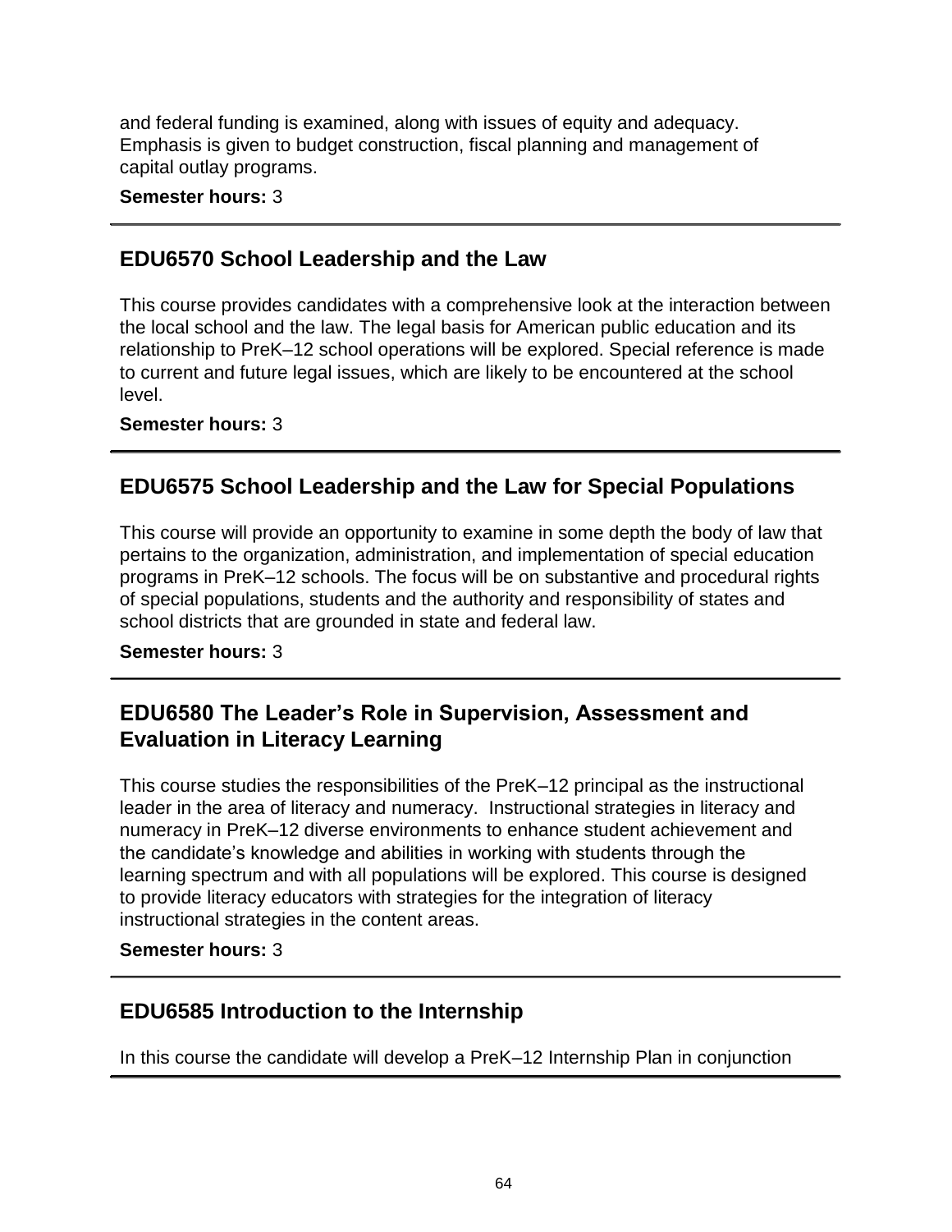and federal funding is examined, along with issues of equity and adequacy. Emphasis is given to budget construction, fiscal planning and management of capital outlay programs.

**Semester hours:** 3

---

## EDU6570 School Leadership and the Law

This course provides candidates with a comprehensive look at the interaction between the local school and the law. The legal basis for American public education and its relationship to PreK–12 school operations will be explored. Special reference is made to current and future legal issues, which are likely to be encountered at the school level.

**Semester hours:** 3

---

## EDU6575 School Leadership and the Law for Special Populations

This course will provide an opportunity to examine in some depth the body of law that pertains to the organization, administration, and implementation of special education programs in PreK–12 schools. The focus will be on substantive and procedural rights of special populations, students and the authority and responsibility of states and school districts that are grounded in state and federal law.

**Semester hours:** 3

---

## EDU6580 The Leader's Role in Supervision, Assessment and Evaluation in Literacy Learning

This course studies the responsibilities of the PreK–12 principal as the instructional leader in the area of literacy and numeracy. Instructional strategies in literacy and numeracy in PreK–12 diverse environments to enhance student achievement and the candidate's knowledge and abilities in working with students through the learning spectrum and with all populations will be explored. This course is designed to provide literacy educators with strategies for the integration of literacy instructional strategies in the content areas.

**Semester hours:** 3

---

## EDU6585 Introduction to the Internship

In this course the candidate will develop a PreK–12 Internship Plan in conjunction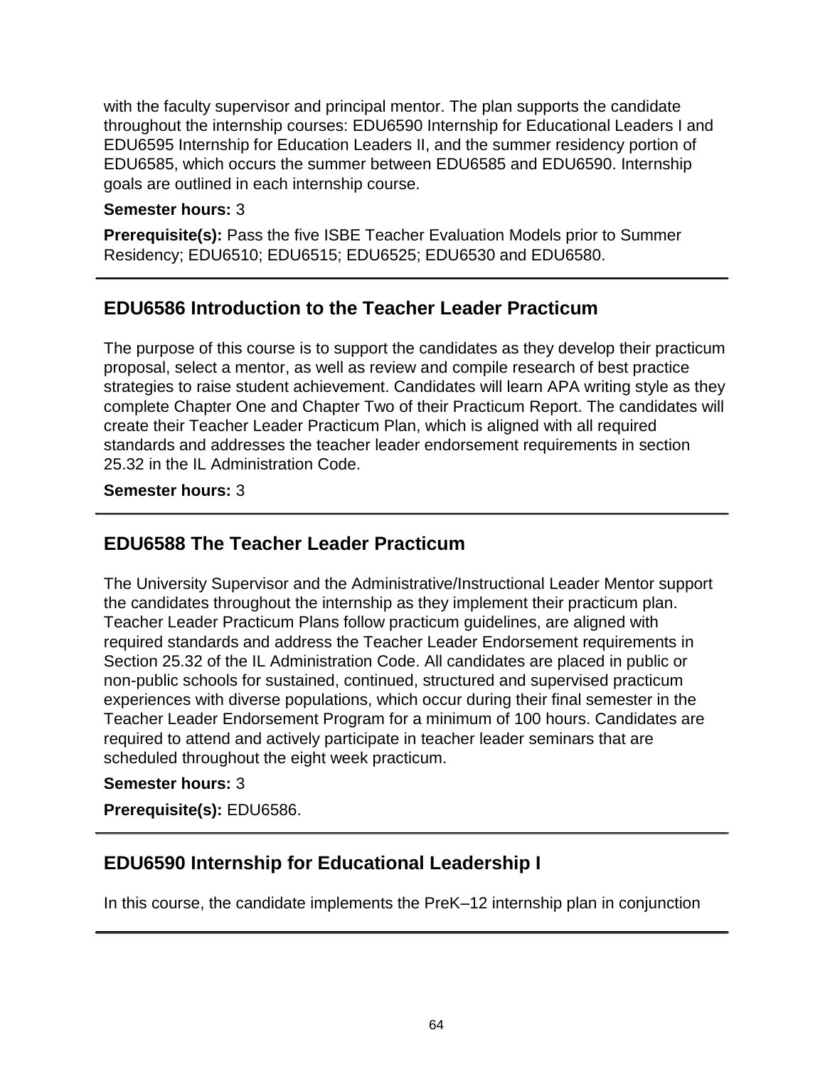with the faculty supervisor and principal mentor. The plan supports the candidate throughout the internship courses: EDU6590 Internship for Educational Leaders I and EDU6595 Internship for Education Leaders II, and the summer residency portion of EDU6585, which occurs the summer between EDU6585 and EDU6590. Internship goals are outlined in each internship course.

**Semester hours:** 3

**Prerequisite(s):** Pass the five ISBE Teacher Evaluation Models prior to Summer Residency; EDU6510; EDU6515; EDU6525; EDU6530 and EDU6580.

---

## EDU6586 Introduction to the Teacher Leader Practicum

The purpose of this course is to support the candidates as they develop their practicum proposal, select a mentor, as well as review and compile research of best practice strategies to raise student achievement. Candidates will learn APA writing style as they complete Chapter One and Chapter Two of their Practicum Report. The candidates will create their Teacher Leader Practicum Plan, which is aligned with all required standards and addresses the teacher leader endorsement requirements in section 25.32 in the IL Administration Code.

**Semester hours:** 3

---

## EDU6588 The Teacher Leader Practicum

The University Supervisor and the Administrative/Instructional Leader Mentor support the candidates throughout the internship as they implement their practicum plan. Teacher Leader Practicum Plans follow practicum guidelines, are aligned with required standards and address the Teacher Leader Endorsement requirements in Section 25.32 of the IL Administration Code. All candidates are placed in public or non-public schools for sustained, continued, structured and supervised practicum experiences with diverse populations, which occur during their final semester in the Teacher Leader Endorsement Program for a minimum of 100 hours. Candidates are required to attend and actively participate in teacher leader seminars that are scheduled throughout the eight week practicum.

**Semester hours:** 3

**Prerequisite(s):** EDU6586.

---

## EDU6590 Internship for Educational Leadership I

In this course, the candidate implements the PreK–12 internship plan in conjunction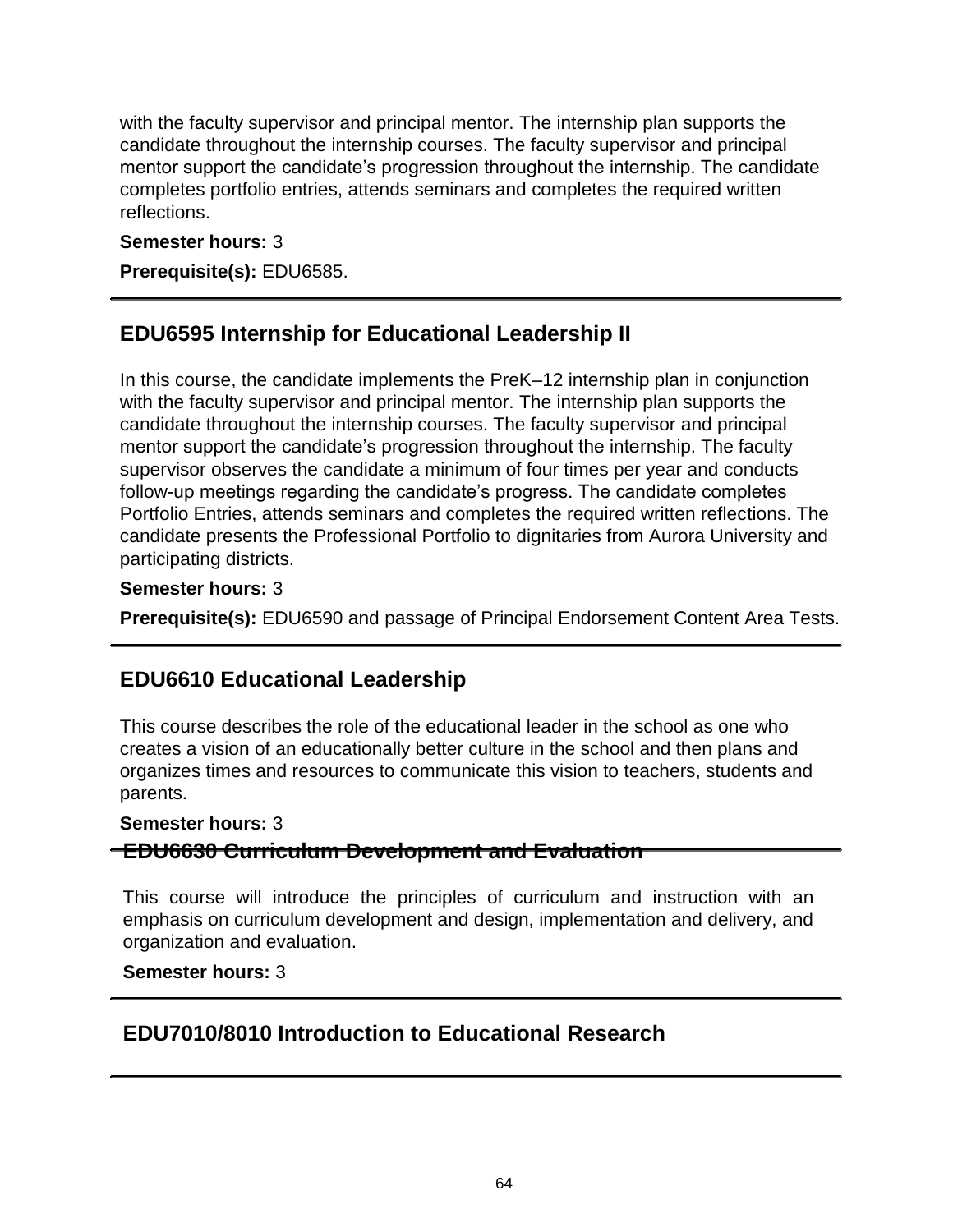with the faculty supervisor and principal mentor. The internship plan supports the candidate throughout the internship courses. The faculty supervisor and principal mentor support the candidate's progression throughout the internship. The candidate completes portfolio entries, attends seminars and completes the required written reflections.

**Semester hours:** 3

**Prerequisite(s):** EDU6585.

## EDU6595 Internship for Educational Leadership II

In this course, the candidate implements the PreK–12 internship plan in conjunction with the faculty supervisor and principal mentor. The internship plan supports the candidate throughout the internship courses. The faculty supervisor and principal mentor support the candidate's progression throughout the internship. The faculty supervisor observes the candidate a minimum of four times per year and conducts follow-up meetings regarding the candidate's progress. The candidate completes Portfolio Entries, attends seminars and completes the required written reflections. The candidate presents the Professional Portfolio to dignitaries from Aurora University and participating districts.

**Semester hours:** 3

**Prerequisite(s):** EDU6590 and passage of Principal Endorsement Content Area Tests.

## EDU6610 Educational Leadership

This course describes the role of the educational leader in the school as one who creates a vision of an educationally better culture in the school and then plans and organizes times and resources to communicate this vision to teachers, students and parents.

**Semester hours:** 3

## EDU6630 Curriculum Development and Evaluation

This course will introduce the principles of curriculum and instruction with an emphasis on curriculum development and design, implementation and delivery, and organization and evaluation.

**Semester hours:** 3

## EDU7010/8010 Introduction to Educational Research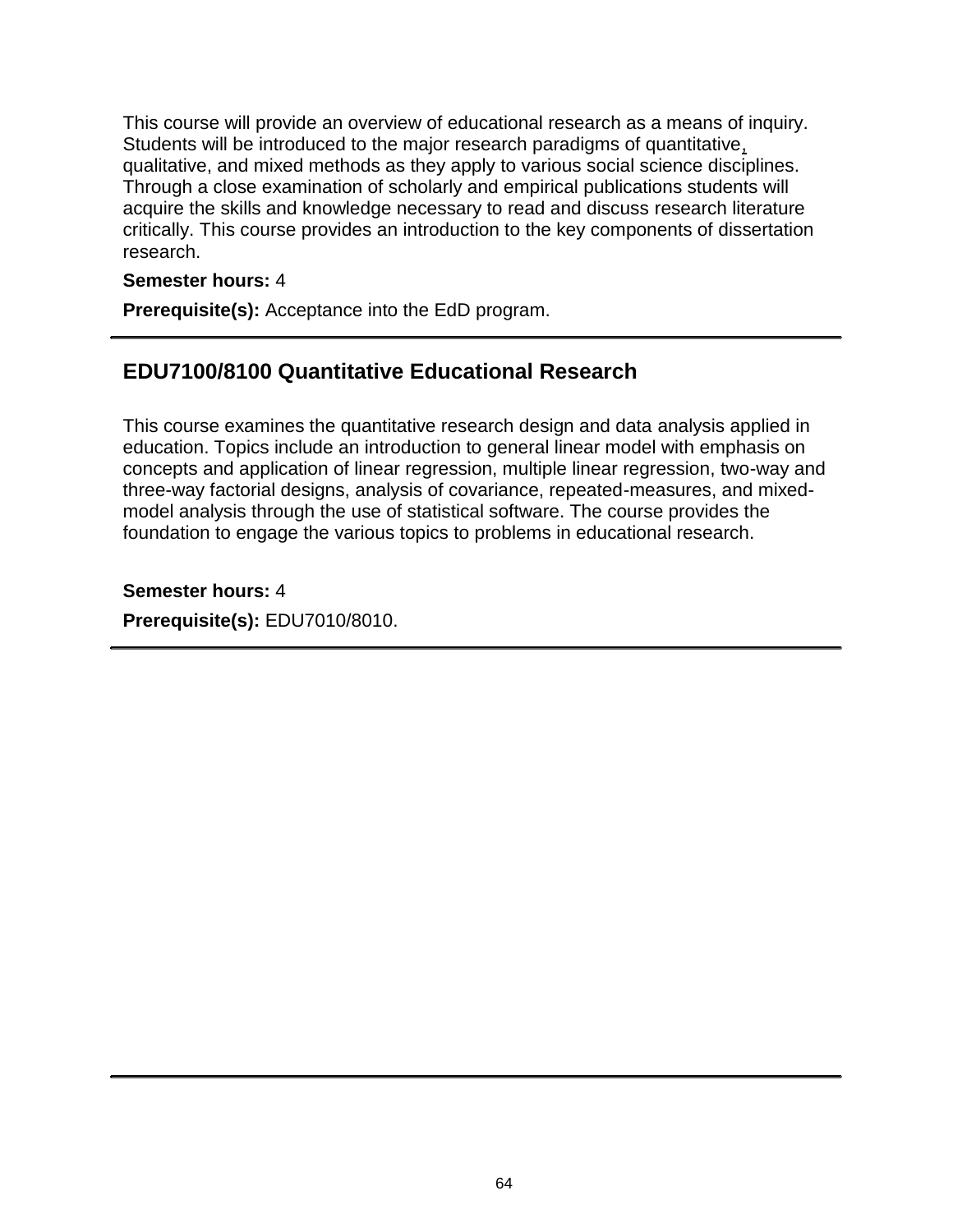This course will provide an overview of educational research as a means of inquiry. Students will be introduced to the major research paradigms of quantitative, qualitative, and mixed methods as they apply to various social science disciplines. Through a close examination of scholarly and empirical publications students will acquire the skills and knowledge necessary to read and discuss research literature critically. This course provides an introduction to the key components of dissertation research.

**Semester hours:** 4

**Prerequisite(s):** Acceptance into the EdD program.

---

## EDU7100/8100 Quantitative Educational Research

This course examines the quantitative research design and data analysis applied in education. Topics include an introduction to general linear model with emphasis on concepts and application of linear regression, multiple linear regression, two-way and three-way factorial designs, analysis of covariance, repeated-measures, and mixed-model analysis through the use of statistical software. The course provides the foundation to engage the various topics to problems in educational research.

**Semester hours:** 4

**Prerequisite(s):** EDU7010/8010.

---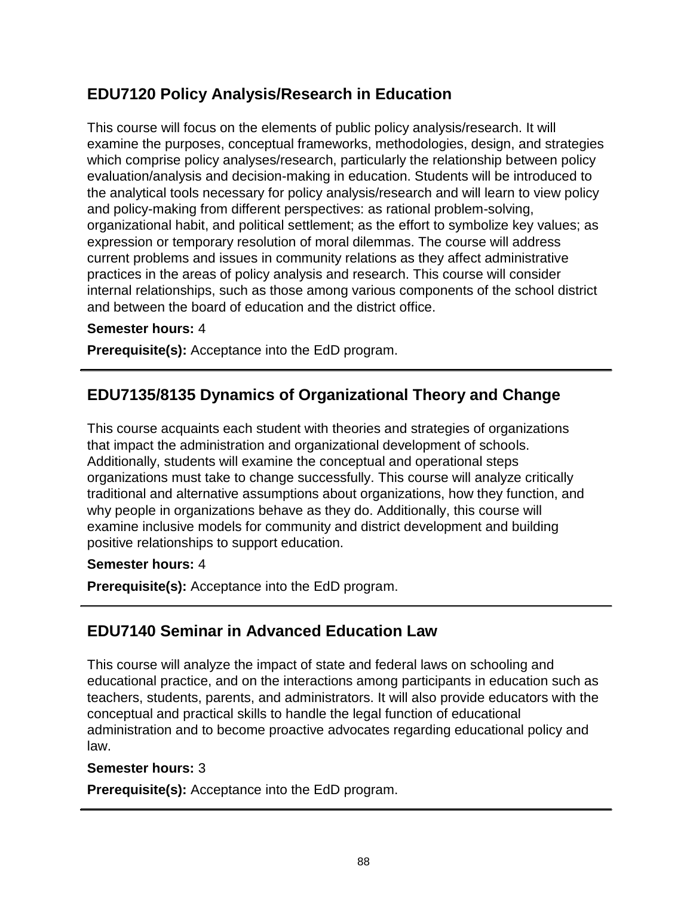## EDU7120 Policy Analysis/Research in Education

This course will focus on the elements of public policy analysis/research. It will examine the purposes, conceptual frameworks, methodologies, design, and strategies which comprise policy analyses/research, particularly the relationship between policy evaluation/analysis and decision-making in education. Students will be introduced to the analytical tools necessary for policy analysis/research and will learn to view policy and policy-making from different perspectives: as rational problem-solving, organizational habit, and political settlement; as the effort to symbolize key values; as expression or temporary resolution of moral dilemmas. The course will address current problems and issues in community relations as they affect administrative practices in the areas of policy analysis and research. This course will consider internal relationships, such as those among various components of the school district and between the board of education and the district office.

**Semester hours:** 4

**Prerequisite(s):** Acceptance into the EdD program.

---

## EDU7135/8135 Dynamics of Organizational Theory and Change

This course acquaints each student with theories and strategies of organizations that impact the administration and organizational development of schools. Additionally, students will examine the conceptual and operational steps organizations must take to change successfully. This course will analyze critically traditional and alternative assumptions about organizations, how they function, and why people in organizations behave as they do. Additionally, this course will examine inclusive models for community and district development and building positive relationships to support education.

**Semester hours:** 4

**Prerequisite(s):** Acceptance into the EdD program.

---

## EDU7140 Seminar in Advanced Education Law

This course will analyze the impact of state and federal laws on schooling and educational practice, and on the interactions among participants in education such as teachers, students, parents, and administrators. It will also provide educators with the conceptual and practical skills to handle the legal function of educational administration and to become proactive advocates regarding educational policy and law.

**Semester hours:** 3

**Prerequisite(s):** Acceptance into the EdD program.

---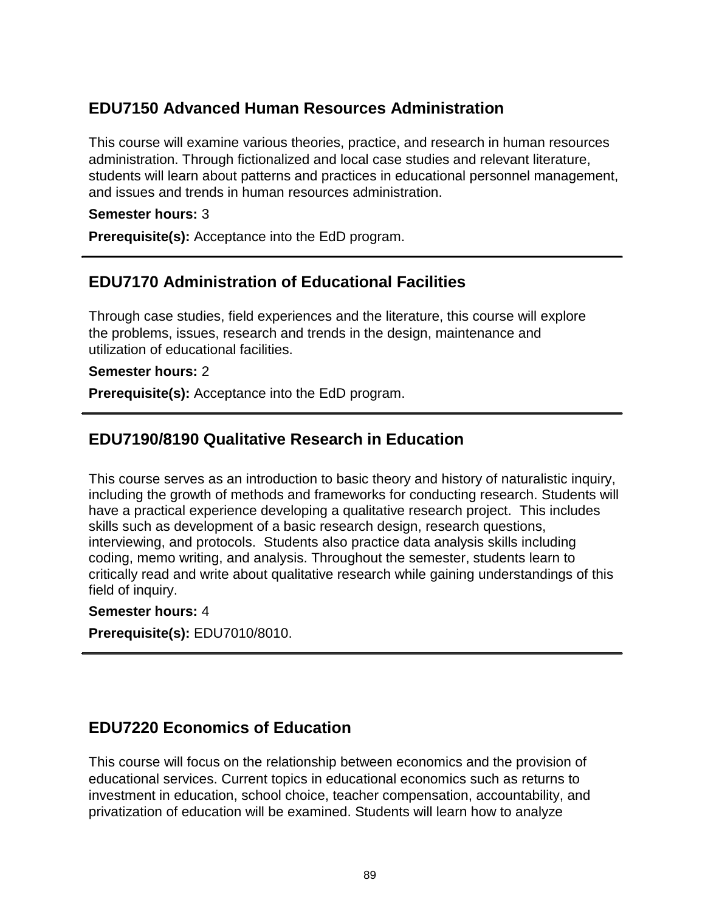## EDU7150 Advanced Human Resources Administration

This course will examine various theories, practice, and research in human resources administration. Through fictionalized and local case studies and relevant literature, students will learn about patterns and practices in educational personnel management, and issues and trends in human resources administration.

**Semester hours:** 3

**Prerequisite(s):** Acceptance into the EdD program.

---

## EDU7170 Administration of Educational Facilities

Through case studies, field experiences and the literature, this course will explore the problems, issues, research and trends in the design, maintenance and utilization of educational facilities.

**Semester hours:** 2

**Prerequisite(s):** Acceptance into the EdD program.

---

## EDU7190/8190 Qualitative Research in Education

This course serves as an introduction to basic theory and history of naturalistic inquiry, including the growth of methods and frameworks for conducting research. Students will have a practical experience developing a qualitative research project. This includes skills such as development of a basic research design, research questions, interviewing, and protocols. Students also practice data analysis skills including coding, memo writing, and analysis. Throughout the semester, students learn to critically read and write about qualitative research while gaining understandings of this field of inquiry.

**Semester hours:** 4

**Prerequisite(s):** EDU7010/8010.

---

## EDU7220 Economics of Education

This course will focus on the relationship between economics and the provision of educational services. Current topics in educational economics such as returns to investment in education, school choice, teacher compensation, accountability, and privatization of education will be examined. Students will learn how to analyze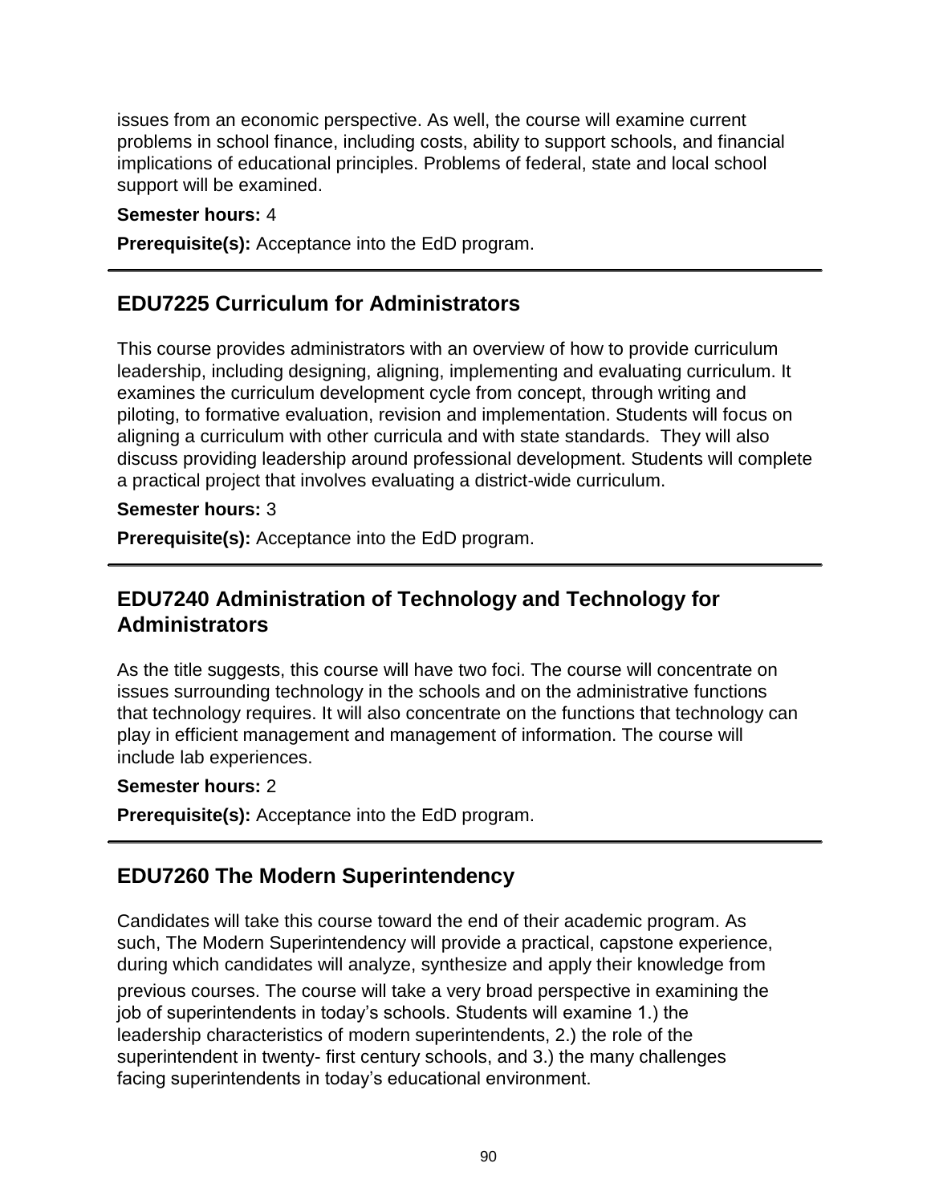issues from an economic perspective. As well, the course will examine current problems in school finance, including costs, ability to support schools, and financial implications of educational principles. Problems of federal, state and local school support will be examined.

**Semester hours:** 4

**Prerequisite(s):** Acceptance into the EdD program.

---

## EDU7225 Curriculum for Administrators

This course provides administrators with an overview of how to provide curriculum leadership, including designing, aligning, implementing and evaluating curriculum. It examines the curriculum development cycle from concept, through writing and piloting, to formative evaluation, revision and implementation. Students will focus on aligning a curriculum with other curricula and with state standards. They will also discuss providing leadership around professional development. Students will complete a practical project that involves evaluating a district-wide curriculum.

**Semester hours:** 3

**Prerequisite(s):** Acceptance into the EdD program.

---

## EDU7240 Administration of Technology and Technology for Administrators

As the title suggests, this course will have two foci. The course will concentrate on issues surrounding technology in the schools and on the administrative functions that technology requires. It will also concentrate on the functions that technology can play in efficient management and management of information. The course will include lab experiences.

**Semester hours:** 2

**Prerequisite(s):** Acceptance into the EdD program.

---

## EDU7260 The Modern Superintendency

Candidates will take this course toward the end of their academic program. As such, The Modern Superintendency will provide a practical, capstone experience, during which candidates will analyze, synthesize and apply their knowledge from previous courses. The course will take a very broad perspective in examining the job of superintendents in today's schools. Students will examine 1.) the leadership characteristics of modern superintendents, 2.) the role of the superintendent in twenty- first century schools, and 3.) the many challenges facing superintendents in today's educational environment.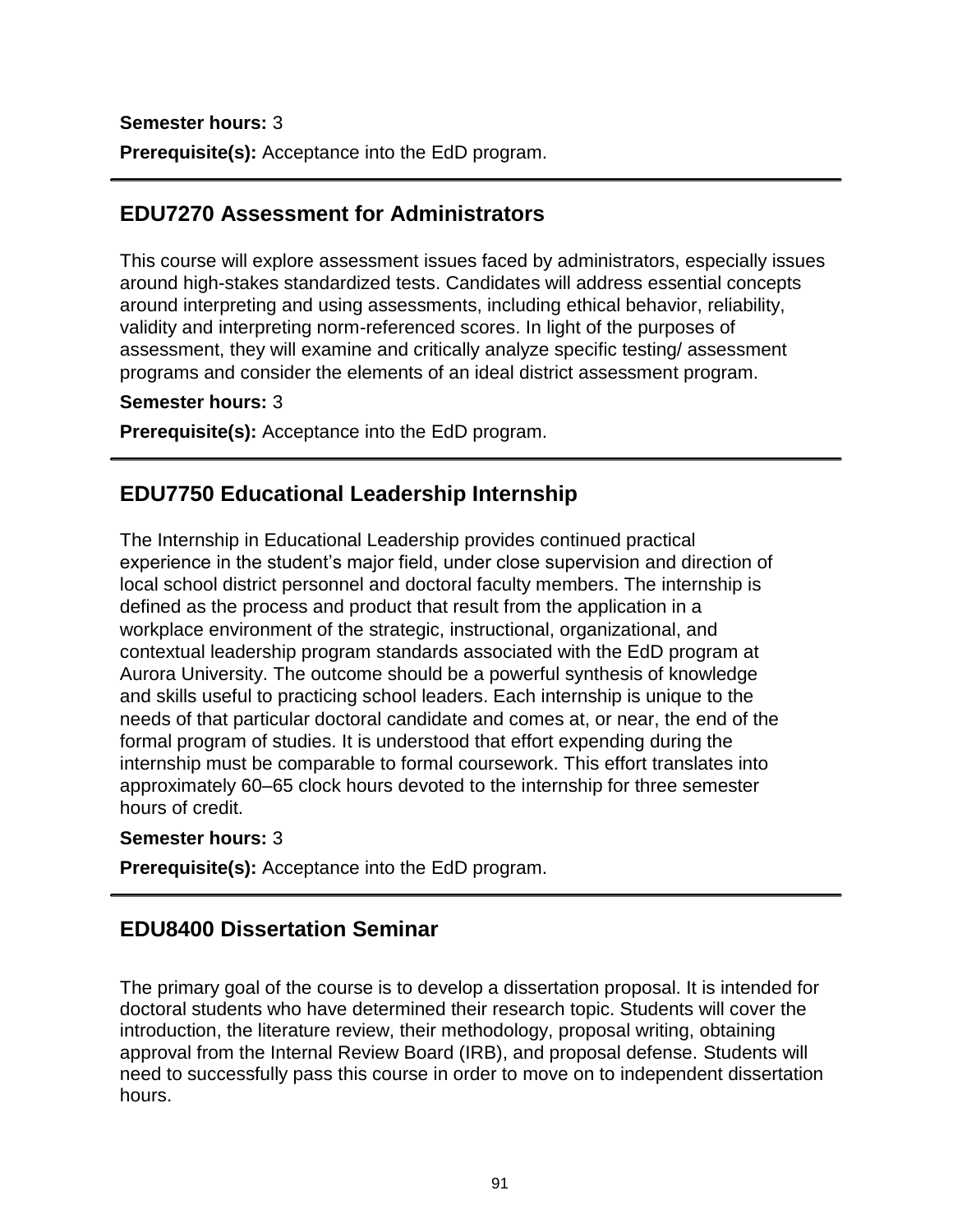**Semester hours:** 3

**Prerequisite(s):** Acceptance into the EdD program.

---

## EDU7270 Assessment for Administrators

This course will explore assessment issues faced by administrators, especially issues around high-stakes standardized tests. Candidates will address essential concepts around interpreting and using assessments, including ethical behavior, reliability, validity and interpreting norm-referenced scores. In light of the purposes of assessment, they will examine and critically analyze specific testing/ assessment programs and consider the elements of an ideal district assessment program.

**Semester hours:** 3

**Prerequisite(s):** Acceptance into the EdD program.

---

## EDU7750 Educational Leadership Internship

The Internship in Educational Leadership provides continued practical experience in the student's major field, under close supervision and direction of local school district personnel and doctoral faculty members. The internship is defined as the process and product that result from the application in a workplace environment of the strategic, instructional, organizational, and contextual leadership program standards associated with the EdD program at Aurora University. The outcome should be a powerful synthesis of knowledge and skills useful to practicing school leaders. Each internship is unique to the needs of that particular doctoral candidate and comes at, or near, the end of the formal program of studies. It is understood that effort expending during the internship must be comparable to formal coursework. This effort translates into approximately 60–65 clock hours devoted to the internship for three semester hours of credit.

**Semester hours:** 3

**Prerequisite(s):** Acceptance into the EdD program.

---

## EDU8400 Dissertation Seminar

The primary goal of the course is to develop a dissertation proposal. It is intended for doctoral students who have determined their research topic. Students will cover the introduction, the literature review, their methodology, proposal writing, obtaining approval from the Internal Review Board (IRB), and proposal defense. Students will need to successfully pass this course in order to move on to independent dissertation hours.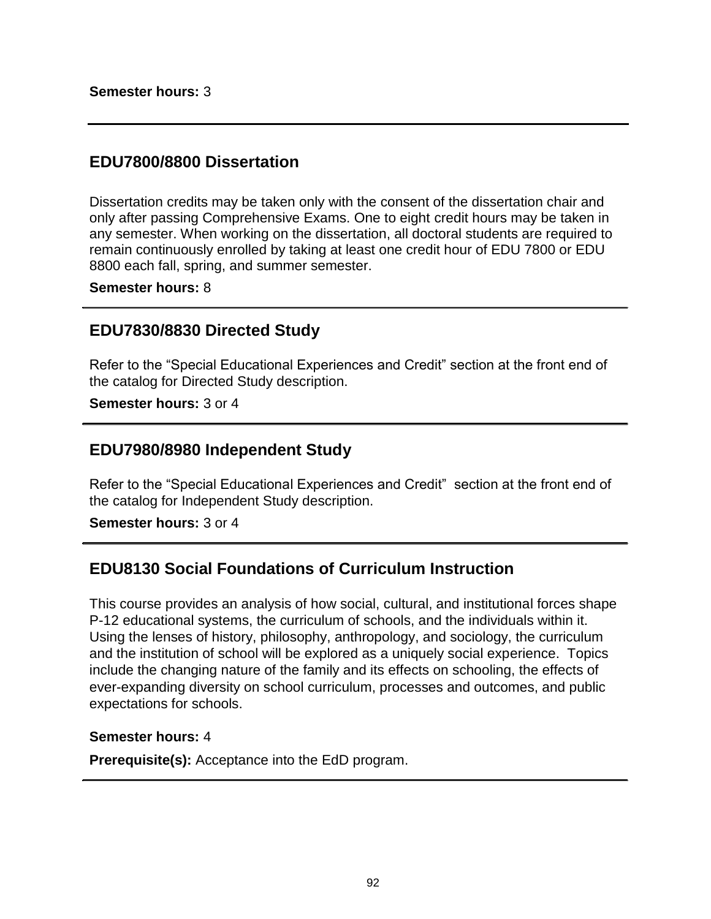**Semester hours:** 3

---

## EDU7800/8800 Dissertation

Dissertation credits may be taken only with the consent of the dissertation chair and only after passing Comprehensive Exams. One to eight credit hours may be taken in any semester. When working on the dissertation, all doctoral students are required to remain continuously enrolled by taking at least one credit hour of EDU 7800 or EDU 8800 each fall, spring, and summer semester.

**Semester hours:** 8

---

## EDU7830/8830 Directed Study

Refer to the "Special Educational Experiences and Credit" section at the front end of the catalog for Directed Study description.

**Semester hours:** 3 or 4

---

## EDU7980/8980 Independent Study

Refer to the "Special Educational Experiences and Credit" section at the front end of the catalog for Independent Study description.

**Semester hours:** 3 or 4

---

## EDU8130 Social Foundations of Curriculum Instruction

This course provides an analysis of how social, cultural, and institutional forces shape P-12 educational systems, the curriculum of schools, and the individuals within it. Using the lenses of history, philosophy, anthropology, and sociology, the curriculum and the institution of school will be explored as a uniquely social experience. Topics include the changing nature of the family and its effects on schooling, the effects of ever-expanding diversity on school curriculum, processes and outcomes, and public expectations for schools.

**Semester hours:** 4

**Prerequisite(s):** Acceptance into the EdD program.

---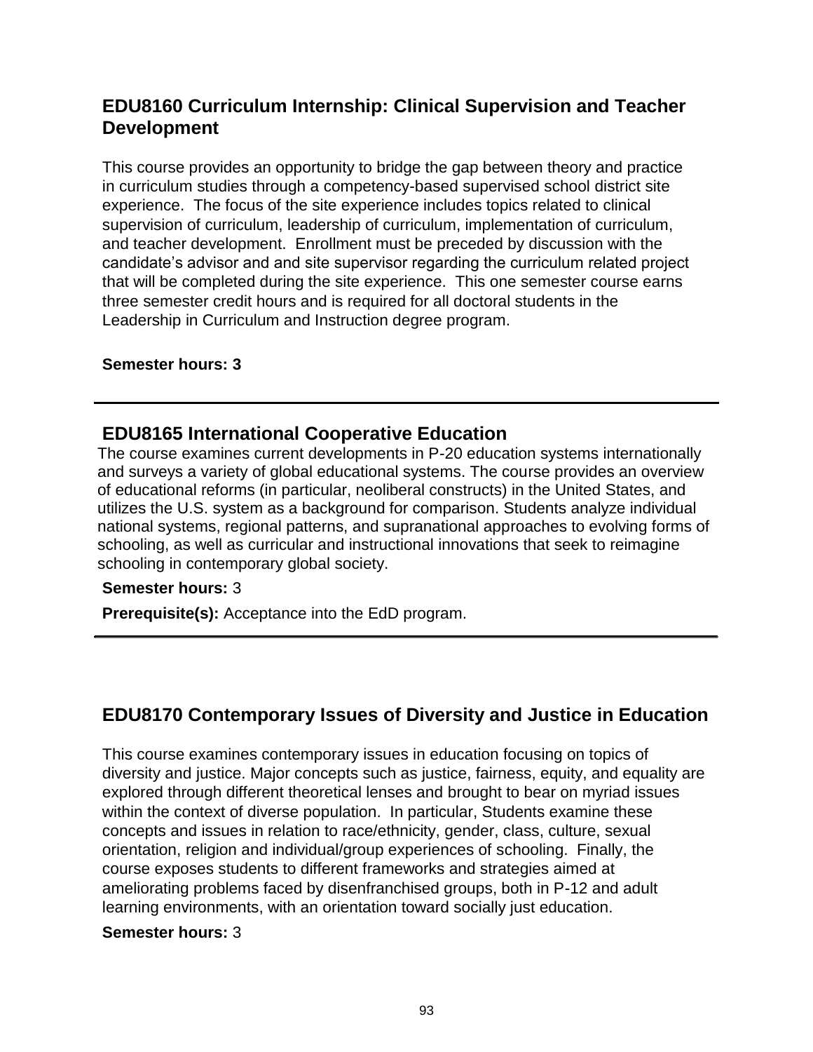## EDU8160 Curriculum Internship: Clinical Supervision and Teacher Development

This course provides an opportunity to bridge the gap between theory and practice in curriculum studies through a competency-based supervised school district site experience. The focus of the site experience includes topics related to clinical supervision of curriculum, leadership of curriculum, implementation of curriculum, and teacher development. Enrollment must be preceded by discussion with the candidate's advisor and and site supervisor regarding the curriculum related project that will be completed during the site experience. This one semester course earns three semester credit hours and is required for all doctoral students in the Leadership in Curriculum and Instruction degree program.

**Semester hours: 3**

---

## EDU8165 International Cooperative Education

The course examines current developments in P-20 education systems internationally and surveys a variety of global educational systems. The course provides an overview of educational reforms (in particular, neoliberal constructs) in the United States, and utilizes the U.S. system as a background for comparison. Students analyze individual national systems, regional patterns, and supranational approaches to evolving forms of schooling, as well as curricular and instructional innovations that seek to reimagine schooling in contemporary global society.

**Semester hours:** 3

**Prerequisite(s):** Acceptance into the EdD program.

---

## EDU8170 Contemporary Issues of Diversity and Justice in Education

This course examines contemporary issues in education focusing on topics of diversity and justice. Major concepts such as justice, fairness, equity, and equality are explored through different theoretical lenses and brought to bear on myriad issues within the context of diverse population. In particular, Students examine these concepts and issues in relation to race/ethnicity, gender, class, culture, sexual orientation, religion and individual/group experiences of schooling. Finally, the course exposes students to different frameworks and strategies aimed at ameliorating problems faced by disenfranchised groups, both in P-12 and adult learning environments, with an orientation toward socially just education.

**Semester hours:** 3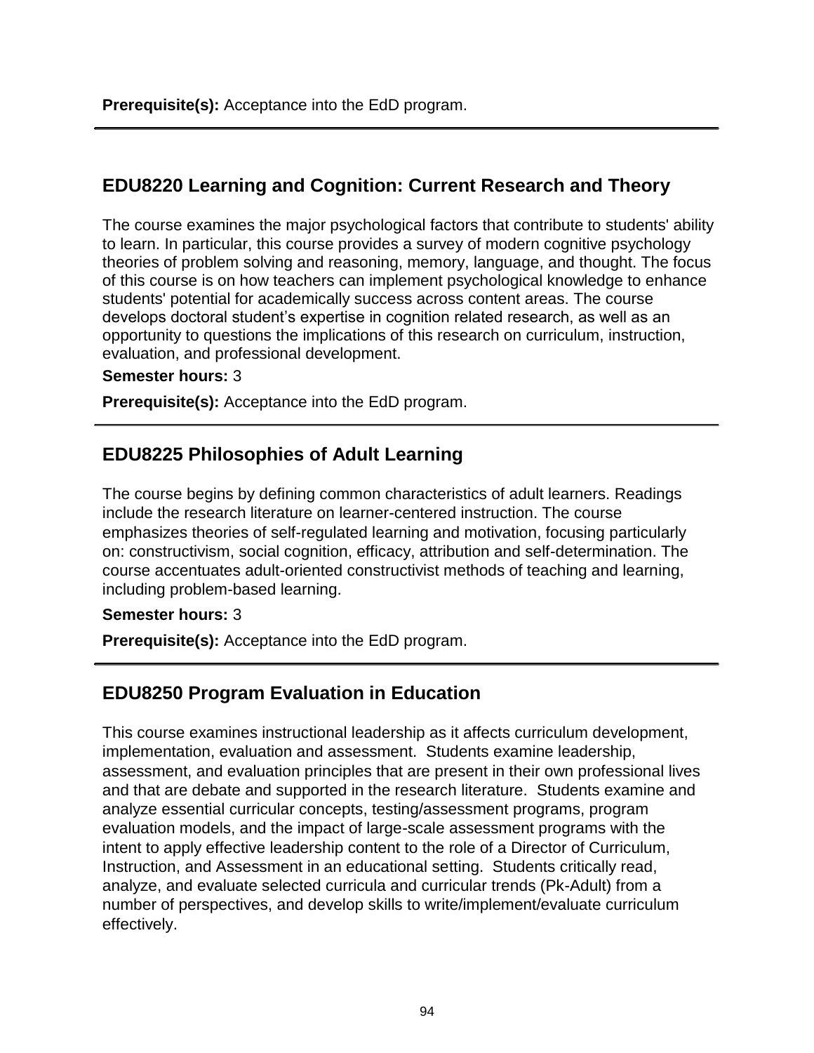**Prerequisite(s):** Acceptance into the EdD program.

---

## EDU8220 Learning and Cognition: Current Research and Theory

The course examines the major psychological factors that contribute to students' ability to learn. In particular, this course provides a survey of modern cognitive psychology theories of problem solving and reasoning, memory, language, and thought. The focus of this course is on how teachers can implement psychological knowledge to enhance students' potential for academically success across content areas. The course develops doctoral student's expertise in cognition related research, as well as an opportunity to questions the implications of this research on curriculum, instruction, evaluation, and professional development.

**Semester hours:** 3

**Prerequisite(s):** Acceptance into the EdD program.

---

## EDU8225 Philosophies of Adult Learning

The course begins by defining common characteristics of adult learners. Readings include the research literature on learner-centered instruction. The course emphasizes theories of self-regulated learning and motivation, focusing particularly on: constructivism, social cognition, efficacy, attribution and self-determination. The course accentuates adult-oriented constructivist methods of teaching and learning, including problem-based learning.

**Semester hours:** 3

**Prerequisite(s):** Acceptance into the EdD program.

---

## EDU8250 Program Evaluation in Education

This course examines instructional leadership as it affects curriculum development, implementation, evaluation and assessment. Students examine leadership, assessment, and evaluation principles that are present in their own professional lives and that are debate and supported in the research literature. Students examine and analyze essential curricular concepts, testing/assessment programs, program evaluation models, and the impact of large-scale assessment programs with the intent to apply effective leadership content to the role of a Director of Curriculum, Instruction, and Assessment in an educational setting. Students critically read, analyze, and evaluate selected curricula and curricular trends (Pk-Adult) from a number of perspectives, and develop skills to write/implement/evaluate curriculum effectively.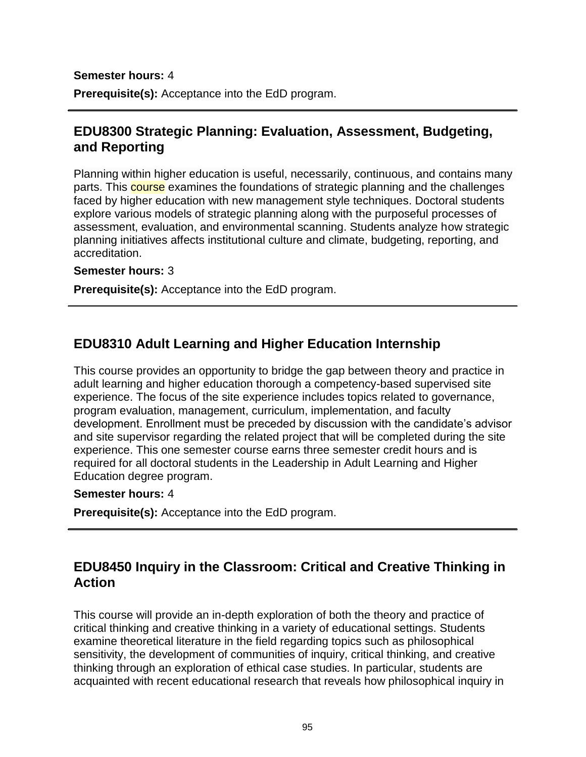**Semester hours:** 4

**Prerequisite(s):** Acceptance into the EdD program.

---

## EDU8300 Strategic Planning: Evaluation, Assessment, Budgeting, and Reporting

Planning within higher education is useful, necessarily, continuous, and contains many parts. This course examines the foundations of strategic planning and the challenges faced by higher education with new management style techniques. Doctoral students explore various models of strategic planning along with the purposeful processes of assessment, evaluation, and environmental scanning. Students analyze how strategic planning initiatives affects institutional culture and climate, budgeting, reporting, and accreditation.

**Semester hours:** 3

**Prerequisite(s):** Acceptance into the EdD program.

---

## EDU8310 Adult Learning and Higher Education Internship

This course provides an opportunity to bridge the gap between theory and practice in adult learning and higher education thorough a competency-based supervised site experience. The focus of the site experience includes topics related to governance, program evaluation, management, curriculum, implementation, and faculty development. Enrollment must be preceded by discussion with the candidate's advisor and site supervisor regarding the related project that will be completed during the site experience. This one semester course earns three semester credit hours and is required for all doctoral students in the Leadership in Adult Learning and Higher Education degree program.

**Semester hours:** 4

**Prerequisite(s):** Acceptance into the EdD program.

---

## EDU8450 Inquiry in the Classroom: Critical and Creative Thinking in Action

This course will provide an in-depth exploration of both the theory and practice of critical thinking and creative thinking in a variety of educational settings. Students examine theoretical literature in the field regarding topics such as philosophical sensitivity, the development of communities of inquiry, critical thinking, and creative thinking through an exploration of ethical case studies. In particular, students are acquainted with recent educational research that reveals how philosophical inquiry in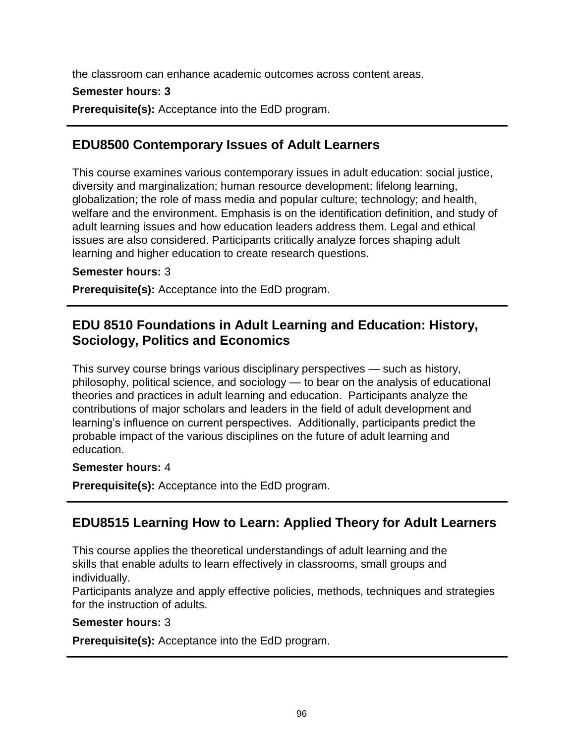the classroom can enhance academic outcomes across content areas.

**Semester hours: 3**

**Prerequisite(s):** Acceptance into the EdD program.

---

## EDU8500 Contemporary Issues of Adult Learners

This course examines various contemporary issues in adult education: social justice, diversity and marginalization; human resource development; lifelong learning, globalization; the role of mass media and popular culture; technology; and health, welfare and the environment. Emphasis is on the identification definition, and study of adult learning issues and how education leaders address them. Legal and ethical issues are also considered. Participants critically analyze forces shaping adult learning and higher education to create research questions.

**Semester hours:** 3

**Prerequisite(s):** Acceptance into the EdD program.

---

## EDU 8510 Foundations in Adult Learning and Education: History, Sociology, Politics and Economics

This survey course brings various disciplinary perspectives — such as history, philosophy, political science, and sociology — to bear on the analysis of educational theories and practices in adult learning and education. Participants analyze the contributions of major scholars and leaders in the field of adult development and learning's influence on current perspectives. Additionally, participants predict the probable impact of the various disciplines on the future of adult learning and education.

**Semester hours:** 4

**Prerequisite(s):** Acceptance into the EdD program.

---

## EDU8515 Learning How to Learn: Applied Theory for Adult Learners

This course applies the theoretical understandings of adult learning and the skills that enable adults to learn effectively in classrooms, small groups and individually.
Participants analyze and apply effective policies, methods, techniques and strategies for the instruction of adults.

**Semester hours:** 3

**Prerequisite(s):** Acceptance into the EdD program.

---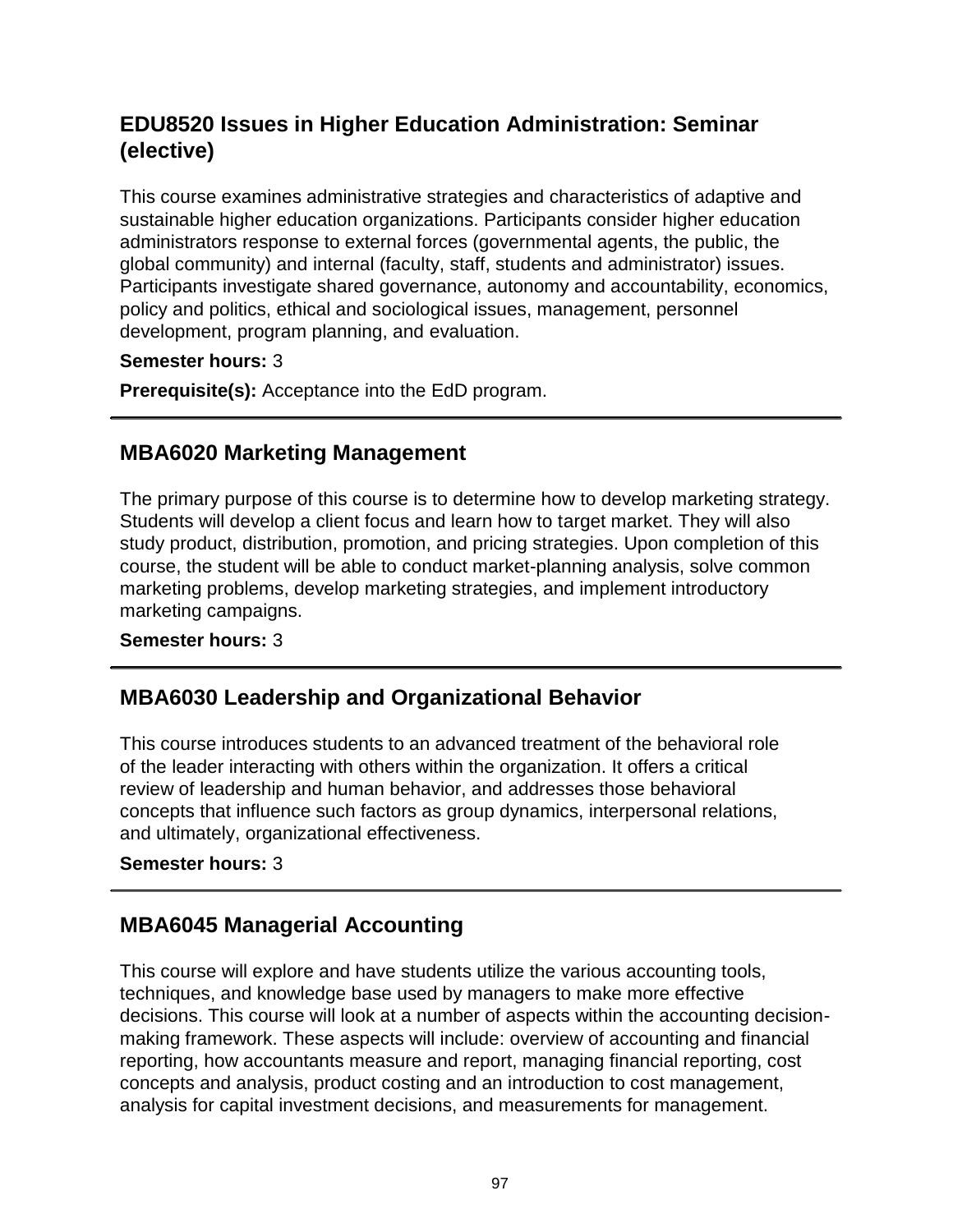## EDU8520 Issues in Higher Education Administration: Seminar (elective)

This course examines administrative strategies and characteristics of adaptive and sustainable higher education organizations. Participants consider higher education administrators response to external forces (governmental agents, the public, the global community) and internal (faculty, staff, students and administrator) issues. Participants investigate shared governance, autonomy and accountability, economics, policy and politics, ethical and sociological issues, management, personnel development, program planning, and evaluation.

**Semester hours:** 3

**Prerequisite(s):** Acceptance into the EdD program.

---

## MBA6020 Marketing Management

The primary purpose of this course is to determine how to develop marketing strategy. Students will develop a client focus and learn how to target market. They will also study product, distribution, promotion, and pricing strategies. Upon completion of this course, the student will be able to conduct market-planning analysis, solve common marketing problems, develop marketing strategies, and implement introductory marketing campaigns.

**Semester hours:** 3

---

## MBA6030 Leadership and Organizational Behavior

This course introduces students to an advanced treatment of the behavioral role of the leader interacting with others within the organization. It offers a critical review of leadership and human behavior, and addresses those behavioral concepts that influence such factors as group dynamics, interpersonal relations, and ultimately, organizational effectiveness.

**Semester hours:** 3

---

## MBA6045 Managerial Accounting

This course will explore and have students utilize the various accounting tools, techniques, and knowledge base used by managers to make more effective decisions. This course will look at a number of aspects within the accounting decision-making framework. These aspects will include: overview of accounting and financial reporting, how accountants measure and report, managing financial reporting, cost concepts and analysis, product costing and an introduction to cost management, analysis for capital investment decisions, and measurements for management.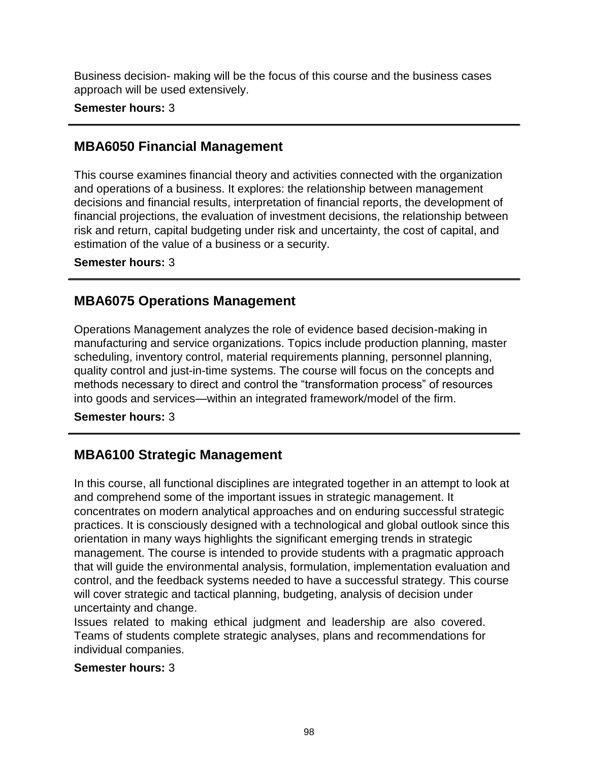Business decision- making will be the focus of this course and the business cases approach will be used extensively.

**Semester hours:** 3

---

## MBA6050 Financial Management

This course examines financial theory and activities connected with the organization and operations of a business. It explores: the relationship between management decisions and financial results, interpretation of financial reports, the development of financial projections, the evaluation of investment decisions, the relationship between risk and return, capital budgeting under risk and uncertainty, the cost of capital, and estimation of the value of a business or a security.

**Semester hours:** 3

---

## MBA6075 Operations Management

Operations Management analyzes the role of evidence based decision-making in manufacturing and service organizations. Topics include production planning, master scheduling, inventory control, material requirements planning, personnel planning, quality control and just-in-time systems. The course will focus on the concepts and methods necessary to direct and control the "transformation process" of resources into goods and services—within an integrated framework/model of the firm.

**Semester hours:** 3

---

## MBA6100 Strategic Management

In this course, all functional disciplines are integrated together in an attempt to look at and comprehend some of the important issues in strategic management. It concentrates on modern analytical approaches and on enduring successful strategic practices. It is consciously designed with a technological and global outlook since this orientation in many ways highlights the significant emerging trends in strategic management. The course is intended to provide students with a pragmatic approach that will guide the environmental analysis, formulation, implementation evaluation and control, and the feedback systems needed to have a successful strategy. This course will cover strategic and tactical planning, budgeting, analysis of decision under uncertainty and change.

Issues related to making ethical judgment and leadership are also covered. Teams of students complete strategic analyses, plans and recommendations for individual companies.

**Semester hours:** 3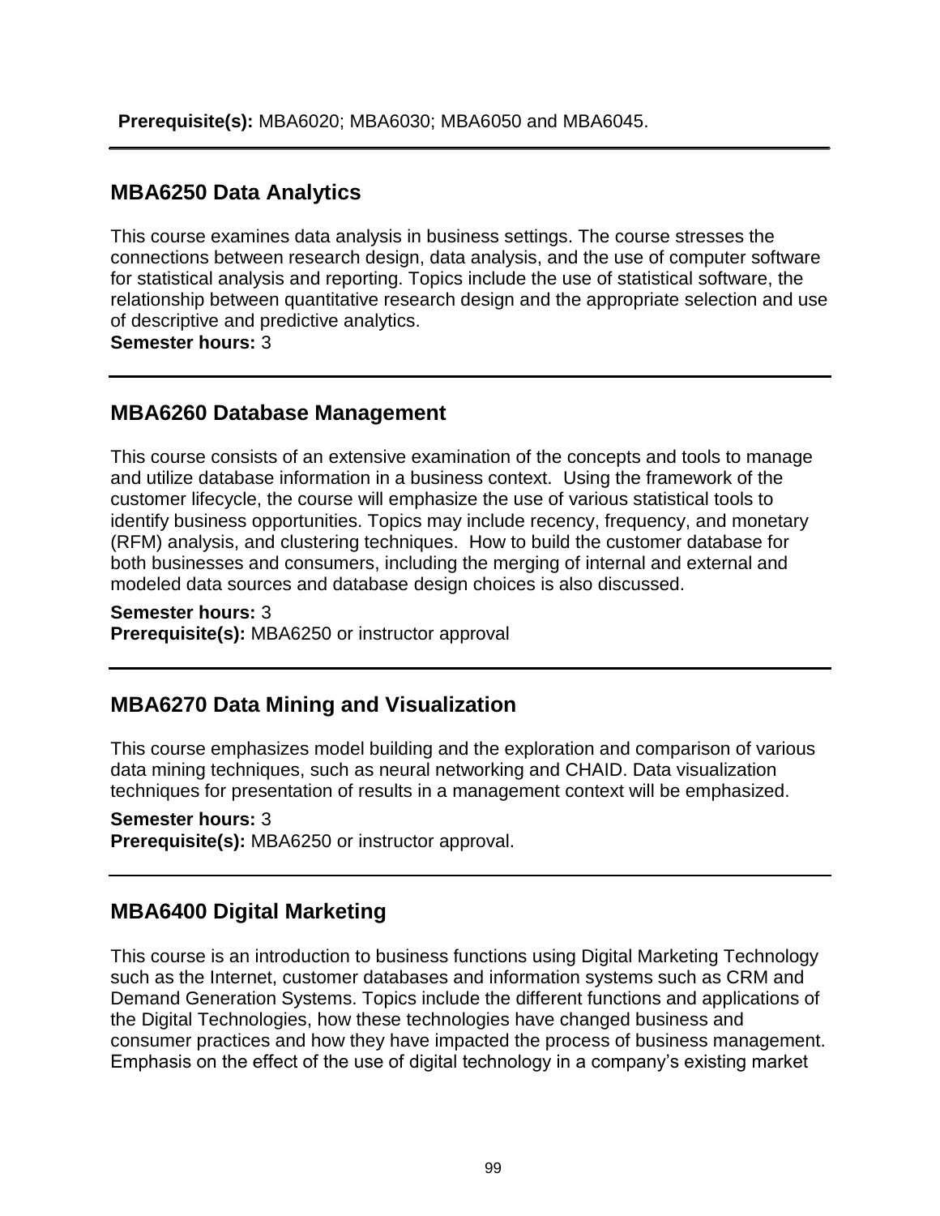**Prerequisite(s):** MBA6020; MBA6030; MBA6050 and MBA6045.

---

## MBA6250 Data Analytics

This course examines data analysis in business settings. The course stresses the connections between research design, data analysis, and the use of computer software for statistical analysis and reporting. Topics include the use of statistical software, the relationship between quantitative research design and the appropriate selection and use of descriptive and predictive analytics.

**Semester hours:** 3

---

## MBA6260 Database Management

This course consists of an extensive examination of the concepts and tools to manage and utilize database information in a business context. Using the framework of the customer lifecycle, the course will emphasize the use of various statistical tools to identify business opportunities. Topics may include recency, frequency, and monetary (RFM) analysis, and clustering techniques. How to build the customer database for both businesses and consumers, including the merging of internal and external and modeled data sources and database design choices is also discussed.

**Semester hours:** 3
**Prerequisite(s):** MBA6250 or instructor approval

---

## MBA6270 Data Mining and Visualization

This course emphasizes model building and the exploration and comparison of various data mining techniques, such as neural networking and CHAID. Data visualization techniques for presentation of results in a management context will be emphasized.

**Semester hours:** 3
**Prerequisite(s):** MBA6250 or instructor approval.

---

## MBA6400 Digital Marketing

This course is an introduction to business functions using Digital Marketing Technology such as the Internet, customer databases and information systems such as CRM and Demand Generation Systems. Topics include the different functions and applications of the Digital Technologies, how these technologies have changed business and consumer practices and how they have impacted the process of business management. Emphasis on the effect of the use of digital technology in a company's existing market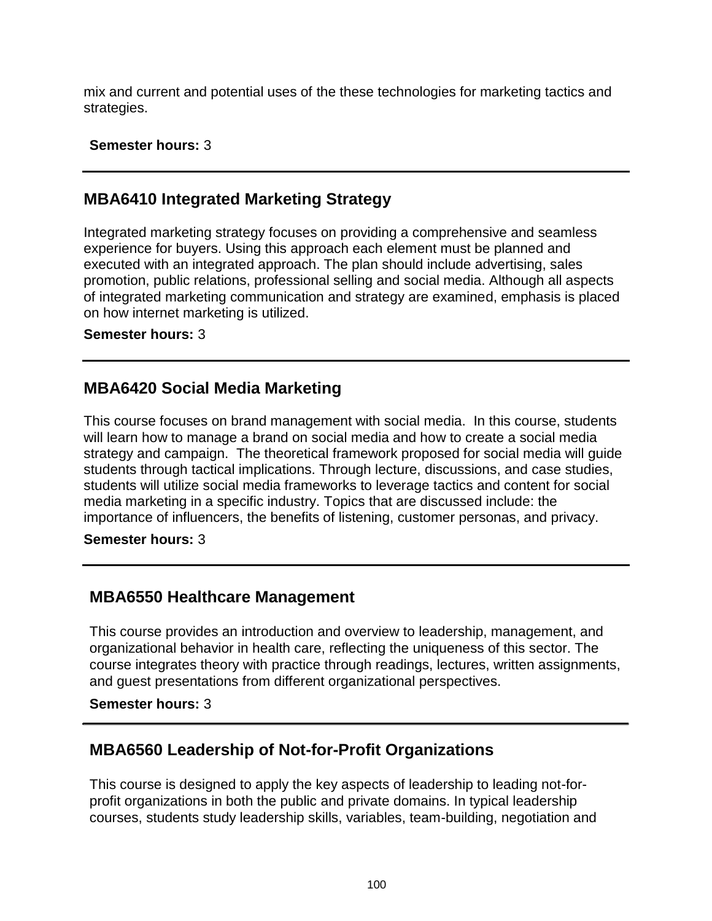mix and current and potential uses of the these technologies for marketing tactics and strategies.

**Semester hours:** 3

---

## MBA6410 Integrated Marketing Strategy

Integrated marketing strategy focuses on providing a comprehensive and seamless experience for buyers. Using this approach each element must be planned and executed with an integrated approach. The plan should include advertising, sales promotion, public relations, professional selling and social media. Although all aspects of integrated marketing communication and strategy are examined, emphasis is placed on how internet marketing is utilized.

**Semester hours:** 3

---

## MBA6420 Social Media Marketing

This course focuses on brand management with social media. In this course, students will learn how to manage a brand on social media and how to create a social media strategy and campaign. The theoretical framework proposed for social media will guide students through tactical implications. Through lecture, discussions, and case studies, students will utilize social media frameworks to leverage tactics and content for social media marketing in a specific industry. Topics that are discussed include: the importance of influencers, the benefits of listening, customer personas, and privacy.

**Semester hours:** 3

---

## MBA6550 Healthcare Management

This course provides an introduction and overview to leadership, management, and organizational behavior in health care, reflecting the uniqueness of this sector. The course integrates theory with practice through readings, lectures, written assignments, and guest presentations from different organizational perspectives.

**Semester hours:** 3

---

## MBA6560 Leadership of Not-for-Profit Organizations

This course is designed to apply the key aspects of leadership to leading not-for-profit organizations in both the public and private domains. In typical leadership courses, students study leadership skills, variables, team-building, negotiation and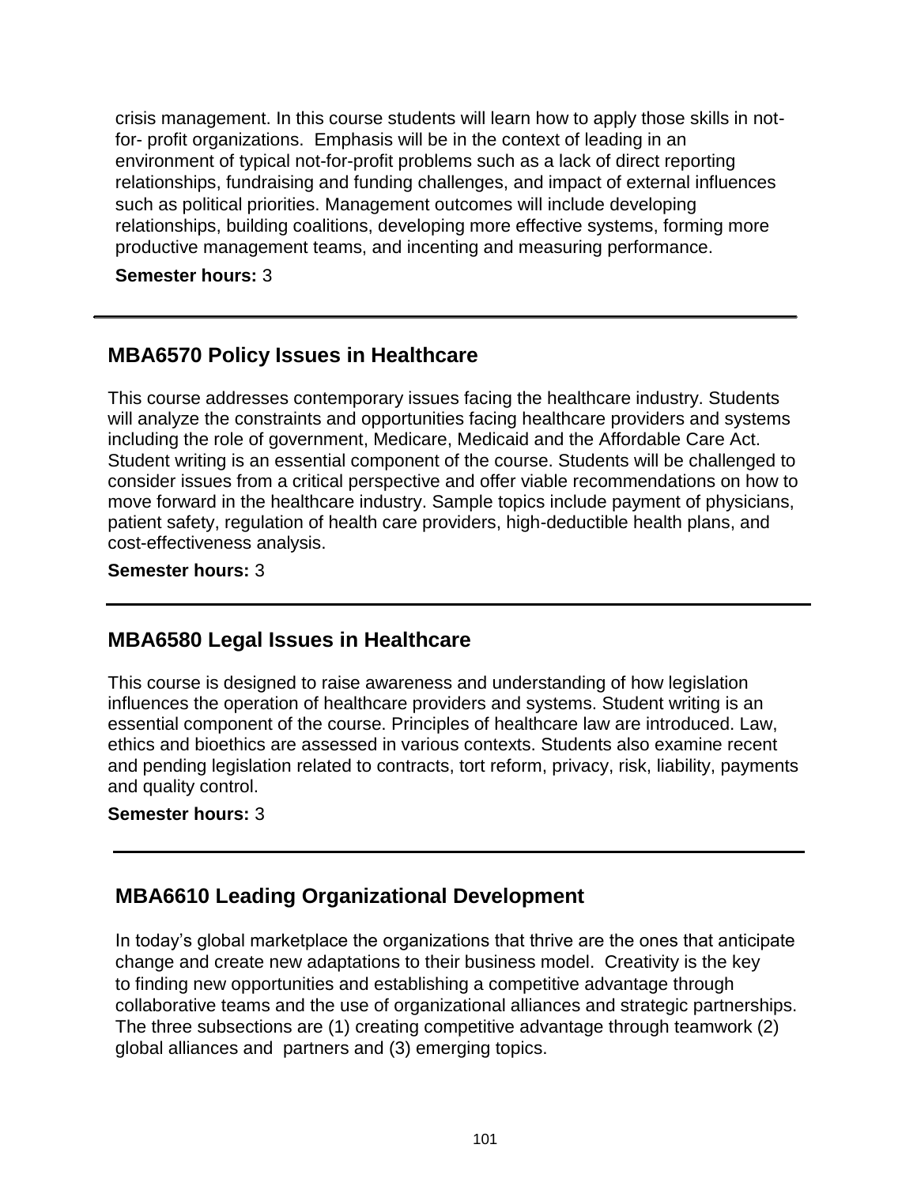crisis management. In this course students will learn how to apply those skills in not-for- profit organizations. Emphasis will be in the context of leading in an environment of typical not-for-profit problems such as a lack of direct reporting relationships, fundraising and funding challenges, and impact of external influences such as political priorities. Management outcomes will include developing relationships, building coalitions, developing more effective systems, forming more productive management teams, and incenting and measuring performance.

**Semester hours:** 3

---

## MBA6570 Policy Issues in Healthcare

This course addresses contemporary issues facing the healthcare industry. Students will analyze the constraints and opportunities facing healthcare providers and systems including the role of government, Medicare, Medicaid and the Affordable Care Act. Student writing is an essential component of the course. Students will be challenged to consider issues from a critical perspective and offer viable recommendations on how to move forward in the healthcare industry. Sample topics include payment of physicians, patient safety, regulation of health care providers, high-deductible health plans, and cost-effectiveness analysis.

**Semester hours:** 3

---

## MBA6580 Legal Issues in Healthcare

This course is designed to raise awareness and understanding of how legislation influences the operation of healthcare providers and systems. Student writing is an essential component of the course. Principles of healthcare law are introduced. Law, ethics and bioethics are assessed in various contexts. Students also examine recent and pending legislation related to contracts, tort reform, privacy, risk, liability, payments and quality control.

**Semester hours:** 3

---

## MBA6610 Leading Organizational Development

In today's global marketplace the organizations that thrive are the ones that anticipate change and create new adaptations to their business model. Creativity is the key to finding new opportunities and establishing a competitive advantage through collaborative teams and the use of organizational alliances and strategic partnerships. The three subsections are (1) creating competitive advantage through teamwork (2) global alliances and partners and (3) emerging topics.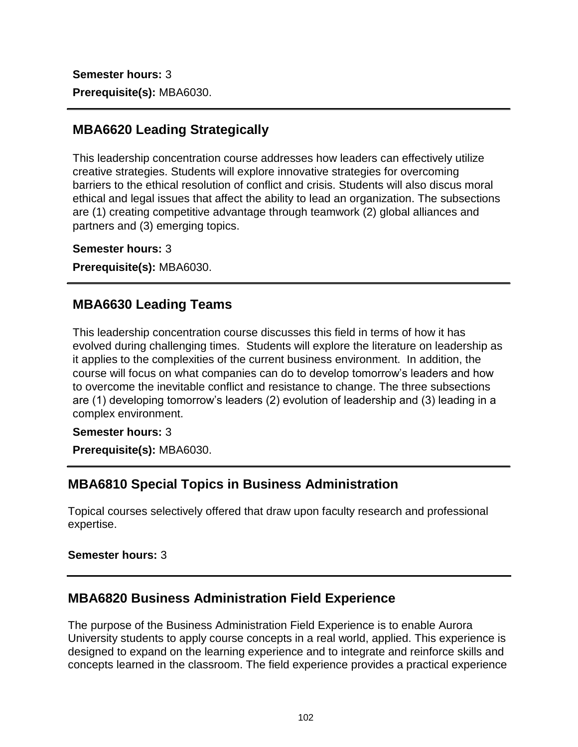**Semester hours:** 3

**Prerequisite(s):** MBA6030.

---

## MBA6620 Leading Strategically

This leadership concentration course addresses how leaders can effectively utilize creative strategies. Students will explore innovative strategies for overcoming barriers to the ethical resolution of conflict and crisis. Students will also discus moral ethical and legal issues that affect the ability to lead an organization. The subsections are (1) creating competitive advantage through teamwork (2) global alliances and partners and (3) emerging topics.

**Semester hours:** 3

**Prerequisite(s):** MBA6030.

---

## MBA6630 Leading Teams

This leadership concentration course discusses this field in terms of how it has evolved during challenging times. Students will explore the literature on leadership as it applies to the complexities of the current business environment. In addition, the course will focus on what companies can do to develop tomorrow's leaders and how to overcome the inevitable conflict and resistance to change. The three subsections are (1) developing tomorrow's leaders (2) evolution of leadership and (3) leading in a complex environment.

**Semester hours:** 3

**Prerequisite(s):** MBA6030.

---

## MBA6810 Special Topics in Business Administration

Topical courses selectively offered that draw upon faculty research and professional expertise.

**Semester hours:** 3

---

## MBA6820 Business Administration Field Experience

The purpose of the Business Administration Field Experience is to enable Aurora University students to apply course concepts in a real world, applied. This experience is designed to expand on the learning experience and to integrate and reinforce skills and concepts learned in the classroom. The field experience provides a practical experience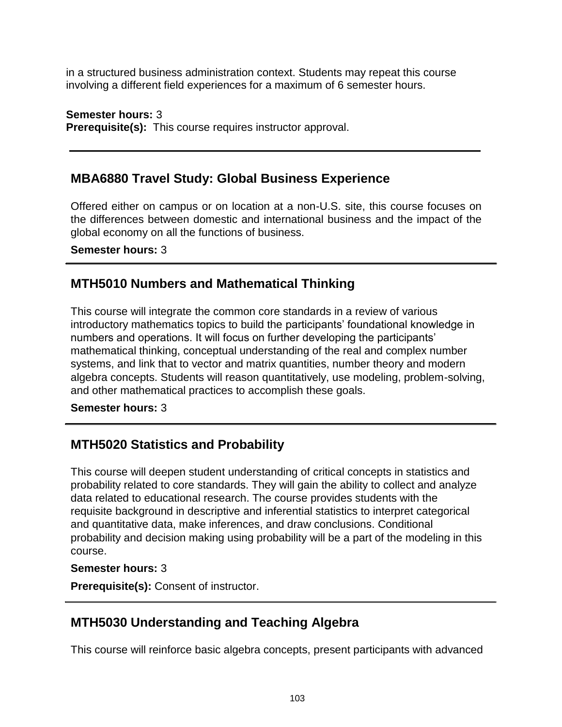in a structured business administration context. Students may repeat this course involving a different field experiences for a maximum of 6 semester hours.

**Semester hours:** 3
**Prerequisite(s):** This course requires instructor approval.

---

## MBA6880 Travel Study: Global Business Experience

Offered either on campus or on location at a non-U.S. site, this course focuses on the differences between domestic and international business and the impact of the global economy on all the functions of business.

**Semester hours:** 3

---

## MTH5010 Numbers and Mathematical Thinking

This course will integrate the common core standards in a review of various introductory mathematics topics to build the participants' foundational knowledge in numbers and operations. It will focus on further developing the participants' mathematical thinking, conceptual understanding of the real and complex number systems, and link that to vector and matrix quantities, number theory and modern algebra concepts. Students will reason quantitatively, use modeling, problem-solving, and other mathematical practices to accomplish these goals.

**Semester hours:** 3

---

## MTH5020 Statistics and Probability

This course will deepen student understanding of critical concepts in statistics and probability related to core standards. They will gain the ability to collect and analyze data related to educational research. The course provides students with the requisite background in descriptive and inferential statistics to interpret categorical and quantitative data, make inferences, and draw conclusions. Conditional probability and decision making using probability will be a part of the modeling in this course.

**Semester hours:** 3

**Prerequisite(s):** Consent of instructor.

---

## MTH5030 Understanding and Teaching Algebra

This course will reinforce basic algebra concepts, present participants with advanced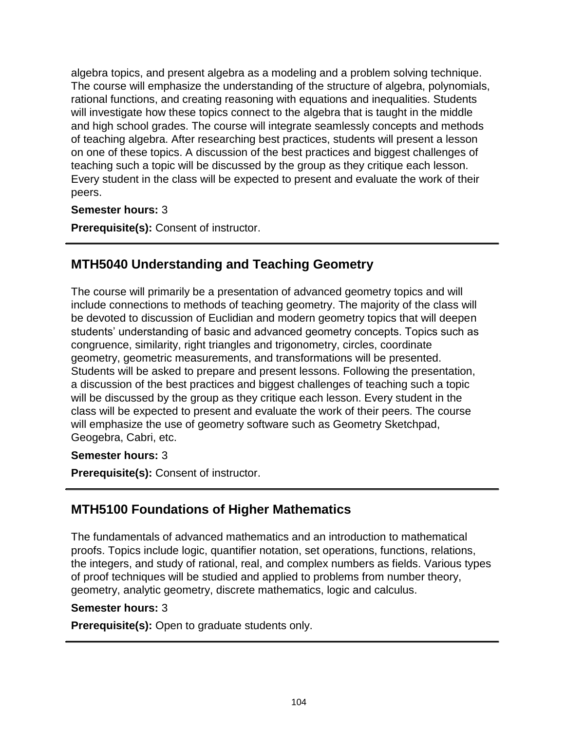algebra topics, and present algebra as a modeling and a problem solving technique. The course will emphasize the understanding of the structure of algebra, polynomials, rational functions, and creating reasoning with equations and inequalities. Students will investigate how these topics connect to the algebra that is taught in the middle and high school grades. The course will integrate seamlessly concepts and methods of teaching algebra. After researching best practices, students will present a lesson on one of these topics. A discussion of the best practices and biggest challenges of teaching such a topic will be discussed by the group as they critique each lesson. Every student in the class will be expected to present and evaluate the work of their peers.

**Semester hours:** 3

**Prerequisite(s):** Consent of instructor.

---

## MTH5040 Understanding and Teaching Geometry

The course will primarily be a presentation of advanced geometry topics and will include connections to methods of teaching geometry. The majority of the class will be devoted to discussion of Euclidian and modern geometry topics that will deepen students' understanding of basic and advanced geometry concepts. Topics such as congruence, similarity, right triangles and trigonometry, circles, coordinate geometry, geometric measurements, and transformations will be presented. Students will be asked to prepare and present lessons. Following the presentation, a discussion of the best practices and biggest challenges of teaching such a topic will be discussed by the group as they critique each lesson. Every student in the class will be expected to present and evaluate the work of their peers. The course will emphasize the use of geometry software such as Geometry Sketchpad, Geogebra, Cabri, etc.

**Semester hours:** 3

**Prerequisite(s):** Consent of instructor.

---

## MTH5100 Foundations of Higher Mathematics

The fundamentals of advanced mathematics and an introduction to mathematical proofs. Topics include logic, quantifier notation, set operations, functions, relations, the integers, and study of rational, real, and complex numbers as fields. Various types of proof techniques will be studied and applied to problems from number theory, geometry, analytic geometry, discrete mathematics, logic and calculus.

**Semester hours:** 3

**Prerequisite(s):** Open to graduate students only.

---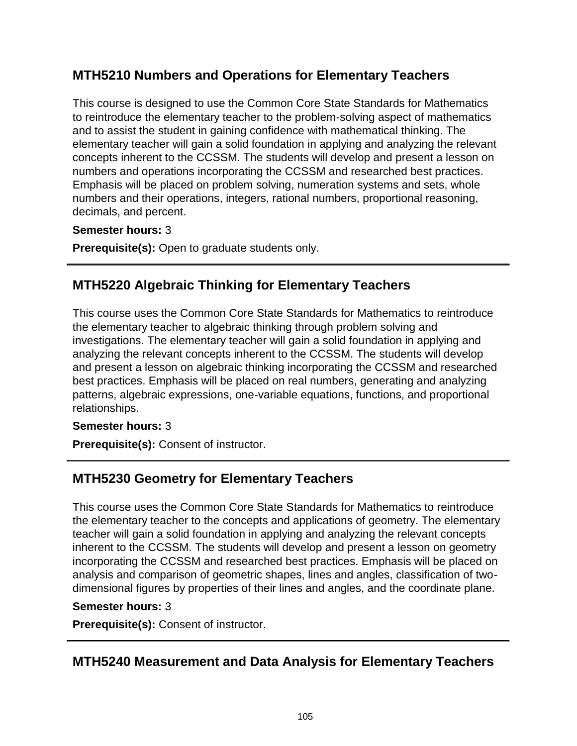## MTH5210 Numbers and Operations for Elementary Teachers

This course is designed to use the Common Core State Standards for Mathematics to reintroduce the elementary teacher to the problem-solving aspect of mathematics and to assist the student in gaining confidence with mathematical thinking. The elementary teacher will gain a solid foundation in applying and analyzing the relevant concepts inherent to the CCSSM. The students will develop and present a lesson on numbers and operations incorporating the CCSSM and researched best practices. Emphasis will be placed on problem solving, numeration systems and sets, whole numbers and their operations, integers, rational numbers, proportional reasoning, decimals, and percent.

**Semester hours:** 3

**Prerequisite(s):** Open to graduate students only.

---

## MTH5220 Algebraic Thinking for Elementary Teachers

This course uses the Common Core State Standards for Mathematics to reintroduce the elementary teacher to algebraic thinking through problem solving and investigations. The elementary teacher will gain a solid foundation in applying and analyzing the relevant concepts inherent to the CCSSM. The students will develop and present a lesson on algebraic thinking incorporating the CCSSM and researched best practices. Emphasis will be placed on real numbers, generating and analyzing patterns, algebraic expressions, one-variable equations, functions, and proportional relationships.

**Semester hours:** 3

**Prerequisite(s):** Consent of instructor.

---

## MTH5230 Geometry for Elementary Teachers

This course uses the Common Core State Standards for Mathematics to reintroduce the elementary teacher to the concepts and applications of geometry. The elementary teacher will gain a solid foundation in applying and analyzing the relevant concepts inherent to the CCSSM. The students will develop and present a lesson on geometry incorporating the CCSSM and researched best practices. Emphasis will be placed on analysis and comparison of geometric shapes, lines and angles, classification of two-dimensional figures by properties of their lines and angles, and the coordinate plane.

**Semester hours:** 3

**Prerequisite(s):** Consent of instructor.

---

## MTH5240 Measurement and Data Analysis for Elementary Teachers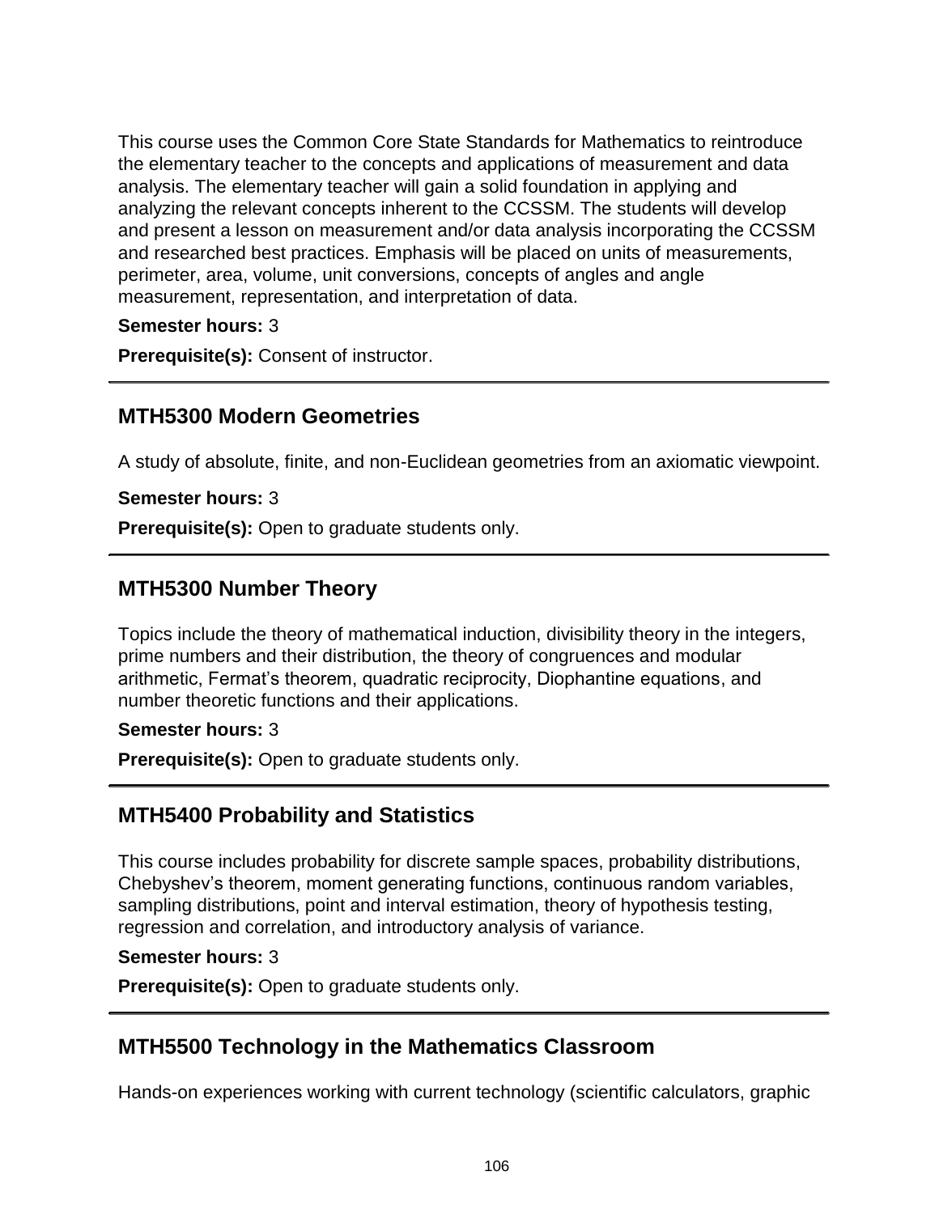This course uses the Common Core State Standards for Mathematics to reintroduce the elementary teacher to the concepts and applications of measurement and data analysis. The elementary teacher will gain a solid foundation in applying and analyzing the relevant concepts inherent to the CCSSM. The students will develop and present a lesson on measurement and/or data analysis incorporating the CCSSM and researched best practices. Emphasis will be placed on units of measurements, perimeter, area, volume, unit conversions, concepts of angles and angle measurement, representation, and interpretation of data.

**Semester hours:** 3

**Prerequisite(s):** Consent of instructor.

---

## MTH5300 Modern Geometries

A study of absolute, finite, and non-Euclidean geometries from an axiomatic viewpoint.

**Semester hours:** 3

**Prerequisite(s):** Open to graduate students only.

---

## MTH5300 Number Theory

Topics include the theory of mathematical induction, divisibility theory in the integers, prime numbers and their distribution, the theory of congruences and modular arithmetic, Fermat's theorem, quadratic reciprocity, Diophantine equations, and number theoretic functions and their applications.

**Semester hours:** 3

**Prerequisite(s):** Open to graduate students only.

---

## MTH5400 Probability and Statistics

This course includes probability for discrete sample spaces, probability distributions, Chebyshev's theorem, moment generating functions, continuous random variables, sampling distributions, point and interval estimation, theory of hypothesis testing, regression and correlation, and introductory analysis of variance.

**Semester hours:** 3

**Prerequisite(s):** Open to graduate students only.

---

## MTH5500 Technology in the Mathematics Classroom

Hands-on experiences working with current technology (scientific calculators, graphic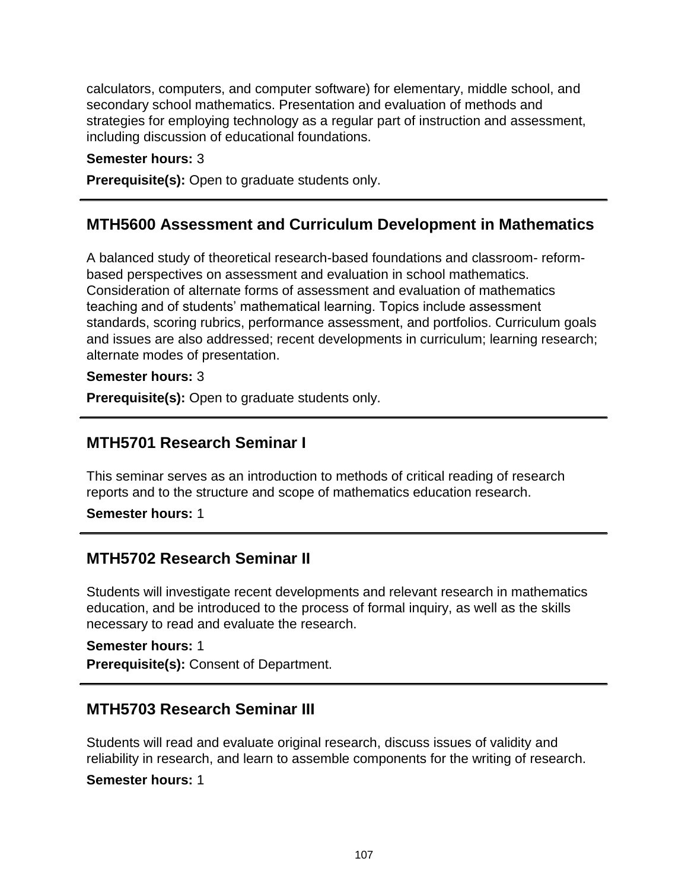calculators, computers, and computer software) for elementary, middle school, and secondary school mathematics. Presentation and evaluation of methods and strategies for employing technology as a regular part of instruction and assessment, including discussion of educational foundations.

**Semester hours:** 3

**Prerequisite(s):** Open to graduate students only.

---

## MTH5600 Assessment and Curriculum Development in Mathematics

A balanced study of theoretical research-based foundations and classroom- reform-based perspectives on assessment and evaluation in school mathematics. Consideration of alternate forms of assessment and evaluation of mathematics teaching and of students' mathematical learning. Topics include assessment standards, scoring rubrics, performance assessment, and portfolios. Curriculum goals and issues are also addressed; recent developments in curriculum; learning research; alternate modes of presentation.

**Semester hours:** 3

**Prerequisite(s):** Open to graduate students only.

---

## MTH5701 Research Seminar I

This seminar serves as an introduction to methods of critical reading of research reports and to the structure and scope of mathematics education research.

**Semester hours:** 1

---

## MTH5702 Research Seminar II

Students will investigate recent developments and relevant research in mathematics education, and be introduced to the process of formal inquiry, as well as the skills necessary to read and evaluate the research.

**Semester hours:** 1

**Prerequisite(s):** Consent of Department.

---

## MTH5703 Research Seminar III

Students will read and evaluate original research, discuss issues of validity and reliability in research, and learn to assemble components for the writing of research.

**Semester hours:** 1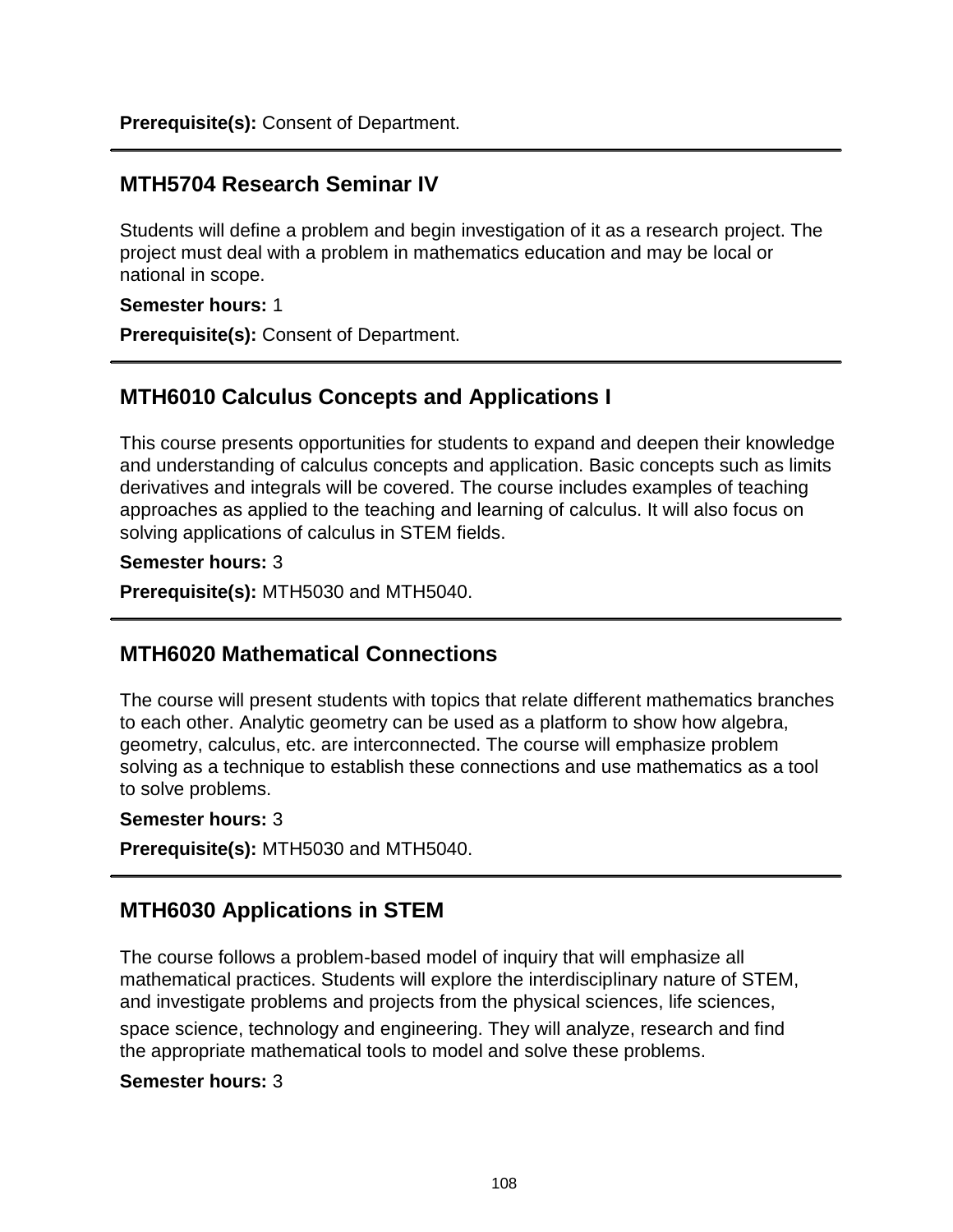**Prerequisite(s):** Consent of Department.

---

## MTH5704 Research Seminar IV

Students will define a problem and begin investigation of it as a research project. The project must deal with a problem in mathematics education and may be local or national in scope.

**Semester hours:** 1

**Prerequisite(s):** Consent of Department.

---

## MTH6010 Calculus Concepts and Applications I

This course presents opportunities for students to expand and deepen their knowledge and understanding of calculus concepts and application. Basic concepts such as limits derivatives and integrals will be covered. The course includes examples of teaching approaches as applied to the teaching and learning of calculus. It will also focus on solving applications of calculus in STEM fields.

**Semester hours:** 3

**Prerequisite(s):** MTH5030 and MTH5040.

---

## MTH6020 Mathematical Connections

The course will present students with topics that relate different mathematics branches to each other. Analytic geometry can be used as a platform to show how algebra, geometry, calculus, etc. are interconnected. The course will emphasize problem solving as a technique to establish these connections and use mathematics as a tool to solve problems.

**Semester hours:** 3

**Prerequisite(s):** MTH5030 and MTH5040.

---

## MTH6030 Applications in STEM

The course follows a problem-based model of inquiry that will emphasize all mathematical practices. Students will explore the interdisciplinary nature of STEM, and investigate problems and projects from the physical sciences, life sciences, space science, technology and engineering. They will analyze, research and find the appropriate mathematical tools to model and solve these problems.

**Semester hours:** 3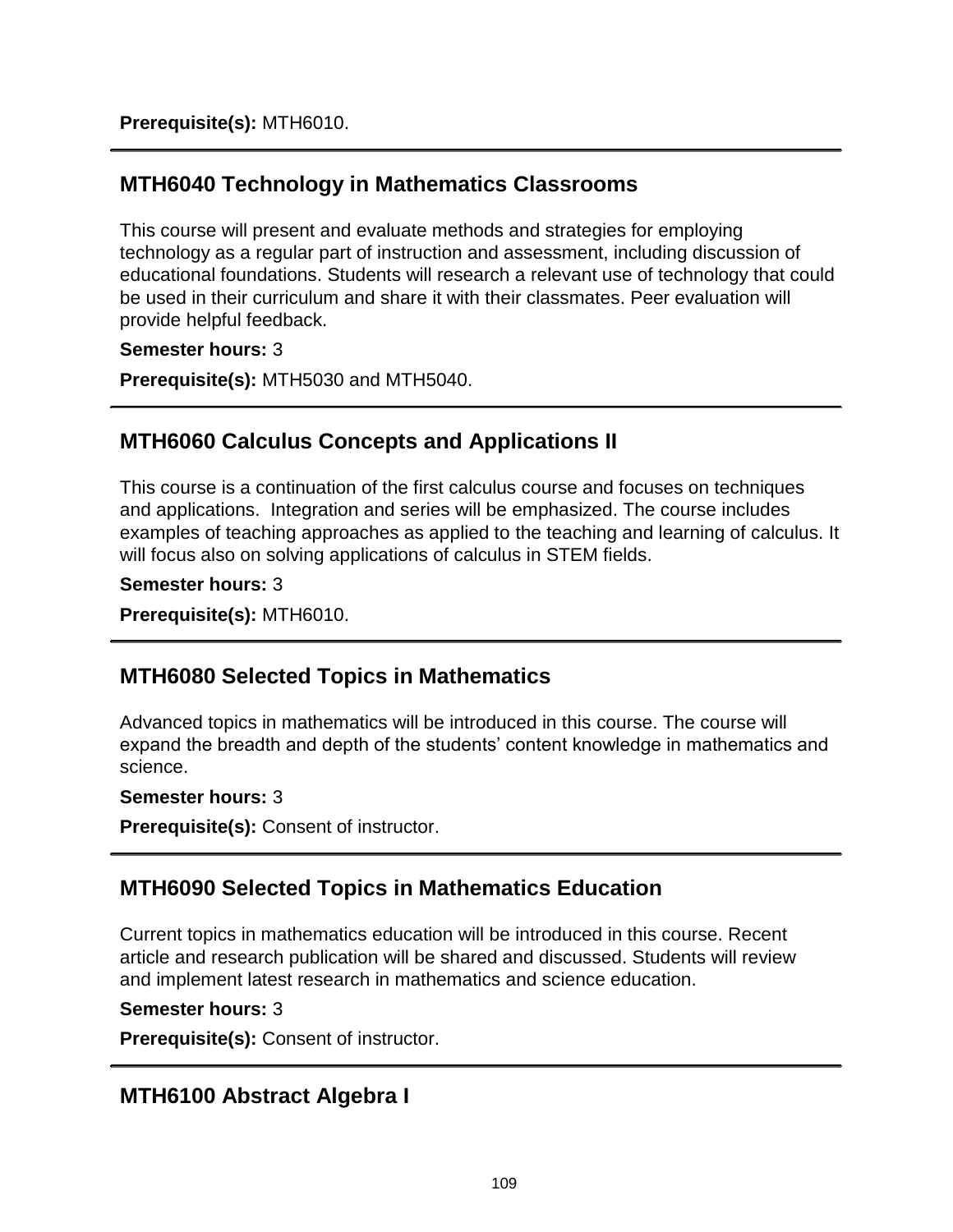**Prerequisite(s):** MTH6010.

## MTH6040 Technology in Mathematics Classrooms

This course will present and evaluate methods and strategies for employing technology as a regular part of instruction and assessment, including discussion of educational foundations. Students will research a relevant use of technology that could be used in their curriculum and share it with their classmates. Peer evaluation will provide helpful feedback.

**Semester hours:** 3

**Prerequisite(s):** MTH5030 and MTH5040.

## MTH6060 Calculus Concepts and Applications II

This course is a continuation of the first calculus course and focuses on techniques and applications. Integration and series will be emphasized. The course includes examples of teaching approaches as applied to the teaching and learning of calculus. It will focus also on solving applications of calculus in STEM fields.

**Semester hours:** 3

**Prerequisite(s):** MTH6010.

## MTH6080 Selected Topics in Mathematics

Advanced topics in mathematics will be introduced in this course. The course will expand the breadth and depth of the students' content knowledge in mathematics and science.

**Semester hours:** 3

**Prerequisite(s):** Consent of instructor.

## MTH6090 Selected Topics in Mathematics Education

Current topics in mathematics education will be introduced in this course. Recent article and research publication will be shared and discussed. Students will review and implement latest research in mathematics and science education.

**Semester hours:** 3

**Prerequisite(s):** Consent of instructor.

## MTH6100 Abstract Algebra I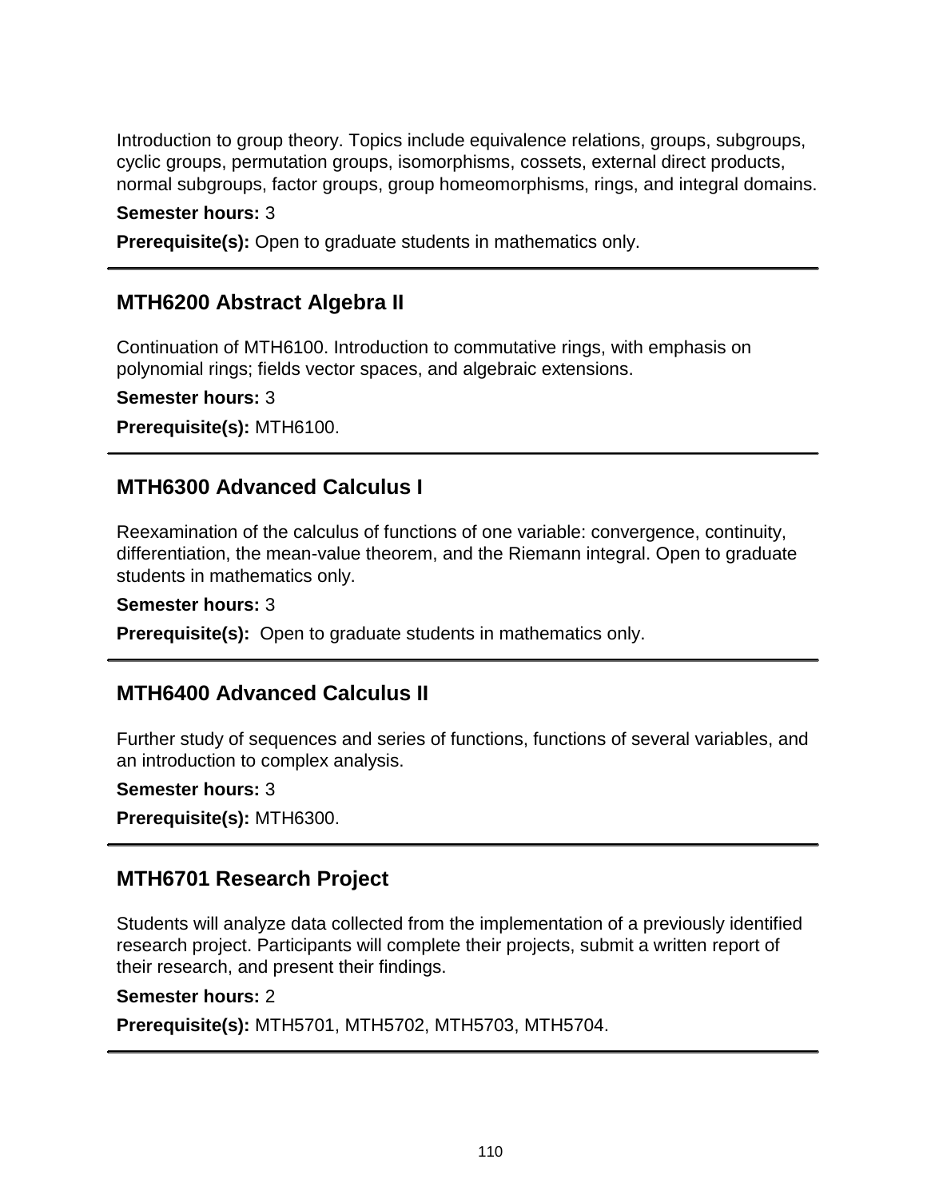Introduction to group theory. Topics include equivalence relations, groups, subgroups, cyclic groups, permutation groups, isomorphisms, cossets, external direct products, normal subgroups, factor groups, group homeomorphisms, rings, and integral domains.

**Semester hours:** 3

**Prerequisite(s):** Open to graduate students in mathematics only.

---

## MTH6200 Abstract Algebra II

Continuation of MTH6100. Introduction to commutative rings, with emphasis on polynomial rings; fields vector spaces, and algebraic extensions.

**Semester hours:** 3

**Prerequisite(s):** MTH6100.

---

## MTH6300 Advanced Calculus I

Reexamination of the calculus of functions of one variable: convergence, continuity, differentiation, the mean-value theorem, and the Riemann integral. Open to graduate students in mathematics only.

**Semester hours:** 3

**Prerequisite(s):** Open to graduate students in mathematics only.

---

## MTH6400 Advanced Calculus II

Further study of sequences and series of functions, functions of several variables, and an introduction to complex analysis.

**Semester hours:** 3

**Prerequisite(s):** MTH6300.

---

## MTH6701 Research Project

Students will analyze data collected from the implementation of a previously identified research project. Participants will complete their projects, submit a written report of their research, and present their findings.

**Semester hours:** 2

**Prerequisite(s):** MTH5701, MTH5702, MTH5703, MTH5704.

---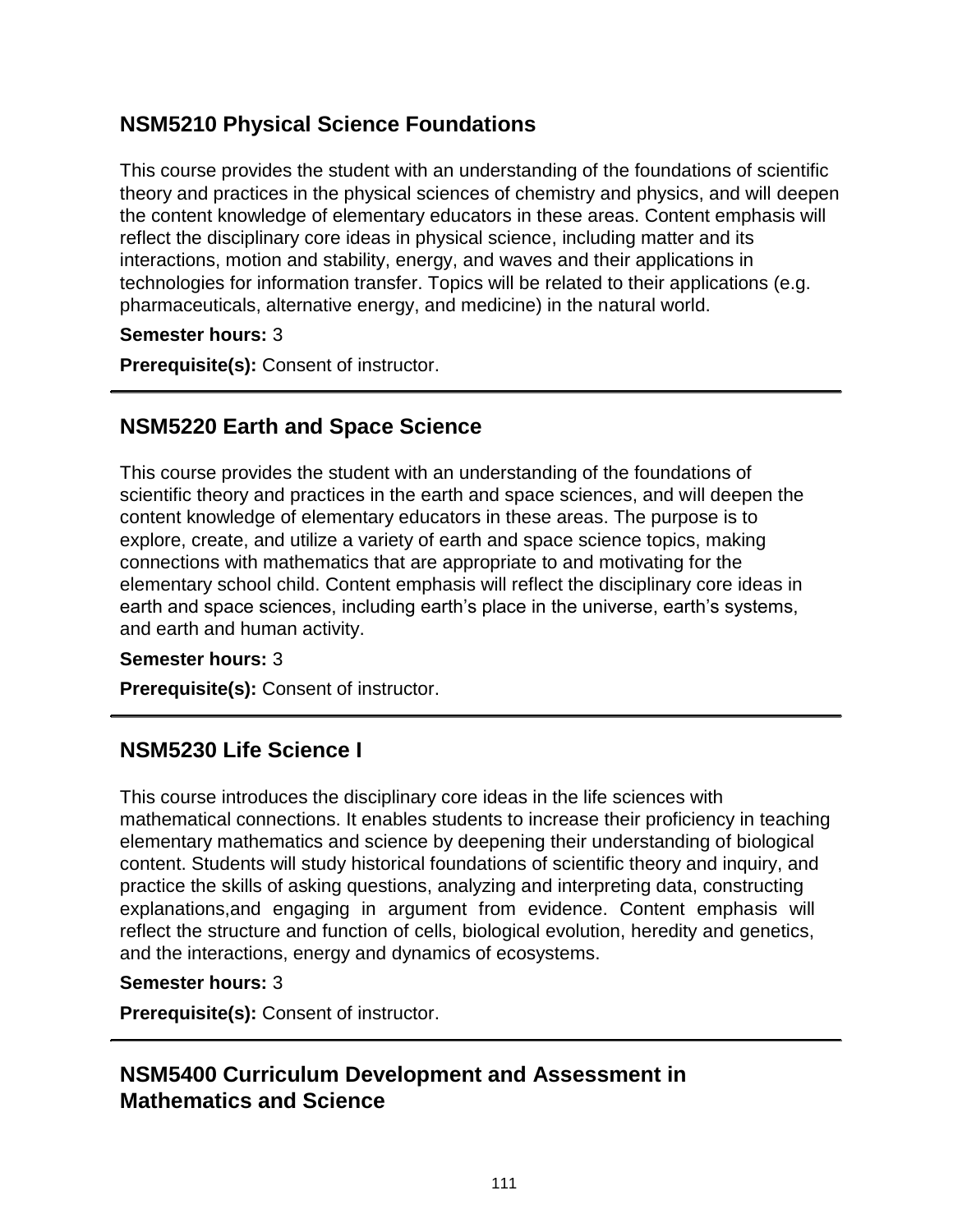## NSM5210 Physical Science Foundations

This course provides the student with an understanding of the foundations of scientific theory and practices in the physical sciences of chemistry and physics, and will deepen the content knowledge of elementary educators in these areas. Content emphasis will reflect the disciplinary core ideas in physical science, including matter and its interactions, motion and stability, energy, and waves and their applications in technologies for information transfer. Topics will be related to their applications (e.g. pharmaceuticals, alternative energy, and medicine) in the natural world.

**Semester hours:** 3

**Prerequisite(s):** Consent of instructor.

---

## NSM5220 Earth and Space Science

This course provides the student with an understanding of the foundations of scientific theory and practices in the earth and space sciences, and will deepen the content knowledge of elementary educators in these areas. The purpose is to explore, create, and utilize a variety of earth and space science topics, making connections with mathematics that are appropriate to and motivating for the elementary school child. Content emphasis will reflect the disciplinary core ideas in earth and space sciences, including earth's place in the universe, earth's systems, and earth and human activity.

**Semester hours:** 3

**Prerequisite(s):** Consent of instructor.

---

## NSM5230 Life Science I

This course introduces the disciplinary core ideas in the life sciences with mathematical connections. It enables students to increase their proficiency in teaching elementary mathematics and science by deepening their understanding of biological content. Students will study historical foundations of scientific theory and inquiry, and practice the skills of asking questions, analyzing and interpreting data, constructing explanations,and engaging in argument from evidence. Content emphasis will reflect the structure and function of cells, biological evolution, heredity and genetics, and the interactions, energy and dynamics of ecosystems.

**Semester hours:** 3

**Prerequisite(s):** Consent of instructor.

---

## NSM5400 Curriculum Development and Assessment in Mathematics and Science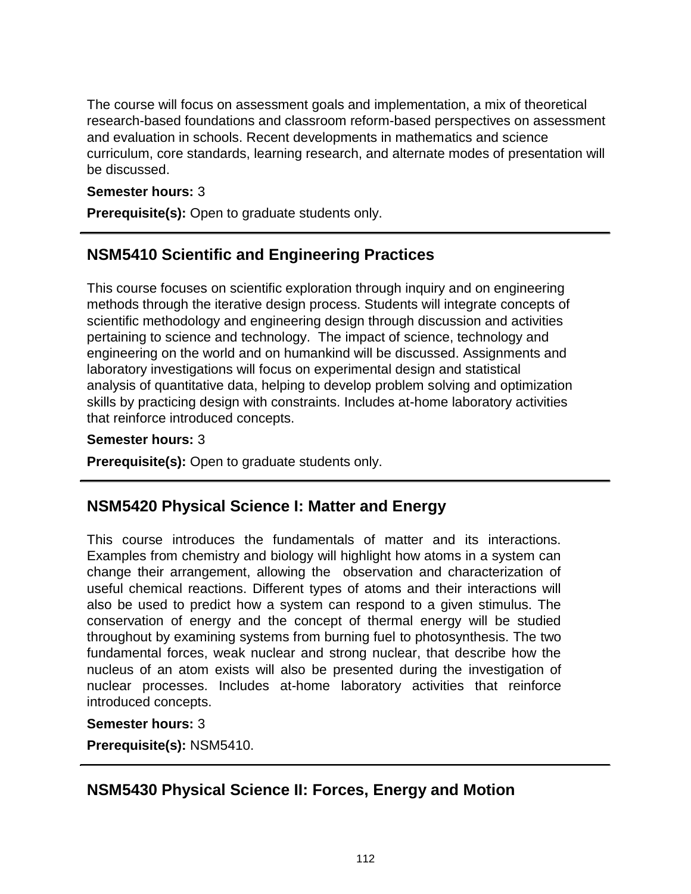The course will focus on assessment goals and implementation, a mix of theoretical research-based foundations and classroom reform-based perspectives on assessment and evaluation in schools. Recent developments in mathematics and science curriculum, core standards, learning research, and alternate modes of presentation will be discussed.

**Semester hours:** 3

**Prerequisite(s):** Open to graduate students only.

---

## NSM5410 Scientific and Engineering Practices

This course focuses on scientific exploration through inquiry and on engineering methods through the iterative design process. Students will integrate concepts of scientific methodology and engineering design through discussion and activities pertaining to science and technology. The impact of science, technology and engineering on the world and on humankind will be discussed. Assignments and laboratory investigations will focus on experimental design and statistical analysis of quantitative data, helping to develop problem solving and optimization skills by practicing design with constraints. Includes at-home laboratory activities that reinforce introduced concepts.

**Semester hours:** 3

**Prerequisite(s):** Open to graduate students only.

---

## NSM5420 Physical Science I: Matter and Energy

This course introduces the fundamentals of matter and its interactions. Examples from chemistry and biology will highlight how atoms in a system can change their arrangement, allowing the observation and characterization of useful chemical reactions. Different types of atoms and their interactions will also be used to predict how a system can respond to a given stimulus. The conservation of energy and the concept of thermal energy will be studied throughout by examining systems from burning fuel to photosynthesis. The two fundamental forces, weak nuclear and strong nuclear, that describe how the nucleus of an atom exists will also be presented during the investigation of nuclear processes. Includes at-home laboratory activities that reinforce introduced concepts.

**Semester hours:** 3

**Prerequisite(s):** NSM5410.

---

## NSM5430 Physical Science II: Forces, Energy and Motion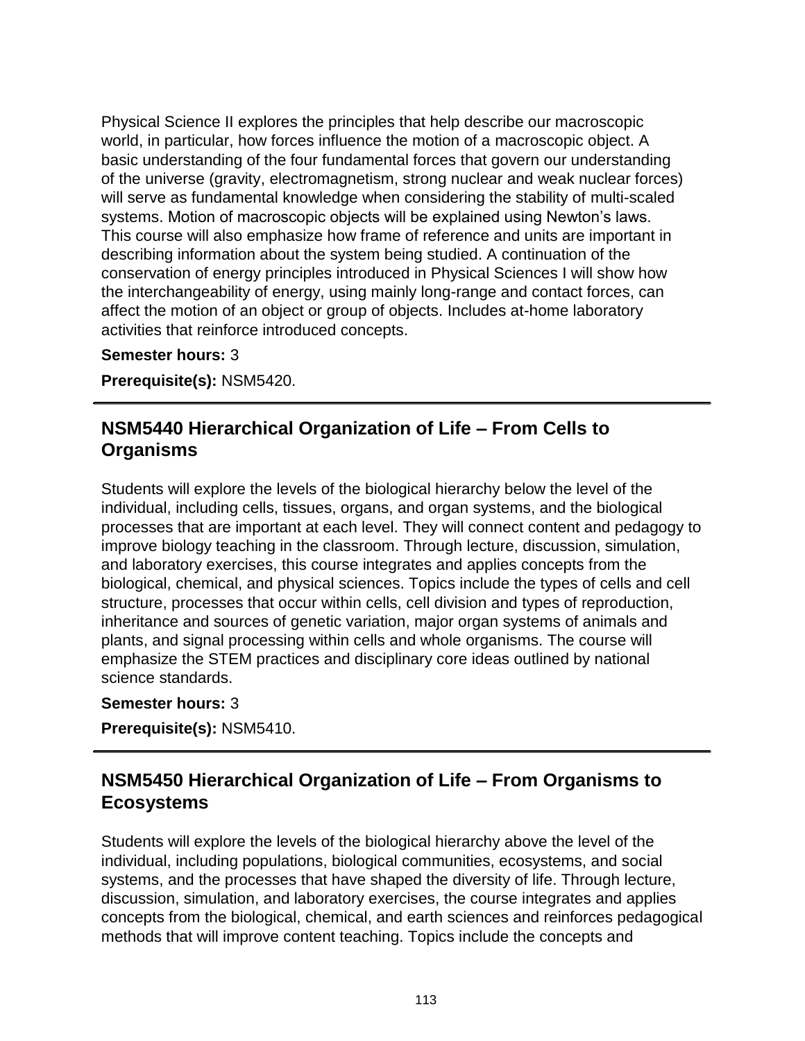Physical Science II explores the principles that help describe our macroscopic world, in particular, how forces influence the motion of a macroscopic object. A basic understanding of the four fundamental forces that govern our understanding of the universe (gravity, electromagnetism, strong nuclear and weak nuclear forces) will serve as fundamental knowledge when considering the stability of multi-scaled systems. Motion of macroscopic objects will be explained using Newton's laws. This course will also emphasize how frame of reference and units are important in describing information about the system being studied. A continuation of the conservation of energy principles introduced in Physical Sciences I will show how the interchangeability of energy, using mainly long-range and contact forces, can affect the motion of an object or group of objects. Includes at-home laboratory activities that reinforce introduced concepts.

**Semester hours:** 3

**Prerequisite(s):** NSM5420.

---

## NSM5440 Hierarchical Organization of Life – From Cells to Organisms

Students will explore the levels of the biological hierarchy below the level of the individual, including cells, tissues, organs, and organ systems, and the biological processes that are important at each level. They will connect content and pedagogy to improve biology teaching in the classroom. Through lecture, discussion, simulation, and laboratory exercises, this course integrates and applies concepts from the biological, chemical, and physical sciences. Topics include the types of cells and cell structure, processes that occur within cells, cell division and types of reproduction, inheritance and sources of genetic variation, major organ systems of animals and plants, and signal processing within cells and whole organisms. The course will emphasize the STEM practices and disciplinary core ideas outlined by national science standards.

**Semester hours:** 3

**Prerequisite(s):** NSM5410.

---

## NSM5450 Hierarchical Organization of Life – From Organisms to Ecosystems

Students will explore the levels of the biological hierarchy above the level of the individual, including populations, biological communities, ecosystems, and social systems, and the processes that have shaped the diversity of life. Through lecture, discussion, simulation, and laboratory exercises, the course integrates and applies concepts from the biological, chemical, and earth sciences and reinforces pedagogical methods that will improve content teaching. Topics include the concepts and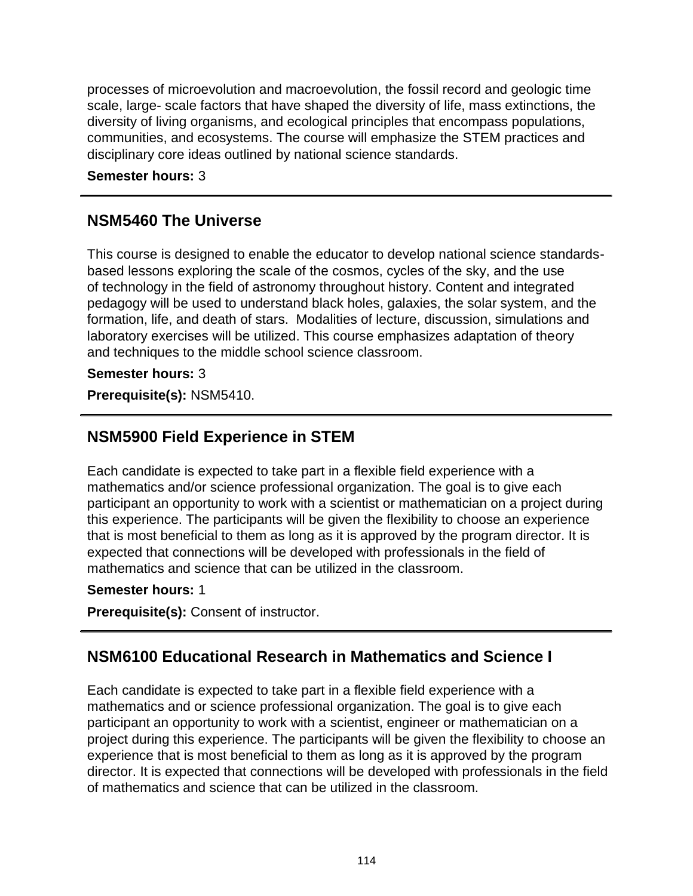processes of microevolution and macroevolution, the fossil record and geologic time scale, large- scale factors that have shaped the diversity of life, mass extinctions, the diversity of living organisms, and ecological principles that encompass populations, communities, and ecosystems. The course will emphasize the STEM practices and disciplinary core ideas outlined by national science standards.

**Semester hours:** 3

---

## NSM5460 The Universe

This course is designed to enable the educator to develop national science standards-based lessons exploring the scale of the cosmos, cycles of the sky, and the use of technology in the field of astronomy throughout history. Content and integrated pedagogy will be used to understand black holes, galaxies, the solar system, and the formation, life, and death of stars. Modalities of lecture, discussion, simulations and laboratory exercises will be utilized. This course emphasizes adaptation of theory and techniques to the middle school science classroom.

**Semester hours:** 3

**Prerequisite(s):** NSM5410.

---

## NSM5900 Field Experience in STEM

Each candidate is expected to take part in a flexible field experience with a mathematics and/or science professional organization. The goal is to give each participant an opportunity to work with a scientist or mathematician on a project during this experience. The participants will be given the flexibility to choose an experience that is most beneficial to them as long as it is approved by the program director. It is expected that connections will be developed with professionals in the field of mathematics and science that can be utilized in the classroom.

**Semester hours:** 1

**Prerequisite(s):** Consent of instructor.

---

## NSM6100 Educational Research in Mathematics and Science I

Each candidate is expected to take part in a flexible field experience with a mathematics and or science professional organization. The goal is to give each participant an opportunity to work with a scientist, engineer or mathematician on a project during this experience. The participants will be given the flexibility to choose an experience that is most beneficial to them as long as it is approved by the program director. It is expected that connections will be developed with professionals in the field of mathematics and science that can be utilized in the classroom.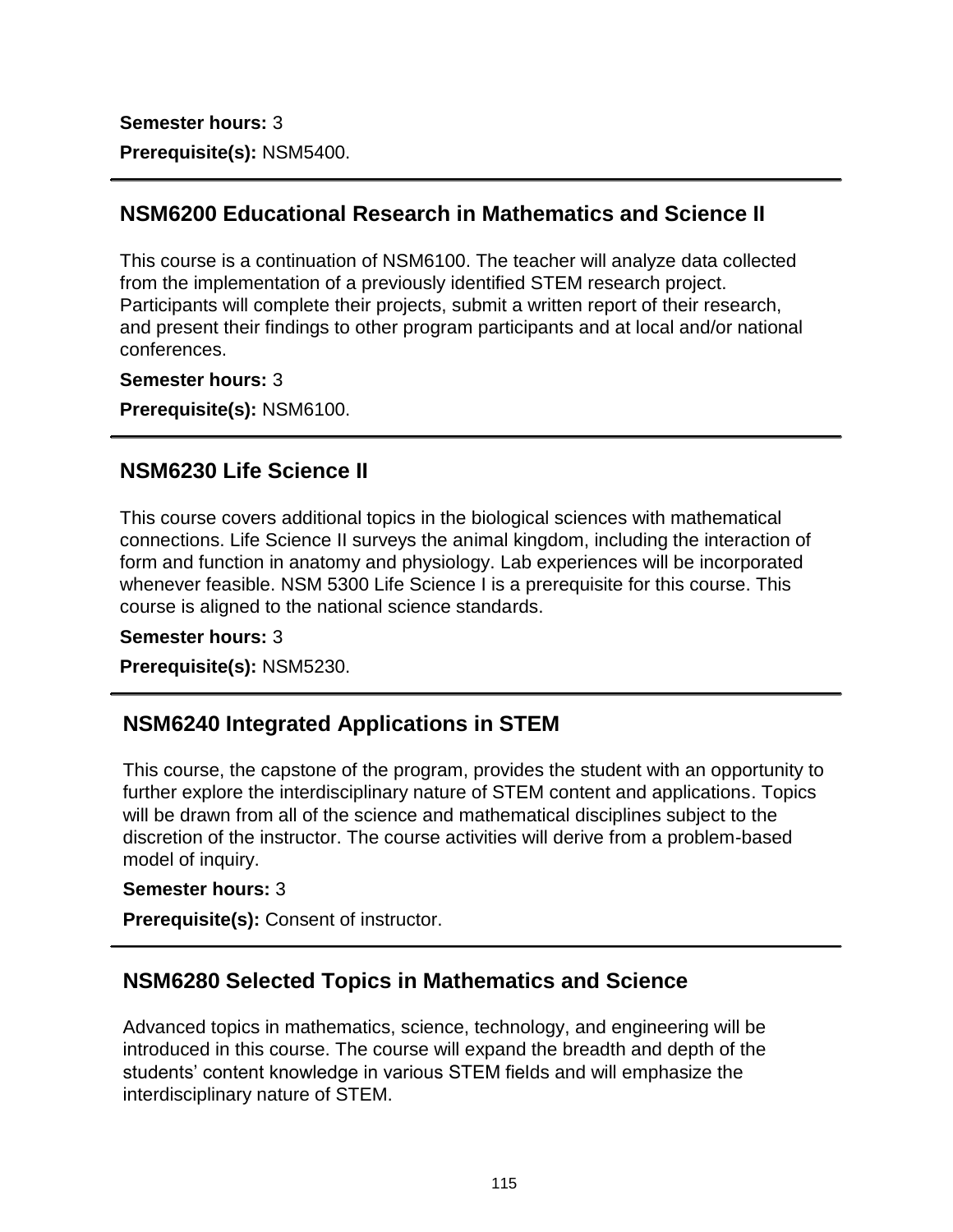**Semester hours:** 3

**Prerequisite(s):** NSM5400.

---

## NSM6200 Educational Research in Mathematics and Science II

This course is a continuation of NSM6100. The teacher will analyze data collected from the implementation of a previously identified STEM research project. Participants will complete their projects, submit a written report of their research, and present their findings to other program participants and at local and/or national conferences.

**Semester hours:** 3

**Prerequisite(s):** NSM6100.

---

## NSM6230 Life Science II

This course covers additional topics in the biological sciences with mathematical connections. Life Science II surveys the animal kingdom, including the interaction of form and function in anatomy and physiology. Lab experiences will be incorporated whenever feasible. NSM 5300 Life Science I is a prerequisite for this course. This course is aligned to the national science standards.

**Semester hours:** 3

**Prerequisite(s):** NSM5230.

---

## NSM6240 Integrated Applications in STEM

This course, the capstone of the program, provides the student with an opportunity to further explore the interdisciplinary nature of STEM content and applications. Topics will be drawn from all of the science and mathematical disciplines subject to the discretion of the instructor. The course activities will derive from a problem-based model of inquiry.

**Semester hours:** 3

**Prerequisite(s):** Consent of instructor.

---

## NSM6280 Selected Topics in Mathematics and Science

Advanced topics in mathematics, science, technology, and engineering will be introduced in this course. The course will expand the breadth and depth of the students' content knowledge in various STEM fields and will emphasize the interdisciplinary nature of STEM.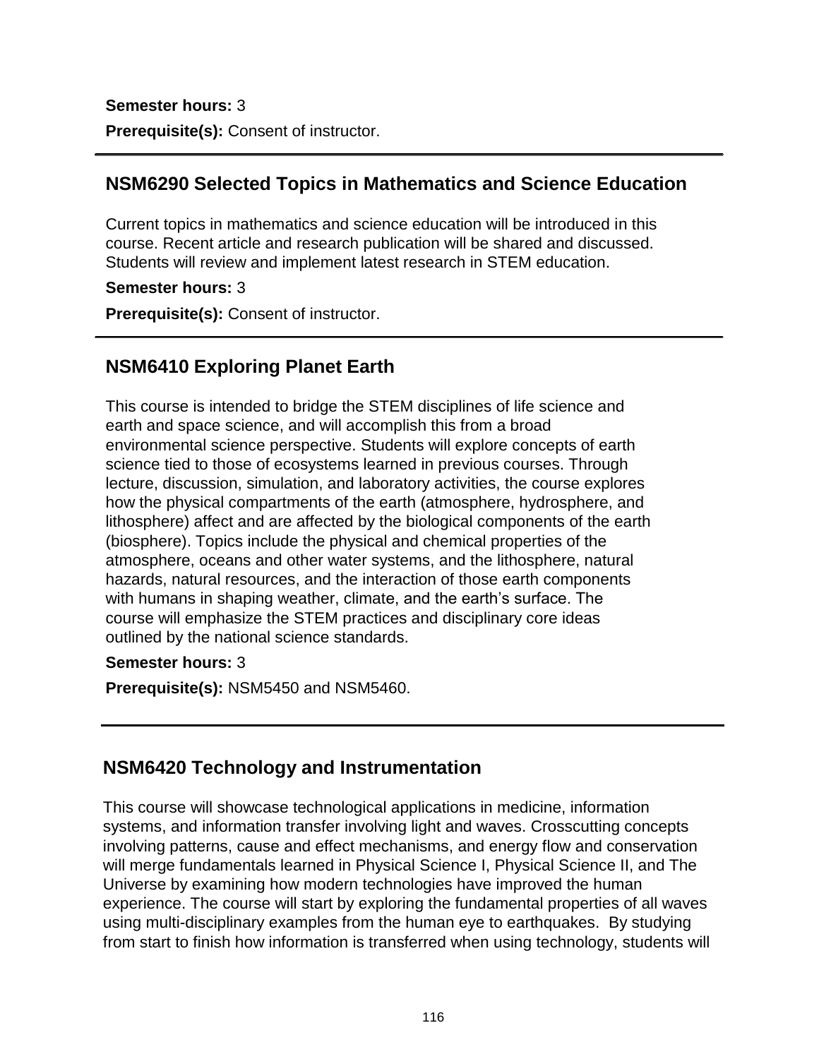**Semester hours:** 3

**Prerequisite(s):** Consent of instructor.

---

## NSM6290 Selected Topics in Mathematics and Science Education

Current topics in mathematics and science education will be introduced in this course. Recent article and research publication will be shared and discussed. Students will review and implement latest research in STEM education.

**Semester hours:** 3

**Prerequisite(s):** Consent of instructor.

---

## NSM6410 Exploring Planet Earth

This course is intended to bridge the STEM disciplines of life science and earth and space science, and will accomplish this from a broad environmental science perspective. Students will explore concepts of earth science tied to those of ecosystems learned in previous courses. Through lecture, discussion, simulation, and laboratory activities, the course explores how the physical compartments of the earth (atmosphere, hydrosphere, and lithosphere) affect and are affected by the biological components of the earth (biosphere). Topics include the physical and chemical properties of the atmosphere, oceans and other water systems, and the lithosphere, natural hazards, natural resources, and the interaction of those earth components with humans in shaping weather, climate, and the earth's surface. The course will emphasize the STEM practices and disciplinary core ideas outlined by the national science standards.

**Semester hours:** 3

**Prerequisite(s):** NSM5450 and NSM5460.

---

## NSM6420 Technology and Instrumentation

This course will showcase technological applications in medicine, information systems, and information transfer involving light and waves. Crosscutting concepts involving patterns, cause and effect mechanisms, and energy flow and conservation will merge fundamentals learned in Physical Science I, Physical Science II, and The Universe by examining how modern technologies have improved the human experience. The course will start by exploring the fundamental properties of all waves using multi-disciplinary examples from the human eye to earthquakes. By studying from start to finish how information is transferred when using technology, students will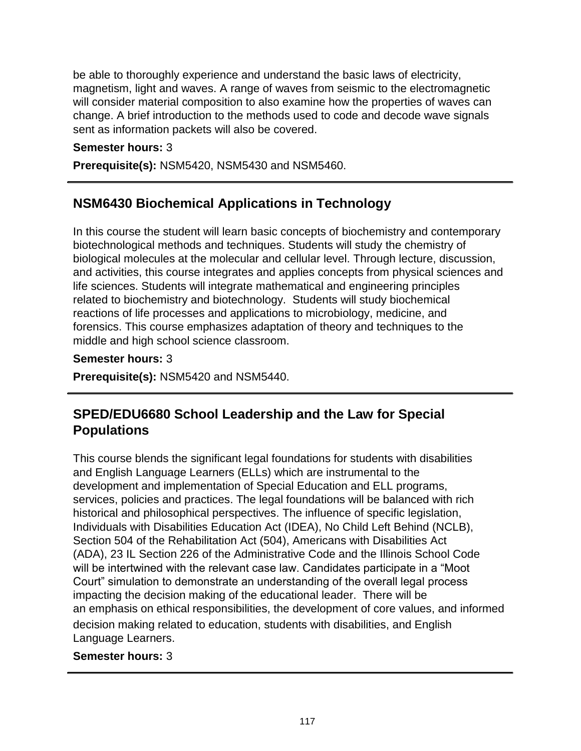be able to thoroughly experience and understand the basic laws of electricity, magnetism, light and waves. A range of waves from seismic to the electromagnetic will consider material composition to also examine how the properties of waves can change. A brief introduction to the methods used to code and decode wave signals sent as information packets will also be covered.

**Semester hours:** 3

**Prerequisite(s):** NSM5420, NSM5430 and NSM5460.

---

## NSM6430 Biochemical Applications in Technology

In this course the student will learn basic concepts of biochemistry and contemporary biotechnological methods and techniques. Students will study the chemistry of biological molecules at the molecular and cellular level. Through lecture, discussion, and activities, this course integrates and applies concepts from physical sciences and life sciences. Students will integrate mathematical and engineering principles related to biochemistry and biotechnology. Students will study biochemical reactions of life processes and applications to microbiology, medicine, and forensics. This course emphasizes adaptation of theory and techniques to the middle and high school science classroom.

**Semester hours:** 3

**Prerequisite(s):** NSM5420 and NSM5440.

---

## SPED/EDU6680 School Leadership and the Law for Special Populations

This course blends the significant legal foundations for students with disabilities and English Language Learners (ELLs) which are instrumental to the development and implementation of Special Education and ELL programs, services, policies and practices. The legal foundations will be balanced with rich historical and philosophical perspectives. The influence of specific legislation, Individuals with Disabilities Education Act (IDEA), No Child Left Behind (NCLB), Section 504 of the Rehabilitation Act (504), Americans with Disabilities Act (ADA), 23 IL Section 226 of the Administrative Code and the Illinois School Code will be intertwined with the relevant case law. Candidates participate in a "Moot Court" simulation to demonstrate an understanding of the overall legal process impacting the decision making of the educational leader. There will be an emphasis on ethical responsibilities, the development of core values, and informed decision making related to education, students with disabilities, and English Language Learners.

**Semester hours:** 3

---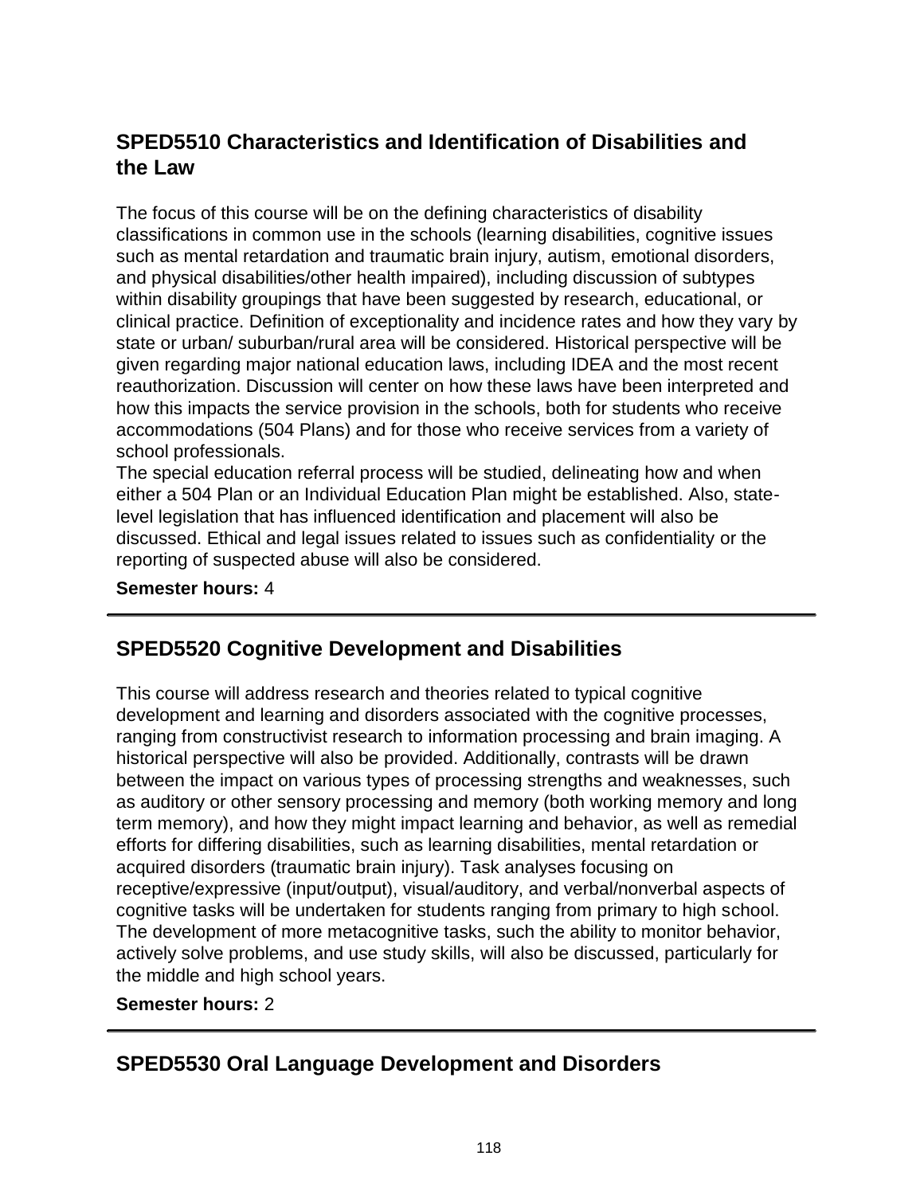## SPED5510 Characteristics and Identification of Disabilities and the Law

The focus of this course will be on the defining characteristics of disability classifications in common use in the schools (learning disabilities, cognitive issues such as mental retardation and traumatic brain injury, autism, emotional disorders, and physical disabilities/other health impaired), including discussion of subtypes within disability groupings that have been suggested by research, educational, or clinical practice. Definition of exceptionality and incidence rates and how they vary by state or urban/ suburban/rural area will be considered. Historical perspective will be given regarding major national education laws, including IDEA and the most recent reauthorization. Discussion will center on how these laws have been interpreted and how this impacts the service provision in the schools, both for students who receive accommodations (504 Plans) and for those who receive services from a variety of school professionals.
The special education referral process will be studied, delineating how and when either a 504 Plan or an Individual Education Plan might be established. Also, state-level legislation that has influenced identification and placement will also be discussed. Ethical and legal issues related to issues such as confidentiality or the reporting of suspected abuse will also be considered.

**Semester hours:** 4

---

## SPED5520 Cognitive Development and Disabilities

This course will address research and theories related to typical cognitive development and learning and disorders associated with the cognitive processes, ranging from constructivist research to information processing and brain imaging. A historical perspective will also be provided. Additionally, contrasts will be drawn between the impact on various types of processing strengths and weaknesses, such as auditory or other sensory processing and memory (both working memory and long term memory), and how they might impact learning and behavior, as well as remedial efforts for differing disabilities, such as learning disabilities, mental retardation or acquired disorders (traumatic brain injury). Task analyses focusing on receptive/expressive (input/output), visual/auditory, and verbal/nonverbal aspects of cognitive tasks will be undertaken for students ranging from primary to high school. The development of more metacognitive tasks, such the ability to monitor behavior, actively solve problems, and use study skills, will also be discussed, particularly for the middle and high school years.

**Semester hours:** 2

---

## SPED5530 Oral Language Development and Disorders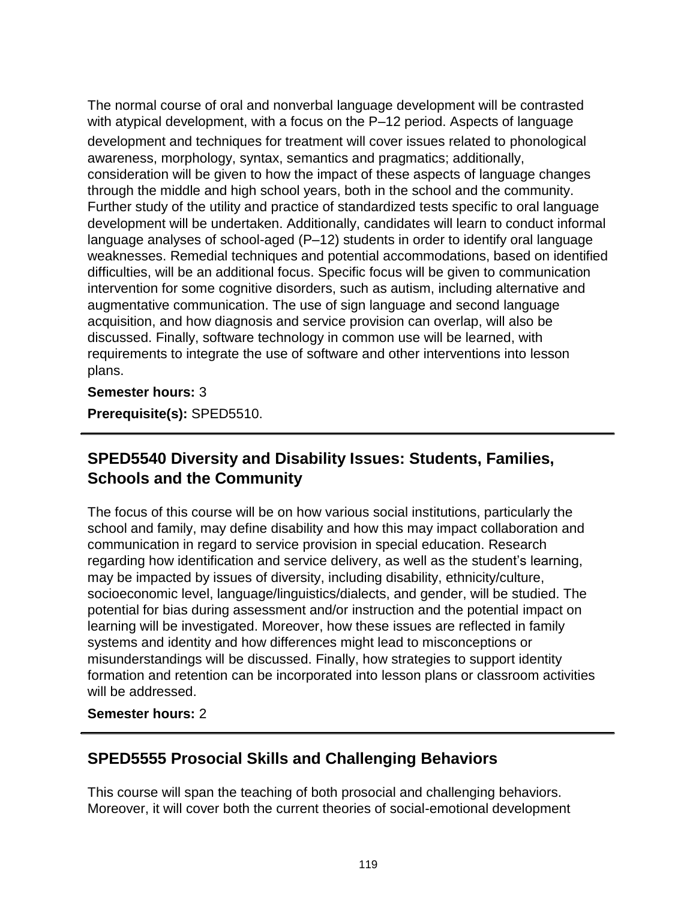The normal course of oral and nonverbal language development will be contrasted with atypical development, with a focus on the P–12 period. Aspects of language development and techniques for treatment will cover issues related to phonological awareness, morphology, syntax, semantics and pragmatics; additionally, consideration will be given to how the impact of these aspects of language changes through the middle and high school years, both in the school and the community. Further study of the utility and practice of standardized tests specific to oral language development will be undertaken. Additionally, candidates will learn to conduct informal language analyses of school-aged (P–12) students in order to identify oral language weaknesses. Remedial techniques and potential accommodations, based on identified difficulties, will be an additional focus. Specific focus will be given to communication intervention for some cognitive disorders, such as autism, including alternative and augmentative communication. The use of sign language and second language acquisition, and how diagnosis and service provision can overlap, will also be discussed. Finally, software technology in common use will be learned, with requirements to integrate the use of software and other interventions into lesson plans.

**Semester hours:** 3

**Prerequisite(s):** SPED5510.

---

## SPED5540 Diversity and Disability Issues: Students, Families, Schools and the Community

The focus of this course will be on how various social institutions, particularly the school and family, may define disability and how this may impact collaboration and communication in regard to service provision in special education. Research regarding how identification and service delivery, as well as the student's learning, may be impacted by issues of diversity, including disability, ethnicity/culture, socioeconomic level, language/linguistics/dialects, and gender, will be studied. The potential for bias during assessment and/or instruction and the potential impact on learning will be investigated. Moreover, how these issues are reflected in family systems and identity and how differences might lead to misconceptions or misunderstandings will be discussed. Finally, how strategies to support identity formation and retention can be incorporated into lesson plans or classroom activities will be addressed.

**Semester hours:** 2

---

## SPED5555 Prosocial Skills and Challenging Behaviors

This course will span the teaching of both prosocial and challenging behaviors. Moreover, it will cover both the current theories of social-emotional development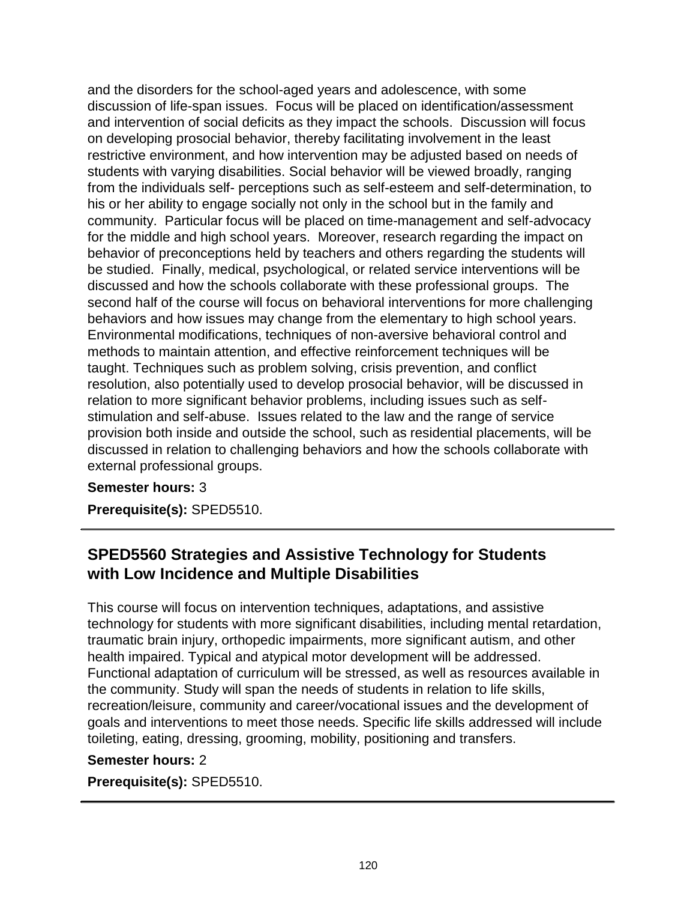and the disorders for the school-aged years and adolescence, with some discussion of life-span issues. Focus will be placed on identification/assessment and intervention of social deficits as they impact the schools. Discussion will focus on developing prosocial behavior, thereby facilitating involvement in the least restrictive environment, and how intervention may be adjusted based on needs of students with varying disabilities. Social behavior will be viewed broadly, ranging from the individuals self- perceptions such as self-esteem and self-determination, to his or her ability to engage socially not only in the school but in the family and community. Particular focus will be placed on time-management and self-advocacy for the middle and high school years. Moreover, research regarding the impact on behavior of preconceptions held by teachers and others regarding the students will be studied. Finally, medical, psychological, or related service interventions will be discussed and how the schools collaborate with these professional groups. The second half of the course will focus on behavioral interventions for more challenging behaviors and how issues may change from the elementary to high school years. Environmental modifications, techniques of non-aversive behavioral control and methods to maintain attention, and effective reinforcement techniques will be taught. Techniques such as problem solving, crisis prevention, and conflict resolution, also potentially used to develop prosocial behavior, will be discussed in relation to more significant behavior problems, including issues such as self-stimulation and self-abuse. Issues related to the law and the range of service provision both inside and outside the school, such as residential placements, will be discussed in relation to challenging behaviors and how the schools collaborate with external professional groups.

**Semester hours:** 3

**Prerequisite(s):** SPED5510.

---

## SPED5560 Strategies and Assistive Technology for Students with Low Incidence and Multiple Disabilities

This course will focus on intervention techniques, adaptations, and assistive technology for students with more significant disabilities, including mental retardation, traumatic brain injury, orthopedic impairments, more significant autism, and other health impaired. Typical and atypical motor development will be addressed. Functional adaptation of curriculum will be stressed, as well as resources available in the community. Study will span the needs of students in relation to life skills, recreation/leisure, community and career/vocational issues and the development of goals and interventions to meet those needs. Specific life skills addressed will include toileting, eating, dressing, grooming, mobility, positioning and transfers.

**Semester hours:** 2

**Prerequisite(s):** SPED5510.

---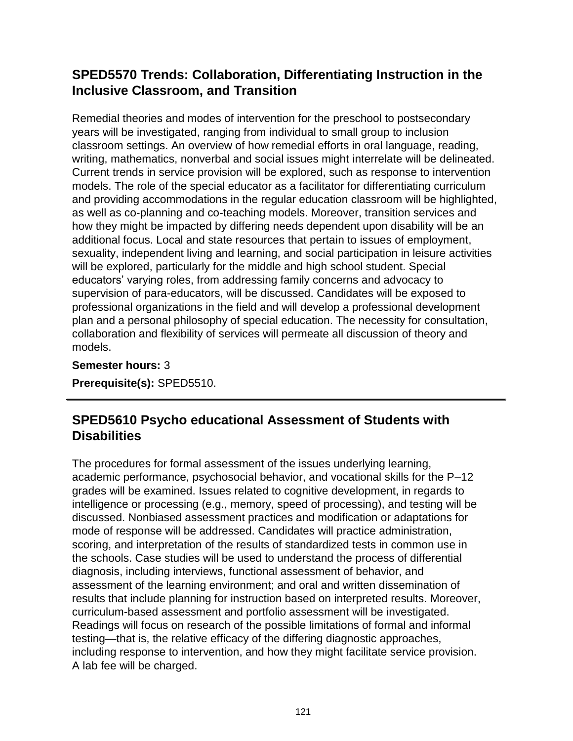## SPED5570 Trends: Collaboration, Differentiating Instruction in the Inclusive Classroom, and Transition

Remedial theories and modes of intervention for the preschool to postsecondary years will be investigated, ranging from individual to small group to inclusion classroom settings. An overview of how remedial efforts in oral language, reading, writing, mathematics, nonverbal and social issues might interrelate will be delineated. Current trends in service provision will be explored, such as response to intervention models. The role of the special educator as a facilitator for differentiating curriculum and providing accommodations in the regular education classroom will be highlighted, as well as co-planning and co-teaching models. Moreover, transition services and how they might be impacted by differing needs dependent upon disability will be an additional focus. Local and state resources that pertain to issues of employment, sexuality, independent living and learning, and social participation in leisure activities will be explored, particularly for the middle and high school student. Special educators' varying roles, from addressing family concerns and advocacy to supervision of para-educators, will be discussed. Candidates will be exposed to professional organizations in the field and will develop a professional development plan and a personal philosophy of special education. The necessity for consultation, collaboration and flexibility of services will permeate all discussion of theory and models.

**Semester hours:** 3

**Prerequisite(s):** SPED5510.

---

## SPED5610 Psycho educational Assessment of Students with Disabilities

The procedures for formal assessment of the issues underlying learning, academic performance, psychosocial behavior, and vocational skills for the P–12 grades will be examined. Issues related to cognitive development, in regards to intelligence or processing (e.g., memory, speed of processing), and testing will be discussed. Nonbiased assessment practices and modification or adaptations for mode of response will be addressed. Candidates will practice administration, scoring, and interpretation of the results of standardized tests in common use in the schools. Case studies will be used to understand the process of differential diagnosis, including interviews, functional assessment of behavior, and assessment of the learning environment; and oral and written dissemination of results that include planning for instruction based on interpreted results. Moreover, curriculum-based assessment and portfolio assessment will be investigated. Readings will focus on research of the possible limitations of formal and informal testing—that is, the relative efficacy of the differing diagnostic approaches, including response to intervention, and how they might facilitate service provision. A lab fee will be charged.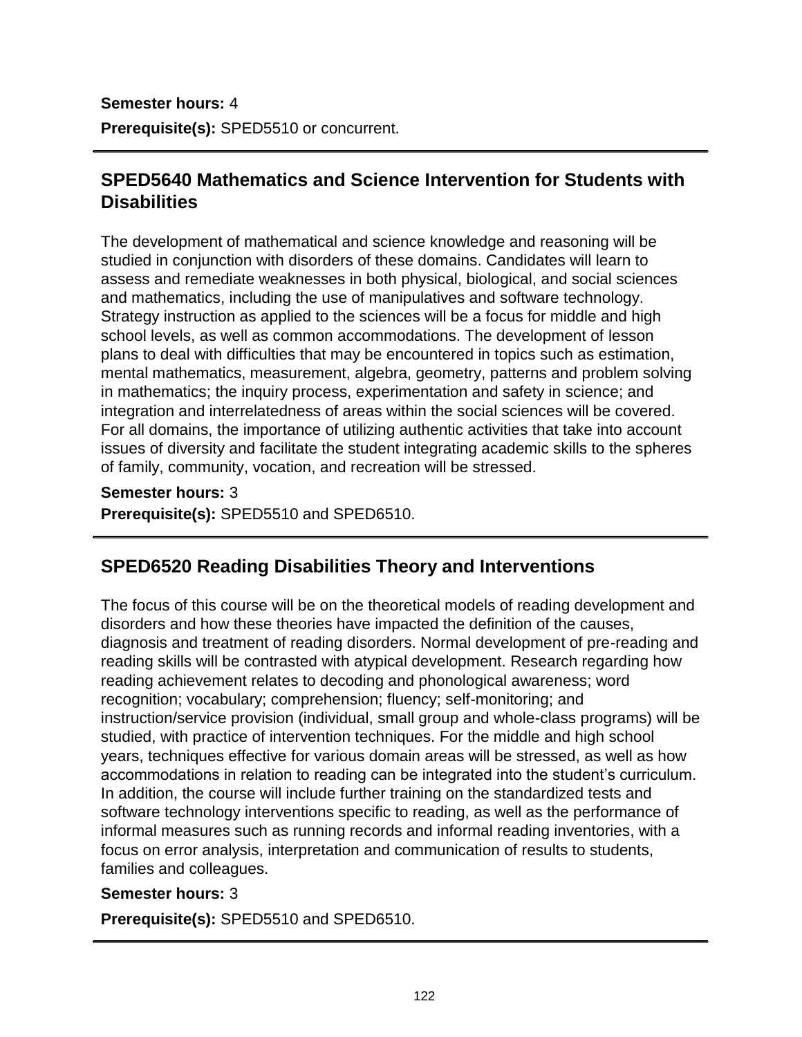**Semester hours:** 4

**Prerequisite(s):** SPED5510 or concurrent.

---

## SPED5640 Mathematics and Science Intervention for Students with Disabilities

The development of mathematical and science knowledge and reasoning will be studied in conjunction with disorders of these domains. Candidates will learn to assess and remediate weaknesses in both physical, biological, and social sciences and mathematics, including the use of manipulatives and software technology. Strategy instruction as applied to the sciences will be a focus for middle and high school levels, as well as common accommodations. The development of lesson plans to deal with difficulties that may be encountered in topics such as estimation, mental mathematics, measurement, algebra, geometry, patterns and problem solving in mathematics; the inquiry process, experimentation and safety in science; and integration and interrelatedness of areas within the social sciences will be covered. For all domains, the importance of utilizing authentic activities that take into account issues of diversity and facilitate the student integrating academic skills to the spheres of family, community, vocation, and recreation will be stressed.

**Semester hours:** 3

**Prerequisite(s):** SPED5510 and SPED6510.

---

## SPED6520 Reading Disabilities Theory and Interventions

The focus of this course will be on the theoretical models of reading development and disorders and how these theories have impacted the definition of the causes, diagnosis and treatment of reading disorders. Normal development of pre-reading and reading skills will be contrasted with atypical development. Research regarding how reading achievement relates to decoding and phonological awareness; word recognition; vocabulary; comprehension; fluency; self-monitoring; and instruction/service provision (individual, small group and whole-class programs) will be studied, with practice of intervention techniques. For the middle and high school years, techniques effective for various domain areas will be stressed, as well as how accommodations in relation to reading can be integrated into the student's curriculum. In addition, the course will include further training on the standardized tests and software technology interventions specific to reading, as well as the performance of informal measures such as running records and informal reading inventories, with a focus on error analysis, interpretation and communication of results to students, families and colleagues.

**Semester hours:** 3

**Prerequisite(s):** SPED5510 and SPED6510.

---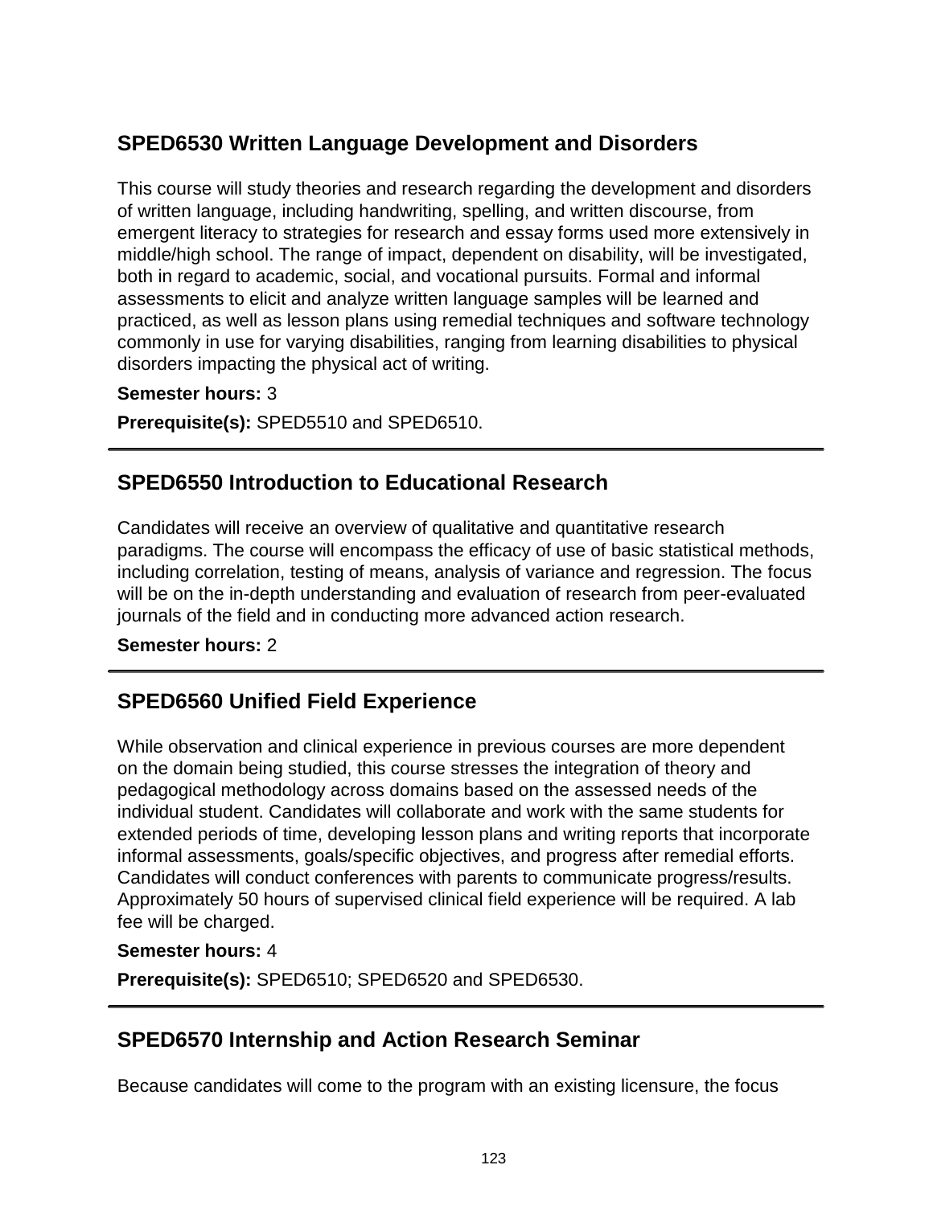## SPED6530 Written Language Development and Disorders

This course will study theories and research regarding the development and disorders of written language, including handwriting, spelling, and written discourse, from emergent literacy to strategies for research and essay forms used more extensively in middle/high school. The range of impact, dependent on disability, will be investigated, both in regard to academic, social, and vocational pursuits. Formal and informal assessments to elicit and analyze written language samples will be learned and practiced, as well as lesson plans using remedial techniques and software technology commonly in use for varying disabilities, ranging from learning disabilities to physical disorders impacting the physical act of writing.

**Semester hours:** 3

**Prerequisite(s):** SPED5510 and SPED6510.

---

## SPED6550 Introduction to Educational Research

Candidates will receive an overview of qualitative and quantitative research paradigms. The course will encompass the efficacy of use of basic statistical methods, including correlation, testing of means, analysis of variance and regression. The focus will be on the in-depth understanding and evaluation of research from peer-evaluated journals of the field and in conducting more advanced action research.

**Semester hours:** 2

---

## SPED6560 Unified Field Experience

While observation and clinical experience in previous courses are more dependent on the domain being studied, this course stresses the integration of theory and pedagogical methodology across domains based on the assessed needs of the individual student. Candidates will collaborate and work with the same students for extended periods of time, developing lesson plans and writing reports that incorporate informal assessments, goals/specific objectives, and progress after remedial efforts. Candidates will conduct conferences with parents to communicate progress/results. Approximately 50 hours of supervised clinical field experience will be required. A lab fee will be charged.

**Semester hours:** 4

**Prerequisite(s):** SPED6510; SPED6520 and SPED6530.

---

## SPED6570 Internship and Action Research Seminar

Because candidates will come to the program with an existing licensure, the focus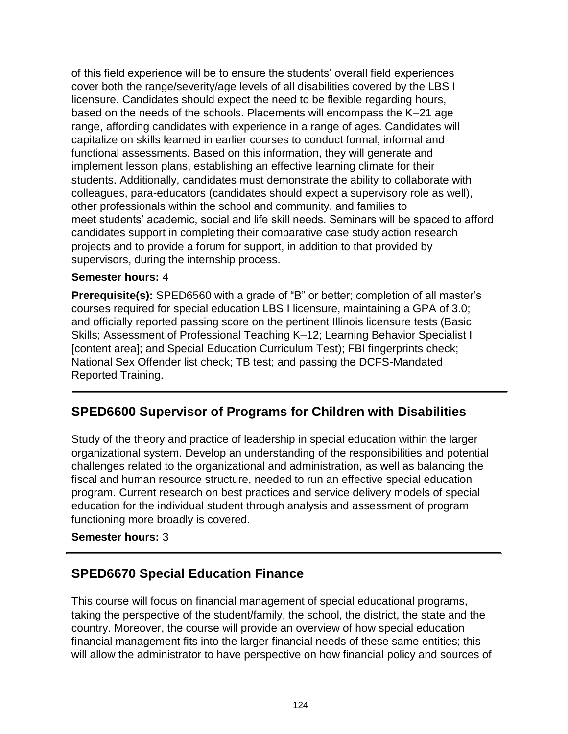of this field experience will be to ensure the students' overall field experiences cover both the range/severity/age levels of all disabilities covered by the LBS I licensure. Candidates should expect the need to be flexible regarding hours, based on the needs of the schools. Placements will encompass the K–21 age range, affording candidates with experience in a range of ages. Candidates will capitalize on skills learned in earlier courses to conduct formal, informal and functional assessments. Based on this information, they will generate and implement lesson plans, establishing an effective learning climate for their students. Additionally, candidates must demonstrate the ability to collaborate with colleagues, para-educators (candidates should expect a supervisory role as well), other professionals within the school and community, and families to meet students' academic, social and life skill needs. Seminars will be spaced to afford candidates support in completing their comparative case study action research projects and to provide a forum for support, in addition to that provided by supervisors, during the internship process.

**Semester hours:** 4

**Prerequisite(s):** SPED6560 with a grade of "B" or better; completion of all master's courses required for special education LBS I licensure, maintaining a GPA of 3.0; and officially reported passing score on the pertinent Illinois licensure tests (Basic Skills; Assessment of Professional Teaching K–12; Learning Behavior Specialist I [content area]; and Special Education Curriculum Test); FBI fingerprints check; National Sex Offender list check; TB test; and passing the DCFS-Mandated Reported Training.

---

## SPED6600 Supervisor of Programs for Children with Disabilities

Study of the theory and practice of leadership in special education within the larger organizational system. Develop an understanding of the responsibilities and potential challenges related to the organizational and administration, as well as balancing the fiscal and human resource structure, needed to run an effective special education program. Current research on best practices and service delivery models of special education for the individual student through analysis and assessment of program functioning more broadly is covered.

**Semester hours:** 3

---

## SPED6670 Special Education Finance

This course will focus on financial management of special educational programs, taking the perspective of the student/family, the school, the district, the state and the country. Moreover, the course will provide an overview of how special education financial management fits into the larger financial needs of these same entities; this will allow the administrator to have perspective on how financial policy and sources of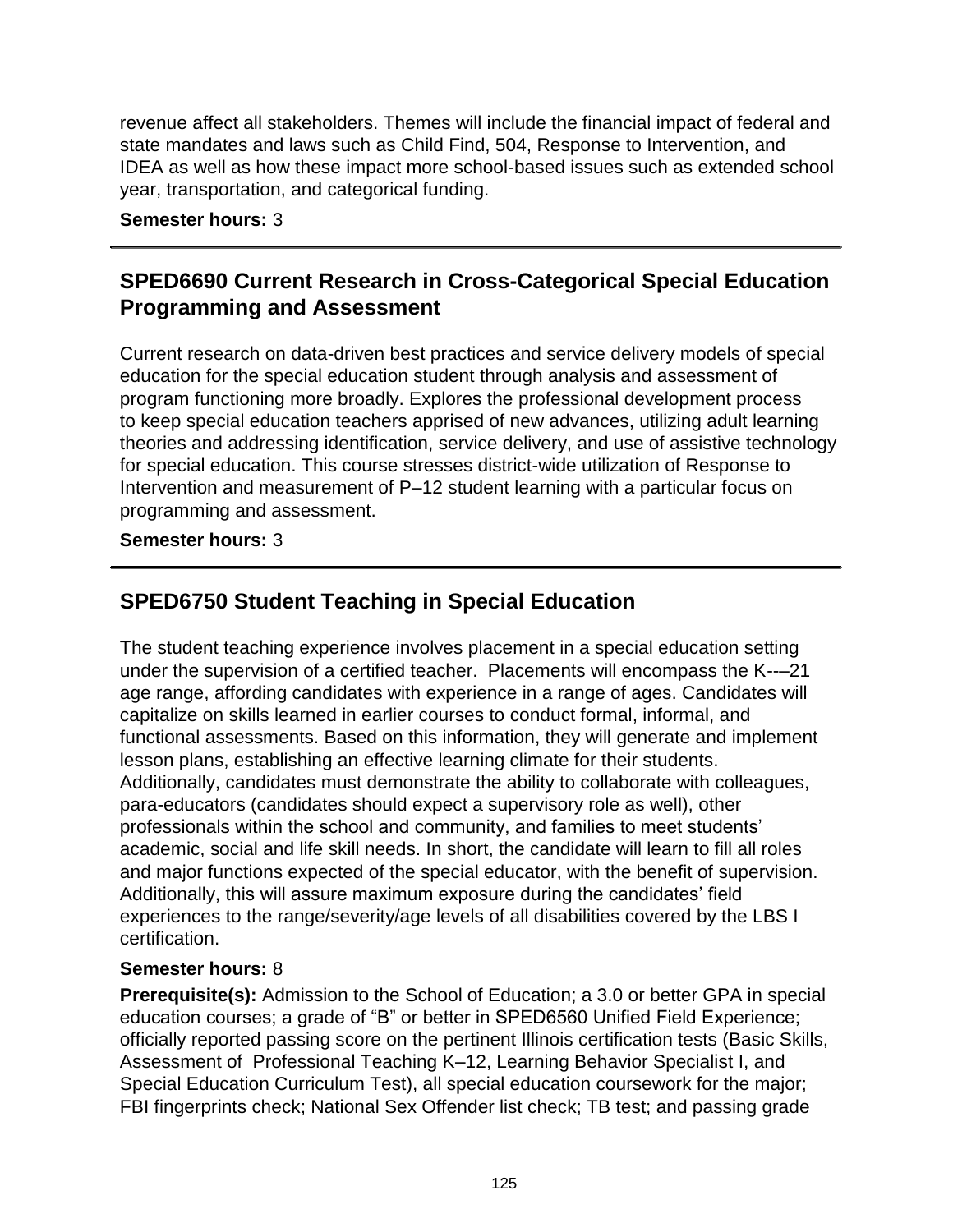revenue affect all stakeholders. Themes will include the financial impact of federal and state mandates and laws such as Child Find, 504, Response to Intervention, and IDEA as well as how these impact more school-based issues such as extended school year, transportation, and categorical funding.

**Semester hours:** 3

---

## SPED6690 Current Research in Cross-Categorical Special Education Programming and Assessment

Current research on data-driven best practices and service delivery models of special education for the special education student through analysis and assessment of program functioning more broadly. Explores the professional development process to keep special education teachers apprised of new advances, utilizing adult learning theories and addressing identification, service delivery, and use of assistive technology for special education. This course stresses district-wide utilization of Response to Intervention and measurement of P–12 student learning with a particular focus on programming and assessment.

**Semester hours:** 3

---

## SPED6750 Student Teaching in Special Education

The student teaching experience involves placement in a special education setting under the supervision of a certified teacher. Placements will encompass the K-––21 age range, affording candidates with experience in a range of ages. Candidates will capitalize on skills learned in earlier courses to conduct formal, informal, and functional assessments. Based on this information, they will generate and implement lesson plans, establishing an effective learning climate for their students. Additionally, candidates must demonstrate the ability to collaborate with colleagues, para-educators (candidates should expect a supervisory role as well), other professionals within the school and community, and families to meet students' academic, social and life skill needs. In short, the candidate will learn to fill all roles and major functions expected of the special educator, with the benefit of supervision. Additionally, this will assure maximum exposure during the candidates' field experiences to the range/severity/age levels of all disabilities covered by the LBS I certification.

**Semester hours:** 8

**Prerequisite(s):** Admission to the School of Education; a 3.0 or better GPA in special education courses; a grade of "B" or better in SPED6560 Unified Field Experience; officially reported passing score on the pertinent Illinois certification tests (Basic Skills, Assessment of Professional Teaching K–12, Learning Behavior Specialist I, and Special Education Curriculum Test), all special education coursework for the major; FBI fingerprints check; National Sex Offender list check; TB test; and passing grade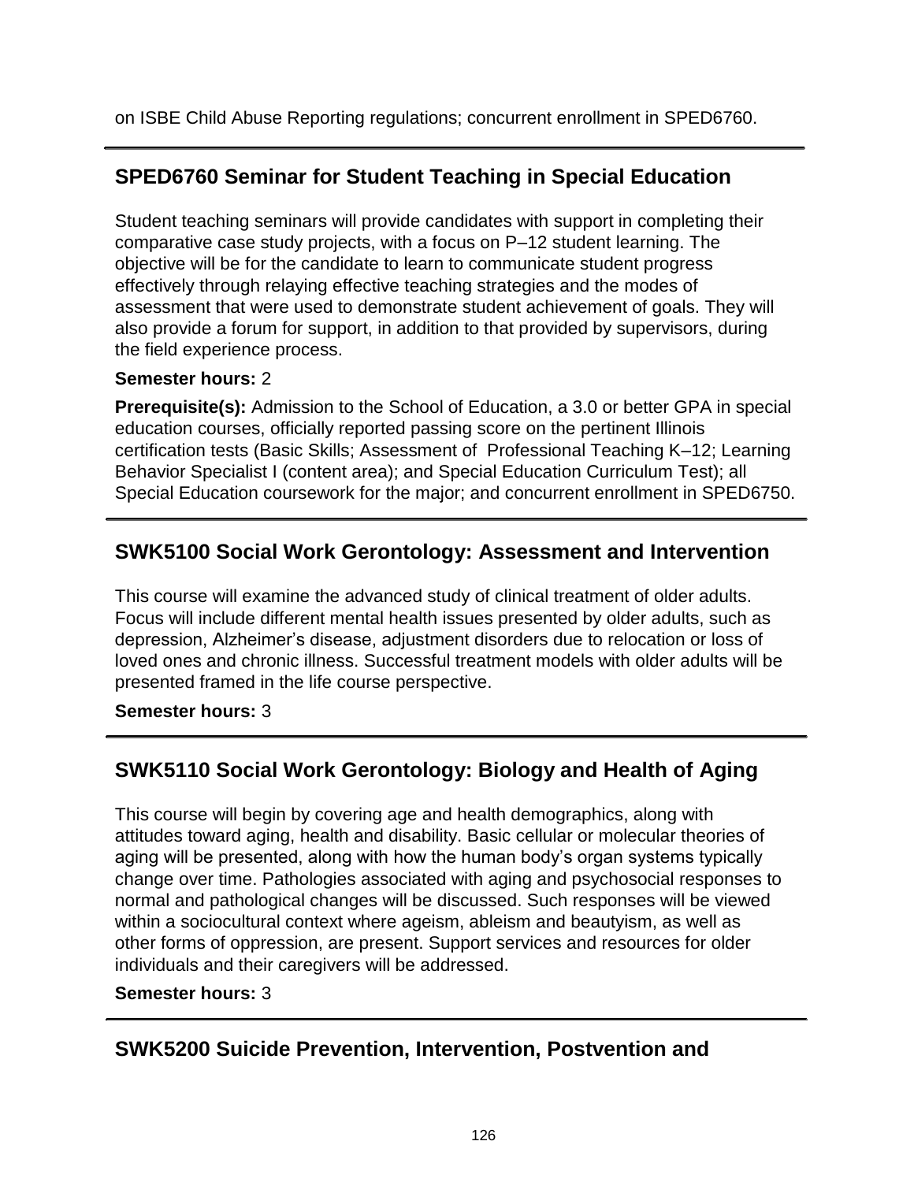on ISBE Child Abuse Reporting regulations; concurrent enrollment in SPED6760.

## SPED6760 Seminar for Student Teaching in Special Education

Student teaching seminars will provide candidates with support in completing their comparative case study projects, with a focus on P–12 student learning. The objective will be for the candidate to learn to communicate student progress effectively through relaying effective teaching strategies and the modes of assessment that were used to demonstrate student achievement of goals. They will also provide a forum for support, in addition to that provided by supervisors, during the field experience process.

**Semester hours:** 2

**Prerequisite(s):** Admission to the School of Education, a 3.0 or better GPA in special education courses, officially reported passing score on the pertinent Illinois certification tests (Basic Skills; Assessment of Professional Teaching K–12; Learning Behavior Specialist I (content area); and Special Education Curriculum Test); all Special Education coursework for the major; and concurrent enrollment in SPED6750.

## SWK5100 Social Work Gerontology: Assessment and Intervention

This course will examine the advanced study of clinical treatment of older adults. Focus will include different mental health issues presented by older adults, such as depression, Alzheimer's disease, adjustment disorders due to relocation or loss of loved ones and chronic illness. Successful treatment models with older adults will be presented framed in the life course perspective.

**Semester hours:** 3

## SWK5110 Social Work Gerontology: Biology and Health of Aging

This course will begin by covering age and health demographics, along with attitudes toward aging, health and disability. Basic cellular or molecular theories of aging will be presented, along with how the human body's organ systems typically change over time. Pathologies associated with aging and psychosocial responses to normal and pathological changes will be discussed. Such responses will be viewed within a sociocultural context where ageism, ableism and beautyism, as well as other forms of oppression, are present. Support services and resources for older individuals and their caregivers will be addressed.

**Semester hours:** 3

## SWK5200 Suicide Prevention, Intervention, Postvention and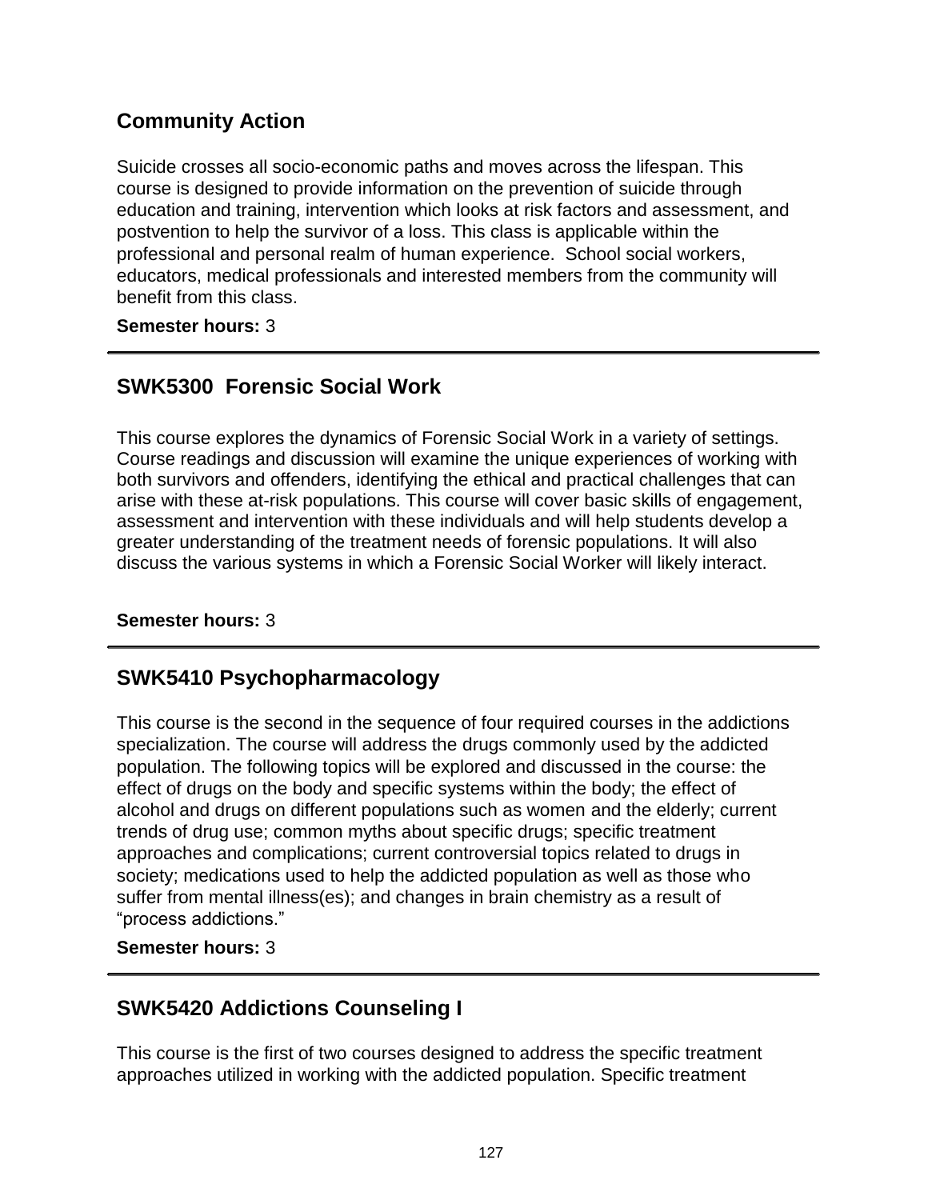## Community Action

Suicide crosses all socio-economic paths and moves across the lifespan. This course is designed to provide information on the prevention of suicide through education and training, intervention which looks at risk factors and assessment, and postvention to help the survivor of a loss. This class is applicable within the professional and personal realm of human experience. School social workers, educators, medical professionals and interested members from the community will benefit from this class.

**Semester hours:** 3

---

## SWK5300 Forensic Social Work

This course explores the dynamics of Forensic Social Work in a variety of settings. Course readings and discussion will examine the unique experiences of working with both survivors and offenders, identifying the ethical and practical challenges that can arise with these at-risk populations. This course will cover basic skills of engagement, assessment and intervention with these individuals and will help students develop a greater understanding of the treatment needs of forensic populations. It will also discuss the various systems in which a Forensic Social Worker will likely interact.

**Semester hours:** 3

---

## SWK5410 Psychopharmacology

This course is the second in the sequence of four required courses in the addictions specialization. The course will address the drugs commonly used by the addicted population. The following topics will be explored and discussed in the course: the effect of drugs on the body and specific systems within the body; the effect of alcohol and drugs on different populations such as women and the elderly; current trends of drug use; common myths about specific drugs; specific treatment approaches and complications; current controversial topics related to drugs in society; medications used to help the addicted population as well as those who suffer from mental illness(es); and changes in brain chemistry as a result of "process addictions."

**Semester hours:** 3

---

## SWK5420 Addictions Counseling I

This course is the first of two courses designed to address the specific treatment approaches utilized in working with the addicted population. Specific treatment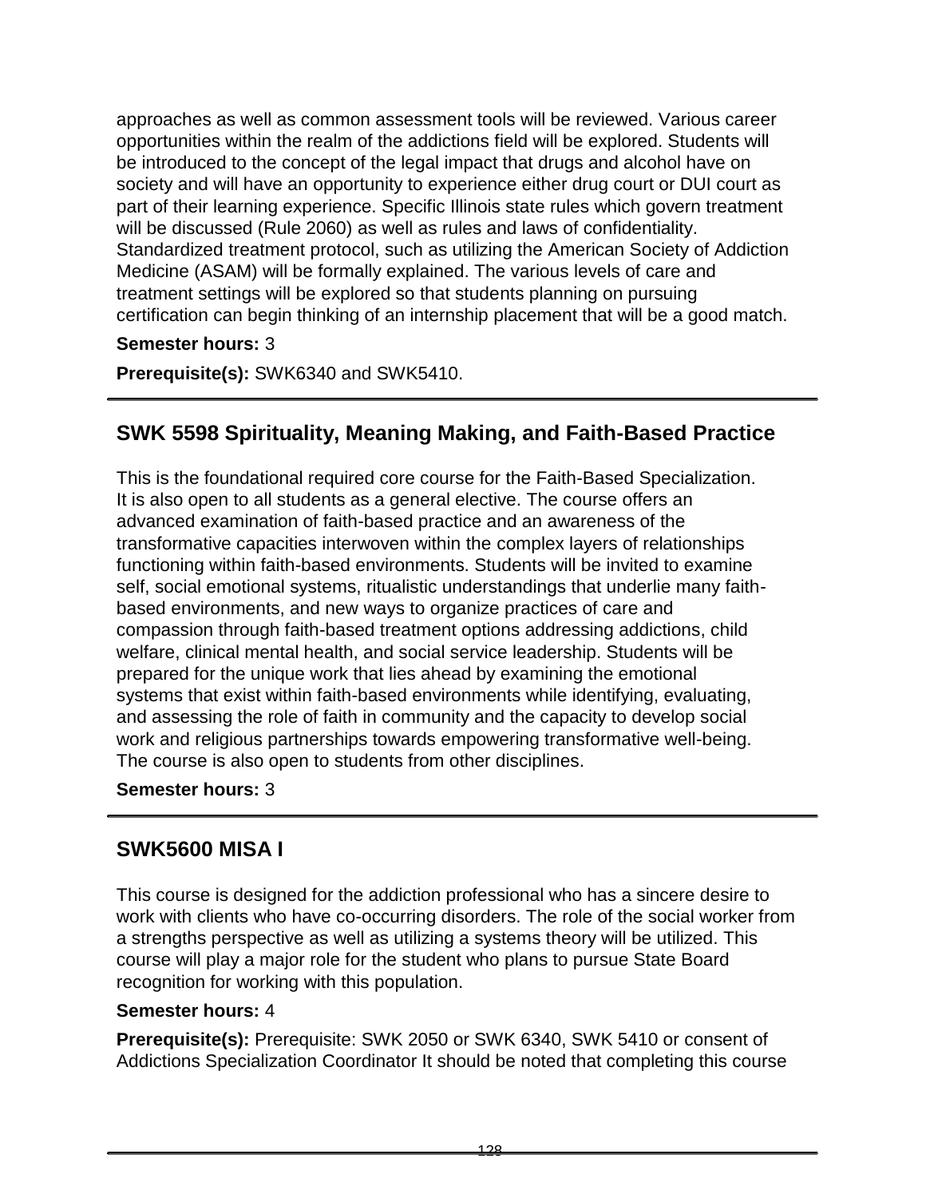approaches as well as common assessment tools will be reviewed. Various career opportunities within the realm of the addictions field will be explored. Students will be introduced to the concept of the legal impact that drugs and alcohol have on society and will have an opportunity to experience either drug court or DUI court as part of their learning experience. Specific Illinois state rules which govern treatment will be discussed (Rule 2060) as well as rules and laws of confidentiality. Standardized treatment protocol, such as utilizing the American Society of Addiction Medicine (ASAM) will be formally explained. The various levels of care and treatment settings will be explored so that students planning on pursuing certification can begin thinking of an internship placement that will be a good match.

**Semester hours:** 3

**Prerequisite(s):** SWK6340 and SWK5410.

## SWK 5598 Spirituality, Meaning Making, and Faith-Based Practice

This is the foundational required core course for the Faith-Based Specialization. It is also open to all students as a general elective. The course offers an advanced examination of faith-based practice and an awareness of the transformative capacities interwoven within the complex layers of relationships functioning within faith-based environments. Students will be invited to examine self, social emotional systems, ritualistic understandings that underlie many faith-based environments, and new ways to organize practices of care and compassion through faith-based treatment options addressing addictions, child welfare, clinical mental health, and social service leadership. Students will be prepared for the unique work that lies ahead by examining the emotional systems that exist within faith-based environments while identifying, evaluating, and assessing the role of faith in community and the capacity to develop social work and religious partnerships towards empowering transformative well-being. The course is also open to students from other disciplines.

**Semester hours:** 3

## SWK5600 MISA I

This course is designed for the addiction professional who has a sincere desire to work with clients who have co-occurring disorders. The role of the social worker from a strengths perspective as well as utilizing a systems theory will be utilized. This course will play a major role for the student who plans to pursue State Board recognition for working with this population.

**Semester hours:** 4

**Prerequisite(s):** Prerequisite: SWK 2050 or SWK 6340, SWK 5410 or consent of Addictions Specialization Coordinator It should be noted that completing this course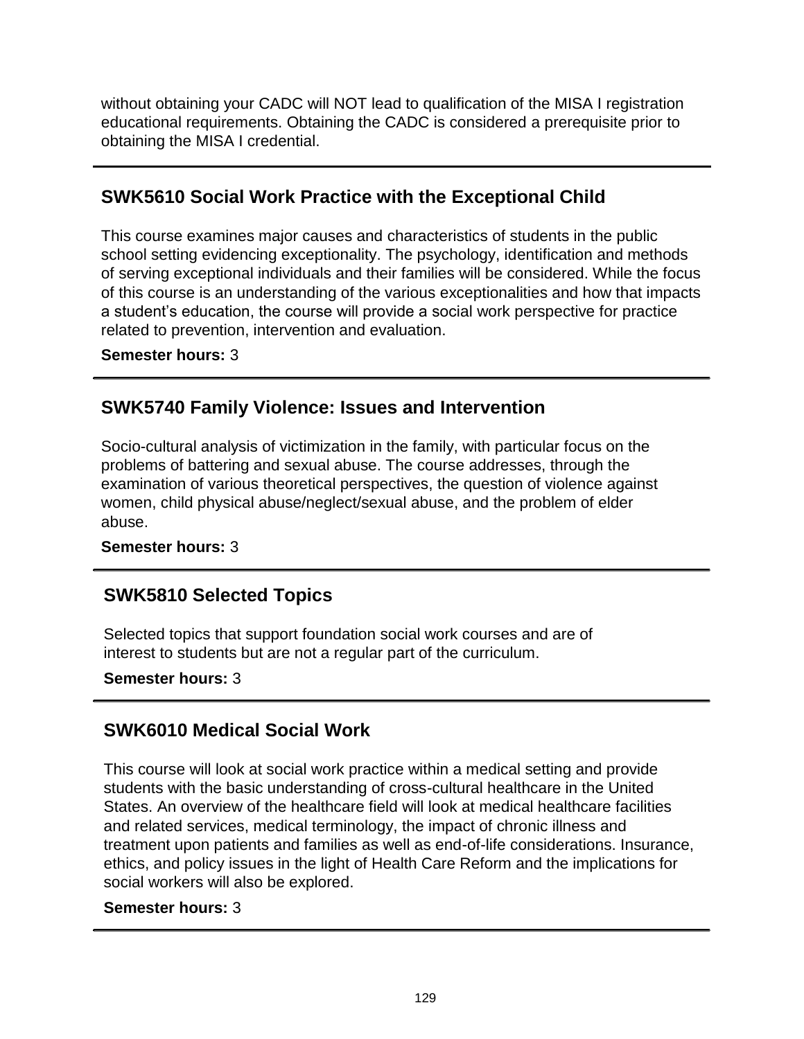without obtaining your CADC will NOT lead to qualification of the MISA I registration educational requirements. Obtaining the CADC is considered a prerequisite prior to obtaining the MISA I credential.

## SWK5610 Social Work Practice with the Exceptional Child

This course examines major causes and characteristics of students in the public school setting evidencing exceptionality. The psychology, identification and methods of serving exceptional individuals and their families will be considered. While the focus of this course is an understanding of the various exceptionalities and how that impacts a student's education, the course will provide a social work perspective for practice related to prevention, intervention and evaluation.

**Semester hours:** 3

## SWK5740 Family Violence: Issues and Intervention

Socio-cultural analysis of victimization in the family, with particular focus on the problems of battering and sexual abuse. The course addresses, through the examination of various theoretical perspectives, the question of violence against women, child physical abuse/neglect/sexual abuse, and the problem of elder abuse.

**Semester hours:** 3

## SWK5810 Selected Topics

Selected topics that support foundation social work courses and are of interest to students but are not a regular part of the curriculum.

**Semester hours:** 3

## SWK6010 Medical Social Work

This course will look at social work practice within a medical setting and provide students with the basic understanding of cross-cultural healthcare in the United States. An overview of the healthcare field will look at medical healthcare facilities and related services, medical terminology, the impact of chronic illness and treatment upon patients and families as well as end-of-life considerations. Insurance, ethics, and policy issues in the light of Health Care Reform and the implications for social workers will also be explored.

**Semester hours:** 3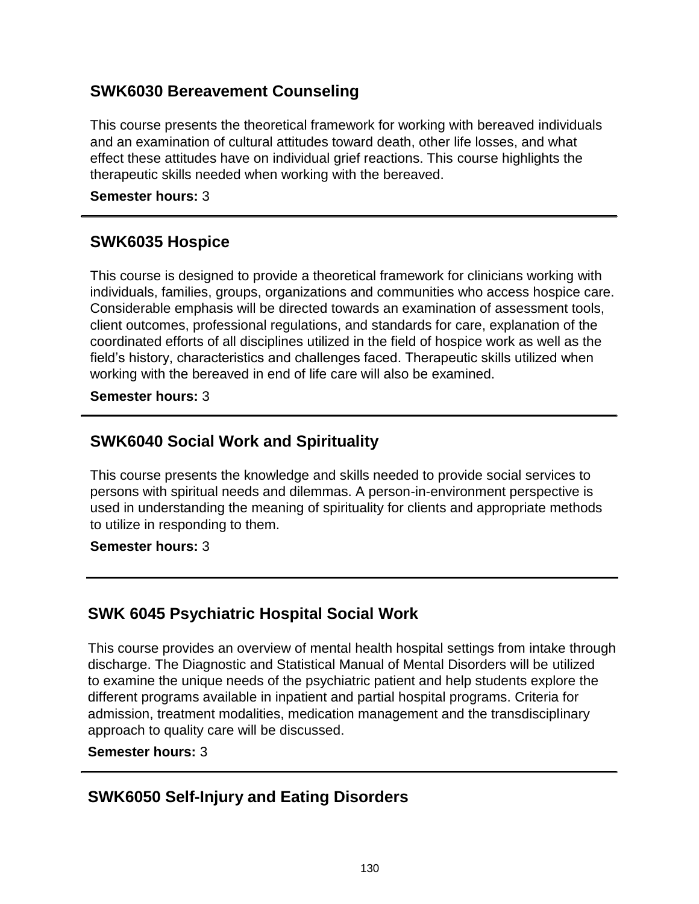## SWK6030 Bereavement Counseling

This course presents the theoretical framework for working with bereaved individuals and an examination of cultural attitudes toward death, other life losses, and what effect these attitudes have on individual grief reactions. This course highlights the therapeutic skills needed when working with the bereaved.

**Semester hours:** 3

---

## SWK6035 Hospice

This course is designed to provide a theoretical framework for clinicians working with individuals, families, groups, organizations and communities who access hospice care. Considerable emphasis will be directed towards an examination of assessment tools, client outcomes, professional regulations, and standards for care, explanation of the coordinated efforts of all disciplines utilized in the field of hospice work as well as the field's history, characteristics and challenges faced. Therapeutic skills utilized when working with the bereaved in end of life care will also be examined.

**Semester hours:** 3

---

## SWK6040 Social Work and Spirituality

This course presents the knowledge and skills needed to provide social services to persons with spiritual needs and dilemmas. A person-in-environment perspective is used in understanding the meaning of spirituality for clients and appropriate methods to utilize in responding to them.

**Semester hours:** 3

---

## SWK 6045 Psychiatric Hospital Social Work

This course provides an overview of mental health hospital settings from intake through discharge. The Diagnostic and Statistical Manual of Mental Disorders will be utilized to examine the unique needs of the psychiatric patient and help students explore the different programs available in inpatient and partial hospital programs. Criteria for admission, treatment modalities, medication management and the transdisciplinary approach to quality care will be discussed.

**Semester hours:** 3

---

## SWK6050 Self-Injury and Eating Disorders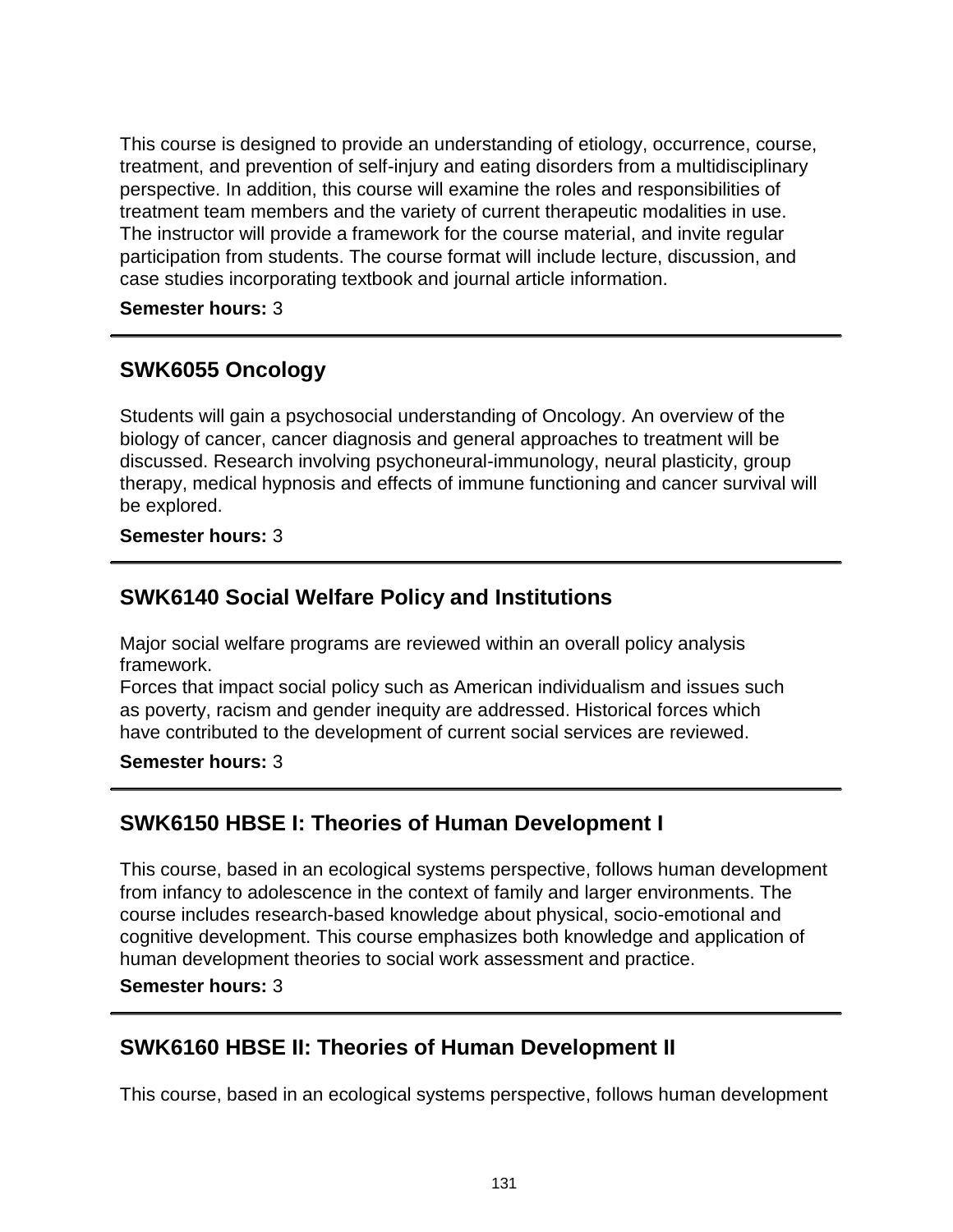This course is designed to provide an understanding of etiology, occurrence, course, treatment, and prevention of self-injury and eating disorders from a multidisciplinary perspective. In addition, this course will examine the roles and responsibilities of treatment team members and the variety of current therapeutic modalities in use. The instructor will provide a framework for the course material, and invite regular participation from students. The course format will include lecture, discussion, and case studies incorporating textbook and journal article information.

**Semester hours:** 3

---

## SWK6055 Oncology

Students will gain a psychosocial understanding of Oncology. An overview of the biology of cancer, cancer diagnosis and general approaches to treatment will be discussed. Research involving psychoneural-immunology, neural plasticity, group therapy, medical hypnosis and effects of immune functioning and cancer survival will be explored.

**Semester hours:** 3

---

## SWK6140 Social Welfare Policy and Institutions

Major social welfare programs are reviewed within an overall policy analysis framework.
Forces that impact social policy such as American individualism and issues such as poverty, racism and gender inequity are addressed. Historical forces which have contributed to the development of current social services are reviewed.

**Semester hours:** 3

---

## SWK6150 HBSE I: Theories of Human Development I

This course, based in an ecological systems perspective, follows human development from infancy to adolescence in the context of family and larger environments. The course includes research-based knowledge about physical, socio-emotional and cognitive development. This course emphasizes both knowledge and application of human development theories to social work assessment and practice.

**Semester hours:** 3

---

## SWK6160 HBSE II: Theories of Human Development II

This course, based in an ecological systems perspective, follows human development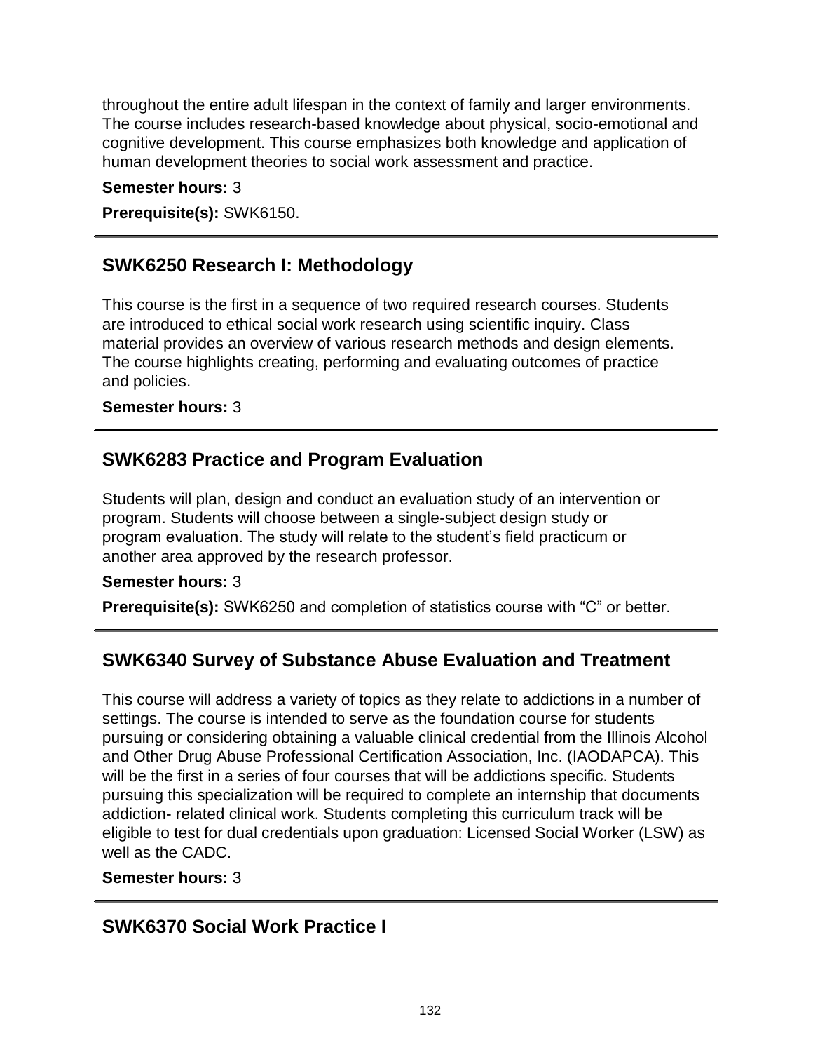throughout the entire adult lifespan in the context of family and larger environments. The course includes research-based knowledge about physical, socio-emotional and cognitive development. This course emphasizes both knowledge and application of human development theories to social work assessment and practice.

**Semester hours:** 3

**Prerequisite(s):** SWK6150.

---

## SWK6250 Research I: Methodology

This course is the first in a sequence of two required research courses. Students are introduced to ethical social work research using scientific inquiry. Class material provides an overview of various research methods and design elements. The course highlights creating, performing and evaluating outcomes of practice and policies.

**Semester hours:** 3

---

## SWK6283 Practice and Program Evaluation

Students will plan, design and conduct an evaluation study of an intervention or program. Students will choose between a single-subject design study or program evaluation. The study will relate to the student's field practicum or another area approved by the research professor.

**Semester hours:** 3

**Prerequisite(s):** SWK6250 and completion of statistics course with "C" or better.

---

## SWK6340 Survey of Substance Abuse Evaluation and Treatment

This course will address a variety of topics as they relate to addictions in a number of settings. The course is intended to serve as the foundation course for students pursuing or considering obtaining a valuable clinical credential from the Illinois Alcohol and Other Drug Abuse Professional Certification Association, Inc. (IAODAPCA). This will be the first in a series of four courses that will be addictions specific. Students pursuing this specialization will be required to complete an internship that documents addiction- related clinical work. Students completing this curriculum track will be eligible to test for dual credentials upon graduation: Licensed Social Worker (LSW) as well as the CADC.

**Semester hours:** 3

---

## SWK6370 Social Work Practice I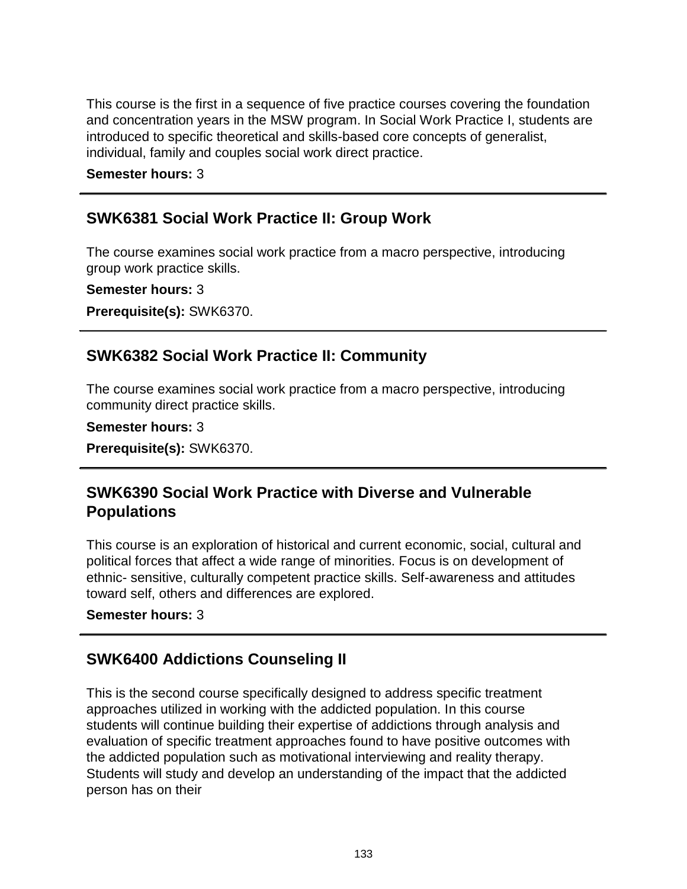This course is the first in a sequence of five practice courses covering the foundation and concentration years in the MSW program. In Social Work Practice I, students are introduced to specific theoretical and skills-based core concepts of generalist, individual, family and couples social work direct practice.

**Semester hours:** 3

---

## SWK6381 Social Work Practice II: Group Work

The course examines social work practice from a macro perspective, introducing group work practice skills.

**Semester hours:** 3

**Prerequisite(s):** SWK6370.

---

## SWK6382 Social Work Practice II: Community

The course examines social work practice from a macro perspective, introducing community direct practice skills.

**Semester hours:** 3

**Prerequisite(s):** SWK6370.

---

## SWK6390 Social Work Practice with Diverse and Vulnerable Populations

This course is an exploration of historical and current economic, social, cultural and political forces that affect a wide range of minorities. Focus is on development of ethnic- sensitive, culturally competent practice skills. Self-awareness and attitudes toward self, others and differences are explored.

**Semester hours:** 3

---

## SWK6400 Addictions Counseling II

This is the second course specifically designed to address specific treatment approaches utilized in working with the addicted population. In this course students will continue building their expertise of addictions through analysis and evaluation of specific treatment approaches found to have positive outcomes with the addicted population such as motivational interviewing and reality therapy. Students will study and develop an understanding of the impact that the addicted person has on their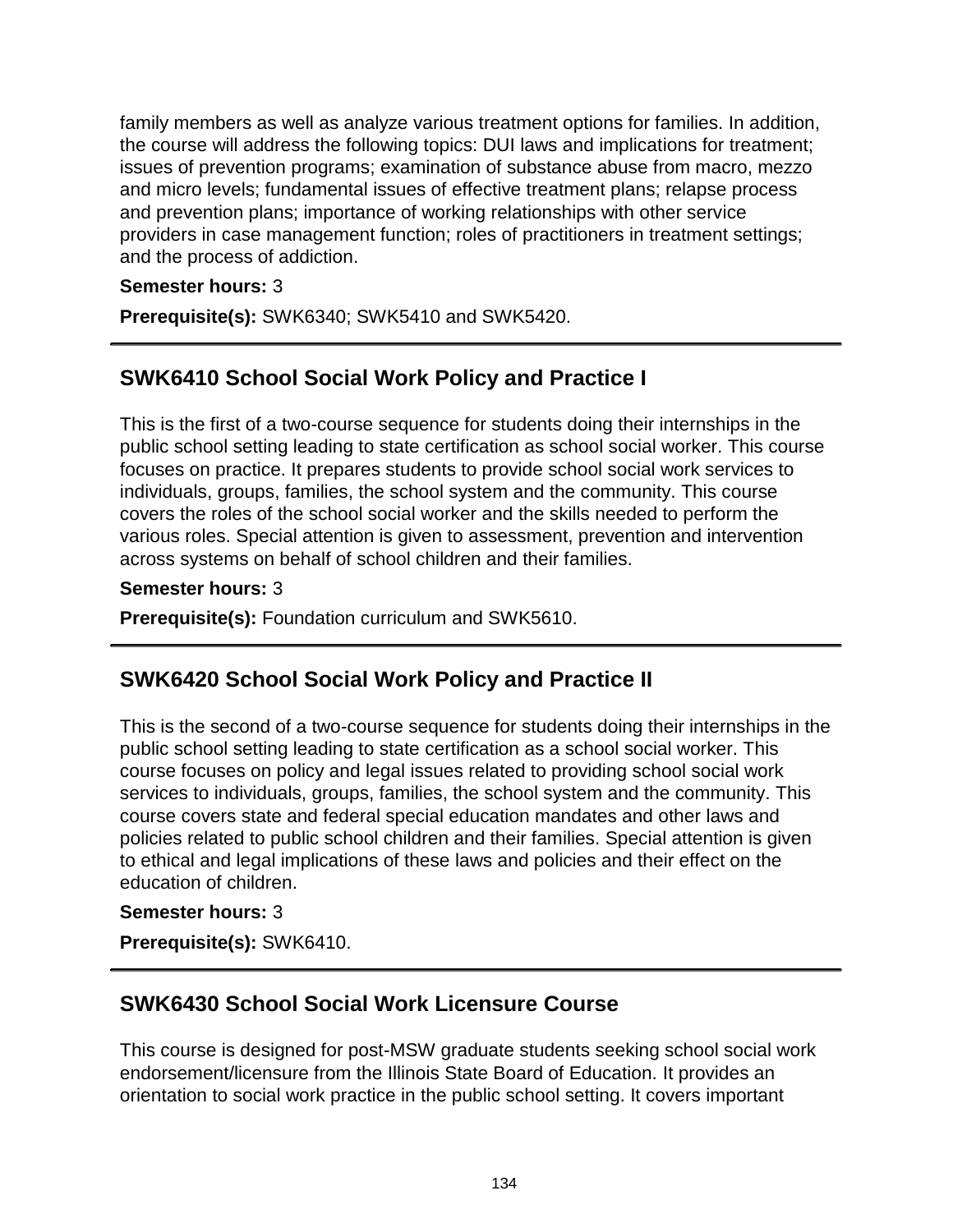family members as well as analyze various treatment options for families. In addition, the course will address the following topics: DUI laws and implications for treatment; issues of prevention programs; examination of substance abuse from macro, mezzo and micro levels; fundamental issues of effective treatment plans; relapse process and prevention plans; importance of working relationships with other service providers in case management function; roles of practitioners in treatment settings; and the process of addiction.

**Semester hours:** 3

**Prerequisite(s):** SWK6340; SWK5410 and SWK5420.

---

## SWK6410 School Social Work Policy and Practice I

This is the first of a two-course sequence for students doing their internships in the public school setting leading to state certification as school social worker. This course focuses on practice. It prepares students to provide school social work services to individuals, groups, families, the school system and the community. This course covers the roles of the school social worker and the skills needed to perform the various roles. Special attention is given to assessment, prevention and intervention across systems on behalf of school children and their families.

**Semester hours:** 3

**Prerequisite(s):** Foundation curriculum and SWK5610.

---

## SWK6420 School Social Work Policy and Practice II

This is the second of a two-course sequence for students doing their internships in the public school setting leading to state certification as a school social worker. This course focuses on policy and legal issues related to providing school social work services to individuals, groups, families, the school system and the community. This course covers state and federal special education mandates and other laws and policies related to public school children and their families. Special attention is given to ethical and legal implications of these laws and policies and their effect on the education of children.

**Semester hours:** 3

**Prerequisite(s):** SWK6410.

---

## SWK6430 School Social Work Licensure Course

This course is designed for post-MSW graduate students seeking school social work endorsement/licensure from the Illinois State Board of Education. It provides an orientation to social work practice in the public school setting. It covers important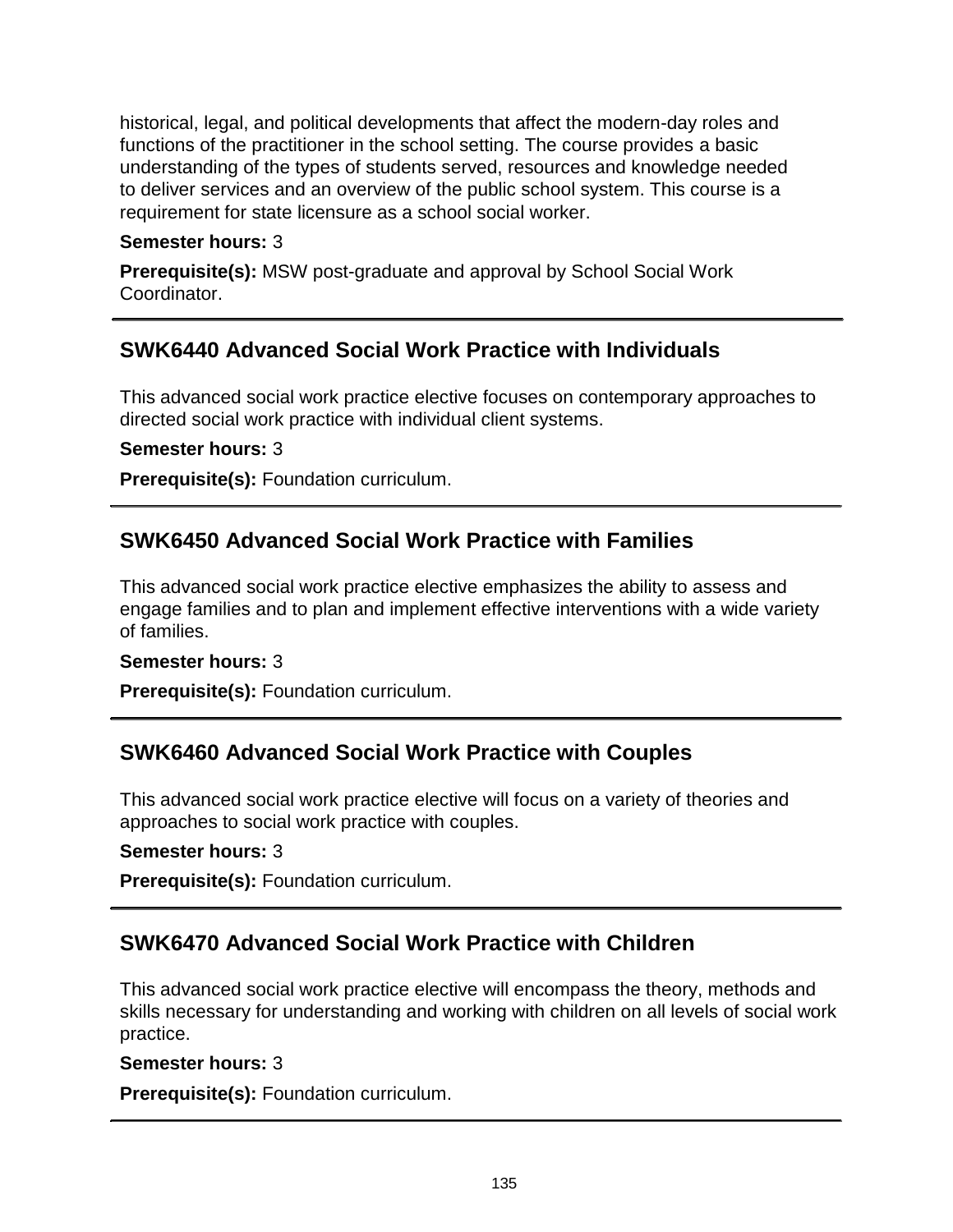historical, legal, and political developments that affect the modern-day roles and functions of the practitioner in the school setting. The course provides a basic understanding of the types of students served, resources and knowledge needed to deliver services and an overview of the public school system. This course is a requirement for state licensure as a school social worker.

**Semester hours:** 3

**Prerequisite(s):** MSW post-graduate and approval by School Social Work Coordinator.

---

## SWK6440 Advanced Social Work Practice with Individuals

This advanced social work practice elective focuses on contemporary approaches to directed social work practice with individual client systems.

**Semester hours:** 3

**Prerequisite(s):** Foundation curriculum.

---

## SWK6450 Advanced Social Work Practice with Families

This advanced social work practice elective emphasizes the ability to assess and engage families and to plan and implement effective interventions with a wide variety of families.

**Semester hours:** 3

**Prerequisite(s):** Foundation curriculum.

---

## SWK6460 Advanced Social Work Practice with Couples

This advanced social work practice elective will focus on a variety of theories and approaches to social work practice with couples.

**Semester hours:** 3

**Prerequisite(s):** Foundation curriculum.

---

## SWK6470 Advanced Social Work Practice with Children

This advanced social work practice elective will encompass the theory, methods and skills necessary for understanding and working with children on all levels of social work practice.

**Semester hours:** 3

**Prerequisite(s):** Foundation curriculum.

---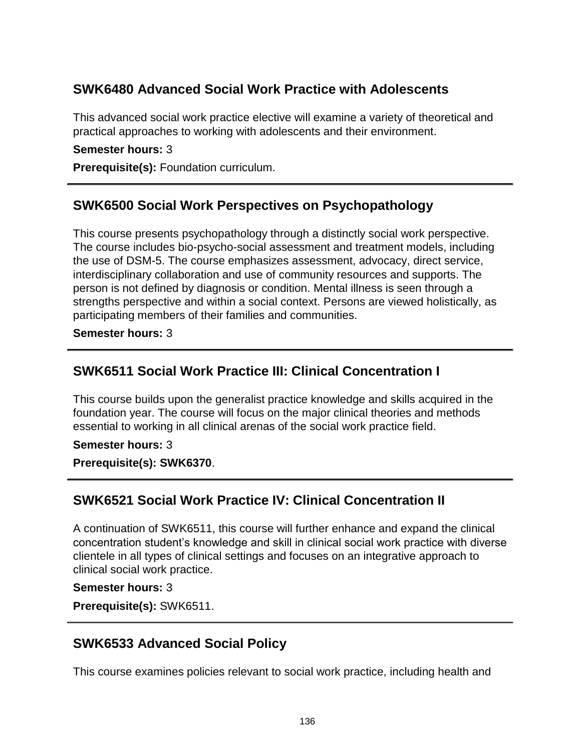## SWK6480 Advanced Social Work Practice with Adolescents

This advanced social work practice elective will examine a variety of theoretical and practical approaches to working with adolescents and their environment.

**Semester hours:** 3

**Prerequisite(s):** Foundation curriculum.

---

## SWK6500 Social Work Perspectives on Psychopathology

This course presents psychopathology through a distinctly social work perspective. The course includes bio-psycho-social assessment and treatment models, including the use of DSM-5. The course emphasizes assessment, advocacy, direct service, interdisciplinary collaboration and use of community resources and supports. The person is not defined by diagnosis or condition. Mental illness is seen through a strengths perspective and within a social context. Persons are viewed holistically, as participating members of their families and communities.

**Semester hours:** 3

---

## SWK6511 Social Work Practice III: Clinical Concentration I

This course builds upon the generalist practice knowledge and skills acquired in the foundation year. The course will focus on the major clinical theories and methods essential to working in all clinical arenas of the social work practice field.

**Semester hours:** 3

**Prerequisite(s): SWK6370**.

---

## SWK6521 Social Work Practice IV: Clinical Concentration II

A continuation of SWK6511, this course will further enhance and expand the clinical concentration student's knowledge and skill in clinical social work practice with diverse clientele in all types of clinical settings and focuses on an integrative approach to clinical social work practice.

**Semester hours:** 3

**Prerequisite(s):** SWK6511.

---

## SWK6533 Advanced Social Policy

This course examines policies relevant to social work practice, including health and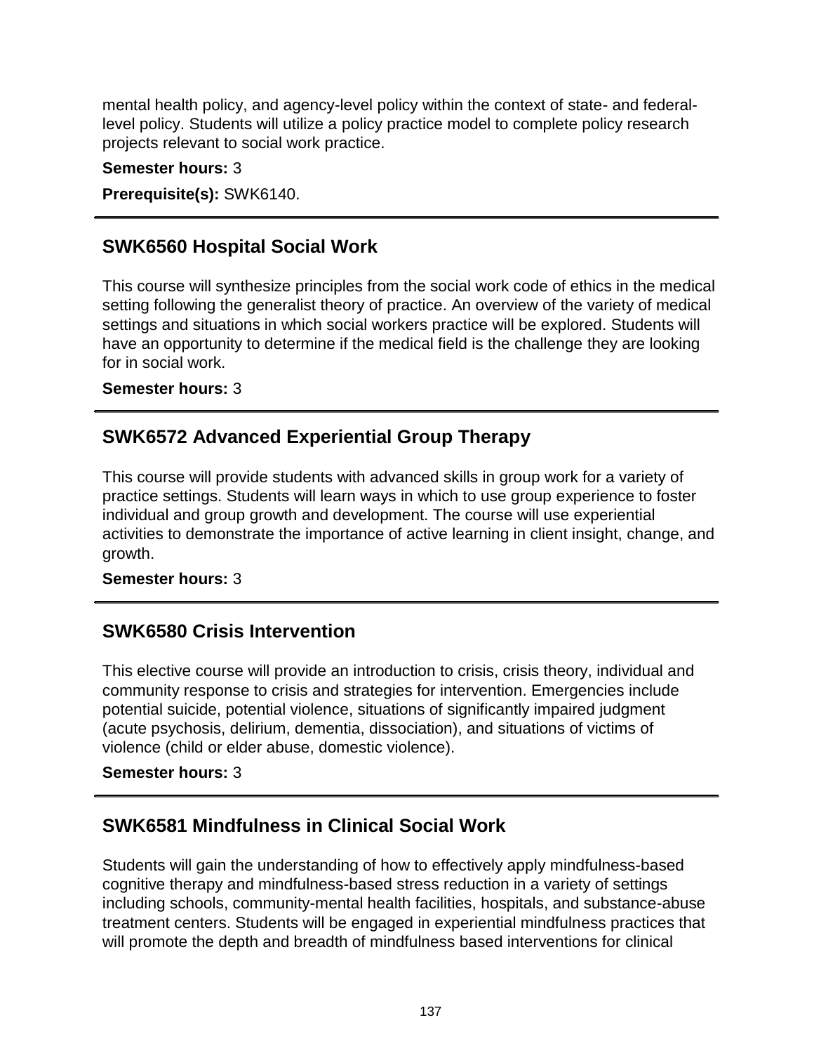mental health policy, and agency-level policy within the context of state- and federal-level policy. Students will utilize a policy practice model to complete policy research projects relevant to social work practice.

**Semester hours:** 3

**Prerequisite(s):** SWK6140.

---

## SWK6560 Hospital Social Work

This course will synthesize principles from the social work code of ethics in the medical setting following the generalist theory of practice. An overview of the variety of medical settings and situations in which social workers practice will be explored. Students will have an opportunity to determine if the medical field is the challenge they are looking for in social work.

**Semester hours:** 3

---

## SWK6572 Advanced Experiential Group Therapy

This course will provide students with advanced skills in group work for a variety of practice settings. Students will learn ways in which to use group experience to foster individual and group growth and development. The course will use experiential activities to demonstrate the importance of active learning in client insight, change, and growth.

**Semester hours:** 3

---

## SWK6580 Crisis Intervention

This elective course will provide an introduction to crisis, crisis theory, individual and community response to crisis and strategies for intervention. Emergencies include potential suicide, potential violence, situations of significantly impaired judgment (acute psychosis, delirium, dementia, dissociation), and situations of victims of violence (child or elder abuse, domestic violence).

**Semester hours:** 3

---

## SWK6581 Mindfulness in Clinical Social Work

Students will gain the understanding of how to effectively apply mindfulness-based cognitive therapy and mindfulness-based stress reduction in a variety of settings including schools, community-mental health facilities, hospitals, and substance-abuse treatment centers. Students will be engaged in experiential mindfulness practices that will promote the depth and breadth of mindfulness based interventions for clinical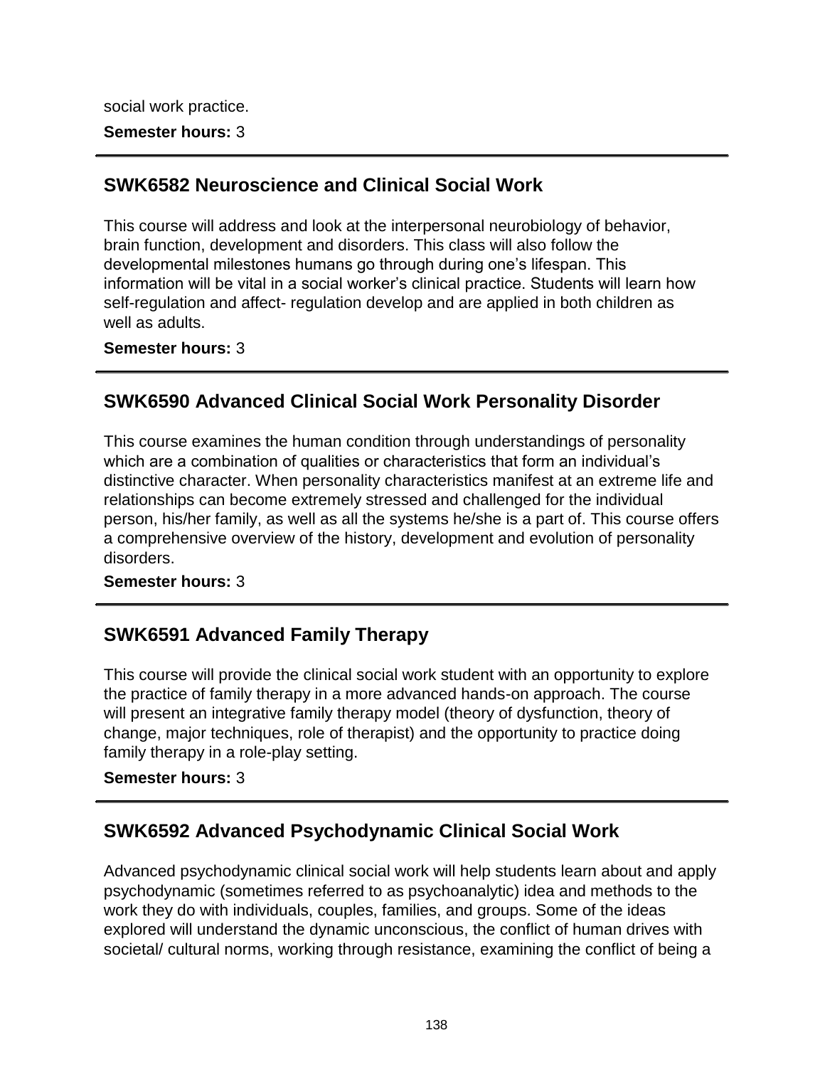social work practice.

**Semester hours:** 3

---

## SWK6582 Neuroscience and Clinical Social Work

This course will address and look at the interpersonal neurobiology of behavior, brain function, development and disorders. This class will also follow the developmental milestones humans go through during one's lifespan. This information will be vital in a social worker's clinical practice. Students will learn how self-regulation and affect- regulation develop and are applied in both children as well as adults.

**Semester hours:** 3

---

## SWK6590 Advanced Clinical Social Work Personality Disorder

This course examines the human condition through understandings of personality which are a combination of qualities or characteristics that form an individual's distinctive character. When personality characteristics manifest at an extreme life and relationships can become extremely stressed and challenged for the individual person, his/her family, as well as all the systems he/she is a part of. This course offers a comprehensive overview of the history, development and evolution of personality disorders.

**Semester hours:** 3

---

## SWK6591 Advanced Family Therapy

This course will provide the clinical social work student with an opportunity to explore the practice of family therapy in a more advanced hands-on approach. The course will present an integrative family therapy model (theory of dysfunction, theory of change, major techniques, role of therapist) and the opportunity to practice doing family therapy in a role-play setting.

**Semester hours:** 3

---

## SWK6592 Advanced Psychodynamic Clinical Social Work

Advanced psychodynamic clinical social work will help students learn about and apply psychodynamic (sometimes referred to as psychoanalytic) idea and methods to the work they do with individuals, couples, families, and groups. Some of the ideas explored will understand the dynamic unconscious, the conflict of human drives with societal/ cultural norms, working through resistance, examining the conflict of being a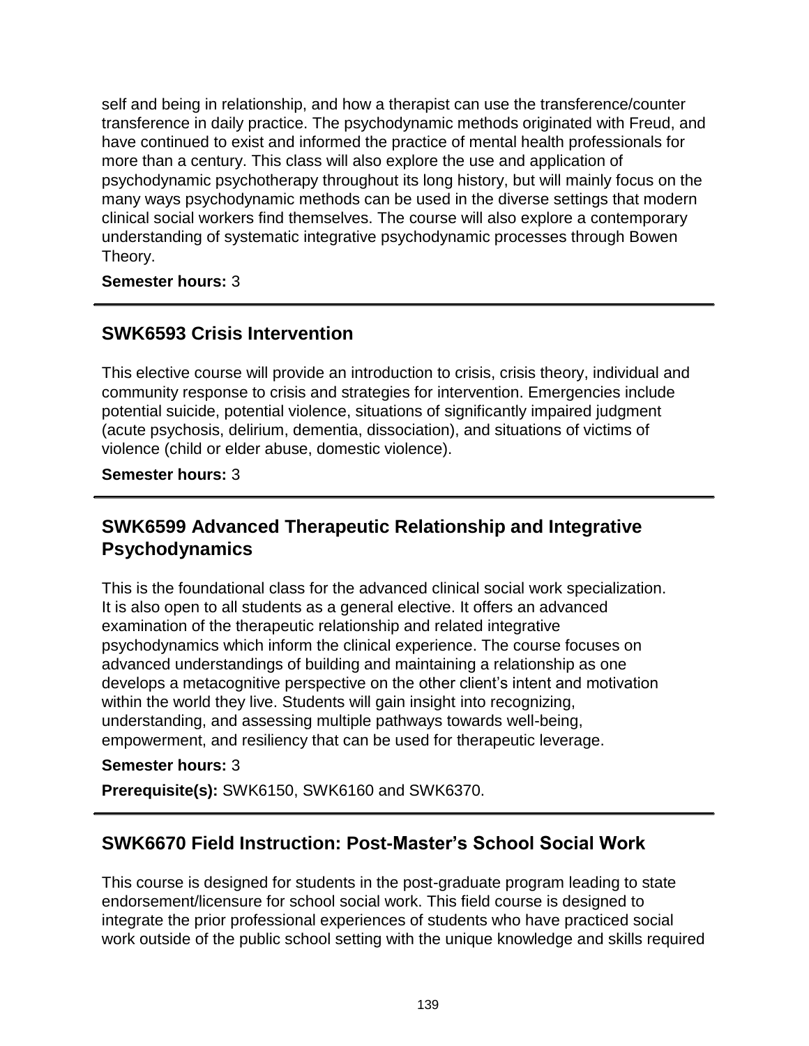self and being in relationship, and how a therapist can use the transference/counter transference in daily practice. The psychodynamic methods originated with Freud, and have continued to exist and informed the practice of mental health professionals for more than a century. This class will also explore the use and application of psychodynamic psychotherapy throughout its long history, but will mainly focus on the many ways psychodynamic methods can be used in the diverse settings that modern clinical social workers find themselves. The course will also explore a contemporary understanding of systematic integrative psychodynamic processes through Bowen Theory.

**Semester hours:** 3

---

## SWK6593 Crisis Intervention

This elective course will provide an introduction to crisis, crisis theory, individual and community response to crisis and strategies for intervention. Emergencies include potential suicide, potential violence, situations of significantly impaired judgment (acute psychosis, delirium, dementia, dissociation), and situations of victims of violence (child or elder abuse, domestic violence).

**Semester hours:** 3

---

## SWK6599 Advanced Therapeutic Relationship and Integrative Psychodynamics

This is the foundational class for the advanced clinical social work specialization. It is also open to all students as a general elective. It offers an advanced examination of the therapeutic relationship and related integrative psychodynamics which inform the clinical experience. The course focuses on advanced understandings of building and maintaining a relationship as one develops a metacognitive perspective on the other client's intent and motivation within the world they live. Students will gain insight into recognizing, understanding, and assessing multiple pathways towards well-being, empowerment, and resiliency that can be used for therapeutic leverage.

**Semester hours:** 3

**Prerequisite(s):** SWK6150, SWK6160 and SWK6370.

---

## SWK6670 Field Instruction: Post-Master's School Social Work

This course is designed for students in the post-graduate program leading to state endorsement/licensure for school social work. This field course is designed to integrate the prior professional experiences of students who have practiced social work outside of the public school setting with the unique knowledge and skills required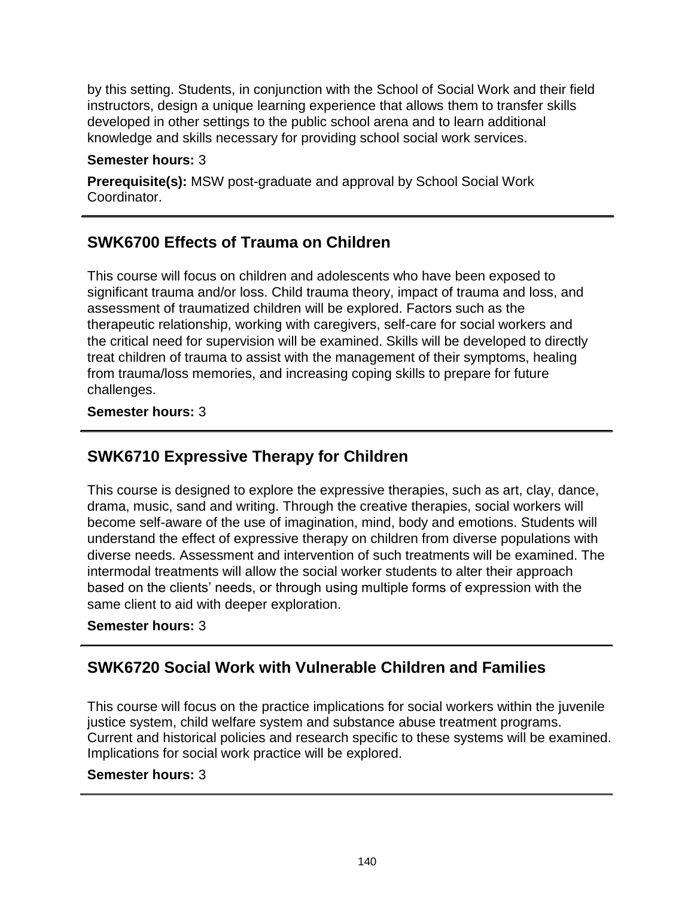by this setting. Students, in conjunction with the School of Social Work and their field instructors, design a unique learning experience that allows them to transfer skills developed in other settings to the public school arena and to learn additional knowledge and skills necessary for providing school social work services.

**Semester hours:** 3

**Prerequisite(s):** MSW post-graduate and approval by School Social Work Coordinator.

---

## SWK6700 Effects of Trauma on Children

This course will focus on children and adolescents who have been exposed to significant trauma and/or loss. Child trauma theory, impact of trauma and loss, and assessment of traumatized children will be explored. Factors such as the therapeutic relationship, working with caregivers, self-care for social workers and the critical need for supervision will be examined. Skills will be developed to directly treat children of trauma to assist with the management of their symptoms, healing from trauma/loss memories, and increasing coping skills to prepare for future challenges.

**Semester hours:** 3

---

## SWK6710 Expressive Therapy for Children

This course is designed to explore the expressive therapies, such as art, clay, dance, drama, music, sand and writing. Through the creative therapies, social workers will become self-aware of the use of imagination, mind, body and emotions. Students will understand the effect of expressive therapy on children from diverse populations with diverse needs. Assessment and intervention of such treatments will be examined. The intermodal treatments will allow the social worker students to alter their approach based on the clients' needs, or through using multiple forms of expression with the same client to aid with deeper exploration.

**Semester hours:** 3

---

## SWK6720 Social Work with Vulnerable Children and Families

This course will focus on the practice implications for social workers within the juvenile justice system, child welfare system and substance abuse treatment programs. Current and historical policies and research specific to these systems will be examined. Implications for social work practice will be explored.

**Semester hours:** 3

---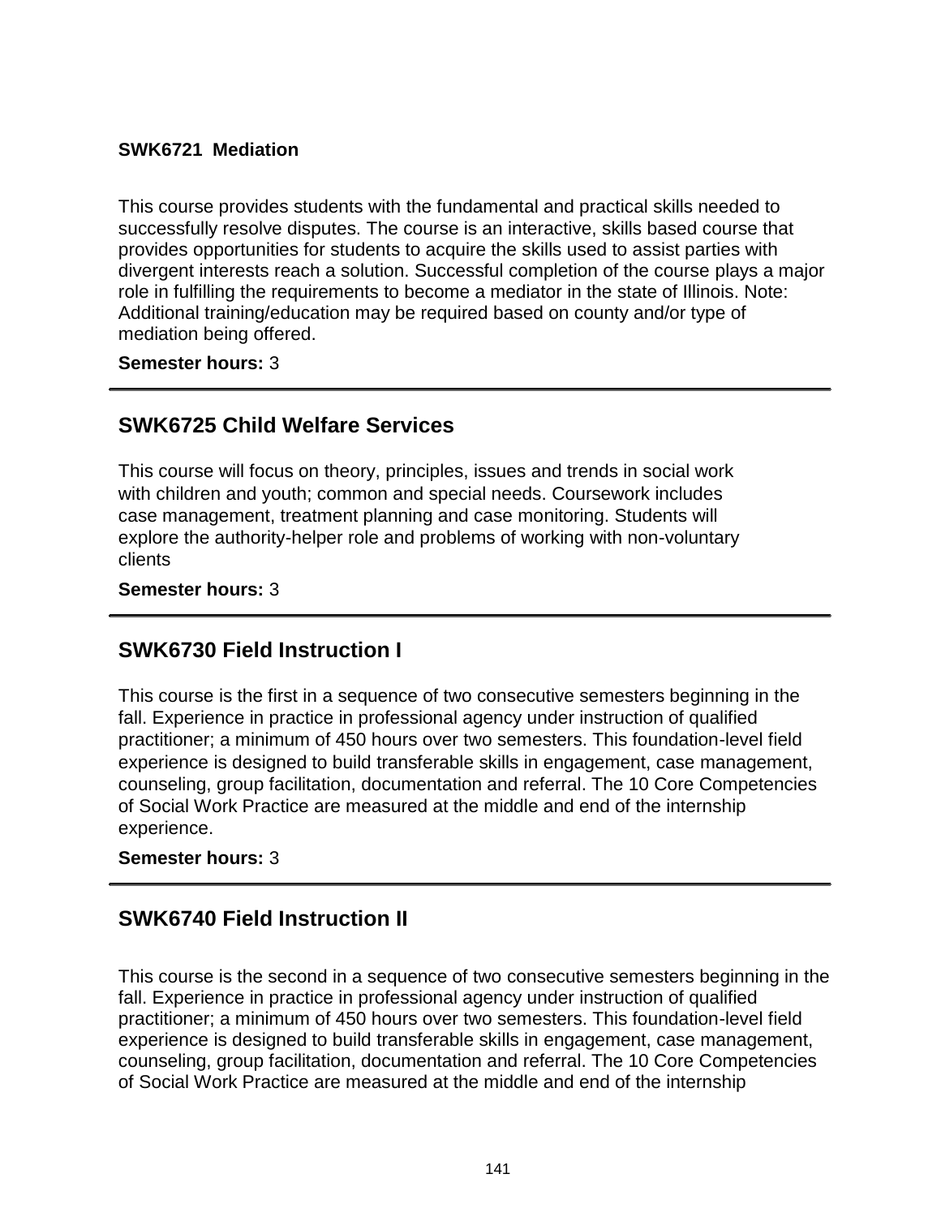**SWK6721 Mediation**

This course provides students with the fundamental and practical skills needed to successfully resolve disputes. The course is an interactive, skills based course that provides opportunities for students to acquire the skills used to assist parties with divergent interests reach a solution. Successful completion of the course plays a major role in fulfilling the requirements to become a mediator in the state of Illinois. Note: Additional training/education may be required based on county and/or type of mediation being offered.

**Semester hours:** 3

---

## SWK6725 Child Welfare Services

This course will focus on theory, principles, issues and trends in social work with children and youth; common and special needs. Coursework includes case management, treatment planning and case monitoring. Students will explore the authority-helper role and problems of working with non-voluntary clients

**Semester hours:** 3

---

## SWK6730 Field Instruction I

This course is the first in a sequence of two consecutive semesters beginning in the fall. Experience in practice in professional agency under instruction of qualified practitioner; a minimum of 450 hours over two semesters. This foundation-level field experience is designed to build transferable skills in engagement, case management, counseling, group facilitation, documentation and referral. The 10 Core Competencies of Social Work Practice are measured at the middle and end of the internship experience.

**Semester hours:** 3

---

## SWK6740 Field Instruction II

This course is the second in a sequence of two consecutive semesters beginning in the fall. Experience in practice in professional agency under instruction of qualified practitioner; a minimum of 450 hours over two semesters. This foundation-level field experience is designed to build transferable skills in engagement, case management, counseling, group facilitation, documentation and referral. The 10 Core Competencies of Social Work Practice are measured at the middle and end of the internship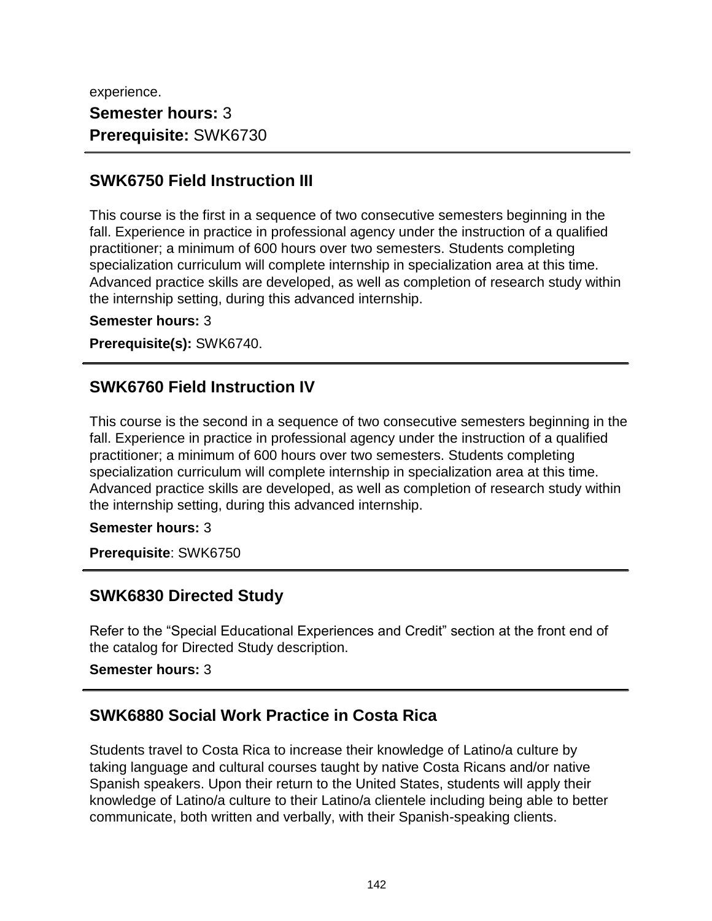experience.

**Semester hours:** 3

**Prerequisite:** SWK6730

---

## SWK6750 Field Instruction III

This course is the first in a sequence of two consecutive semesters beginning in the fall. Experience in practice in professional agency under the instruction of a qualified practitioner; a minimum of 600 hours over two semesters. Students completing specialization curriculum will complete internship in specialization area at this time. Advanced practice skills are developed, as well as completion of research study within the internship setting, during this advanced internship.

**Semester hours:** 3

**Prerequisite(s):** SWK6740.

---

## SWK6760 Field Instruction IV

This course is the second in a sequence of two consecutive semesters beginning in the fall. Experience in practice in professional agency under the instruction of a qualified practitioner; a minimum of 600 hours over two semesters. Students completing specialization curriculum will complete internship in specialization area at this time. Advanced practice skills are developed, as well as completion of research study within the internship setting, during this advanced internship.

**Semester hours:** 3

**Prerequisite**: SWK6750

---

## SWK6830 Directed Study

Refer to the "Special Educational Experiences and Credit" section at the front end of the catalog for Directed Study description.

**Semester hours:** 3

---

## SWK6880 Social Work Practice in Costa Rica

Students travel to Costa Rica to increase their knowledge of Latino/a culture by taking language and cultural courses taught by native Costa Ricans and/or native Spanish speakers. Upon their return to the United States, students will apply their knowledge of Latino/a culture to their Latino/a clientele including being able to better communicate, both written and verbally, with their Spanish-speaking clients.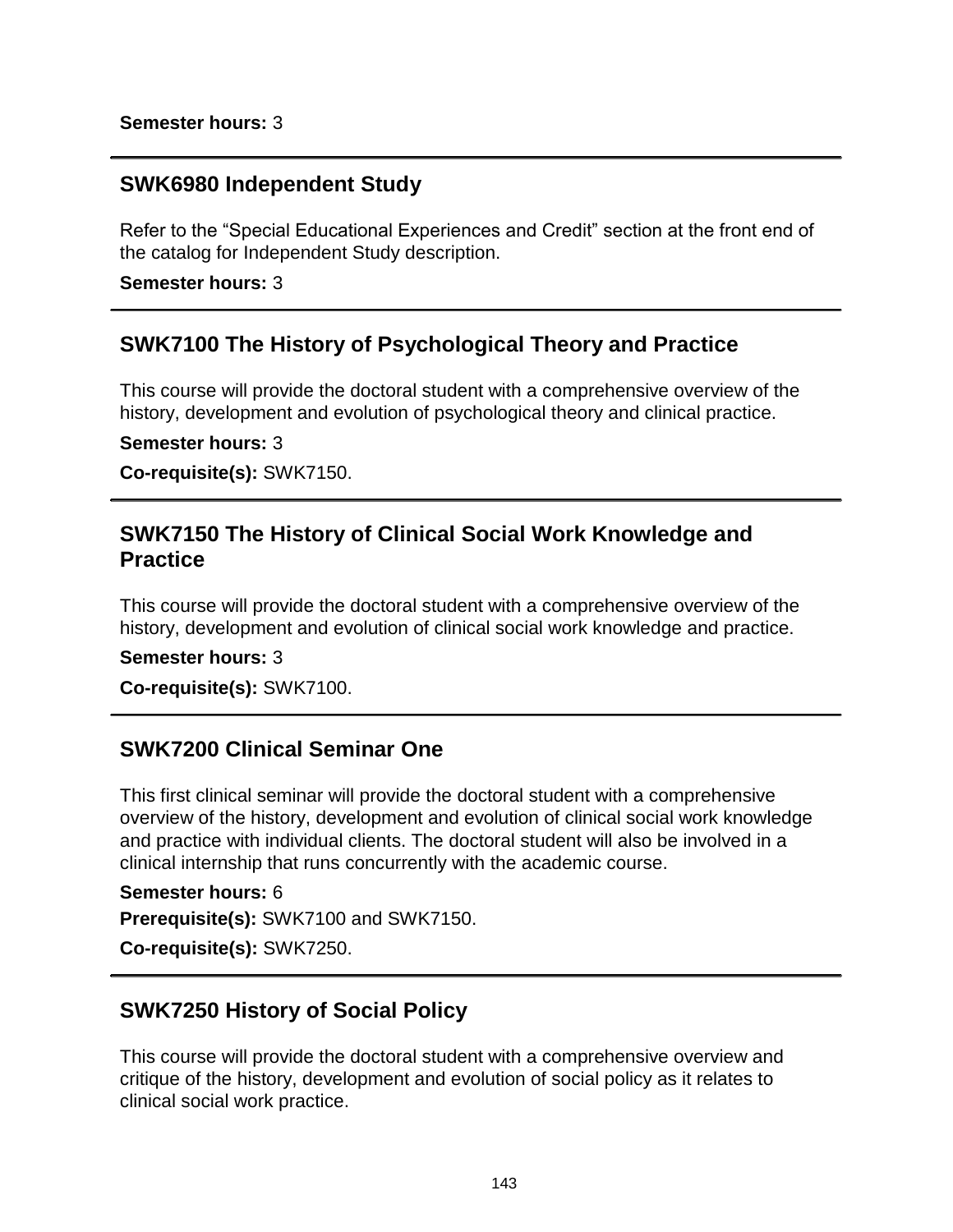**Semester hours:** 3

## SWK6980 Independent Study

Refer to the "Special Educational Experiences and Credit" section at the front end of the catalog for Independent Study description.

**Semester hours:** 3

## SWK7100 The History of Psychological Theory and Practice

This course will provide the doctoral student with a comprehensive overview of the history, development and evolution of psychological theory and clinical practice.

**Semester hours:** 3

**Co-requisite(s):** SWK7150.

## SWK7150 The History of Clinical Social Work Knowledge and Practice

This course will provide the doctoral student with a comprehensive overview of the history, development and evolution of clinical social work knowledge and practice.

**Semester hours:** 3

**Co-requisite(s):** SWK7100.

## SWK7200 Clinical Seminar One

This first clinical seminar will provide the doctoral student with a comprehensive overview of the history, development and evolution of clinical social work knowledge and practice with individual clients. The doctoral student will also be involved in a clinical internship that runs concurrently with the academic course.

**Semester hours:** 6

**Prerequisite(s):** SWK7100 and SWK7150.

**Co-requisite(s):** SWK7250.

## SWK7250 History of Social Policy

This course will provide the doctoral student with a comprehensive overview and critique of the history, development and evolution of social policy as it relates to clinical social work practice.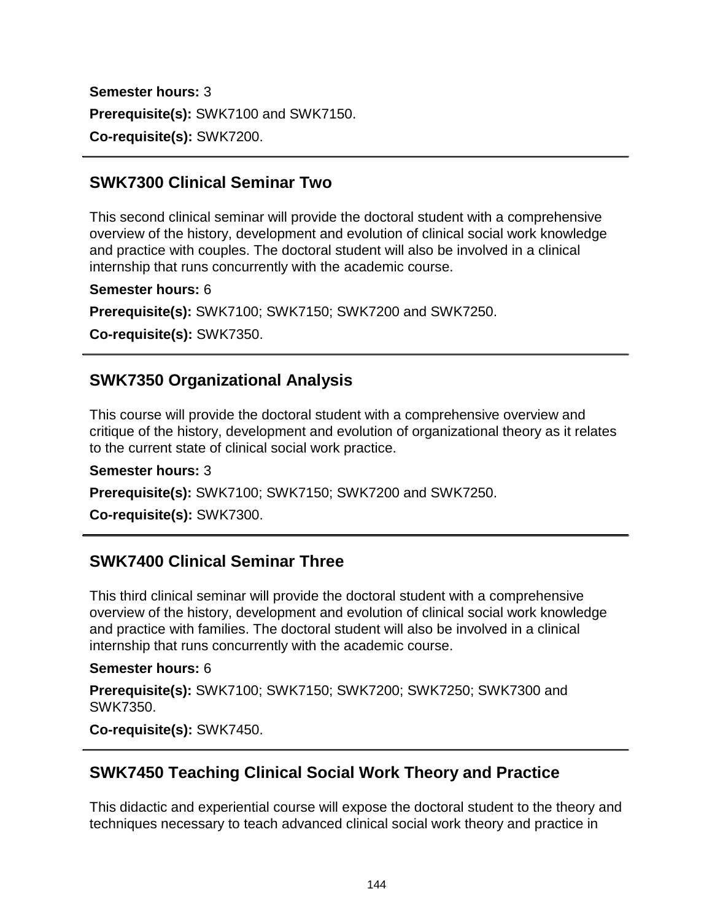**Semester hours:** 3

**Prerequisite(s):** SWK7100 and SWK7150.

**Co-requisite(s):** SWK7200.

---

## SWK7300 Clinical Seminar Two

This second clinical seminar will provide the doctoral student with a comprehensive overview of the history, development and evolution of clinical social work knowledge and practice with couples. The doctoral student will also be involved in a clinical internship that runs concurrently with the academic course.

**Semester hours:** 6

**Prerequisite(s):** SWK7100; SWK7150; SWK7200 and SWK7250.

**Co-requisite(s):** SWK7350.

---

## SWK7350 Organizational Analysis

This course will provide the doctoral student with a comprehensive overview and critique of the history, development and evolution of organizational theory as it relates to the current state of clinical social work practice.

**Semester hours:** 3

**Prerequisite(s):** SWK7100; SWK7150; SWK7200 and SWK7250.

**Co-requisite(s):** SWK7300.

---

## SWK7400 Clinical Seminar Three

This third clinical seminar will provide the doctoral student with a comprehensive overview of the history, development and evolution of clinical social work knowledge and practice with families. The doctoral student will also be involved in a clinical internship that runs concurrently with the academic course.

**Semester hours:** 6

**Prerequisite(s):** SWK7100; SWK7150; SWK7200; SWK7250; SWK7300 and SWK7350.

**Co-requisite(s):** SWK7450.

---

## SWK7450 Teaching Clinical Social Work Theory and Practice

This didactic and experiential course will expose the doctoral student to the theory and techniques necessary to teach advanced clinical social work theory and practice in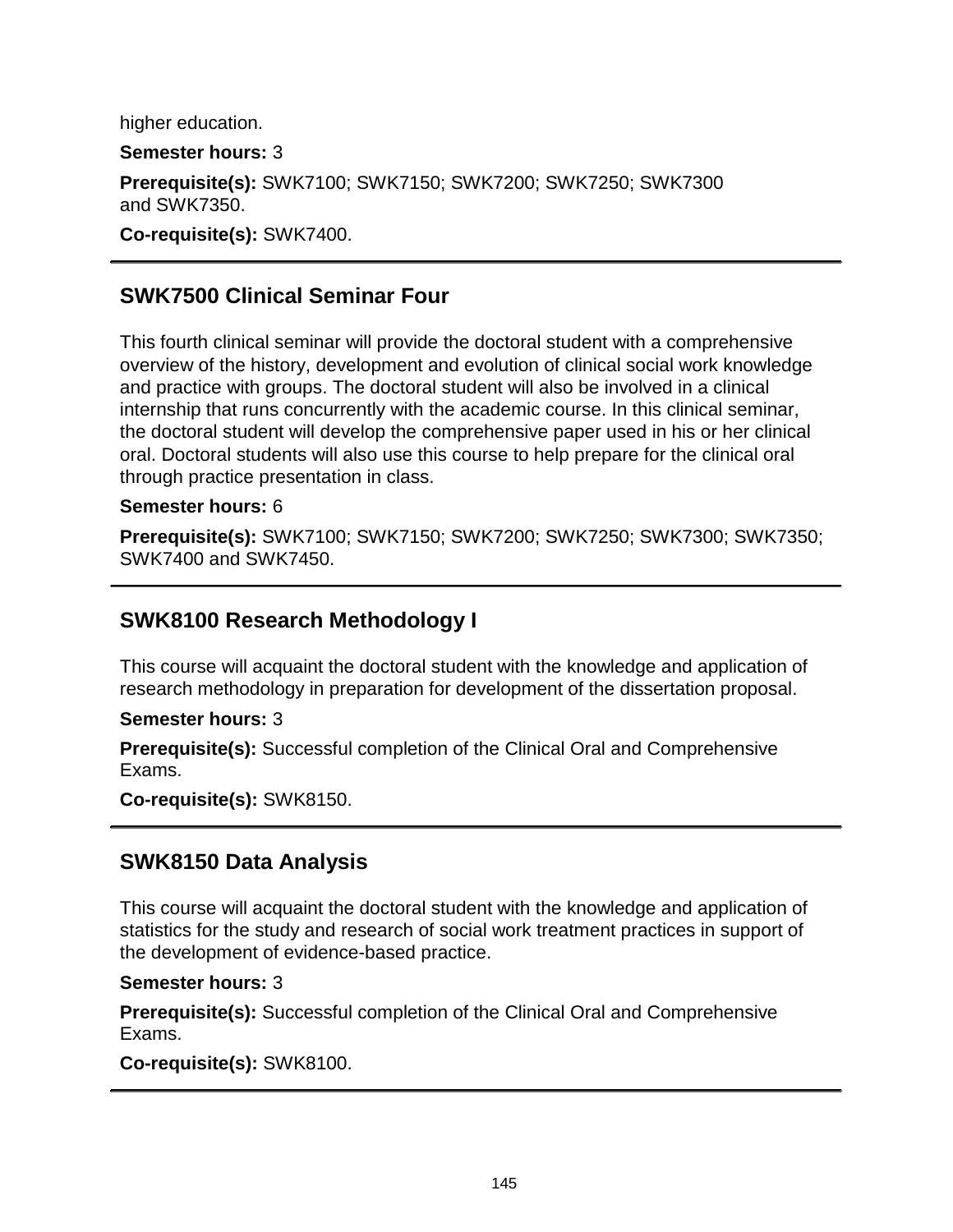higher education.

**Semester hours:** 3

**Prerequisite(s):** SWK7100; SWK7150; SWK7200; SWK7250; SWK7300 and SWK7350.

**Co-requisite(s):** SWK7400.

---

## SWK7500 Clinical Seminar Four

This fourth clinical seminar will provide the doctoral student with a comprehensive overview of the history, development and evolution of clinical social work knowledge and practice with groups. The doctoral student will also be involved in a clinical internship that runs concurrently with the academic course. In this clinical seminar, the doctoral student will develop the comprehensive paper used in his or her clinical oral. Doctoral students will also use this course to help prepare for the clinical oral through practice presentation in class.

**Semester hours:** 6

**Prerequisite(s):** SWK7100; SWK7150; SWK7200; SWK7250; SWK7300; SWK7350; SWK7400 and SWK7450.

---

## SWK8100 Research Methodology I

This course will acquaint the doctoral student with the knowledge and application of research methodology in preparation for development of the dissertation proposal.

**Semester hours:** 3

**Prerequisite(s):** Successful completion of the Clinical Oral and Comprehensive Exams.

**Co-requisite(s):** SWK8150.

---

## SWK8150 Data Analysis

This course will acquaint the doctoral student with the knowledge and application of statistics for the study and research of social work treatment practices in support of the development of evidence-based practice.

**Semester hours:** 3

**Prerequisite(s):** Successful completion of the Clinical Oral and Comprehensive Exams.

**Co-requisite(s):** SWK8100.

---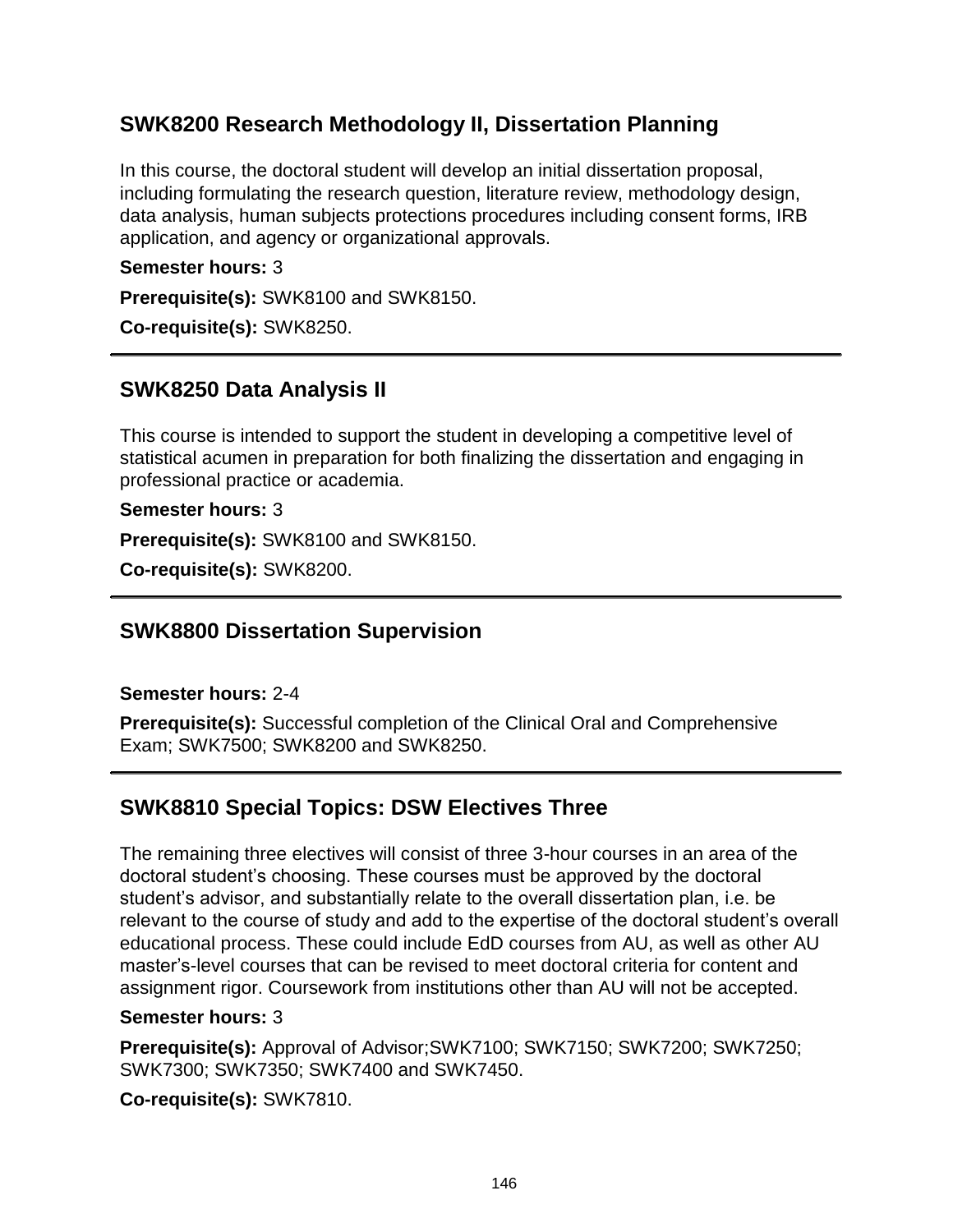## SWK8200 Research Methodology II, Dissertation Planning

In this course, the doctoral student will develop an initial dissertation proposal, including formulating the research question, literature review, methodology design, data analysis, human subjects protections procedures including consent forms, IRB application, and agency or organizational approvals.

**Semester hours:** 3

**Prerequisite(s):** SWK8100 and SWK8150.

**Co-requisite(s):** SWK8250.

---

## SWK8250 Data Analysis II

This course is intended to support the student in developing a competitive level of statistical acumen in preparation for both finalizing the dissertation and engaging in professional practice or academia.

**Semester hours:** 3

**Prerequisite(s):** SWK8100 and SWK8150.

**Co-requisite(s):** SWK8200.

---

## SWK8800 Dissertation Supervision

**Semester hours:** 2-4

**Prerequisite(s):** Successful completion of the Clinical Oral and Comprehensive Exam; SWK7500; SWK8200 and SWK8250.

---

## SWK8810 Special Topics: DSW Electives Three

The remaining three electives will consist of three 3-hour courses in an area of the doctoral student's choosing. These courses must be approved by the doctoral student's advisor, and substantially relate to the overall dissertation plan, i.e. be relevant to the course of study and add to the expertise of the doctoral student's overall educational process. These could include EdD courses from AU, as well as other AU master's-level courses that can be revised to meet doctoral criteria for content and assignment rigor. Coursework from institutions other than AU will not be accepted.

**Semester hours:** 3

**Prerequisite(s):** Approval of Advisor;SWK7100; SWK7150; SWK7200; SWK7250; SWK7300; SWK7350; SWK7400 and SWK7450.

**Co-requisite(s):** SWK7810.